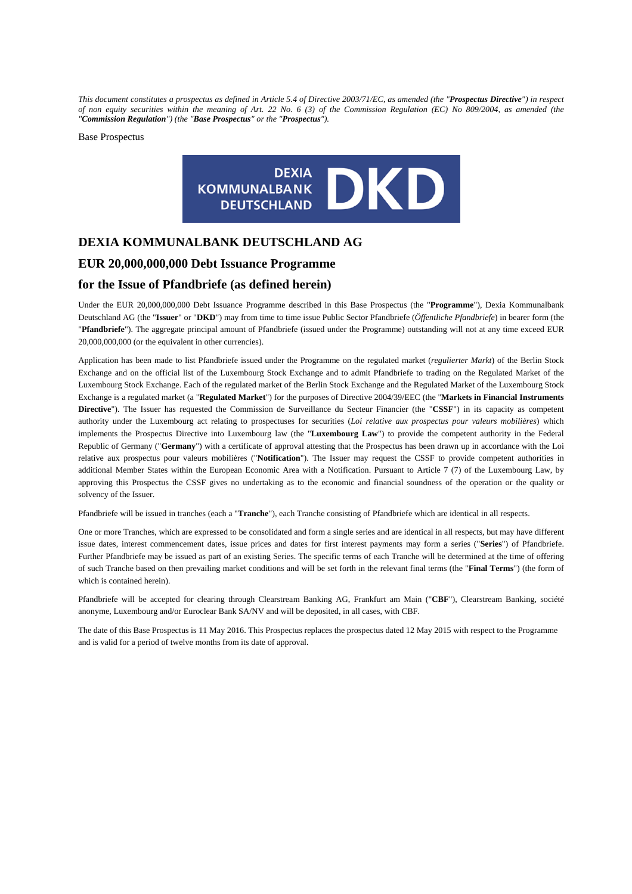*This document constitutes a prospectus as defined in Article 5.4 of Directive 2003/71/EC, as amended (the "**Prospectus Directive**") in respect of non equity securities within the meaning of Art. 22 No. 6 (3) of the Commission Regulation (EC) No 809/2004, as amended (the "**Commission Regulation**") (the "**Base Prospectus**" or the "**Prospectus**").*

Base Prospectus

DEXIA KOMMUNALBANK DEUTSCHLAND DKD

# DEXIA KOMMUNALBANK DEUTSCHLAND AG

## EUR 20,000,000,000 Debt Issuance Programme

## for the Issue of Pfandbriefe (as defined herein)

Under the EUR 20,000,000,000 Debt Issuance Programme described in this Base Prospectus (the "**Programme**"), Dexia Kommunalbank Deutschland AG (the "**Issuer**" or "**DKD**") may from time to time issue Public Sector Pfandbriefe (*Öffentliche Pfandbriefe*) in bearer form (the "**Pfandbriefe**"). The aggregate principal amount of Pfandbriefe (issued under the Programme) outstanding will not at any time exceed EUR 20,000,000,000 (or the equivalent in other currencies).

Application has been made to list Pfandbriefe issued under the Programme on the regulated market (*regulierter Markt*) of the Berlin Stock Exchange and on the official list of the Luxembourg Stock Exchange and to admit Pfandbriefe to trading on the Regulated Market of the Luxembourg Stock Exchange. Each of the regulated market of the Berlin Stock Exchange and the Regulated Market of the Luxembourg Stock Exchange is a regulated market (a "**Regulated Market**") for the purposes of Directive 2004/39/EEC (the "**Markets in Financial Instruments Directive**"). The Issuer has requested the Commission de Surveillance du Secteur Financier (the "**CSSF**") in its capacity as competent authority under the Luxembourg act relating to prospectuses for securities (*Loi relative aux prospectus pour valeurs mobilières*) which implements the Prospectus Directive into Luxembourg law (the "**Luxembourg Law**") to provide the competent authority in the Federal Republic of Germany ("**Germany**") with a certificate of approval attesting that the Prospectus has been drawn up in accordance with the Loi relative aux prospectus pour valeurs mobilières ("**Notification**"). The Issuer may request the CSSF to provide competent authorities in additional Member States within the European Economic Area with a Notification. Pursuant to Article 7 (7) of the Luxembourg Law, by approving this Prospectus the CSSF gives no undertaking as to the economic and financial soundness of the operation or the quality or solvency of the Issuer.

Pfandbriefe will be issued in tranches (each a "**Tranche**"), each Tranche consisting of Pfandbriefe which are identical in all respects.

One or more Tranches, which are expressed to be consolidated and form a single series and are identical in all respects, but may have different issue dates, interest commencement dates, issue prices and dates for first interest payments may form a series ("**Series**") of Pfandbriefe. Further Pfandbriefe may be issued as part of an existing Series. The specific terms of each Tranche will be determined at the time of offering of such Tranche based on then prevailing market conditions and will be set forth in the relevant final terms (the "**Final Terms**") (the form of which is contained herein).

Pfandbriefe will be accepted for clearing through Clearstream Banking AG, Frankfurt am Main ("**CBF**"), Clearstream Banking, société anonyme, Luxembourg and/or Euroclear Bank SA/NV and will be deposited, in all cases, with CBF.

The date of this Base Prospectus is 11 May 2016. This Prospectus replaces the prospectus dated 12 May 2015 with respect to the Programme and is valid for a period of twelve months from its date of approval.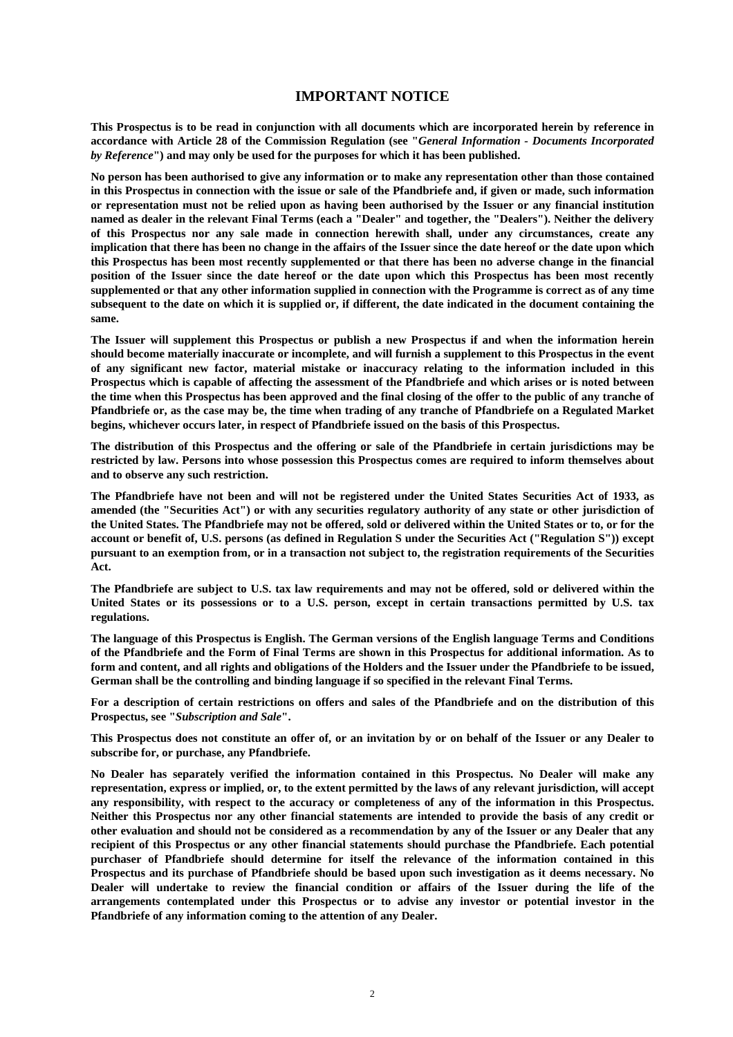# IMPORTANT NOTICE

**This Prospectus is to be read in conjunction with all documents which are incorporated herein by reference in accordance with Article 28 of the Commission Regulation (see "*General Information - Documents Incorporated by Reference*") and may only be used for the purposes for which it has been published.**

**No person has been authorised to give any information or to make any representation other than those contained in this Prospectus in connection with the issue or sale of the Pfandbriefe and, if given or made, such information or representation must not be relied upon as having been authorised by the Issuer or any financial institution named as dealer in the relevant Final Terms (each a "Dealer" and together, the "Dealers"). Neither the delivery of this Prospectus nor any sale made in connection herewith shall, under any circumstances, create any implication that there has been no change in the affairs of the Issuer since the date hereof or the date upon which this Prospectus has been most recently supplemented or that there has been no adverse change in the financial position of the Issuer since the date hereof or the date upon which this Prospectus has been most recently supplemented or that any other information supplied in connection with the Programme is correct as of any time subsequent to the date on which it is supplied or, if different, the date indicated in the document containing the same.**

**The Issuer will supplement this Prospectus or publish a new Prospectus if and when the information herein should become materially inaccurate or incomplete, and will furnish a supplement to this Prospectus in the event of any significant new factor, material mistake or inaccuracy relating to the information included in this Prospectus which is capable of affecting the assessment of the Pfandbriefe and which arises or is noted between the time when this Prospectus has been approved and the final closing of the offer to the public of any tranche of Pfandbriefe or, as the case may be, the time when trading of any tranche of Pfandbriefe on a Regulated Market begins, whichever occurs later, in respect of Pfandbriefe issued on the basis of this Prospectus.**

**The distribution of this Prospectus and the offering or sale of the Pfandbriefe in certain jurisdictions may be restricted by law. Persons into whose possession this Prospectus comes are required to inform themselves about and to observe any such restriction.**

**The Pfandbriefe have not been and will not be registered under the United States Securities Act of 1933, as amended (the "Securities Act") or with any securities regulatory authority of any state or other jurisdiction of the United States. The Pfandbriefe may not be offered, sold or delivered within the United States or to, or for the account or benefit of, U.S. persons (as defined in Regulation S under the Securities Act ("Regulation S")) except pursuant to an exemption from, or in a transaction not subject to, the registration requirements of the Securities Act.**

**The Pfandbriefe are subject to U.S. tax law requirements and may not be offered, sold or delivered within the United States or its possessions or to a U.S. person, except in certain transactions permitted by U.S. tax regulations.**

**The language of this Prospectus is English. The German versions of the English language Terms and Conditions of the Pfandbriefe and the Form of Final Terms are shown in this Prospectus for additional information. As to form and content, and all rights and obligations of the Holders and the Issuer under the Pfandbriefe to be issued, German shall be the controlling and binding language if so specified in the relevant Final Terms.**

**For a description of certain restrictions on offers and sales of the Pfandbriefe and on the distribution of this Prospectus, see "*Subscription and Sale*".**

**This Prospectus does not constitute an offer of, or an invitation by or on behalf of the Issuer or any Dealer to subscribe for, or purchase, any Pfandbriefe.**

**No Dealer has separately verified the information contained in this Prospectus. No Dealer will make any representation, express or implied, or, to the extent permitted by the laws of any relevant jurisdiction, will accept any responsibility, with respect to the accuracy or completeness of any of the information in this Prospectus. Neither this Prospectus nor any other financial statements are intended to provide the basis of any credit or other evaluation and should not be considered as a recommendation by any of the Issuer or any Dealer that any recipient of this Prospectus or any other financial statements should purchase the Pfandbriefe. Each potential purchaser of Pfandbriefe should determine for itself the relevance of the information contained in this Prospectus and its purchase of Pfandbriefe should be based upon such investigation as it deems necessary. No Dealer will undertake to review the financial condition or affairs of the Issuer during the life of the arrangements contemplated under this Prospectus or to advise any investor or potential investor in the Pfandbriefe of any information coming to the attention of any Dealer.**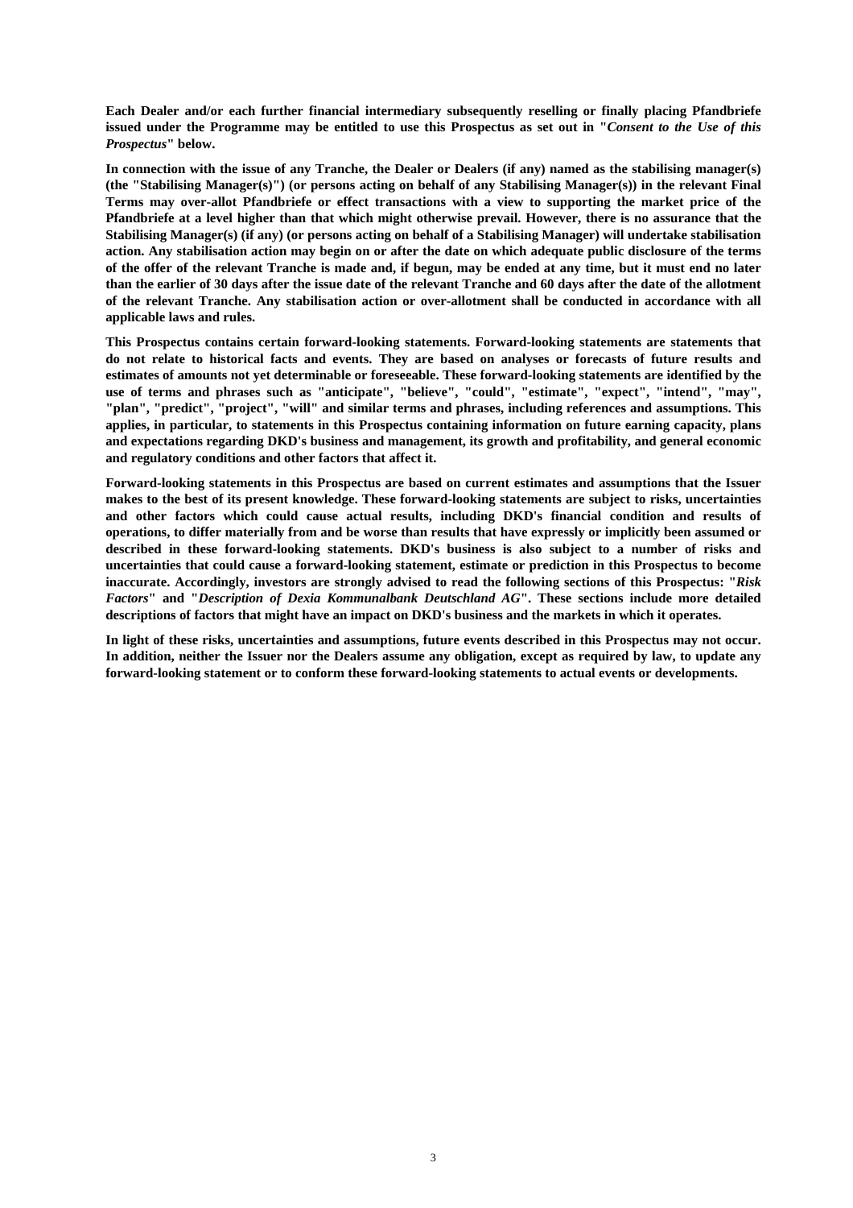**Each Dealer and/or each further financial intermediary subsequently reselling or finally placing Pfandbriefe issued under the Programme may be entitled to use this Prospectus as set out in "*Consent to the Use of this Prospectus*" below.**

**In connection with the issue of any Tranche, the Dealer or Dealers (if any) named as the stabilising manager(s) (the "Stabilising Manager(s)") (or persons acting on behalf of any Stabilising Manager(s)) in the relevant Final Terms may over-allot Pfandbriefe or effect transactions with a view to supporting the market price of the Pfandbriefe at a level higher than that which might otherwise prevail. However, there is no assurance that the Stabilising Manager(s) (if any) (or persons acting on behalf of a Stabilising Manager) will undertake stabilisation action. Any stabilisation action may begin on or after the date on which adequate public disclosure of the terms of the offer of the relevant Tranche is made and, if begun, may be ended at any time, but it must end no later than the earlier of 30 days after the issue date of the relevant Tranche and 60 days after the date of the allotment of the relevant Tranche. Any stabilisation action or over-allotment shall be conducted in accordance with all applicable laws and rules.**

**This Prospectus contains certain forward-looking statements. Forward-looking statements are statements that do not relate to historical facts and events. They are based on analyses or forecasts of future results and estimates of amounts not yet determinable or foreseeable. These forward-looking statements are identified by the use of terms and phrases such as "anticipate", "believe", "could", "estimate", "expect", "intend", "may", "plan", "predict", "project", "will" and similar terms and phrases, including references and assumptions. This applies, in particular, to statements in this Prospectus containing information on future earning capacity, plans and expectations regarding DKD's business and management, its growth and profitability, and general economic and regulatory conditions and other factors that affect it.**

**Forward-looking statements in this Prospectus are based on current estimates and assumptions that the Issuer makes to the best of its present knowledge. These forward-looking statements are subject to risks, uncertainties and other factors which could cause actual results, including DKD's financial condition and results of operations, to differ materially from and be worse than results that have expressly or implicitly been assumed or described in these forward-looking statements. DKD's business is also subject to a number of risks and uncertainties that could cause a forward-looking statement, estimate or prediction in this Prospectus to become inaccurate. Accordingly, investors are strongly advised to read the following sections of this Prospectus: "*Risk Factors*" and "*Description of Dexia Kommunalbank Deutschland AG*". These sections include more detailed descriptions of factors that might have an impact on DKD's business and the markets in which it operates.**

**In light of these risks, uncertainties and assumptions, future events described in this Prospectus may not occur. In addition, neither the Issuer nor the Dealers assume any obligation, except as required by law, to update any forward-looking statement or to conform these forward-looking statements to actual events or developments.**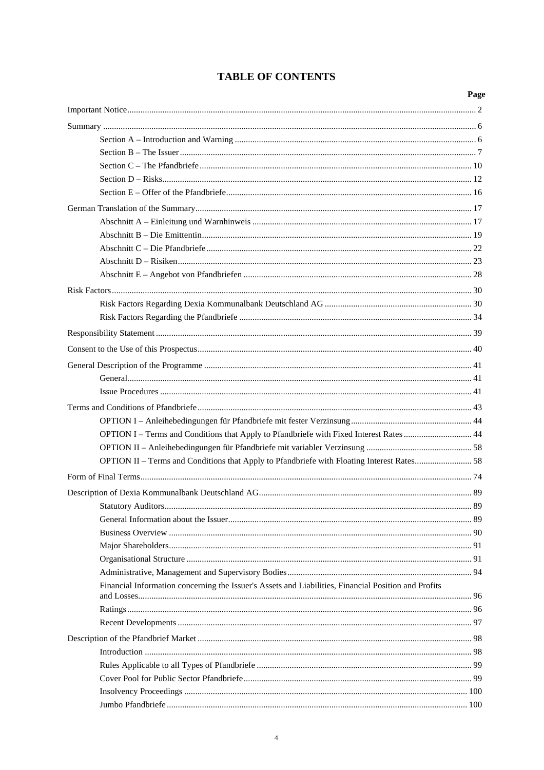# TABLE OF CONTENTS

| | Page |
|---|---|
| Important Notice | 2 |
| Summary | 6 |
| Section A – Introduction and Warning | 6 |
| Section B – The Issuer | 7 |
| Section C – The Pfandbriefe | 10 |
| Section D – Risks | 12 |
| Section E – Offer of the Pfandbriefe | 16 |
| German Translation of the Summary | 17 |
| Abschnitt A – Einleitung und Warnhinweis | 17 |
| Abschnitt B – Die Emittentin | 19 |
| Abschnitt C – Die Pfandbriefe | 22 |
| Abschnitt D – Risiken | 23 |
| Abschnitt E – Angebot von Pfandbriefen | 28 |
| Risk Factors | 30 |
| Risk Factors Regarding Dexia Kommunalbank Deutschland AG | 30 |
| Risk Factors Regarding the Pfandbriefe | 34 |
| Responsibility Statement | 39 |
| Consent to the Use of this Prospectus | 40 |
| General Description of the Programme | 41 |
| General | 41 |
| Issue Procedures | 41 |
| Terms and Conditions of Pfandbriefe | 43 |
| OPTION I – Anleihebedingungen für Pfandbriefe mit fester Verzinsung | 44 |
| OPTION I – Terms and Conditions that Apply to Pfandbriefe with Fixed Interest Rates | 44 |
| OPTION II – Anleihebedingungen für Pfandbriefe mit variabler Verzinsung | 58 |
| OPTION II – Terms and Conditions that Apply to Pfandbriefe with Floating Interest Rates | 58 |
| Form of Final Terms | 74 |
| Description of Dexia Kommunalbank Deutschland AG | 89 |
| Statutory Auditors | 89 |
| General Information about the Issuer | 89 |
| Business Overview | 90 |
| Major Shareholders | 91 |
| Organisational Structure | 91 |
| Administrative, Management and Supervisory Bodies | 94 |
| Financial Information concerning the Issuer's Assets and Liabilities, Financial Position and Profits and Losses | 96 |
| Ratings | 96 |
| Recent Developments | 97 |
| Description of the Pfandbrief Market | 98 |
| Introduction | 98 |
| Rules Applicable to all Types of Pfandbriefe | 99 |
| Cover Pool for Public Sector Pfandbriefe | 99 |
| Insolvency Proceedings | 100 |
| Jumbo Pfandbriefe | 100 |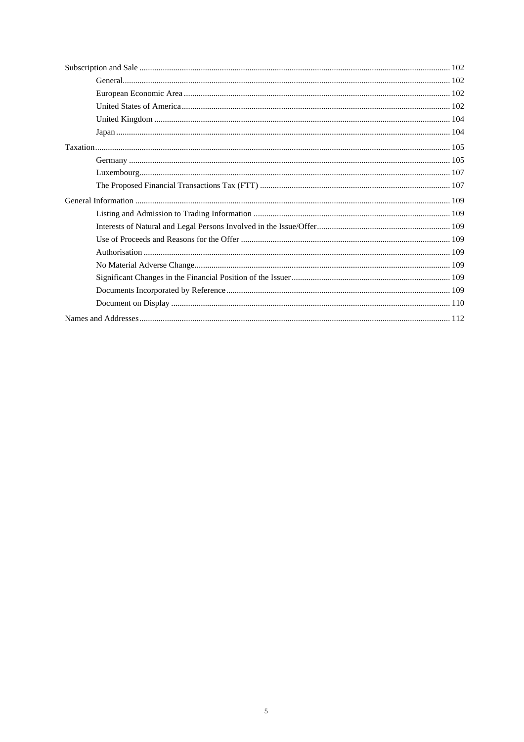Subscription and Sale ........................................................................................................................................ 102

General.................................................................................................................................................. 102

European Economic Area ................................................................................................................... 102

United States of America .................................................................................................................... 102

United Kingdom .................................................................................................................................. 104

Japan ................................................................................................................................................... 104

Taxation........................................................................................................................................................ 105

Germany ............................................................................................................................................. 105

Luxembourg........................................................................................................................................ 107

The Proposed Financial Transactions Tax (FTT) ............................................................................... 107

General Information ..................................................................................................................................... 109

Listing and Admission to Trading Information .................................................................................. 109

Interests of Natural and Legal Persons Involved in the Issue/Offer.................................................... 109

Use of Proceeds and Reasons for the Offer ........................................................................................ 109

Authorisation ...................................................................................................................................... 109

No Material Adverse Change.............................................................................................................. 109

Significant Changes in the Financial Position of the Issuer................................................................ 109

Documents Incorporated by Reference ............................................................................................... 109

Document on Display ......................................................................................................................... 110

Names and Addresses ................................................................................................................................... 112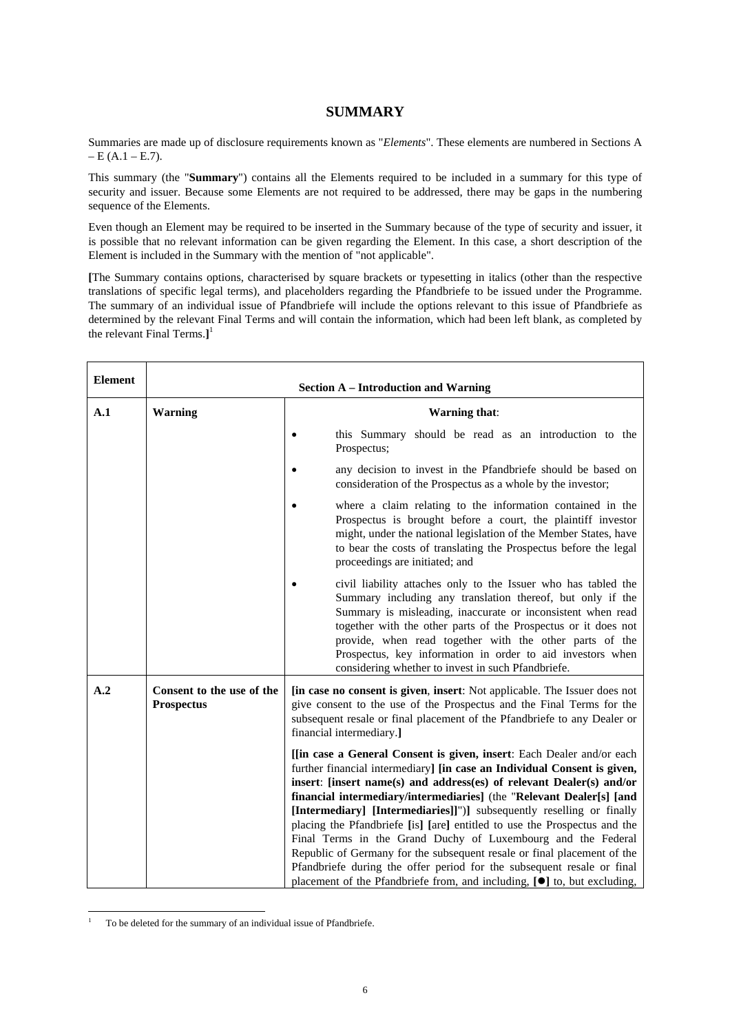# SUMMARY

Summaries are made up of disclosure requirements known as "*Elements*". These elements are numbered in Sections A – E (A.1 – E.7).

This summary (the "**Summary**") contains all the Elements required to be included in a summary for this type of security and issuer. Because some Elements are not required to be addressed, there may be gaps in the numbering sequence of the Elements.

Even though an Element may be required to be inserted in the Summary because of the type of security and issuer, it is possible that no relevant information can be given regarding the Element. In this case, a short description of the Element is included in the Summary with the mention of "not applicable".

**[**The Summary contains options, characterised by square brackets or typesetting in italics (other than the respective translations of specific legal terms), and placeholders regarding the Pfandbriefe to be issued under the Programme. The summary of an individual issue of Pfandbriefe will include the options relevant to this issue of Pfandbriefe as determined by the relevant Final Terms and will contain the information, which had been left blank, as completed by the relevant Final Terms.**]**[1]

| Element | Section A – Introduction and Warning | |
|---|---|---|
| **A.1** | **Warning** | **Warning that**:<br>• this Summary should be read as an introduction to the Prospectus;<br>• any decision to invest in the Pfandbriefe should be based on consideration of the Prospectus as a whole by the investor;<br>• where a claim relating to the information contained in the Prospectus is brought before a court, the plaintiff investor might, under the national legislation of the Member States, have to bear the costs of translating the Prospectus before the legal proceedings are initiated; and<br>• civil liability attaches only to the Issuer who has tabled the Summary including any translation thereof, but only if the Summary is misleading, inaccurate or inconsistent when read together with the other parts of the Prospectus or it does not provide, when read together with the other parts of the Prospectus, key information in order to aid investors when considering whether to invest in such Pfandbriefe. |
| **A.2** | **Consent to the use of the Prospectus** | **[in case no consent is given**, **insert**: Not applicable. The Issuer does not give consent to the use of the Prospectus and the Final Terms for the subsequent resale or final placement of the Pfandbriefe to any Dealer or financial intermediary.**]**<br><br>**[[in case a General Consent is given, insert**: Each Dealer and/or each further financial intermediary**] [in case an Individual Consent is given, insert**: **[insert name(s) and address(es) of relevant Dealer(s) and/or financial intermediary/intermediaries]** (the "**Relevant Dealer[s] [and [Intermediary] [Intermediaries]]**")**]** subsequently reselling or finally placing the Pfandbriefe **[**is**] [**are**]** entitled to use the Prospectus and the Final Terms in the Grand Duchy of Luxembourg and the Federal Republic of Germany for the subsequent resale or final placement of the Pfandbriefe during the offer period for the subsequent resale or final placement of the Pfandbriefe from, and including, **[●]** to, but excluding, |

[1] To be deleted for the summary of an individual issue of Pfandbriefe.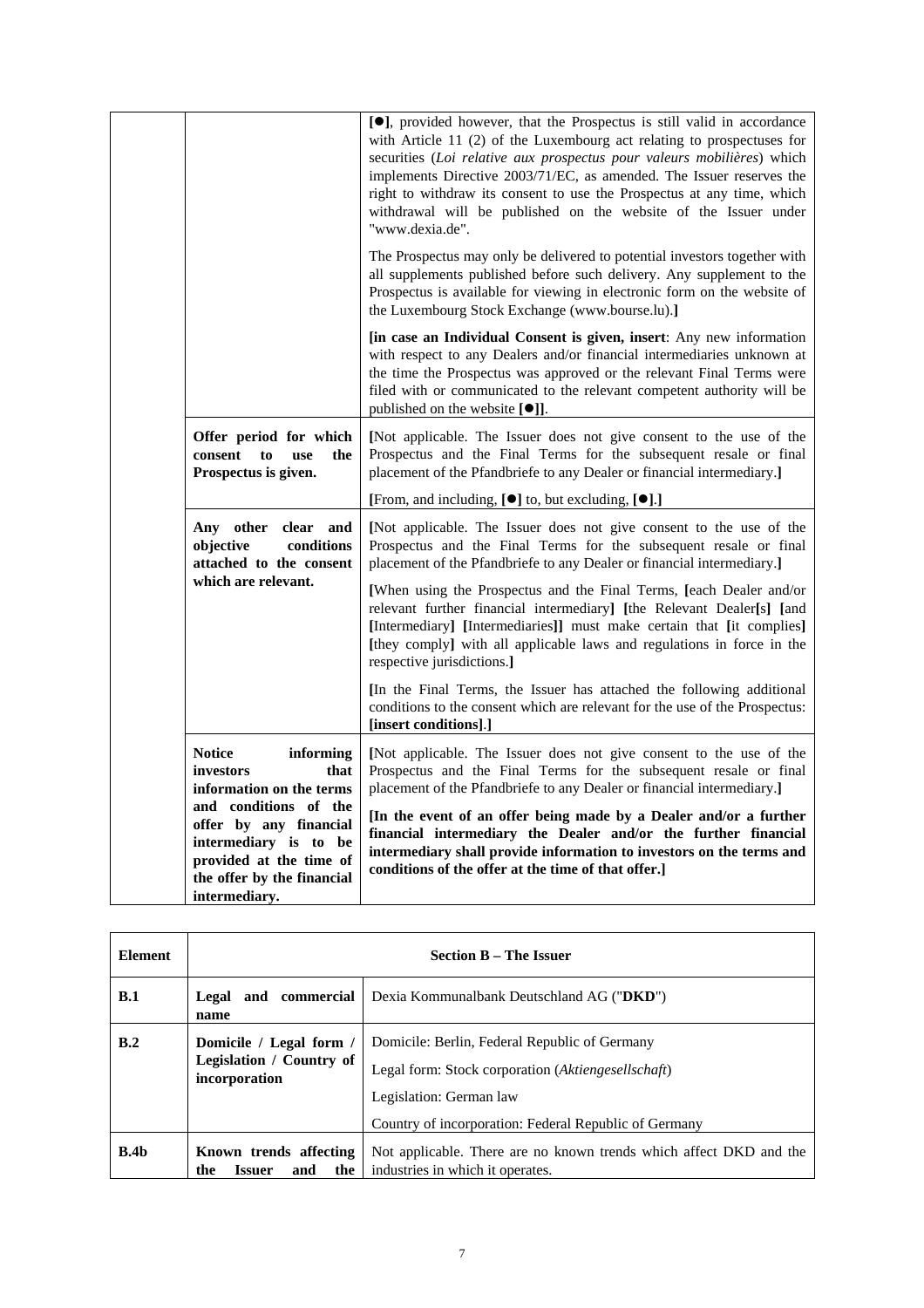| | | |
|---|---|---|
| | | [●], provided however, that the Prospectus is still valid in accordance with Article 11 (2) of the Luxembourg act relating to prospectuses for securities (*Loi relative aux prospectus pour valeurs mobilières*) which implements Directive 2003/71/EC, as amended. The Issuer reserves the right to withdraw its consent to use the Prospectus at any time, which withdrawal will be published on the website of the Issuer under "www.dexia.de".<br><br>The Prospectus may only be delivered to potential investors together with all supplements published before such delivery. Any supplement to the Prospectus is available for viewing in electronic form on the website of the Luxembourg Stock Exchange (www.bourse.lu).**]**<br><br>**[in case an Individual Consent is given, insert**: Any new information with respect to any Dealers and/or financial intermediaries unknown at the time the Prospectus was approved or the relevant Final Terms were filed with or communicated to the relevant competent authority will be published on the website **[●]]**. |
| | **Offer period for which consent to use the Prospectus is given.** | **[**Not applicable. The Issuer does not give consent to the use of the Prospectus and the Final Terms for the subsequent resale or final placement of the Pfandbriefe to any Dealer or financial intermediary.**]**<br><br>**[**From, and including, **[●]** to, but excluding, **[●]**.**]** |
| | **Any other clear and objective conditions attached to the consent which are relevant.** | **[**Not applicable. The Issuer does not give consent to the use of the Prospectus and the Final Terms for the subsequent resale or final placement of the Pfandbriefe to any Dealer or financial intermediary.**]**<br><br>**[**When using the Prospectus and the Final Terms, **[**each Dealer and/or relevant further financial intermediary**]** **[**the Relevant Dealer**[**s**]** **[**and **[**Intermediary**]** **[**Intermediaries**]]** must make certain that **[**it complies**]** **[**they comply**]** with all applicable laws and regulations in force in the respective jurisdictions.**]**<br><br>**[**In the Final Terms, the Issuer has attached the following additional conditions to the consent which are relevant for the use of the Prospectus: **[insert conditions]**.**]** |
| | **Notice informing investors that information on the terms and conditions of the offer by any financial intermediary is to be provided at the time of the offer by the financial intermediary.** | **[**Not applicable. The Issuer does not give consent to the use of the Prospectus and the Final Terms for the subsequent resale or final placement of the Pfandbriefe to any Dealer or financial intermediary.**]**<br><br>**[In the event of an offer being made by a Dealer and/or a further financial intermediary the Dealer and/or the further financial intermediary shall provide information to investors on the terms and conditions of the offer at the time of that offer.]** |

| **Element** | **Section B – The Issuer** | |
|---|---|---|
| **B.1** | **Legal and commercial name** | Dexia Kommunalbank Deutschland AG ("**DKD**") |
| **B.2** | **Domicile / Legal form / Legislation / Country of incorporation** | Domicile: Berlin, Federal Republic of Germany<br><br>Legal form: Stock corporation (*Aktiengesellschaft*)<br><br>Legislation: German law<br><br>Country of incorporation: Federal Republic of Germany |
| **B.4b** | **Known trends affecting the Issuer and the** | Not applicable. There are no known trends which affect DKD and the industries in which it operates. |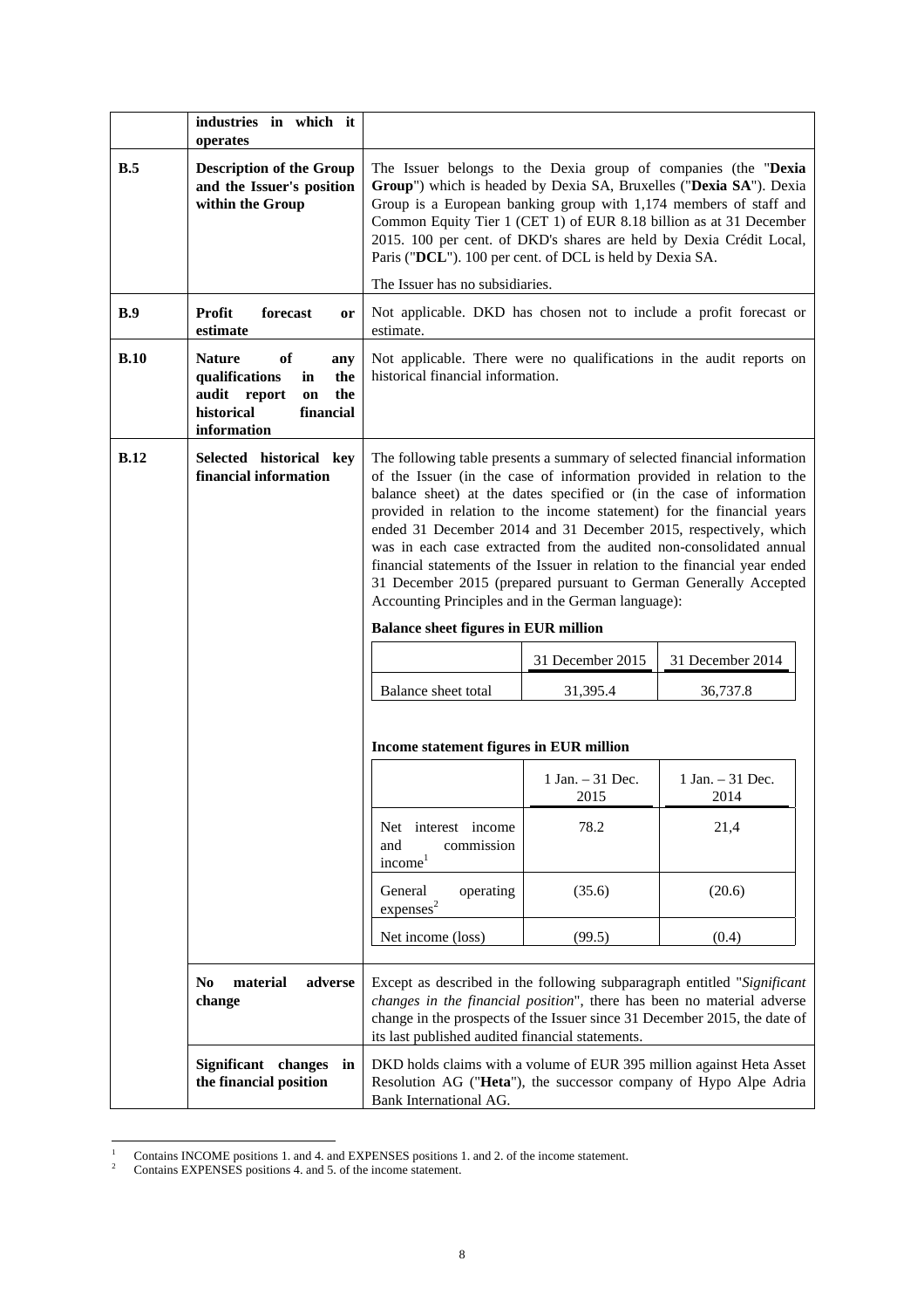| | | |
|---|---|---|
| | **industries in which it operates** | |
| **B.5** | **Description of the Group and the Issuer's position within the Group** | The Issuer belongs to the Dexia group of companies (the "**Dexia Group**") which is headed by Dexia SA, Bruxelles ("**Dexia SA**"). Dexia Group is a European banking group with 1,174 members of staff and Common Equity Tier 1 (CET 1) of EUR 8.18 billion as at 31 December 2015. 100 per cent. of DKD's shares are held by Dexia Crédit Local, Paris ("**DCL**"). 100 per cent. of DCL is held by Dexia SA.<br><br>The Issuer has no subsidiaries. |
| **B.9** | **Profit forecast or estimate** | Not applicable. DKD has chosen not to include a profit forecast or estimate. |
| **B.10** | **Nature of any qualifications in the audit report on the historical financial information** | Not applicable. There were no qualifications in the audit reports on historical financial information. |
| **B.12** | **Selected historical key financial information** | The following table presents a summary of selected financial information of the Issuer (in the case of information provided in relation to the balance sheet) at the dates specified or (in the case of information provided in relation to the income statement) for the financial years ended 31 December 2014 and 31 December 2015, respectively, which was in each case extracted from the audited non-consolidated annual financial statements of the Issuer in relation to the financial year ended 31 December 2015 (prepared pursuant to German Generally Accepted Accounting Principles and in the German language): |

**Balance sheet figures in EUR million**

| | 31 December 2015 | 31 December 2014 |
|---|---|---|
| Balance sheet total | 31,395.4 | 36,737.8 |

**Income statement figures in EUR million**

| | 1 Jan. – 31 Dec. 2015 | 1 Jan. – 31 Dec. 2014 |
|---|---|---|
| Net interest income and commission income[1] | 78.2 | 21,4 |
| General operating expenses[2] | (35.6) | (20.6) |
| Net income (loss) | (99.5) | (0.4) |

| | |
|---|---|
| **No material adverse change** | Except as described in the following subparagraph entitled "*Significant changes in the financial position*", there has been no material adverse change in the prospects of the Issuer since 31 December 2015, the date of its last published audited financial statements. |
| **Significant changes in the financial position** | DKD holds claims with a volume of EUR 395 million against Heta Asset Resolution AG ("**Heta**"), the successor company of Hypo Alpe Adria Bank International AG. |

[1] Contains INCOME positions 1. and 4. and EXPENSES positions 1. and 2. of the income statement.

[2] Contains EXPENSES positions 4. and 5. of the income statement.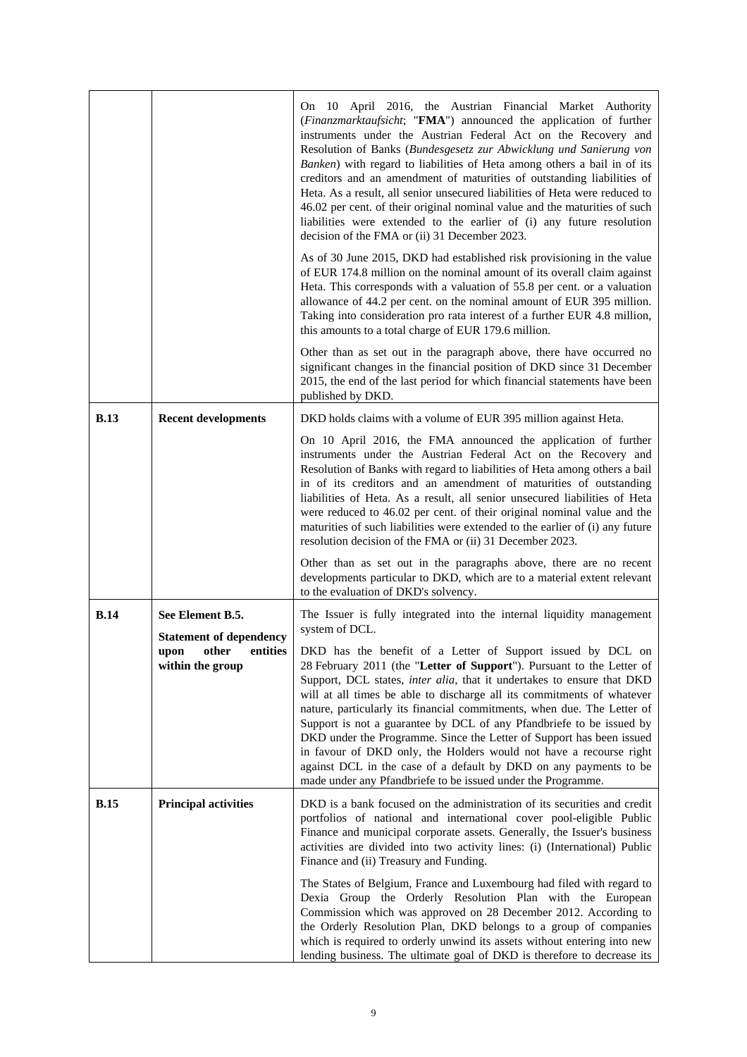| | | |
|---|---|---|
| | | On 10 April 2016, the Austrian Financial Market Authority (*Finanzmarktaufsicht*; "**FMA**") announced the application of further instruments under the Austrian Federal Act on the Recovery and Resolution of Banks (*Bundesgesetz zur Abwicklung und Sanierung von Banken*) with regard to liabilities of Heta among others a bail in of its creditors and an amendment of maturities of outstanding liabilities of Heta. As a result, all senior unsecured liabilities of Heta were reduced to 46.02 per cent. of their original nominal value and the maturities of such liabilities were extended to the earlier of (i) any future resolution decision of the FMA or (ii) 31 December 2023.<br><br>As of 30 June 2015, DKD had established risk provisioning in the value of EUR 174.8 million on the nominal amount of its overall claim against Heta. This corresponds with a valuation of 55.8 per cent. or a valuation allowance of 44.2 per cent. on the nominal amount of EUR 395 million. Taking into consideration pro rata interest of a further EUR 4.8 million, this amounts to a total charge of EUR 179.6 million.<br><br>Other than as set out in the paragraph above, there have occurred no significant changes in the financial position of DKD since 31 December 2015, the end of the last period for which financial statements have been published by DKD. |
| **B.13** | **Recent developments** | DKD holds claims with a volume of EUR 395 million against Heta.<br><br>On 10 April 2016, the FMA announced the application of further instruments under the Austrian Federal Act on the Recovery and Resolution of Banks with regard to liabilities of Heta among others a bail in of its creditors and an amendment of maturities of outstanding liabilities of Heta. As a result, all senior unsecured liabilities of Heta were reduced to 46.02 per cent. of their original nominal value and the maturities of such liabilities were extended to the earlier of (i) any future resolution decision of the FMA or (ii) 31 December 2023.<br><br>Other than as set out in the paragraphs above, there are no recent developments particular to DKD, which are to a material extent relevant to the evaluation of DKD's solvency. |
| **B.14** | **See Element B.5.**<br><br>**Statement of dependency upon other entities within the group** | The Issuer is fully integrated into the internal liquidity management system of DCL.<br><br>DKD has the benefit of a Letter of Support issued by DCL on 28 February 2011 (the "**Letter of Support**"). Pursuant to the Letter of Support, DCL states, *inter alia*, that it undertakes to ensure that DKD will at all times be able to discharge all its commitments of whatever nature, particularly its financial commitments, when due. The Letter of Support is not a guarantee by DCL of any Pfandbriefe to be issued by DKD under the Programme. Since the Letter of Support has been issued in favour of DKD only, the Holders would not have a recourse right against DCL in the case of a default by DKD on any payments to be made under any Pfandbriefe to be issued under the Programme. |
| **B.15** | **Principal activities** | DKD is a bank focused on the administration of its securities and credit portfolios of national and international cover pool-eligible Public Finance and municipal corporate assets. Generally, the Issuer's business activities are divided into two activity lines: (i) (International) Public Finance and (ii) Treasury and Funding.<br><br>The States of Belgium, France and Luxembourg had filed with regard to Dexia Group the Orderly Resolution Plan with the European Commission which was approved on 28 December 2012. According to the Orderly Resolution Plan, DKD belongs to a group of companies which is required to orderly unwind its assets without entering into new lending business. The ultimate goal of DKD is therefore to decrease its |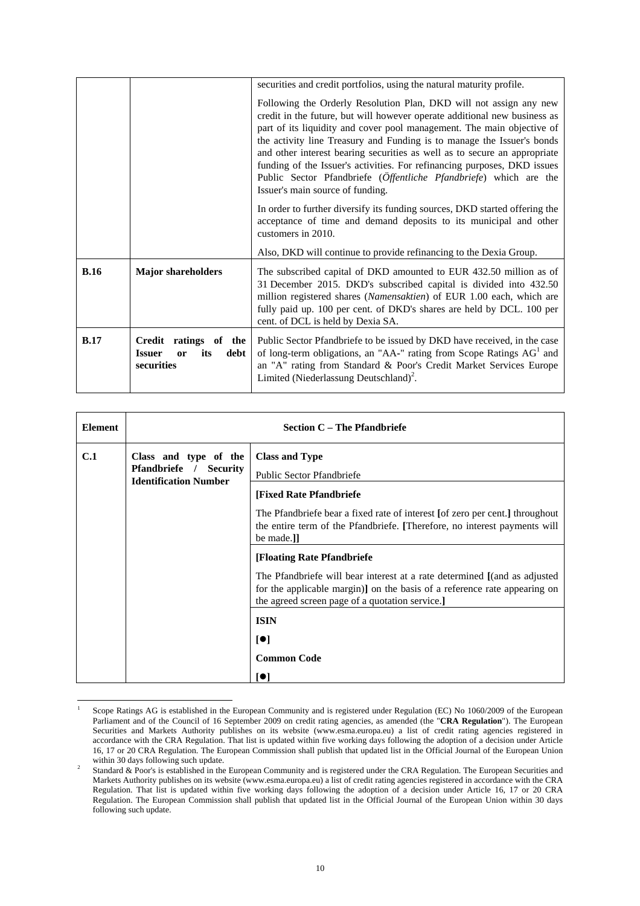| | | |
|---|---|---|
| | | securities and credit portfolios, using the natural maturity profile.<br><br>Following the Orderly Resolution Plan, DKD will not assign any new credit in the future, but will however operate additional new business as part of its liquidity and cover pool management. The main objective of the activity line Treasury and Funding is to manage the Issuer's bonds and other interest bearing securities as well as to secure an appropriate funding of the Issuer's activities. For refinancing purposes, DKD issues Public Sector Pfandbriefe (*Öffentliche Pfandbriefe*) which are the Issuer's main source of funding.<br><br>In order to further diversify its funding sources, DKD started offering the acceptance of time and demand deposits to its municipal and other customers in 2010.<br><br>Also, DKD will continue to provide refinancing to the Dexia Group. |
| **B.16** | **Major shareholders** | The subscribed capital of DKD amounted to EUR 432.50 million as of 31 December 2015. DKD's subscribed capital is divided into 432.50 million registered shares (*Namensaktien*) of EUR 1.00 each, which are fully paid up. 100 per cent. of DKD's shares are held by DCL. 100 per cent. of DCL is held by Dexia SA. |
| **B.17** | **Credit ratings of the Issuer or its debt securities** | Public Sector Pfandbriefe to be issued by DKD have received, in the case of long-term obligations, an "AA-" rating from Scope Ratings AG[1] and an "A" rating from Standard & Poor's Credit Market Services Europe Limited (Niederlassung Deutschland)[2]. |

| **Element** | **Section C – The Pfandbriefe** | |
|---|---|---|
| **C.1** | **Class and type of the Pfandbriefe / Security Identification Number** | **Class and Type**<br><br>Public Sector Pfandbriefe |
| | | **[Fixed Rate Pfandbriefe**<br><br>The Pfandbriefe bear a fixed rate of interest **[**of zero per cent.**]** throughout the entire term of the Pfandbriefe. **[**Therefore, no interest payments will be made.**]]** |
| | | **[Floating Rate Pfandbriefe**<br><br>The Pfandbriefe will bear interest at a rate determined **[**(and as adjusted for the applicable margin)**]** on the basis of a reference rate appearing on the agreed screen page of a quotation service.**]** |
| | | **ISIN**<br><br>**[●]**<br><br>**Common Code**<br><br>**[●]** |

[1] Scope Ratings AG is established in the European Community and is registered under Regulation (EC) No 1060/2009 of the European Parliament and of the Council of 16 September 2009 on credit rating agencies, as amended (the "**CRA Regulation**"). The European Securities and Markets Authority publishes on its website (www.esma.europa.eu) a list of credit rating agencies registered in accordance with the CRA Regulation. That list is updated within five working days following the adoption of a decision under Article 16, 17 or 20 CRA Regulation. The European Commission shall publish that updated list in the Official Journal of the European Union within 30 days following such update.

[2] Standard & Poor's is established in the European Community and is registered under the CRA Regulation. The European Securities and Markets Authority publishes on its website (www.esma.europa.eu) a list of credit rating agencies registered in accordance with the CRA Regulation. That list is updated within five working days following the adoption of a decision under Article 16, 17 or 20 CRA Regulation. The European Commission shall publish that updated list in the Official Journal of the European Union within 30 days following such update.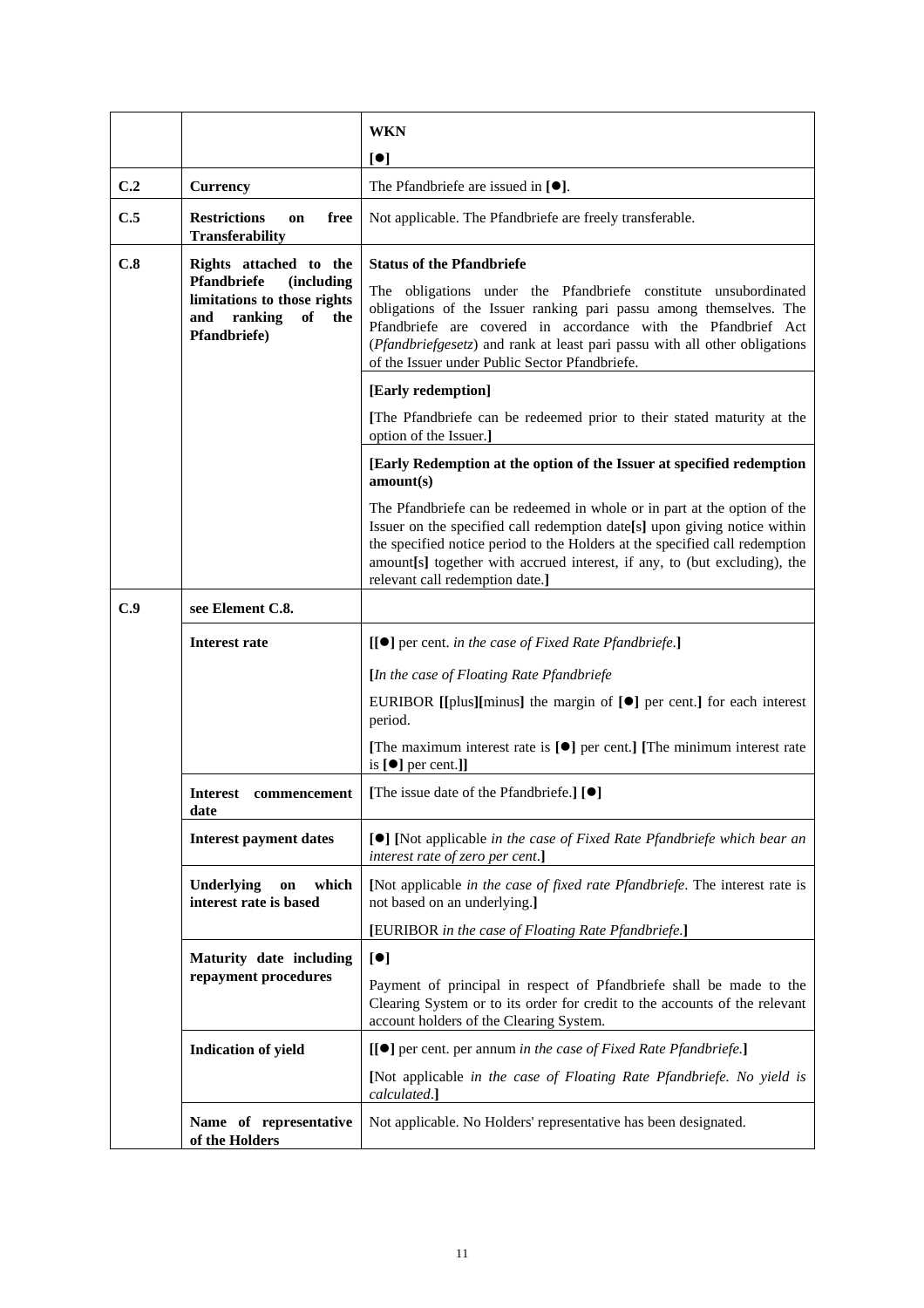| | | |
|---|---|---|
| | | **WKN**<br>**[●]** |
| **C.2** | **Currency** | The Pfandbriefe are issued in **[●]**. |
| **C.5** | **Restrictions on free Transferability** | Not applicable. The Pfandbriefe are freely transferable. |
| **C.8** | **Rights attached to the Pfandbriefe (including limitations to those rights and ranking of the Pfandbriefe)** | **Status of the Pfandbriefe**<br>The obligations under the Pfandbriefe constitute unsubordinated obligations of the Issuer ranking pari passu among themselves. The Pfandbriefe are covered in accordance with the Pfandbrief Act (*Pfandbriefgesetz*) and rank at least pari passu with all other obligations of the Issuer under Public Sector Pfandbriefe. |
| | | **[Early redemption]**<br>**[**The Pfandbriefe can be redeemed prior to their stated maturity at the option of the Issuer.**]** |
| | | **[Early Redemption at the option of the Issuer at specified redemption amount(s)**<br>The Pfandbriefe can be redeemed in whole or in part at the option of the Issuer on the specified call redemption date**[**s**]** upon giving notice within the specified notice period to the Holders at the specified call redemption amount**[**s**]** together with accrued interest, if any, to (but excluding), the relevant call redemption date.**]** |
| **C.9** | **see Element C.8.** | |
| | **Interest rate** | **[[●]** per cent. *in the case of Fixed Rate Pfandbriefe*.**]**<br>**[***In the case of Floating Rate Pfandbriefe*<br>EURIBOR **[[**plus**][**minus**]** the margin of **[●]** per cent.**]** for each interest period.<br>**[**The maximum interest rate is **[●]** per cent.**]** **[**The minimum interest rate is **[●]** per cent.**]]** |
| | **Interest commencement date** | **[**The issue date of the Pfandbriefe.**]** **[●]** |
| | **Interest payment dates** | **[●]** **[**Not applicable *in the case of Fixed Rate Pfandbriefe which bear an interest rate of zero per cent*.**]** |
| | **Underlying on which interest rate is based** | **[**Not applicable *in the case of fixed rate Pfandbriefe*. The interest rate is not based on an underlying.**]**<br>**[**EURIBOR *in the case of Floating Rate Pfandbriefe*.**]** |
| | **Maturity date including repayment procedures** | **[●]**<br>Payment of principal in respect of Pfandbriefe shall be made to the Clearing System or to its order for credit to the accounts of the relevant account holders of the Clearing System. |
| | **Indication of yield** | **[[●]** per cent. per annum *in the case of Fixed Rate Pfandbriefe*.**]**<br>**[**Not applicable *in the case of Floating Rate Pfandbriefe. No yield is calculated*.**]** |
| | **Name of representative of the Holders** | Not applicable. No Holders' representative has been designated. |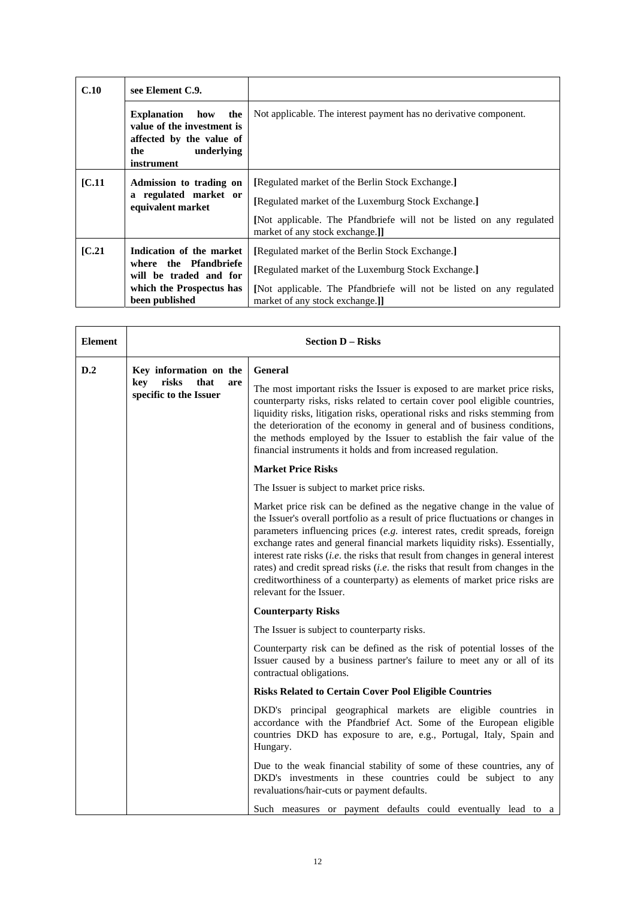| C.10 | see Element C.9. | |
|---|---|---|
| | **Explanation how the value of the investment is affected by the value of the underlying instrument** | Not applicable. The interest payment has no derivative component. |
| **[C.11** | **Admission to trading on a regulated market or equivalent market** | **[**Regulated market of the Berlin Stock Exchange.**]**<br><br>**[**Regulated market of the Luxemburg Stock Exchange.**]**<br><br>**[**Not applicable. The Pfandbriefe will not be listed on any regulated market of any stock exchange.**]]** |
| **[C.21** | **Indication of the market where the Pfandbriefe will be traded and for which the Prospectus has been published** | **[**Regulated market of the Berlin Stock Exchange.**]**<br><br>**[**Regulated market of the Luxemburg Stock Exchange.**]**<br><br>**[**Not applicable. The Pfandbriefe will not be listed on any regulated market of any stock exchange.**]]** |

| Element | | Section D – Risks |
|---|---|---|
| **D.2** | **Key information on the key risks that are specific to the Issuer** | **General**<br><br>The most important risks the Issuer is exposed to are market price risks, counterparty risks, risks related to certain cover pool eligible countries, liquidity risks, litigation risks, operational risks and risks stemming from the deterioration of the economy in general and of business conditions, the methods employed by the Issuer to establish the fair value of the financial instruments it holds and from increased regulation.<br><br>**Market Price Risks**<br><br>The Issuer is subject to market price risks.<br><br>Market price risk can be defined as the negative change in the value of the Issuer's overall portfolio as a result of price fluctuations or changes in parameters influencing prices (*e.g.* interest rates, credit spreads, foreign exchange rates and general financial markets liquidity risks). Essentially, interest rate risks (*i.e*. the risks that result from changes in general interest rates) and credit spread risks (*i.e*. the risks that result from changes in the creditworthiness of a counterparty) as elements of market price risks are relevant for the Issuer.<br><br>**Counterparty Risks**<br><br>The Issuer is subject to counterparty risks.<br><br>Counterparty risk can be defined as the risk of potential losses of the Issuer caused by a business partner's failure to meet any or all of its contractual obligations.<br><br>**Risks Related to Certain Cover Pool Eligible Countries**<br><br>DKD's principal geographical markets are eligible countries in accordance with the Pfandbrief Act. Some of the European eligible countries DKD has exposure to are, e.g., Portugal, Italy, Spain and Hungary.<br><br>Due to the weak financial stability of some of these countries, any of DKD's investments in these countries could be subject to any revaluations/hair-cuts or payment defaults.<br><br>Such measures or payment defaults could eventually lead to a |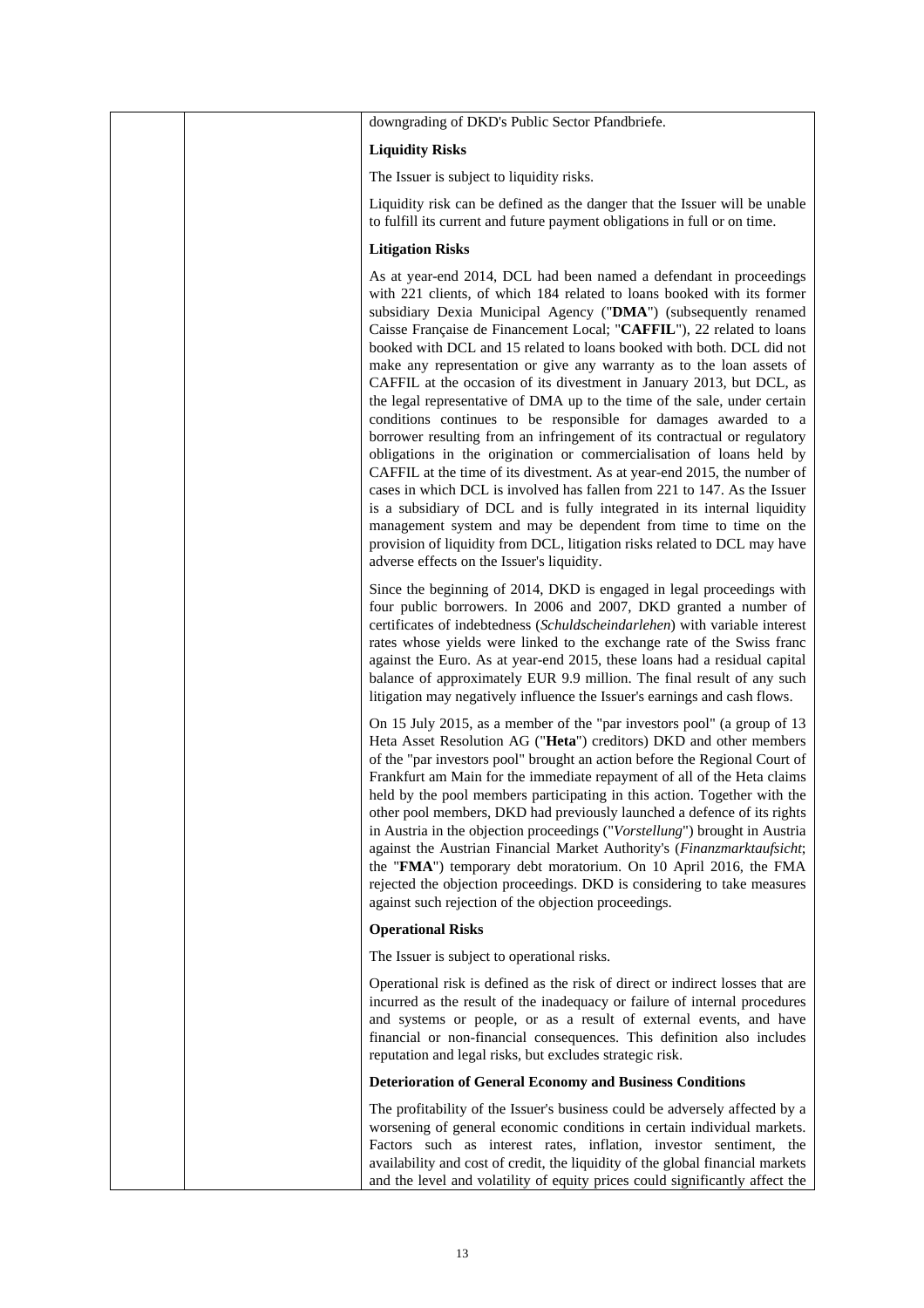downgrading of DKD's Public Sector Pfandbriefe.

**Liquidity Risks**

The Issuer is subject to liquidity risks.

Liquidity risk can be defined as the danger that the Issuer will be unable to fulfill its current and future payment obligations in full or on time.

**Litigation Risks**

As at year-end 2014, DCL had been named a defendant in proceedings with 221 clients, of which 184 related to loans booked with its former subsidiary Dexia Municipal Agency ("**DMA**") (subsequently renamed Caisse Française de Financement Local; "**CAFFIL**"), 22 related to loans booked with DCL and 15 related to loans booked with both. DCL did not make any representation or give any warranty as to the loan assets of CAFFIL at the occasion of its divestment in January 2013, but DCL, as the legal representative of DMA up to the time of the sale, under certain conditions continues to be responsible for damages awarded to a borrower resulting from an infringement of its contractual or regulatory obligations in the origination or commercialisation of loans held by CAFFIL at the time of its divestment. As at year-end 2015, the number of cases in which DCL is involved has fallen from 221 to 147. As the Issuer is a subsidiary of DCL and is fully integrated in its internal liquidity management system and may be dependent from time to time on the provision of liquidity from DCL, litigation risks related to DCL may have adverse effects on the Issuer's liquidity.

Since the beginning of 2014, DKD is engaged in legal proceedings with four public borrowers. In 2006 and 2007, DKD granted a number of certificates of indebtedness (*Schuldscheindarlehen*) with variable interest rates whose yields were linked to the exchange rate of the Swiss franc against the Euro. As at year-end 2015, these loans had a residual capital balance of approximately EUR 9.9 million. The final result of any such litigation may negatively influence the Issuer's earnings and cash flows.

On 15 July 2015, as a member of the "par investors pool" (a group of 13 Heta Asset Resolution AG ("**Heta**") creditors) DKD and other members of the "par investors pool" brought an action before the Regional Court of Frankfurt am Main for the immediate repayment of all of the Heta claims held by the pool members participating in this action. Together with the other pool members, DKD had previously launched a defence of its rights in Austria in the objection proceedings ("*Vorstellung*") brought in Austria against the Austrian Financial Market Authority's (*Finanzmarktaufsicht*; the "**FMA**") temporary debt moratorium. On 10 April 2016, the FMA rejected the objection proceedings. DKD is considering to take measures against such rejection of the objection proceedings.

**Operational Risks**

The Issuer is subject to operational risks.

Operational risk is defined as the risk of direct or indirect losses that are incurred as the result of the inadequacy or failure of internal procedures and systems or people, or as a result of external events, and have financial or non-financial consequences. This definition also includes reputation and legal risks, but excludes strategic risk.

**Deterioration of General Economy and Business Conditions**

The profitability of the Issuer's business could be adversely affected by a worsening of general economic conditions in certain individual markets. Factors such as interest rates, inflation, investor sentiment, the availability and cost of credit, the liquidity of the global financial markets and the level and volatility of equity prices could significantly affect the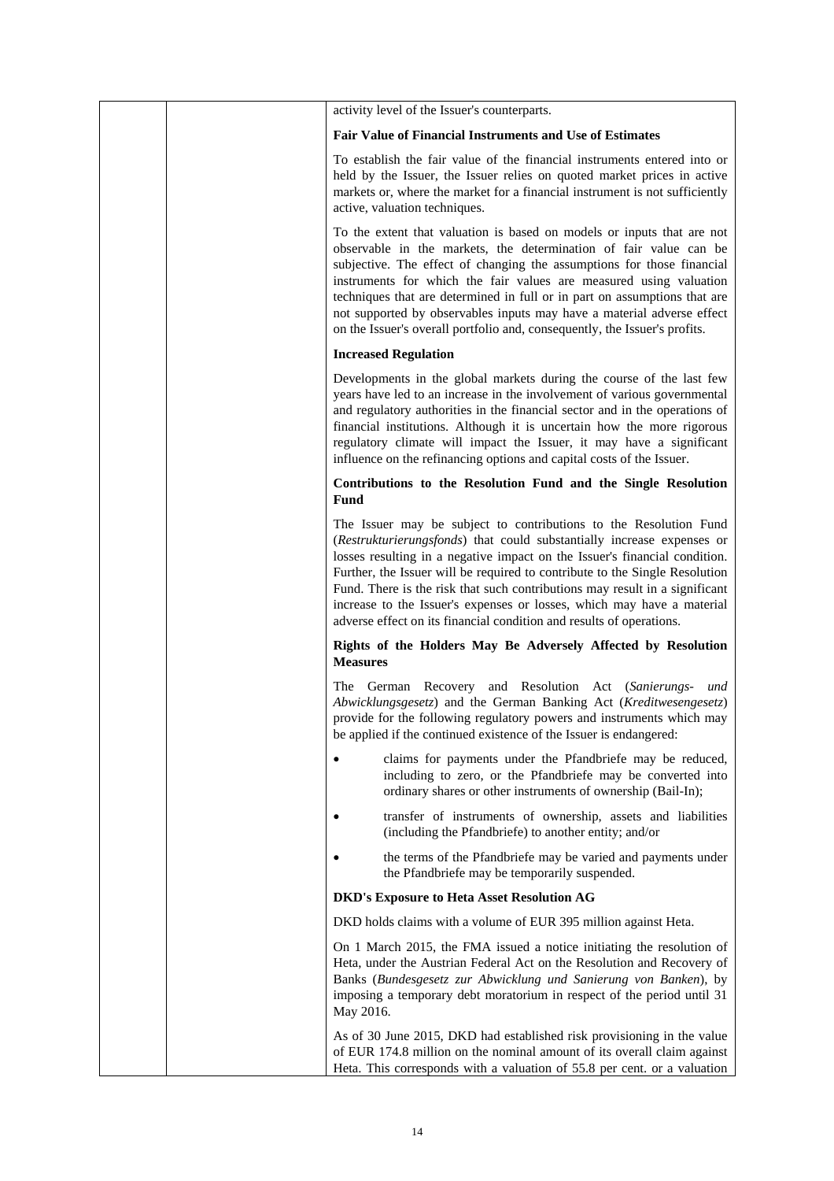activity level of the Issuer's counterparts.

**Fair Value of Financial Instruments and Use of Estimates**

To establish the fair value of the financial instruments entered into or held by the Issuer, the Issuer relies on quoted market prices in active markets or, where the market for a financial instrument is not sufficiently active, valuation techniques.

To the extent that valuation is based on models or inputs that are not observable in the markets, the determination of fair value can be subjective. The effect of changing the assumptions for those financial instruments for which the fair values are measured using valuation techniques that are determined in full or in part on assumptions that are not supported by observables inputs may have a material adverse effect on the Issuer's overall portfolio and, consequently, the Issuer's profits.

**Increased Regulation**

Developments in the global markets during the course of the last few years have led to an increase in the involvement of various governmental and regulatory authorities in the financial sector and in the operations of financial institutions. Although it is uncertain how the more rigorous regulatory climate will impact the Issuer, it may have a significant influence on the refinancing options and capital costs of the Issuer.

**Contributions to the Resolution Fund and the Single Resolution Fund**

The Issuer may be subject to contributions to the Resolution Fund (*Restrukturierungsfonds*) that could substantially increase expenses or losses resulting in a negative impact on the Issuer's financial condition. Further, the Issuer will be required to contribute to the Single Resolution Fund. There is the risk that such contributions may result in a significant increase to the Issuer's expenses or losses, which may have a material adverse effect on its financial condition and results of operations.

**Rights of the Holders May Be Adversely Affected by Resolution Measures**

The German Recovery and Resolution Act (*Sanierungs- und Abwicklungsgesetz*) and the German Banking Act (*Kreditwesengesetz*) provide for the following regulatory powers and instruments which may be applied if the continued existence of the Issuer is endangered:

- claims for payments under the Pfandbriefe may be reduced, including to zero, or the Pfandbriefe may be converted into ordinary shares or other instruments of ownership (Bail-In);
- transfer of instruments of ownership, assets and liabilities (including the Pfandbriefe) to another entity; and/or
- the terms of the Pfandbriefe may be varied and payments under the Pfandbriefe may be temporarily suspended.

**DKD's Exposure to Heta Asset Resolution AG**

DKD holds claims with a volume of EUR 395 million against Heta.

On 1 March 2015, the FMA issued a notice initiating the resolution of Heta, under the Austrian Federal Act on the Resolution and Recovery of Banks (*Bundesgesetz zur Abwicklung und Sanierung von Banken*), by imposing a temporary debt moratorium in respect of the period until 31 May 2016.

As of 30 June 2015, DKD had established risk provisioning in the value of EUR 174.8 million on the nominal amount of its overall claim against Heta. This corresponds with a valuation of 55.8 per cent. or a valuation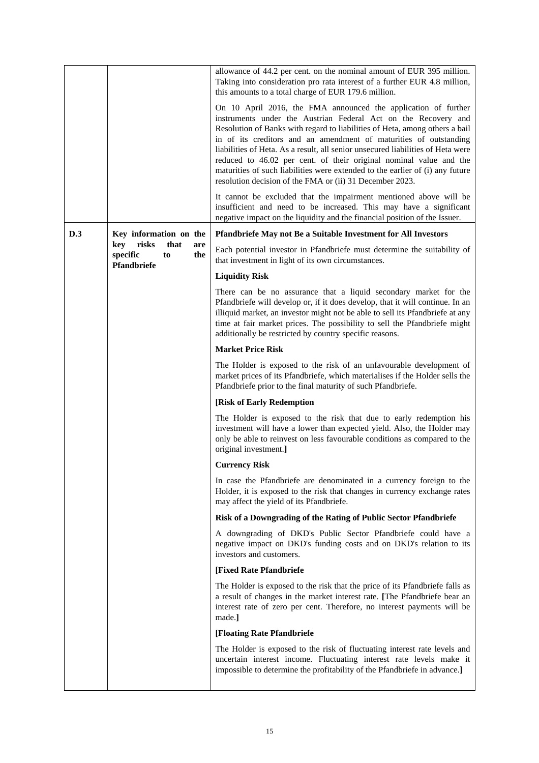| | | |
|---|---|---|
| | | allowance of 44.2 per cent. on the nominal amount of EUR 395 million. Taking into consideration pro rata interest of a further EUR 4.8 million, this amounts to a total charge of EUR 179.6 million.<br><br>On 10 April 2016, the FMA announced the application of further instruments under the Austrian Federal Act on the Recovery and Resolution of Banks with regard to liabilities of Heta, among others a bail in of its creditors and an amendment of maturities of outstanding liabilities of Heta. As a result, all senior unsecured liabilities of Heta were reduced to 46.02 per cent. of their original nominal value and the maturities of such liabilities were extended to the earlier of (i) any future resolution decision of the FMA or (ii) 31 December 2023.<br><br>It cannot be excluded that the impairment mentioned above will be insufficient and need to be increased. This may have a significant negative impact on the liquidity and the financial position of the Issuer. |
| **D.3** | **Key information on the key risks that are specific to the Pfandbriefe** | **Pfandbriefe May not Be a Suitable Investment for All Investors**<br><br>Each potential investor in Pfandbriefe must determine the suitability of that investment in light of its own circumstances.<br><br>**Liquidity Risk**<br><br>There can be no assurance that a liquid secondary market for the Pfandbriefe will develop or, if it does develop, that it will continue. In an illiquid market, an investor might not be able to sell its Pfandbriefe at any time at fair market prices. The possibility to sell the Pfandbriefe might additionally be restricted by country specific reasons.<br><br>**Market Price Risk**<br><br>The Holder is exposed to the risk of an unfavourable development of market prices of its Pfandbriefe, which materialises if the Holder sells the Pfandbriefe prior to the final maturity of such Pfandbriefe.<br><br>**[Risk of Early Redemption**<br><br>The Holder is exposed to the risk that due to early redemption his investment will have a lower than expected yield. Also, the Holder may only be able to reinvest on less favourable conditions as compared to the original investment.**]**<br><br>**Currency Risk**<br><br>In case the Pfandbriefe are denominated in a currency foreign to the Holder, it is exposed to the risk that changes in currency exchange rates may affect the yield of its Pfandbriefe.<br><br>**Risk of a Downgrading of the Rating of Public Sector Pfandbriefe**<br><br>A downgrading of DKD's Public Sector Pfandbriefe could have a negative impact on DKD's funding costs and on DKD's relation to its investors and customers.<br><br>**[Fixed Rate Pfandbriefe**<br><br>The Holder is exposed to the risk that the price of its Pfandbriefe falls as a result of changes in the market interest rate. **[**The Pfandbriefe bear an interest rate of zero per cent. Therefore, no interest payments will be made.**]**<br><br>**[Floating Rate Pfandbriefe**<br><br>The Holder is exposed to the risk of fluctuating interest rate levels and uncertain interest income. Fluctuating interest rate levels make it impossible to determine the profitability of the Pfandbriefe in advance.**]** |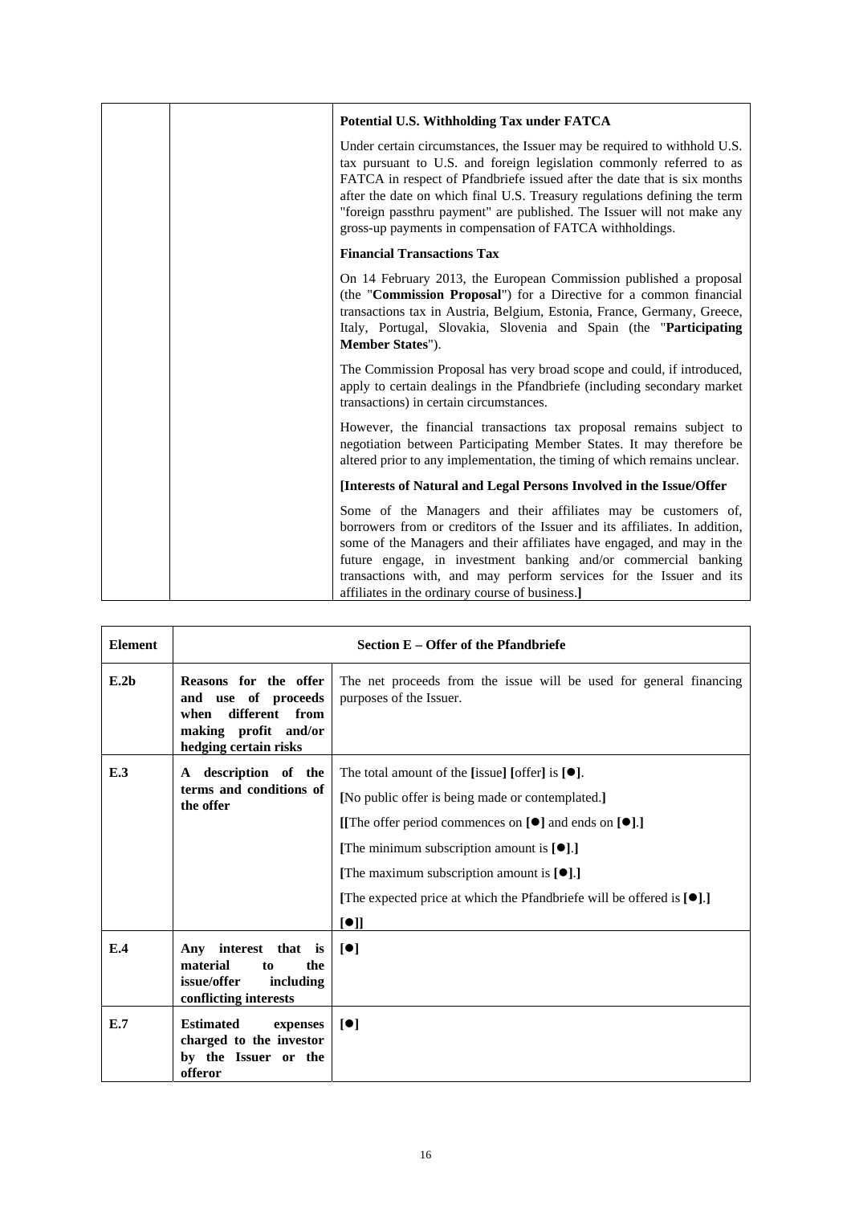|  |  | **Potential U.S. Withholding Tax under FATCA**<br><br>Under certain circumstances, the Issuer may be required to withhold U.S. tax pursuant to U.S. and foreign legislation commonly referred to as FATCA in respect of Pfandbriefe issued after the date that is six months after the date on which final U.S. Treasury regulations defining the term "foreign passthru payment" are published. The Issuer will not make any gross-up payments in compensation of FATCA withholdings.<br><br>**Financial Transactions Tax**<br><br>On 14 February 2013, the European Commission published a proposal (the "**Commission Proposal**") for a Directive for a common financial transactions tax in Austria, Belgium, Estonia, France, Germany, Greece, Italy, Portugal, Slovakia, Slovenia and Spain (the "**Participating Member States**").<br><br>The Commission Proposal has very broad scope and could, if introduced, apply to certain dealings in the Pfandbriefe (including secondary market transactions) in certain circumstances.<br><br>However, the financial transactions tax proposal remains subject to negotiation between Participating Member States. It may therefore be altered prior to any implementation, the timing of which remains unclear.<br><br>**[Interests of Natural and Legal Persons Involved in the Issue/Offer**<br><br>Some of the Managers and their affiliates may be customers of, borrowers from or creditors of the Issuer and its affiliates. In addition, some of the Managers and their affiliates have engaged, and may in the future engage, in investment banking and/or commercial banking transactions with, and may perform services for the Issuer and its affiliates in the ordinary course of business.**]** |
|---|---|---|

| **Element** | **Section E – Offer of the Pfandbriefe** | |
|---|---|---|
| **E.2b** | **Reasons for the offer and use of proceeds when different from making profit and/or hedging certain risks** | The net proceeds from the issue will be used for general financing purposes of the Issuer. |
| **E.3** | **A description of the terms and conditions of the offer** | The total amount of the **[**issue**] [**offer**]** is **[●]**.<br><br>**[**No public offer is being made or contemplated.**]**<br><br>**[[**The offer period commences on **[●]** and ends on **[●]**.**]**<br><br>**[**The minimum subscription amount is **[●]**.**]**<br><br>**[**The maximum subscription amount is **[●]**.**]**<br><br>**[**The expected price at which the Pfandbriefe will be offered is **[●]**.**]**<br><br>**[●]]** |
| **E.4** | **Any interest that is material to the issue/offer including conflicting interests** | **[●]** |
| **E.7** | **Estimated expenses charged to the investor by the Issuer or the offeror** | **[●]** |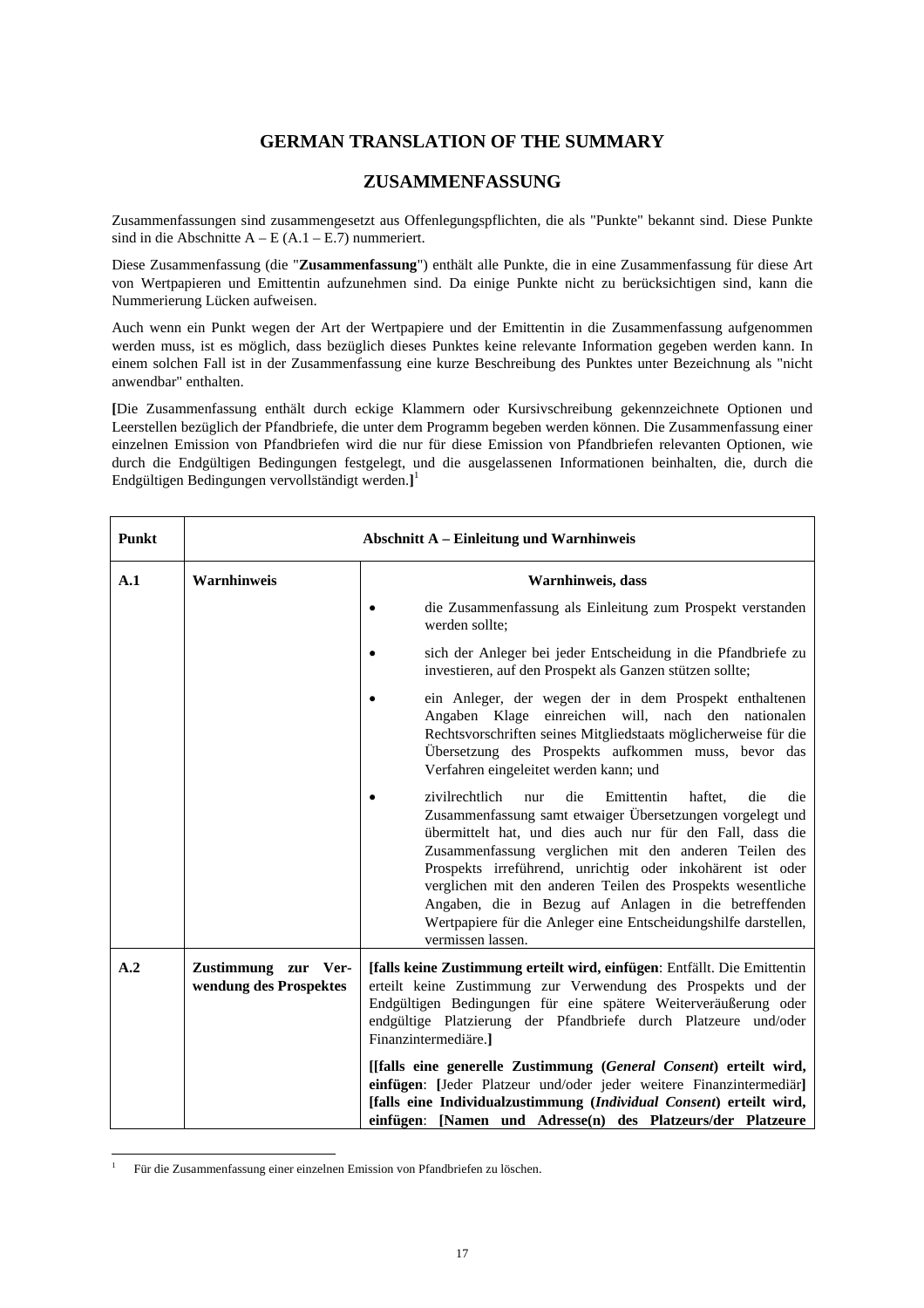## GERMAN TRANSLATION OF THE SUMMARY

## ZUSAMMENFASSUNG

Zusammenfassungen sind zusammengesetzt aus Offenlegungspflichten, die als "Punkte" bekannt sind. Diese Punkte sind in die Abschnitte A – E (A.1 – E.7) nummeriert.

Diese Zusammenfassung (die "**Zusammenfassung**") enthält alle Punkte, die in eine Zusammenfassung für diese Art von Wertpapieren und Emittentin aufzunehmen sind. Da einige Punkte nicht zu berücksichtigen sind, kann die Nummerierung Lücken aufweisen.

Auch wenn ein Punkt wegen der Art der Wertpapiere und der Emittentin in die Zusammenfassung aufgenommen werden muss, ist es möglich, dass bezüglich dieses Punktes keine relevante Information gegeben werden kann. In einem solchen Fall ist in der Zusammenfassung eine kurze Beschreibung des Punktes unter Bezeichnung als "nicht anwendbar" enthalten.

**[**Die Zusammenfassung enthält durch eckige Klammern oder Kursivschreibung gekennzeichnete Optionen und Leerstellen bezüglich der Pfandbriefe, die unter dem Programm begeben werden können. Die Zusammenfassung einer einzelnen Emission von Pfandbriefen wird die nur für diese Emission von Pfandbriefen relevanten Optionen, wie durch die Endgültigen Bedingungen festgelegt, und die ausgelassenen Informationen beinhalten, die, durch die Endgültigen Bedingungen vervollständigt werden.**]**[1]

| **Punkt** | **Abschnitt A – Einleitung und Warnhinweis** | |
|---|---|---|
| **A.1** | **Warnhinweis** | **Warnhinweis, dass**<br>• die Zusammenfassung als Einleitung zum Prospekt verstanden werden sollte;<br>• sich der Anleger bei jeder Entscheidung in die Pfandbriefe zu investieren, auf den Prospekt als Ganzen stützen sollte;<br>• ein Anleger, der wegen der in dem Prospekt enthaltenen Angaben Klage einreichen will, nach den nationalen Rechtsvorschriften seines Mitgliedstaats möglicherweise für die Übersetzung des Prospekts aufkommen muss, bevor das Verfahren eingeleitet werden kann; und<br>• zivilrechtlich nur die Emittentin haftet, die die Zusammenfassung samt etwaiger Übersetzungen vorgelegt und übermittelt hat, und dies auch nur für den Fall, dass die Zusammenfassung verglichen mit den anderen Teilen des Prospekts irreführend, unrichtig oder inkohärent ist oder verglichen mit den anderen Teilen des Prospekts wesentliche Angaben, die in Bezug auf Anlagen in die betreffenden Wertpapiere für die Anleger eine Entscheidungshilfe darstellen, vermissen lassen. |
| **A.2** | **Zustimmung zur Verwendung des Prospektes** | **[falls keine Zustimmung erteilt wird, einfügen**: Entfällt. Die Emittentin erteilt keine Zustimmung zur Verwendung des Prospekts und der Endgültigen Bedingungen für eine spätere Weiterveräußerung oder endgültige Platzierung der Pfandbriefe durch Platzeure und/oder Finanzintermediäre.**]**<br><br>**[[falls eine generelle Zustimmung (*General Consent*) erteilt wird, einfügen**: **[**Jeder Platzeur und/oder jeder weitere Finanzintermediär**]** **[falls eine Individualzustimmung (*Individual Consent*) erteilt wird, einfügen**: **[Namen und Adresse(n) des Platzeurs/der Platzeure** |

[1] Für die Zusammenfassung einer einzelnen Emission von Pfandbriefen zu löschen.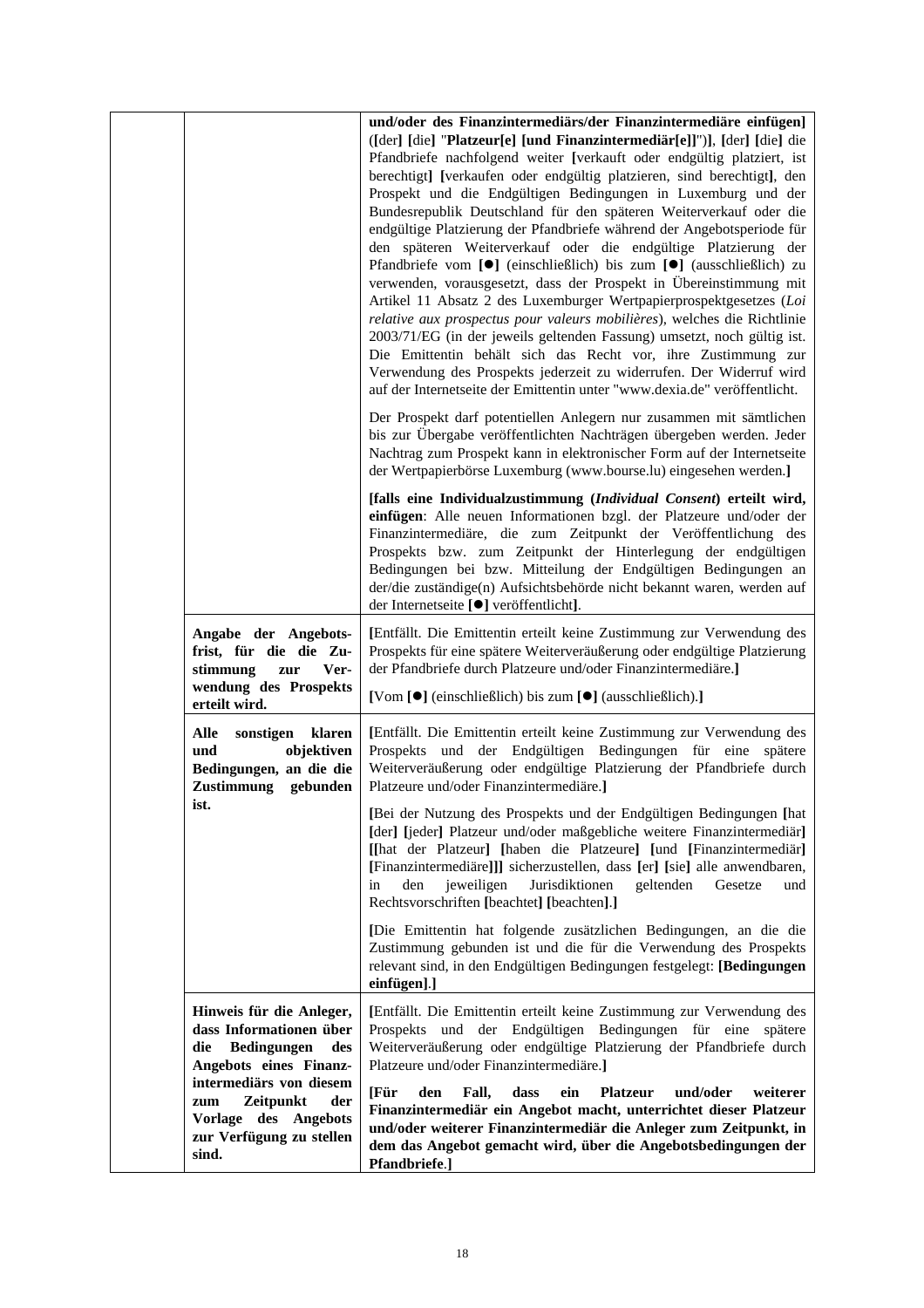| | | |
|---|---|---|
| | | **und/oder des Finanzintermediärs/der Finanzintermediäre einfügen]** ([der] [die] "**Platzeur[e] [und Finanzintermediär[e]]**")], [der] [die] die Pfandbriefe nachfolgend weiter [verkauft oder endgültig platziert, ist berechtigt] [verkaufen oder endgültig platzieren, sind berechtigt], den Prospekt und die Endgültigen Bedingungen in Luxemburg und der Bundesrepublik Deutschland für den späteren Weiterverkauf oder die endgültige Platzierung der Pfandbriefe während der Angebotsperiode für den späteren Weiterverkauf oder die endgültige Platzierung der Pfandbriefe vom [●] (einschließlich) bis zum [●] (ausschließlich) zu verwenden, vorausgesetzt, dass der Prospekt in Übereinstimmung mit Artikel 11 Absatz 2 des Luxemburger Wertpapierprospektgesetzes (*Loi relative aux prospectus pour valeurs mobilières*), welches die Richtlinie 2003/71/EG (in der jeweils geltenden Fassung) umsetzt, noch gültig ist. Die Emittentin behält sich das Recht vor, ihre Zustimmung zur Verwendung des Prospekts jederzeit zu widerrufen. Der Widerruf wird auf der Internetseite der Emittentin unter "www.dexia.de" veröffentlicht.<br><br>Der Prospekt darf potentiellen Anlegern nur zusammen mit sämtlichen bis zur Übergabe veröffentlichten Nachträgen übergeben werden. Jeder Nachtrag zum Prospekt kann in elektronischer Form auf der Internetseite der Wertpapierbörse Luxemburg (www.bourse.lu) eingesehen werden.]<br><br>**[falls eine Individualzustimmung (*Individual Consent*) erteilt wird, einfügen**: Alle neuen Informationen bzgl. der Platzeure und/oder der Finanzintermediäre, die zum Zeitpunkt der Veröffentlichung des Prospekts bzw. zum Zeitpunkt der Hinterlegung der endgültigen Bedingungen bei bzw. Mitteilung der Endgültigen Bedingungen an der/die zuständige(n) Aufsichtsbehörde nicht bekannt waren, werden auf der Internetseite [●] veröffentlicht]. |
| | **Angabe der Angebotsfrist, für die die Zustimmung zur Verwendung des Prospekts erteilt wird.** | [Entfällt. Die Emittentin erteilt keine Zustimmung zur Verwendung des Prospekts für eine spätere Weiterveräußerung oder endgültige Platzierung der Pfandbriefe durch Platzeure und/oder Finanzintermediäre.]<br><br>[Vom [●] (einschließlich) bis zum [●] (ausschließlich).] |
| | **Alle sonstigen klaren und objektiven Bedingungen, an die die Zustimmung gebunden ist.** | [Entfällt. Die Emittentin erteilt keine Zustimmung zur Verwendung des Prospekts und der Endgültigen Bedingungen für eine spätere Weiterveräußerung oder endgültige Platzierung der Pfandbriefe durch Platzeure und/oder Finanzintermediäre.]<br><br>[Bei der Nutzung des Prospekts und der Endgültigen Bedingungen [hat [der] [jeder] Platzeur und/oder maßgebliche weitere Finanzintermediär] [[hat der Platzeur] [haben die Platzeure] [und [Finanzintermediär] [Finanzintermediäre]]] sicherzustellen, dass [er] [sie] alle anwendbaren, in den jeweiligen Jurisdiktionen geltenden Gesetze und Rechtsvorschriften [beachtet] [beachten].]<br><br>[Die Emittentin hat folgende zusätzlichen Bedingungen, an die die Zustimmung gebunden ist und die für die Verwendung des Prospekts relevant sind, in den Endgültigen Bedingungen festgelegt: **[Bedingungen einfügen]**.] |
| | **Hinweis für die Anleger, dass Informationen über die Bedingungen des Angebots eines Finanzintermediärs von diesem zum Zeitpunkt der Vorlage des Angebots zur Verfügung zu stellen sind.** | [Entfällt. Die Emittentin erteilt keine Zustimmung zur Verwendung des Prospekts und der Endgültigen Bedingungen für eine spätere Weiterveräußerung oder endgültige Platzierung der Pfandbriefe durch Platzeure und/oder Finanzintermediäre.]<br><br>**[Für den Fall, dass ein Platzeur und/oder weiterer Finanzintermediär ein Angebot macht, unterrichtet dieser Platzeur und/oder weiterer Finanzintermediär die Anleger zum Zeitpunkt, in dem das Angebot gemacht wird, über die Angebotsbedingungen der Pfandbriefe**.] |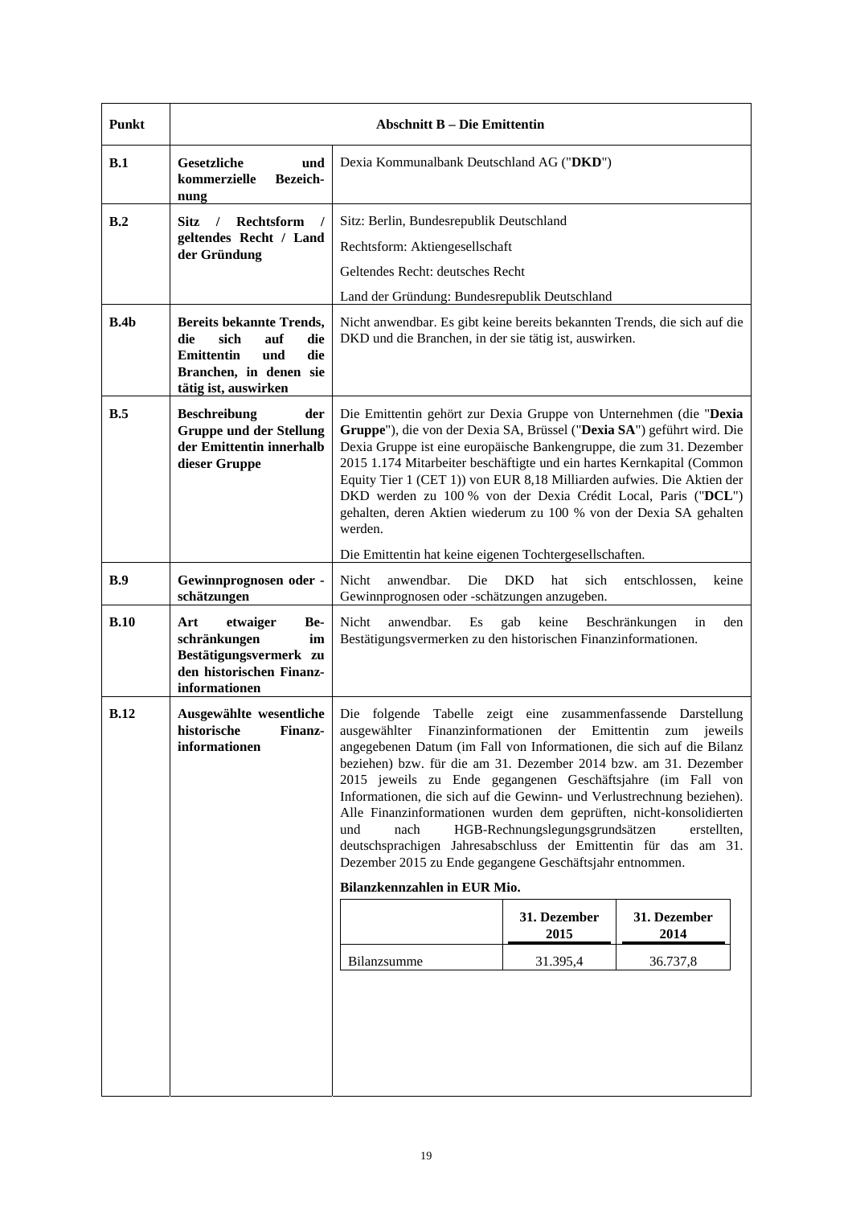| Punkt | Abschnitt B – Die Emittentin | |
|---|---|---|
| **B.1** | **Gesetzliche und kommerzielle Bezeichnung** | Dexia Kommunalbank Deutschland AG ("**DKD**") |
| **B.2** | **Sitz / Rechtsform / geltendes Recht / Land der Gründung** | Sitz: Berlin, Bundesrepublik Deutschland<br><br>Rechtsform: Aktiengesellschaft<br><br>Geltendes Recht: deutsches Recht<br><br>Land der Gründung: Bundesrepublik Deutschland |
| **B.4b** | **Bereits bekannte Trends, die sich auf die Emittentin und die Branchen, in denen sie tätig ist, auswirken** | Nicht anwendbar. Es gibt keine bereits bekannten Trends, die sich auf die DKD und die Branchen, in der sie tätig ist, auswirken. |
| **B.5** | **Beschreibung der Gruppe und der Stellung der Emittentin innerhalb dieser Gruppe** | Die Emittentin gehört zur Dexia Gruppe von Unternehmen (die "**Dexia Gruppe**"), die von der Dexia SA, Brüssel ("**Dexia SA**") geführt wird. Die Dexia Gruppe ist eine europäische Bankengruppe, die zum 31. Dezember 2015 1.174 Mitarbeiter beschäftigte und ein hartes Kernkapital (Common Equity Tier 1 (CET 1)) von EUR 8,18 Milliarden aufwies. Die Aktien der DKD werden zu 100 % von der Dexia Crédit Local, Paris ("**DCL**") gehalten, deren Aktien wiederum zu 100 % von der Dexia SA gehalten werden.<br><br>Die Emittentin hat keine eigenen Tochtergesellschaften. |
| **B.9** | **Gewinnprognosen oder -schätzungen** | Nicht anwendbar. Die DKD hat sich entschlossen, keine Gewinnprognosen oder -schätzungen anzugeben. |
| **B.10** | **Art etwaiger Beschränkungen im Bestätigungsvermerk zu den historischen Finanzinformationen** | Nicht anwendbar. Es gab keine Beschränkungen in den Bestätigungsvermerken zu den historischen Finanzinformationen. |
| **B.12** | **Ausgewählte wesentliche historische Finanzinformationen** | Die folgende Tabelle zeigt eine zusammenfassende Darstellung ausgewählter Finanzinformationen der Emittentin zum jeweils angegebenen Datum (im Fall von Informationen, die sich auf die Bilanz beziehen) bzw. für die am 31. Dezember 2014 bzw. am 31. Dezember 2015 jeweils zu Ende gegangenen Geschäftsjahre (im Fall von Informationen, die sich auf die Gewinn- und Verlustrechnung beziehen). Alle Finanzinformationen wurden dem geprüften, nicht-konsolidierten und nach HGB-Rechnungslegungsgrundsätzen erstellten, deutschsprachigen Jahresabschluss der Emittentin für das am 31. Dezember 2015 zu Ende gegangene Geschäftsjahr entnommen.<br><br>**Bilanzkennzahlen in EUR Mio.** |

| | 31. Dezember 2015 | 31. Dezember 2014 |
|---|---|---|
| Bilanzsumme | 31.395,4 | 36.737,8 |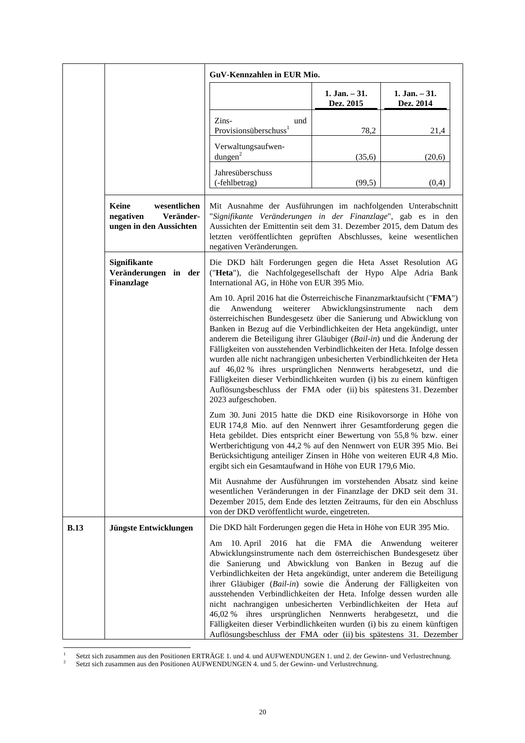| | | GuV-Kennzahlen in EUR Mio. |
|---|---|---|
| | | |

| | 1. Jan. – 31. Dez. 2015 | 1. Jan. – 31. Dez. 2014 |
|---|---|---|
| Zins- und Provisionsüberschuss[1] | 78,2 | 21,4 |
| Verwaltungsaufwendungen[2] | (35,6) | (20,6) |
| Jahresüberschuss (-fehlbetrag) | (99,5) | (0,4) |

| | | |
|---|---|---|
| | **Keine wesentlichen negativen Veränderungen in den Aussichten** | Mit Ausnahme der Ausführungen im nachfolgenden Unterabschnitt "*Signifikante Veränderungen in der Finanzlage*", gab es in den Aussichten der Emittentin seit dem 31. Dezember 2015, dem Datum des letzten veröffentlichten geprüften Abschlusses, keine wesentlichen negativen Veränderungen. |
| | **Signifikante Veränderungen in der Finanzlage** | Die DKD hält Forderungen gegen die Heta Asset Resolution AG ("**Heta**"), die Nachfolgegesellschaft der Hypo Alpe Adria Bank International AG, in Höhe von EUR 395 Mio.<br><br>Am 10. April 2016 hat die Österreichische Finanzmarktaufsicht ("**FMA**") die Anwendung weiterer Abwicklungsinstrumente nach dem österreichischen Bundesgesetz über die Sanierung und Abwicklung von Banken in Bezug auf die Verbindlichkeiten der Heta angekündigt, unter anderem die Beteiligung ihrer Gläubiger (*Bail-in*) und die Änderung der Fälligkeiten von ausstehenden Verbindlichkeiten der Heta. Infolge dessen wurden alle nicht nachrangigen unbesicherten Verbindlichkeiten der Heta auf 46,02 % ihres ursprünglichen Nennwerts herabgesetzt, und die Fälligkeiten dieser Verbindlichkeiten wurden (i) bis zu einem künftigen Auflösungsbeschluss der FMA oder (ii) bis spätestens 31. Dezember 2023 aufgeschoben.<br><br>Zum 30. Juni 2015 hatte die DKD eine Risikovorsorge in Höhe von EUR 174,8 Mio. auf den Nennwert ihrer Gesamtforderung gegen die Heta gebildet. Dies entspricht einer Bewertung von 55,8 % bzw. einer Wertberichtigung von 44,2 % auf den Nennwert von EUR 395 Mio. Bei Berücksichtigung anteiliger Zinsen in Höhe von weiteren EUR 4,8 Mio. ergibt sich ein Gesamtaufwand in Höhe von EUR 179,6 Mio.<br><br>Mit Ausnahme der Ausführungen im vorstehenden Absatz sind keine wesentlichen Veränderungen in der Finanzlage der DKD seit dem 31. Dezember 2015, dem Ende des letzten Zeitraums, für den ein Abschluss von der DKD veröffentlicht wurde, eingetreten. |
| **B.13** | **Jüngste Entwicklungen** | Die DKD hält Forderungen gegen die Heta in Höhe von EUR 395 Mio.<br><br>Am 10. April 2016 hat die FMA die Anwendung weiterer Abwicklungsinstrumente nach dem österreichischen Bundesgesetz über die Sanierung und Abwicklung von Banken in Bezug auf die Verbindlichkeiten der Heta angekündigt, unter anderem die Beteiligung ihrer Gläubiger (*Bail-in*) sowie die Änderung der Fälligkeiten von ausstehenden Verbindlichkeiten der Heta. Infolge dessen wurden alle nicht nachrangigen unbesicherten Verbindlichkeiten der Heta auf 46,02 % ihres ursprünglichen Nennwerts herabgesetzt, und die Fälligkeiten dieser Verbindlichkeiten wurden (i) bis zu einem künftigen Auflösungsbeschluss der FMA oder (ii) bis spätestens 31. Dezember |

[1] Setzt sich zusammen aus den Positionen ERTRÄGE 1. und 4. und AUFWENDUNGEN 1. und 2. der Gewinn- und Verlustrechnung.

[2] Setzt sich zusammen aus den Positionen AUFWENDUNGEN 4. und 5. der Gewinn- und Verlustrechnung.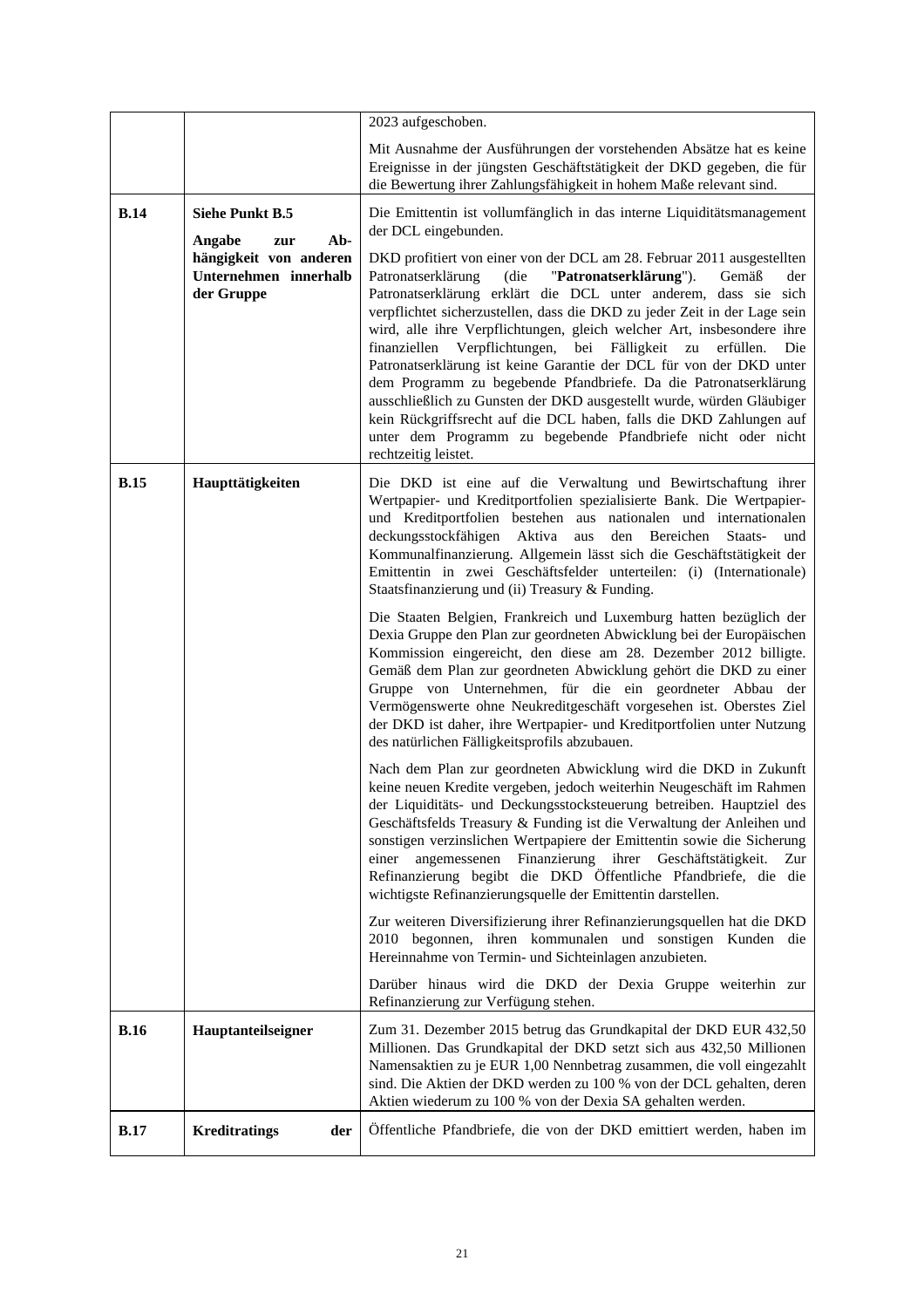| | | |
|---|---|---|
| | | 2023 aufgeschoben.<br><br>Mit Ausnahme der Ausführungen der vorstehenden Absätze hat es keine Ereignisse in der jüngsten Geschäftstätigkeit der DKD gegeben, die für die Bewertung ihrer Zahlungsfähigkeit in hohem Maße relevant sind. |
| **B.14** | **Siehe Punkt B.5**<br><br>**Angabe zur Abhängigkeit von anderen Unternehmen innerhalb der Gruppe** | Die Emittentin ist vollumfänglich in das interne Liquiditätsmanagement der DCL eingebunden.<br><br>DKD profitiert von einer von der DCL am 28. Februar 2011 ausgestellten Patronatserklärung (die "**Patronatserklärung**"). Gemäß der Patronatserklärung erklärt die DCL unter anderem, dass sie sich verpflichtet sicherzustellen, dass die DKD zu jeder Zeit in der Lage sein wird, alle ihre Verpflichtungen, gleich welcher Art, insbesondere ihre finanziellen Verpflichtungen, bei Fälligkeit zu erfüllen. Die Patronatserklärung ist keine Garantie der DCL für von der DKD unter dem Programm zu begebende Pfandbriefe. Da die Patronatserklärung ausschließlich zu Gunsten der DKD ausgestellt wurde, würden Gläubiger kein Rückgriffsrecht auf die DCL haben, falls die DKD Zahlungen auf unter dem Programm zu begebende Pfandbriefe nicht oder nicht rechtzeitig leistet. |
| **B.15** | **Haupttätigkeiten** | Die DKD ist eine auf die Verwaltung und Bewirtschaftung ihrer Wertpapier- und Kreditportfolien spezialisierte Bank. Die Wertpapier- und Kreditportfolien bestehen aus nationalen und internationalen deckungsstockfähigen Aktiva aus den Bereichen Staats- und Kommunalfinanzierung. Allgemein lässt sich die Geschäftstätigkeit der Emittentin in zwei Geschäftsfelder unterteilen: (i) (Internationale) Staatsfinanzierung und (ii) Treasury & Funding.<br><br>Die Staaten Belgien, Frankreich und Luxemburg hatten bezüglich der Dexia Gruppe den Plan zur geordneten Abwicklung bei der Europäischen Kommission eingereicht, den diese am 28. Dezember 2012 billigte. Gemäß dem Plan zur geordneten Abwicklung gehört die DKD zu einer Gruppe von Unternehmen, für die ein geordneter Abbau der Vermögenswerte ohne Neukreditgeschäft vorgesehen ist. Oberstes Ziel der DKD ist daher, ihre Wertpapier- und Kreditportfolien unter Nutzung des natürlichen Fälligkeitsprofils abzubauen.<br><br>Nach dem Plan zur geordneten Abwicklung wird die DKD in Zukunft keine neuen Kredite vergeben, jedoch weiterhin Neugeschäft im Rahmen der Liquiditäts- und Deckungsstocksteuerung betreiben. Hauptziel des Geschäftsfelds Treasury & Funding ist die Verwaltung der Anleihen und sonstigen verzinslichen Wertpapiere der Emittentin sowie die Sicherung einer angemessenen Finanzierung ihrer Geschäftstätigkeit. Zur Refinanzierung begibt die DKD Öffentliche Pfandbriefe, die die wichtigste Refinanzierungsquelle der Emittentin darstellen.<br><br>Zur weiteren Diversifizierung ihrer Refinanzierungsquellen hat die DKD 2010 begonnen, ihren kommunalen und sonstigen Kunden die Hereinnahme von Termin- und Sichteinlagen anzubieten.<br><br>Darüber hinaus wird die DKD der Dexia Gruppe weiterhin zur Refinanzierung zur Verfügung stehen. |
| **B.16** | **Hauptanteilseigner** | Zum 31. Dezember 2015 betrug das Grundkapital der DKD EUR 432,50 Millionen. Das Grundkapital der DKD setzt sich aus 432,50 Millionen Namensaktien zu je EUR 1,00 Nennbetrag zusammen, die voll eingezahlt sind. Die Aktien der DKD werden zu 100 % von der DCL gehalten, deren Aktien wiederum zu 100 % von der Dexia SA gehalten werden. |
| **B.17** | **Kreditratings der** | Öffentliche Pfandbriefe, die von der DKD emittiert werden, haben im |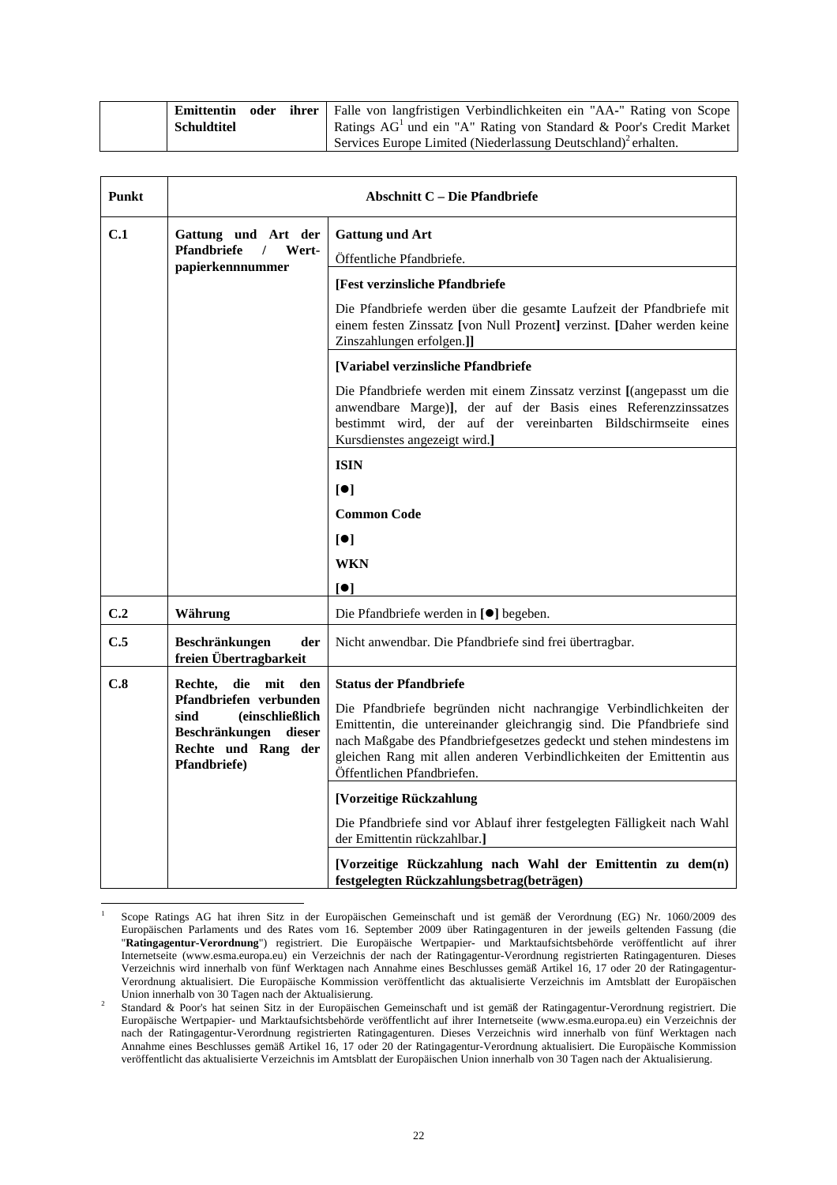| | | |
|---|---|---|
| | **Emittentin oder ihrer Schuldtitel** | Falle von langfristigen Verbindlichkeiten ein "AA-" Rating von Scope Ratings AG[1] und ein "A" Rating von Standard & Poor's Credit Market Services Europe Limited (Niederlassung Deutschland)[2] erhalten. |

| Punkt | Abschnitt C – Die Pfandbriefe | |
|---|---|---|
| **C.1** | **Gattung und Art der Pfandbriefe / Wert-papierkennnummer** | **Gattung und Art**<br><br>Öffentliche Pfandbriefe. |
| | | **[Fest verzinsliche Pfandbriefe**<br><br>Die Pfandbriefe werden über die gesamte Laufzeit der Pfandbriefe mit einem festen Zinssatz **[**von Null Prozent**]** verzinst. **[**Daher werden keine Zinszahlungen erfolgen.**]]** |
| | | **[Variabel verzinsliche Pfandbriefe**<br><br>Die Pfandbriefe werden mit einem Zinssatz verzinst **[**(angepasst um die anwendbare Marge)**]**, der auf der Basis eines Referenzzinssatzes bestimmt wird, der auf der vereinbarten Bildschirmseite eines Kursdienstes angezeigt wird.**]** |
| | | **ISIN**<br><br>**[●]**<br><br>**Common Code**<br><br>**[●]**<br><br>**WKN**<br><br>**[●]** |
| **C.2** | **Währung** | Die Pfandbriefe werden in **[●]** begeben. |
| **C.5** | **Beschränkungen der freien Übertragbarkeit** | Nicht anwendbar. Die Pfandbriefe sind frei übertragbar. |
| **C.8** | **Rechte, die mit den Pfandbriefen verbunden sind (einschließlich Beschränkungen dieser Rechte und Rang der Pfandbriefe)** | **Status der Pfandbriefe**<br><br>Die Pfandbriefe begründen nicht nachrangige Verbindlichkeiten der Emittentin, die untereinander gleichrangig sind. Die Pfandbriefe sind nach Maßgabe des Pfandbriefgesetzes gedeckt und stehen mindestens im gleichen Rang mit allen anderen Verbindlichkeiten der Emittentin aus Öffentlichen Pfandbriefen. |
| | | **[Vorzeitige Rückzahlung**<br><br>Die Pfandbriefe sind vor Ablauf ihrer festgelegten Fälligkeit nach Wahl der Emittentin rückzahlbar.**]** |
| | | **[Vorzeitige Rückzahlung nach Wahl der Emittentin zu dem(n) festgelegten Rückzahlungsbetrag(beträgen)** |

[1] Scope Ratings AG hat ihren Sitz in der Europäischen Gemeinschaft und ist gemäß der Verordnung (EG) Nr. 1060/2009 des Europäischen Parlaments und des Rates vom 16. September 2009 über Ratingagenturen in der jeweils geltenden Fassung (die "**Ratingagentur-Verordnung**") registriert. Die Europäische Wertpapier- und Marktaufsichtsbehörde veröffentlicht auf ihrer Internetseite (www.esma.europa.eu) ein Verzeichnis der nach der Ratingagentur-Verordnung registrierten Ratingagenturen. Dieses Verzeichnis wird innerhalb von fünf Werktagen nach Annahme eines Beschlusses gemäß Artikel 16, 17 oder 20 der Ratingagentur-Verordnung aktualisiert. Die Europäische Kommission veröffentlicht das aktualisierte Verzeichnis im Amtsblatt der Europäischen Union innerhalb von 30 Tagen nach der Aktualisierung.

[2] Standard & Poor's hat seinen Sitz in der Europäischen Gemeinschaft und ist gemäß der Ratingagentur-Verordnung registriert. Die Europäische Wertpapier- und Marktaufsichtsbehörde veröffentlicht auf ihrer Internetseite (www.esma.europa.eu) ein Verzeichnis der nach der Ratingagentur-Verordnung registrierten Ratingagenturen. Dieses Verzeichnis wird innerhalb von fünf Werktagen nach Annahme eines Beschlusses gemäß Artikel 16, 17 oder 20 der Ratingagentur-Verordnung aktualisiert. Die Europäische Kommission veröffentlicht das aktualisierte Verzeichnis im Amtsblatt der Europäischen Union innerhalb von 30 Tagen nach der Aktualisierung.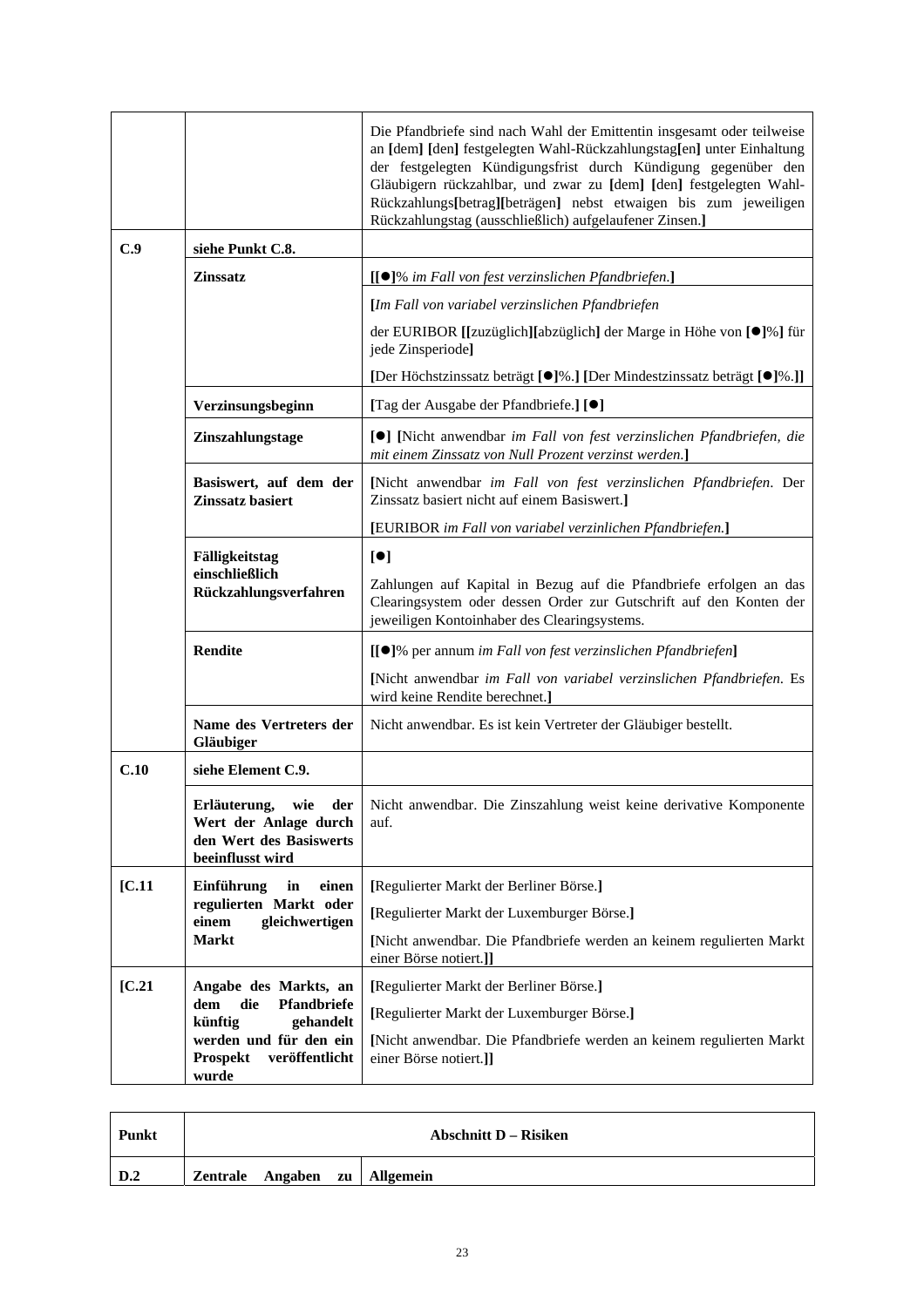| | | |
|---|---|---|
| | | Die Pfandbriefe sind nach Wahl der Emittentin insgesamt oder teilweise an **[**dem**]** **[**den**]** festgelegten Wahl-Rückzahlungstag**[**en**]** unter Einhaltung der festgelegten Kündigungsfrist durch Kündigung gegenüber den Gläubigern rückzahlbar, und zwar zu **[**dem**]** **[**den**]** festgelegten Wahl-Rückzahlungs**[**betrag**][**beträgen**]** nebst etwaigen bis zum jeweiligen Rückzahlungstag (ausschließlich) aufgelaufener Zinsen.**]** |
| **C.9** | **siehe Punkt C.8.** | |
| | **Zinssatz** | **[[●]**% *im Fall von fest verzinslichen Pfandbriefen.***]** |
| | | **[***Im Fall von variabel verzinslichen Pfandbriefen*<br><br>der EURIBOR **[[**zuzüglich**][**abzüglich**]** der Marge in Höhe von **[●]**%**]** für jede Zinsperiode**]**<br><br>**[**Der Höchstzinssatz beträgt **[●]**%.**]** **[**Der Mindestzinssatz beträgt **[●]**%.**]]** |
| | **Verzinsungsbeginn** | **[**Tag der Ausgabe der Pfandbriefe.**]** **[●]** |
| | **Zinszahlungstage** | **[●]** **[**Nicht anwendbar *im Fall von fest verzinslichen Pfandbriefen, die mit einem Zinssatz von Null Prozent verzinst werden.***]** |
| | **Basiswert, auf dem der Zinssatz basiert** | **[**Nicht anwendbar *im Fall von fest verzinslichen Pfandbriefen*. Der Zinssatz basiert nicht auf einem Basiswert.**]**<br><br>**[**EURIBOR *im Fall von variabel verzinlichen Pfandbriefen.***]** |
| | **Fälligkeitstag einschließlich Rückzahlungsverfahren** | **[●]**<br><br>Zahlungen auf Kapital in Bezug auf die Pfandbriefe erfolgen an das Clearingsystem oder dessen Order zur Gutschrift auf den Konten der jeweiligen Kontoinhaber des Clearingsystems. |
| | **Rendite** | **[[●]**% per annum *im Fall von fest verzinslichen Pfandbriefen***]**<br><br>**[**Nicht anwendbar *im Fall von variabel verzinslichen Pfandbriefen*. Es wird keine Rendite berechnet.**]** |
| | **Name des Vertreters der Gläubiger** | Nicht anwendbar. Es ist kein Vertreter der Gläubiger bestellt. |
| **C.10** | **siehe Element C.9.** | |
| | **Erläuterung, wie der Wert der Anlage durch den Wert des Basiswerts beeinflusst wird** | Nicht anwendbar. Die Zinszahlung weist keine derivative Komponente auf. |
| **[C.11** | **Einführung in einen regulierten Markt oder einem gleichwertigen Markt** | **[**Regulierter Markt der Berliner Börse.**]**<br><br>**[**Regulierter Markt der Luxemburger Börse.**]**<br><br>**[**Nicht anwendbar. Die Pfandbriefe werden an keinem regulierten Markt einer Börse notiert.**]]** |
| **[C.21** | **Angabe des Markts, an dem die Pfandbriefe künftig gehandelt werden und für den ein Prospekt veröffentlicht wurde** | **[**Regulierter Markt der Berliner Börse.**]**<br><br>**[**Regulierter Markt der Luxemburger Börse.**]**<br><br>**[**Nicht anwendbar. Die Pfandbriefe werden an keinem regulierten Markt einer Börse notiert.**]]** |

| Punkt | Abschnitt D – Risiken | |
|---|---|---|
| **D.2** | **Zentrale Angaben zu** | **Allgemein** |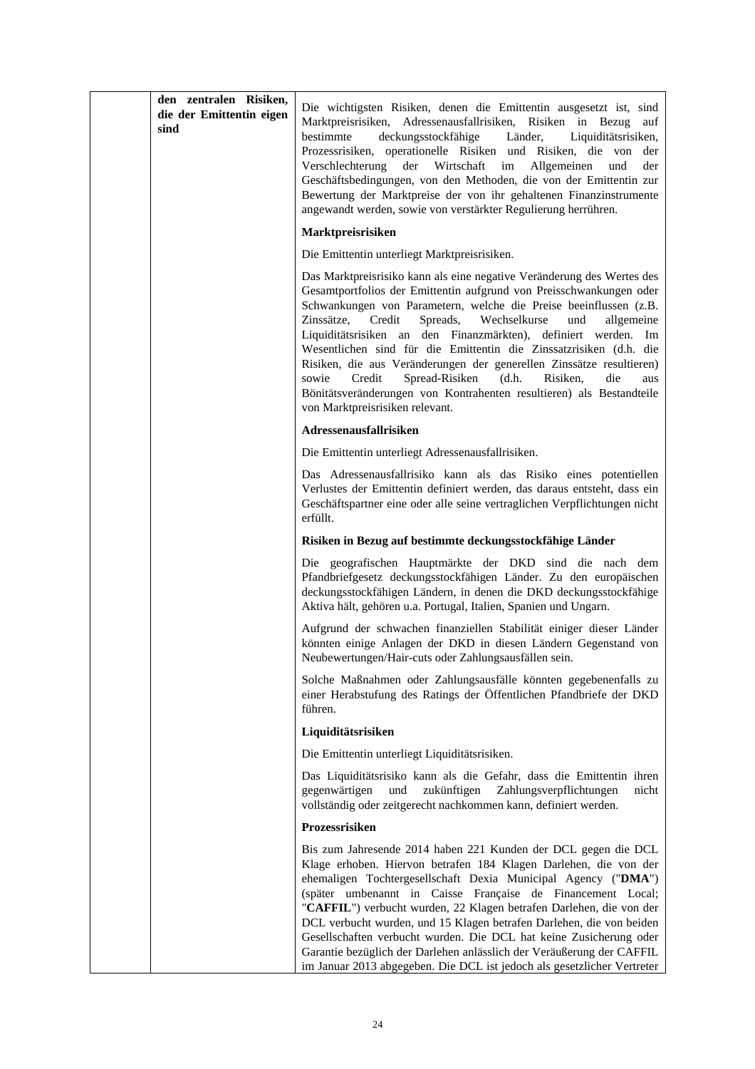| | den zentralen Risiken, die der Emittentin eigen sind | Die wichtigsten Risiken, denen die Emittentin ausgesetzt ist, sind Marktpreisrisiken, Adressenausfallrisiken, Risiken in Bezug auf bestimmte deckungsstockfähige Länder, Liquiditätsrisiken, Prozessrisiken, operationelle Risiken und Risiken, die von der Verschlechterung der Wirtschaft im Allgemeinen und der Geschäftsbedingungen, von den Methoden, die von der Emittentin zur Bewertung der Marktpreise der von ihr gehaltenen Finanzinstrumente angewandt werden, sowie von verstärkter Regulierung herrühren.<br><br>**Marktpreisrisiken**<br><br>Die Emittentin unterliegt Marktpreisrisiken.<br><br>Das Marktpreisrisiko kann als eine negative Veränderung des Wertes des Gesamtportfolios der Emittentin aufgrund von Preisschwankungen oder Schwankungen von Parametern, welche die Preise beeinflussen (z.B. Zinssätze, Credit Spreads, Wechselkurse und allgemeine Liquiditätsrisiken an den Finanzmärkten), definiert werden. Im Wesentlichen sind für die Emittentin die Zinssatzrisiken (d.h. die Risiken, die aus Veränderungen der generellen Zinssätze resultieren) sowie Credit Spread-Risiken (d.h. Risiken, die aus Bonitätsveränderungen von Kontrahenten resultieren) als Bestandteile von Marktpreisrisiken relevant.<br><br>**Adressenausfallrisiken**<br><br>Die Emittentin unterliegt Adressenausfallrisiken.<br><br>Das Adressenausfallrisiko kann als das Risiko eines potentiellen Verlustes der Emittentin definiert werden, das daraus entsteht, dass ein Geschäftspartner eine oder alle seine vertraglichen Verpflichtungen nicht erfüllt.<br><br>**Risiken in Bezug auf bestimmte deckungsstockfähige Länder**<br><br>Die geografischen Hauptmärkte der DKD sind die nach dem Pfandbriefgesetz deckungsstockfähigen Länder. Zu den europäischen deckungsstockfähigen Ländern, in denen die DKD deckungsstockfähige Aktiva hält, gehören u.a. Portugal, Italien, Spanien und Ungarn.<br><br>Aufgrund der schwachen finanziellen Stabilität einiger dieser Länder könnten einige Anlagen der DKD in diesen Ländern Gegenstand von Neubewertungen/Hair-cuts oder Zahlungsausfällen sein.<br><br>Solche Maßnahmen oder Zahlungsausfälle könnten gegebenenfalls zu einer Herabstufung des Ratings der Öffentlichen Pfandbriefe der DKD führen.<br><br>**Liquiditätsrisiken**<br><br>Die Emittentin unterliegt Liquiditätsrisiken.<br><br>Das Liquiditätsrisiko kann als die Gefahr, dass die Emittentin ihren gegenwärtigen und zukünftigen Zahlungsverpflichtungen nicht vollständig oder zeitgerecht nachkommen kann, definiert werden.<br><br>**Prozessrisiken**<br><br>Bis zum Jahresende 2014 haben 221 Kunden der DCL gegen die DCL Klage erhoben. Hiervon betrafen 184 Klagen Darlehen, die von der ehemaligen Tochtergesellschaft Dexia Municipal Agency ("**DMA**") (später umbenannt in Caisse Française de Financement Local; "**CAFFIL**") verbucht wurden, 22 Klagen betrafen Darlehen, die von der DCL verbucht wurden, und 15 Klagen betrafen Darlehen, die von beiden Gesellschaften verbucht wurden. Die DCL hat keine Zusicherung oder Garantie bezüglich der Darlehen anlässlich der Veräußerung der CAFFIL im Januar 2013 abgegeben. Die DCL ist jedoch als gesetzlicher Vertreter |
|---|---|---|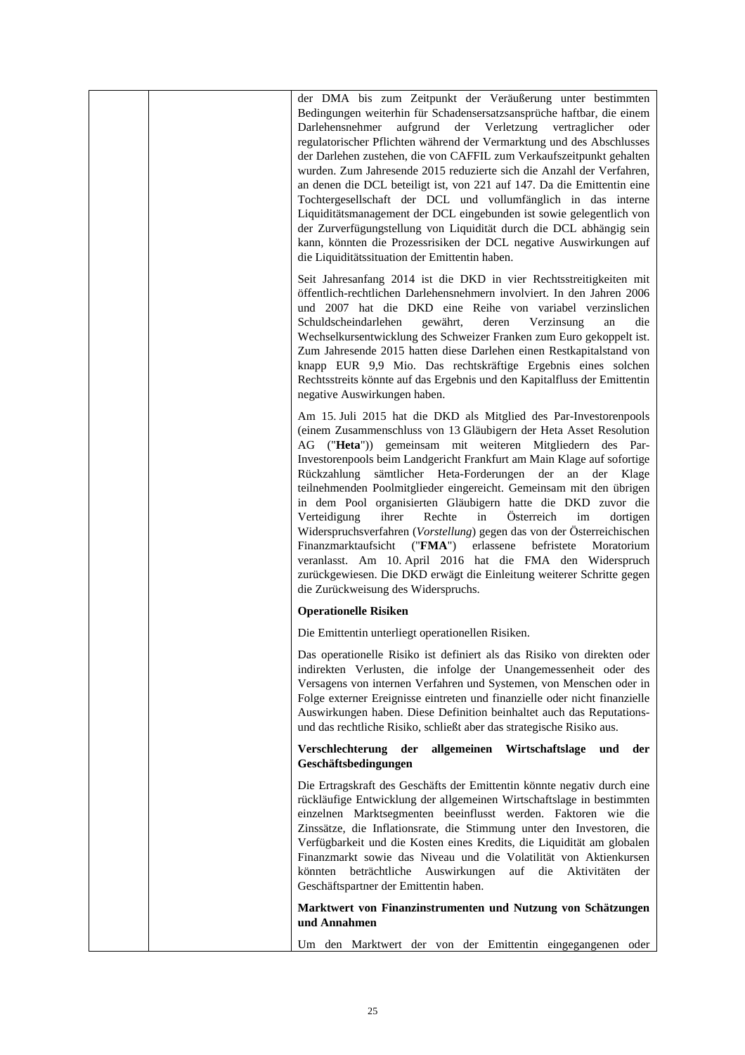| | | der DMA bis zum Zeitpunkt der Veräußerung unter bestimmten Bedingungen weiterhin für Schadensersatzsansprüche haftbar, die einem Darlehensnehmer aufgrund der Verletzung vertraglicher oder regulatorischer Pflichten während der Vermarktung und des Abschlusses der Darlehen zustehen, die von CAFFIL zum Verkaufszeitpunkt gehalten wurden. Zum Jahresende 2015 reduzierte sich die Anzahl der Verfahren, an denen die DCL beteiligt ist, von 221 auf 147. Da die Emittentin eine Tochtergesellschaft der DCL und vollumfänglich in das interne Liquiditätsmanagement der DCL eingebunden ist sowie gelegentlich von der Zurverfügungstellung von Liquidität durch die DCL abhängig sein kann, könnten die Prozessrisiken der DCL negative Auswirkungen auf die Liquiditätssituation der Emittentin haben.<br><br>Seit Jahresanfang 2014 ist die DKD in vier Rechtsstreitigkeiten mit öffentlich-rechtlichen Darlehensnehmern involviert. In den Jahren 2006 und 2007 hat die DKD eine Reihe von variabel verzinslichen Schuldscheindarlehen gewährt, deren Verzinsung an die Wechselkursentwicklung des Schweizer Franken zum Euro gekoppelt ist. Zum Jahresende 2015 hatten diese Darlehen einen Restkapitalstand von knapp EUR 9,9 Mio. Das rechtskräftige Ergebnis eines solchen Rechtsstreits könnte auf das Ergebnis und den Kapitalfluss der Emittentin negative Auswirkungen haben.<br><br>Am 15. Juli 2015 hat die DKD als Mitglied des Par-Investorenpools (einem Zusammenschluss von 13 Gläubigern der Heta Asset Resolution AG ("**Heta**")) gemeinsam mit weiteren Mitgliedern des Par-Investorenpools beim Landgericht Frankfurt am Main Klage auf sofortige Rückzahlung sämtlicher Heta-Forderungen der an der Klage teilnehmenden Poolmitglieder eingereicht. Gemeinsam mit den übrigen in dem Pool organisierten Gläubigern hatte die DKD zuvor die Verteidigung ihrer Rechte in Österreich im dortigen Widerspruchsverfahren (*Vorstellung*) gegen das von der Österreichischen Finanzmarktaufsicht ("**FMA**") erlassene befristete Moratorium veranlasst. Am 10. April 2016 hat die FMA den Widerspruch zurückgewiesen. Die DKD erwägt die Einleitung weiterer Schritte gegen die Zurückweisung des Widerspruchs.<br><br>**Operationelle Risiken**<br><br>Die Emittentin unterliegt operationellen Risiken.<br><br>Das operationelle Risiko ist definiert als das Risiko von direkten oder indirekten Verlusten, die infolge der Unangemessenheit oder des Versagens von internen Verfahren und Systemen, von Menschen oder in Folge externer Ereignisse eintreten und finanzielle oder nicht finanzielle Auswirkungen haben. Diese Definition beinhaltet auch das Reputations- und das rechtliche Risiko, schließt aber das strategische Risiko aus.<br><br>**Verschlechterung der allgemeinen Wirtschaftslage und der Geschäftsbedingungen**<br><br>Die Ertragskraft des Geschäfts der Emittentin könnte negativ durch eine rückläufige Entwicklung der allgemeinen Wirtschaftslage in bestimmten einzelnen Marktsegmenten beeinflusst werden. Faktoren wie die Zinssätze, die Inflationsrate, die Stimmung unter den Investoren, die Verfügbarkeit und die Kosten eines Kredits, die Liquidität am globalen Finanzmarkt sowie das Niveau und die Volatilität von Aktienkursen könnten beträchtliche Auswirkungen auf die Aktivitäten der Geschäftspartner der Emittentin haben.<br><br>**Marktwert von Finanzinstrumenten und Nutzung von Schätzungen und Annahmen**<br><br>Um den Marktwert der von der Emittentin eingegangenen oder |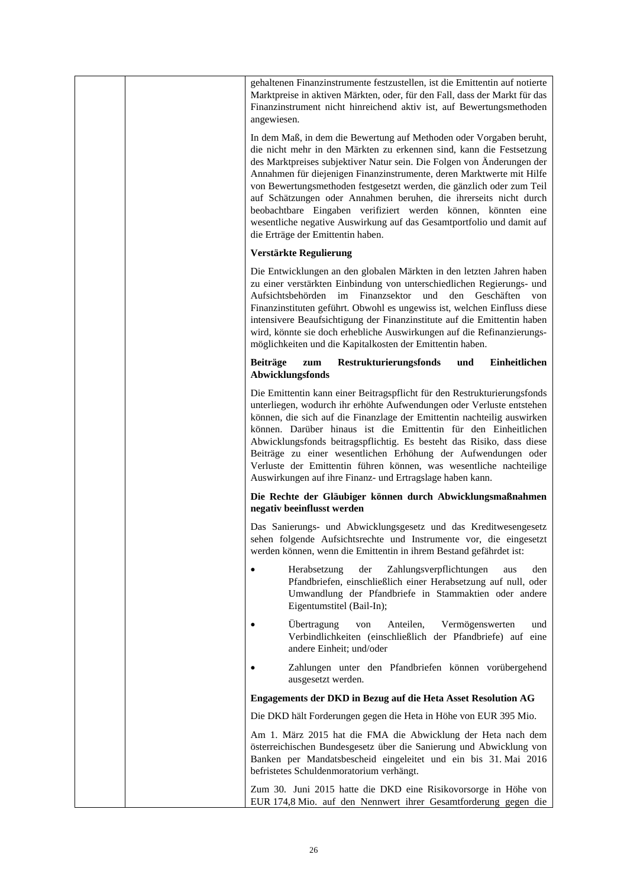| | | gehaltenen Finanzinstrumente festzustellen, ist die Emittentin auf notierte Marktpreise in aktiven Märkten, oder, für den Fall, dass der Markt für das Finanzinstrument nicht hinreichend aktiv ist, auf Bewertungsmethoden angewiesen.<br><br>In dem Maß, in dem die Bewertung auf Methoden oder Vorgaben beruht, die nicht mehr in den Märkten zu erkennen sind, kann die Festsetzung des Marktpreises subjektiver Natur sein. Die Folgen von Änderungen der Annahmen für diejenigen Finanzinstrumente, deren Marktwerte mit Hilfe von Bewertungsmethoden festgesetzt werden, die gänzlich oder zum Teil auf Schätzungen oder Annahmen beruhen, die ihrerseits nicht durch beobachtbare Eingaben verifiziert werden können, könnten eine wesentliche negative Auswirkung auf das Gesamtportfolio und damit auf die Erträge der Emittentin haben.<br><br>**Verstärkte Regulierung**<br><br>Die Entwicklungen an den globalen Märkten in den letzten Jahren haben zu einer verstärkten Einbindung von unterschiedlichen Regierungs- und Aufsichtsbehörden im Finanzsektor und den Geschäften von Finanzinstituten geführt. Obwohl es ungewiss ist, welchen Einfluss diese intensivere Beaufsichtigung der Finanzinstitute auf die Emittentin haben wird, könnte sie doch erhebliche Auswirkungen auf die Refinanzierungs-möglichkeiten und die Kapitalkosten der Emittentin haben.<br><br>**Beiträge zum Restrukturierungsfonds und Einheitlichen Abwicklungsfonds**<br><br>Die Emittentin kann einer Beitragspflicht für den Restrukturierungsfonds unterliegen, wodurch ihr erhöhte Aufwendungen oder Verluste entstehen können, die sich auf die Finanzlage der Emittentin nachteilig auswirken können. Darüber hinaus ist die Emittentin für den Einheitlichen Abwicklungsfonds beitragspflichtig. Es besteht das Risiko, dass diese Beiträge zu einer wesentlichen Erhöhung der Aufwendungen oder Verluste der Emittentin führen können, was wesentliche nachteilige Auswirkungen auf ihre Finanz- und Ertragslage haben kann.<br><br>**Die Rechte der Gläubiger können durch Abwicklungsmaßnahmen negativ beeinflusst werden**<br><br>Das Sanierungs- und Abwicklungsgesetz und das Kreditwesengesetz sehen folgende Aufsichtsrechte und Instrumente vor, die eingesetzt werden können, wenn die Emittentin in ihrem Bestand gefährdet ist:<br><br>• Herabsetzung der Zahlungsverpflichtungen aus den Pfandbriefen, einschließlich einer Herabsetzung auf null, oder Umwandlung der Pfandbriefe in Stammaktien oder andere Eigentumstitel (Bail-In);<br><br>• Übertragung von Anteilen, Vermögenswerten und Verbindlichkeiten (einschließlich der Pfandbriefe) auf eine andere Einheit; und/oder<br><br>• Zahlungen unter den Pfandbriefen können vorübergehend ausgesetzt werden.<br><br>**Engagements der DKD in Bezug auf die Heta Asset Resolution AG**<br><br>Die DKD hält Forderungen gegen die Heta in Höhe von EUR 395 Mio.<br><br>Am 1. März 2015 hat die FMA die Abwicklung der Heta nach dem österreichischen Bundesgesetz über die Sanierung und Abwicklung von Banken per Mandatsbescheid eingeleitet und ein bis 31. Mai 2016 befristetes Schuldenmoratorium verhängt.<br><br>Zum 30. Juni 2015 hatte die DKD eine Risikovorsorge in Höhe von EUR 174,8 Mio. auf den Nennwert ihrer Gesamtforderung gegen die |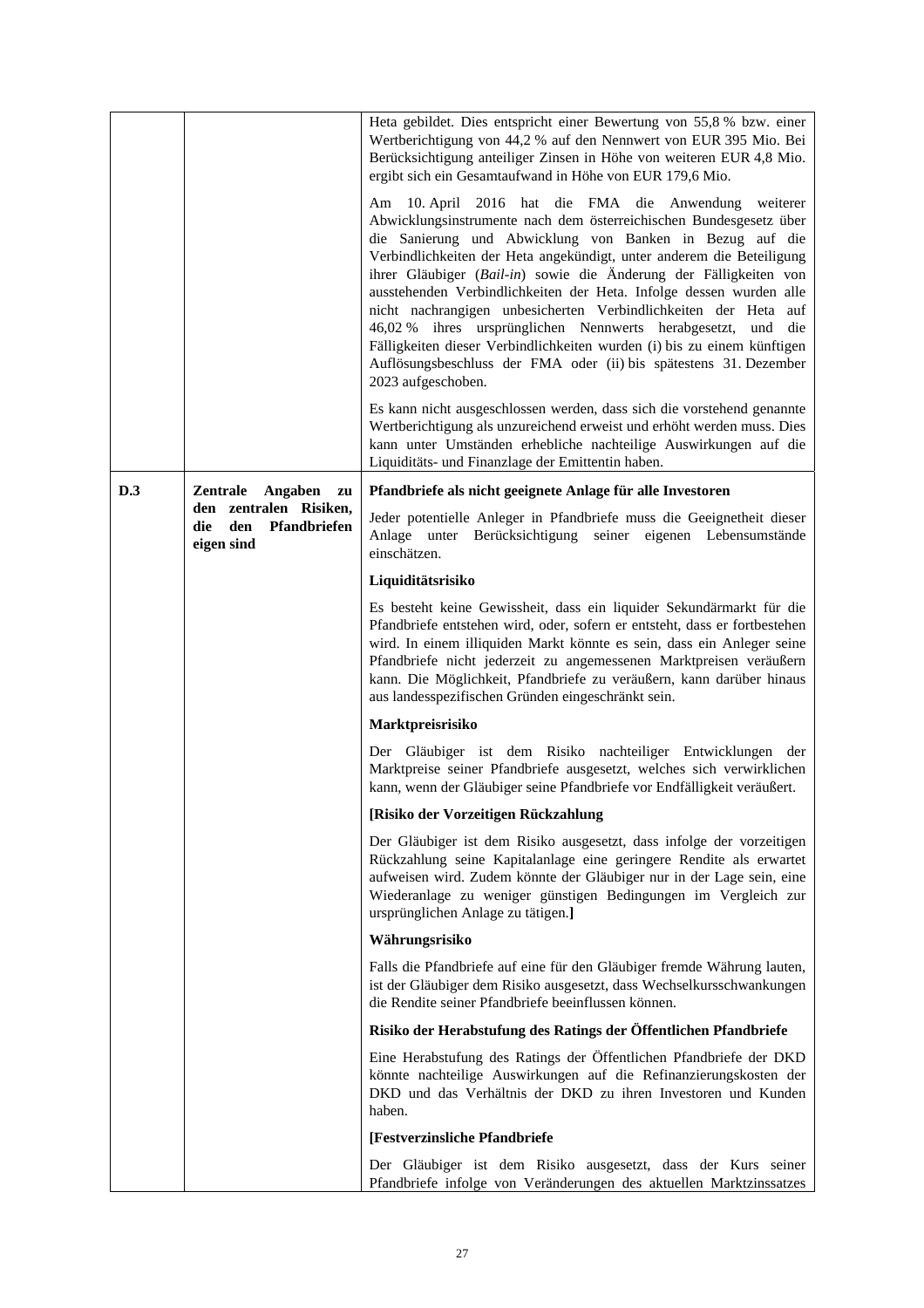| | | |
|---|---|---|
| | | Heta gebildet. Dies entspricht einer Bewertung von 55,8 % bzw. einer Wertberichtigung von 44,2 % auf den Nennwert von EUR 395 Mio. Bei Berücksichtigung anteiliger Zinsen in Höhe von weiteren EUR 4,8 Mio. ergibt sich ein Gesamtaufwand in Höhe von EUR 179,6 Mio.<br><br>Am 10. April 2016 hat die FMA die Anwendung weiterer Abwicklungsinstrumente nach dem österreichischen Bundesgesetz über die Sanierung und Abwicklung von Banken in Bezug auf die Verbindlichkeiten der Heta angekündigt, unter anderem die Beteiligung ihrer Gläubiger (*Bail-in*) sowie die Änderung der Fälligkeiten von ausstehenden Verbindlichkeiten der Heta. Infolge dessen wurden alle nicht nachrangigen unbesicherten Verbindlichkeiten der Heta auf 46,02 % ihres ursprünglichen Nennwerts herabgesetzt, und die Fälligkeiten dieser Verbindlichkeiten wurden (i) bis zu einem künftigen Auflösungsbeschluss der FMA oder (ii) bis spätestens 31. Dezember 2023 aufgeschoben.<br><br>Es kann nicht ausgeschlossen werden, dass sich die vorstehend genannte Wertberichtigung als unzureichend erweist und erhöht werden muss. Dies kann unter Umständen erhebliche nachteilige Auswirkungen auf die Liquiditäts- und Finanzlage der Emittentin haben. |
| **D.3** | **Zentrale Angaben zu den zentralen Risiken, die den Pfandbriefen eigen sind** | **Pfandbriefe als nicht geeignete Anlage für alle Investoren**<br><br>Jeder potentielle Anleger in Pfandbriefe muss die Geeignetheit dieser Anlage unter Berücksichtigung seiner eigenen Lebensumstände einschätzen.<br><br>**Liquiditätsrisiko**<br><br>Es besteht keine Gewissheit, dass ein liquider Sekundärmarkt für die Pfandbriefe entstehen wird, oder, sofern er entsteht, dass er fortbestehen wird. In einem illiquiden Markt könnte es sein, dass ein Anleger seine Pfandbriefe nicht jederzeit zu angemessenen Marktpreisen veräußern kann. Die Möglichkeit, Pfandbriefe zu veräußern, kann darüber hinaus aus landesspezifischen Gründen eingeschränkt sein.<br><br>**Marktpreisrisiko**<br><br>Der Gläubiger ist dem Risiko nachteiliger Entwicklungen der Marktpreise seiner Pfandbriefe ausgesetzt, welches sich verwirklichen kann, wenn der Gläubiger seine Pfandbriefe vor Endfälligkeit veräußert.<br><br>**[Risiko der Vorzeitigen Rückzahlung**<br><br>Der Gläubiger ist dem Risiko ausgesetzt, dass infolge der vorzeitigen Rückzahlung seine Kapitalanlage eine geringere Rendite als erwartet aufweisen wird. Zudem könnte der Gläubiger nur in der Lage sein, eine Wiederanlage zu weniger günstigen Bedingungen im Vergleich zur ursprünglichen Anlage zu tätigen.**]**<br><br>**Währungsrisiko**<br><br>Falls die Pfandbriefe auf eine für den Gläubiger fremde Währung lauten, ist der Gläubiger dem Risiko ausgesetzt, dass Wechselkursschwankungen die Rendite seiner Pfandbriefe beeinflussen können.<br><br>**Risiko der Herabstufung des Ratings der Öffentlichen Pfandbriefe**<br><br>Eine Herabstufung des Ratings der Öffentlichen Pfandbriefe der DKD könnte nachteilige Auswirkungen auf die Refinanzierungskosten der DKD und das Verhältnis der DKD zu ihren Investoren und Kunden haben.<br><br>**[Festverzinsliche Pfandbriefe**<br><br>Der Gläubiger ist dem Risiko ausgesetzt, dass der Kurs seiner Pfandbriefe infolge von Veränderungen des aktuellen Marktzinssatzes |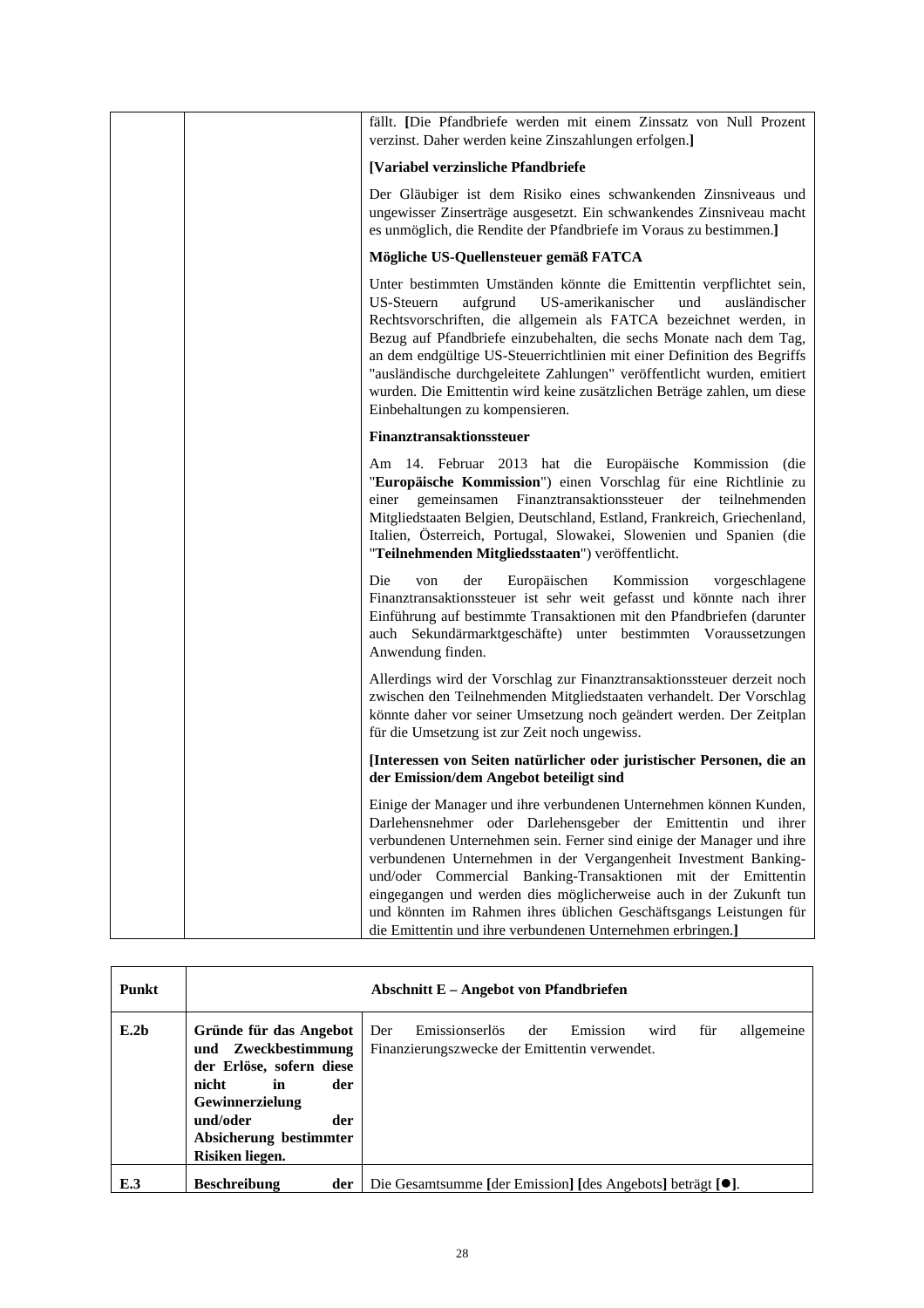| | | fällt. **[**Die Pfandbriefe werden mit einem Zinssatz von Null Prozent verzinst. Daher werden keine Zinszahlungen erfolgen.**]**<br><br>**[Variabel verzinsliche Pfandbriefe**<br><br>Der Gläubiger ist dem Risiko eines schwankenden Zinsniveaus und ungewisser Zinserträge ausgesetzt. Ein schwankendes Zinsniveau macht es unmöglich, die Rendite der Pfandbriefe im Voraus zu bestimmen.**]**<br><br>**Mögliche US-Quellensteuer gemäß FATCA**<br><br>Unter bestimmten Umständen könnte die Emittentin verpflichtet sein, US-Steuern aufgrund US-amerikanischer und ausländischer Rechtsvorschriften, die allgemein als FATCA bezeichnet werden, in Bezug auf Pfandbriefe einzubehalten, die sechs Monate nach dem Tag, an dem endgültige US-Steuerrichtlinien mit einer Definition des Begriffs "ausländische durchgeleitete Zahlungen" veröffentlicht wurden, emitiert wurden. Die Emittentin wird keine zusätzlichen Beträge zahlen, um diese Einbehaltungen zu kompensieren.<br><br>**Finanztransaktionssteuer**<br><br>Am 14. Februar 2013 hat die Europäische Kommission (die "**Europäische Kommission**") einen Vorschlag für eine Richtlinie zu einer gemeinsamen Finanztransaktionssteuer der teilnehmenden Mitgliedstaaten Belgien, Deutschland, Estland, Frankreich, Griechenland, Italien, Österreich, Portugal, Slowakei, Slowenien und Spanien (die "**Teilnehmenden Mitgliedsstaaten**") veröffentlicht.<br><br>Die von der Europäischen Kommission vorgeschlagene Finanztransaktionssteuer ist sehr weit gefasst und könnte nach ihrer Einführung auf bestimmte Transaktionen mit den Pfandbriefen (darunter auch Sekundärmarktgeschäfte) unter bestimmten Voraussetzungen Anwendung finden.<br><br>Allerdings wird der Vorschlag zur Finanztransaktionssteuer derzeit noch zwischen den Teilnehmenden Mitgliedstaaten verhandelt. Der Vorschlag könnte daher vor seiner Umsetzung noch geändert werden. Der Zeitplan für die Umsetzung ist zur Zeit noch ungewiss.<br><br>**[Interessen von Seiten natürlicher oder juristischer Personen, die an der Emission/dem Angebot beteiligt sind**<br><br>Einige der Manager und ihre verbundenen Unternehmen können Kunden, Darlehensnehmer oder Darlehensgeber der Emittentin und ihrer verbundenen Unternehmen sein. Ferner sind einige der Manager und ihre verbundenen Unternehmen in der Vergangenheit Investment Banking- und/oder Commercial Banking-Transaktionen mit der Emittentin eingegangen und werden dies möglicherweise auch in der Zukunft tun und könnten im Rahmen ihres üblichen Geschäftsgangs Leistungen für die Emittentin und ihre verbundenen Unternehmen erbringen.**]** |

| **Punkt** | **Abschnitt E – Angebot von Pfandbriefen** | |
|---|---|---|
| **E.2b** | **Gründe für das Angebot und Zweckbestimmung der Erlöse, sofern diese nicht in der Gewinnerzielung und/oder der Absicherung bestimmter Risiken liegen.** | Der Emissionserlös der Emission wird für allgemeine Finanzierungszwecke der Emittentin verwendet. |
| **E.3** | **Beschreibung der** | Die Gesamtsumme **[**der Emission**]** **[**des Angebots**]** beträgt **[●]**. |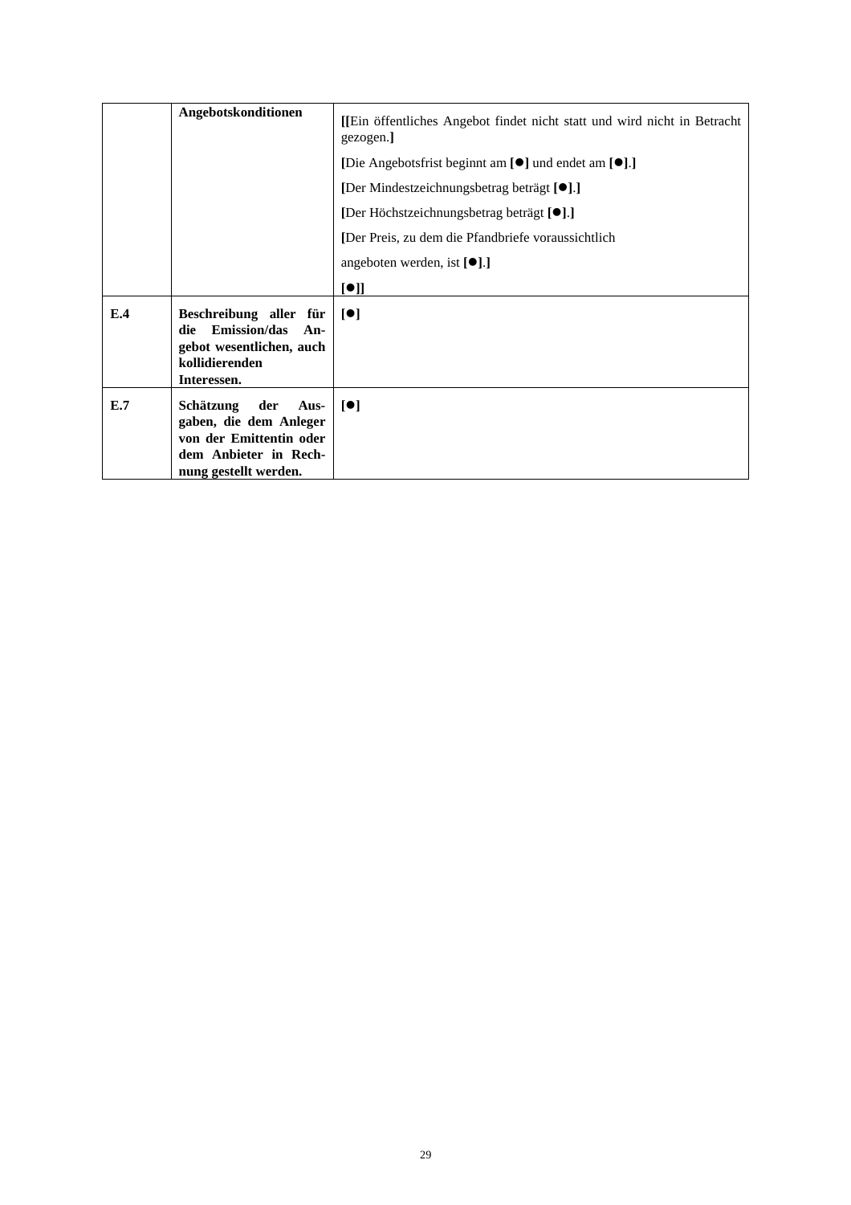| | | |
|---|---|---|
| | **Angebotskonditionen** | **[[**Ein öffentliches Angebot findet nicht statt und wird nicht in Betracht gezogen.**]**<br><br>**[**Die Angebotsfrist beginnt am **[●]** und endet am **[●]**.**]**<br><br>**[**Der Mindestzeichnungsbetrag beträgt **[●]**.**]**<br><br>**[**Der Höchstzeichnungsbetrag beträgt **[●]**.**]**<br><br>**[**Der Preis, zu dem die Pfandbriefe voraussichtlich<br><br>angeboten werden, ist **[●]**.**]**<br><br>**[●]]** |
| **E.4** | **Beschreibung aller für die Emission/das Angebot wesentlichen, auch kollidierenden Interessen.** | **[●]** |
| **E.7** | **Schätzung der Ausgaben, die dem Anleger von der Emittentin oder dem Anbieter in Rechnung gestellt werden.** | **[●]** |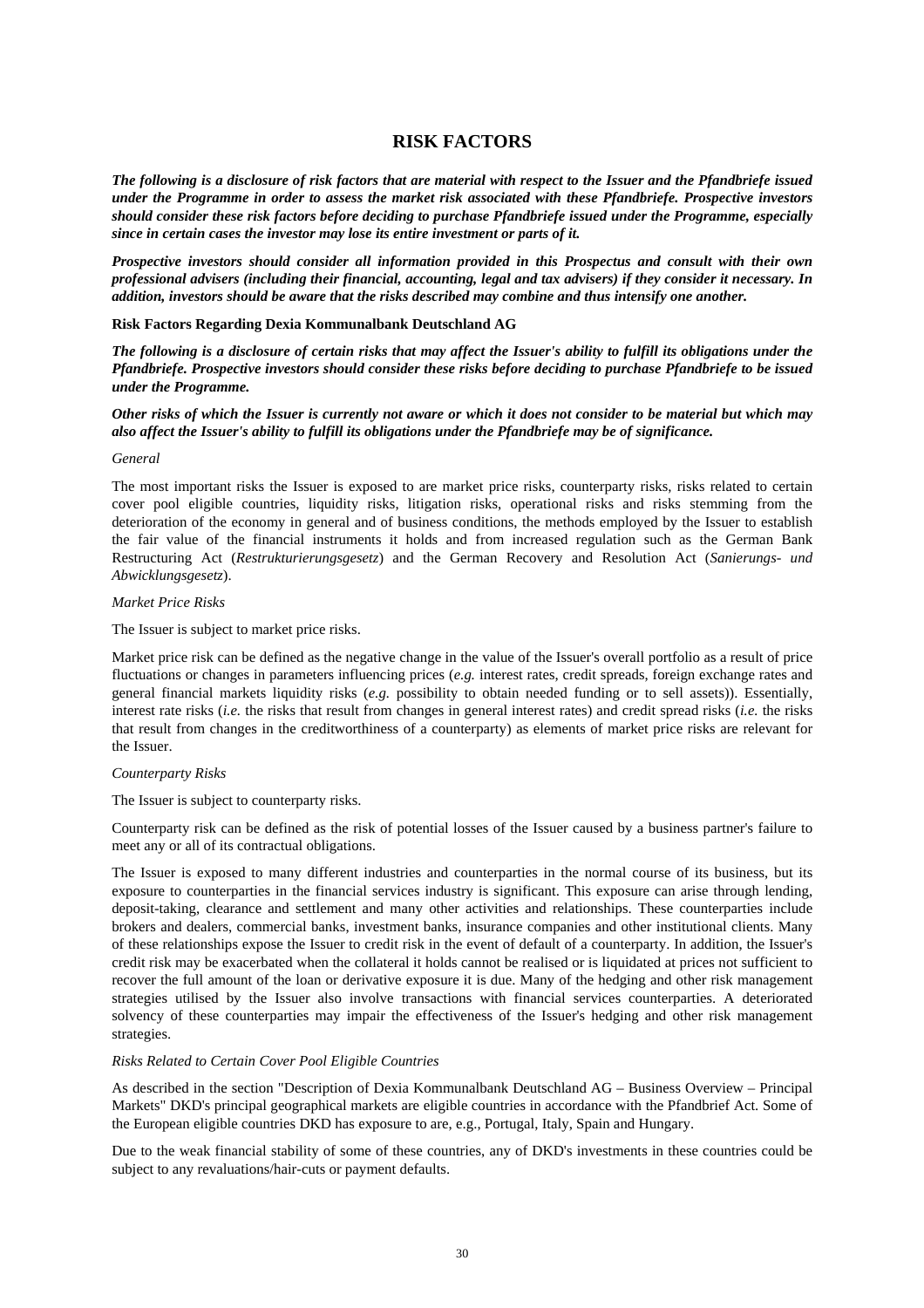# RISK FACTORS

***The following is a disclosure of risk factors that are material with respect to the Issuer and the Pfandbriefe issued under the Programme in order to assess the market risk associated with these Pfandbriefe. Prospective investors should consider these risk factors before deciding to purchase Pfandbriefe issued under the Programme, especially since in certain cases the investor may lose its entire investment or parts of it.***

***Prospective investors should consider all information provided in this Prospectus and consult with their own professional advisers (including their financial, accounting, legal and tax advisers) if they consider it necessary. In addition, investors should be aware that the risks described may combine and thus intensify one another.***

**Risk Factors Regarding Dexia Kommunalbank Deutschland AG**

***The following is a disclosure of certain risks that may affect the Issuer's ability to fulfill its obligations under the Pfandbriefe. Prospective investors should consider these risks before deciding to purchase Pfandbriefe to be issued under the Programme.***

***Other risks of which the Issuer is currently not aware or which it does not consider to be material but which may also affect the Issuer's ability to fulfill its obligations under the Pfandbriefe may be of significance.***

*General*

The most important risks the Issuer is exposed to are market price risks, counterparty risks, risks related to certain cover pool eligible countries, liquidity risks, litigation risks, operational risks and risks stemming from the deterioration of the economy in general and of business conditions, the methods employed by the Issuer to establish the fair value of the financial instruments it holds and from increased regulation such as the German Bank Restructuring Act (*Restrukturierungsgesetz*) and the German Recovery and Resolution Act (*Sanierungs- und Abwicklungsgesetz*).

*Market Price Risks*

The Issuer is subject to market price risks.

Market price risk can be defined as the negative change in the value of the Issuer's overall portfolio as a result of price fluctuations or changes in parameters influencing prices (*e.g.* interest rates, credit spreads, foreign exchange rates and general financial markets liquidity risks (*e.g.* possibility to obtain needed funding or to sell assets)). Essentially, interest rate risks (*i.e.* the risks that result from changes in general interest rates) and credit spread risks (*i.e.* the risks that result from changes in the creditworthiness of a counterparty) as elements of market price risks are relevant for the Issuer.

*Counterparty Risks*

The Issuer is subject to counterparty risks.

Counterparty risk can be defined as the risk of potential losses of the Issuer caused by a business partner's failure to meet any or all of its contractual obligations.

The Issuer is exposed to many different industries and counterparties in the normal course of its business, but its exposure to counterparties in the financial services industry is significant. This exposure can arise through lending, deposit-taking, clearance and settlement and many other activities and relationships. These counterparties include brokers and dealers, commercial banks, investment banks, insurance companies and other institutional clients. Many of these relationships expose the Issuer to credit risk in the event of default of a counterparty. In addition, the Issuer's credit risk may be exacerbated when the collateral it holds cannot be realised or is liquidated at prices not sufficient to recover the full amount of the loan or derivative exposure it is due. Many of the hedging and other risk management strategies utilised by the Issuer also involve transactions with financial services counterparties. A deteriorated solvency of these counterparties may impair the effectiveness of the Issuer's hedging and other risk management strategies.

*Risks Related to Certain Cover Pool Eligible Countries*

As described in the section "Description of Dexia Kommunalbank Deutschland AG – Business Overview – Principal Markets" DKD's principal geographical markets are eligible countries in accordance with the Pfandbrief Act. Some of the European eligible countries DKD has exposure to are, e.g., Portugal, Italy, Spain and Hungary.

Due to the weak financial stability of some of these countries, any of DKD's investments in these countries could be subject to any revaluations/hair-cuts or payment defaults.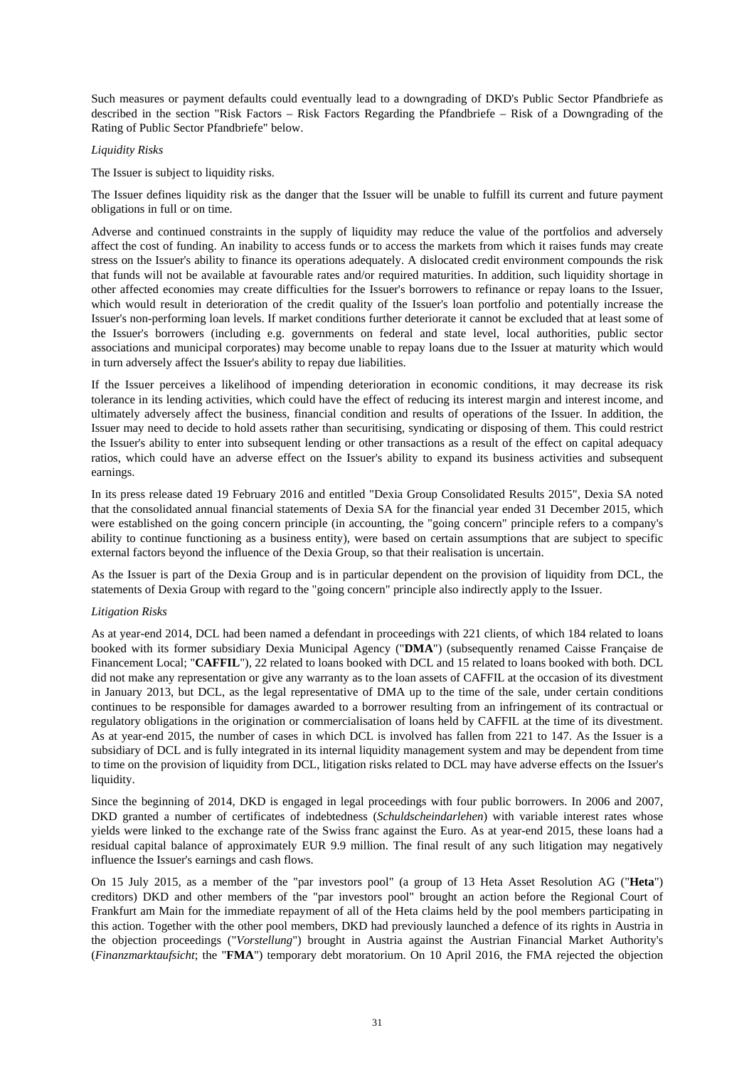Such measures or payment defaults could eventually lead to a downgrading of DKD's Public Sector Pfandbriefe as described in the section "Risk Factors – Risk Factors Regarding the Pfandbriefe – Risk of a Downgrading of the Rating of Public Sector Pfandbriefe" below.

*Liquidity Risks*

The Issuer is subject to liquidity risks.

The Issuer defines liquidity risk as the danger that the Issuer will be unable to fulfill its current and future payment obligations in full or on time.

Adverse and continued constraints in the supply of liquidity may reduce the value of the portfolios and adversely affect the cost of funding. An inability to access funds or to access the markets from which it raises funds may create stress on the Issuer's ability to finance its operations adequately. A dislocated credit environment compounds the risk that funds will not be available at favourable rates and/or required maturities. In addition, such liquidity shortage in other affected economies may create difficulties for the Issuer's borrowers to refinance or repay loans to the Issuer, which would result in deterioration of the credit quality of the Issuer's loan portfolio and potentially increase the Issuer's non-performing loan levels. If market conditions further deteriorate it cannot be excluded that at least some of the Issuer's borrowers (including e.g. governments on federal and state level, local authorities, public sector associations and municipal corporates) may become unable to repay loans due to the Issuer at maturity which would in turn adversely affect the Issuer's ability to repay due liabilities.

If the Issuer perceives a likelihood of impending deterioration in economic conditions, it may decrease its risk tolerance in its lending activities, which could have the effect of reducing its interest margin and interest income, and ultimately adversely affect the business, financial condition and results of operations of the Issuer. In addition, the Issuer may need to decide to hold assets rather than securitising, syndicating or disposing of them. This could restrict the Issuer's ability to enter into subsequent lending or other transactions as a result of the effect on capital adequacy ratios, which could have an adverse effect on the Issuer's ability to expand its business activities and subsequent earnings.

In its press release dated 19 February 2016 and entitled "Dexia Group Consolidated Results 2015", Dexia SA noted that the consolidated annual financial statements of Dexia SA for the financial year ended 31 December 2015, which were established on the going concern principle (in accounting, the "going concern" principle refers to a company's ability to continue functioning as a business entity), were based on certain assumptions that are subject to specific external factors beyond the influence of the Dexia Group, so that their realisation is uncertain.

As the Issuer is part of the Dexia Group and is in particular dependent on the provision of liquidity from DCL, the statements of Dexia Group with regard to the "going concern" principle also indirectly apply to the Issuer.

*Litigation Risks*

As at year-end 2014, DCL had been named a defendant in proceedings with 221 clients, of which 184 related to loans booked with its former subsidiary Dexia Municipal Agency ("**DMA**") (subsequently renamed Caisse Française de Financement Local; "**CAFFIL**"), 22 related to loans booked with DCL and 15 related to loans booked with both. DCL did not make any representation or give any warranty as to the loan assets of CAFFIL at the occasion of its divestment in January 2013, but DCL, as the legal representative of DMA up to the time of the sale, under certain conditions continues to be responsible for damages awarded to a borrower resulting from an infringement of its contractual or regulatory obligations in the origination or commercialisation of loans held by CAFFIL at the time of its divestment. As at year-end 2015, the number of cases in which DCL is involved has fallen from 221 to 147. As the Issuer is a subsidiary of DCL and is fully integrated in its internal liquidity management system and may be dependent from time to time on the provision of liquidity from DCL, litigation risks related to DCL may have adverse effects on the Issuer's liquidity.

Since the beginning of 2014, DKD is engaged in legal proceedings with four public borrowers. In 2006 and 2007, DKD granted a number of certificates of indebtedness (*Schuldscheindarlehen*) with variable interest rates whose yields were linked to the exchange rate of the Swiss franc against the Euro. As at year-end 2015, these loans had a residual capital balance of approximately EUR 9.9 million. The final result of any such litigation may negatively influence the Issuer's earnings and cash flows.

On 15 July 2015, as a member of the "par investors pool" (a group of 13 Heta Asset Resolution AG ("**Heta**") creditors) DKD and other members of the "par investors pool" brought an action before the Regional Court of Frankfurt am Main for the immediate repayment of all of the Heta claims held by the pool members participating in this action. Together with the other pool members, DKD had previously launched a defence of its rights in Austria in the objection proceedings ("*Vorstellung*") brought in Austria against the Austrian Financial Market Authority's (*Finanzmarktaufsicht*; the "**FMA**") temporary debt moratorium. On 10 April 2016, the FMA rejected the objection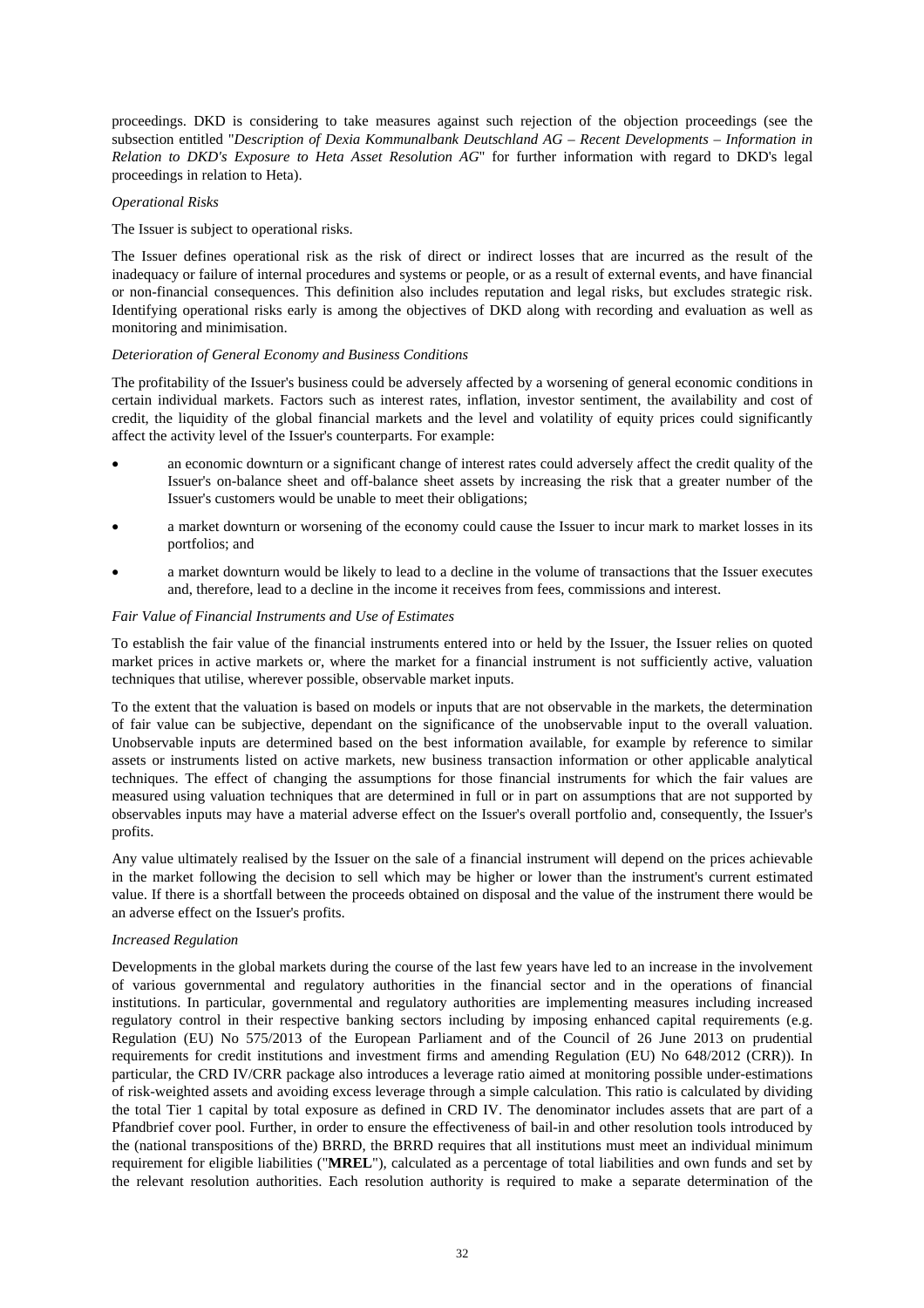proceedings. DKD is considering to take measures against such rejection of the objection proceedings (see the subsection entitled "*Description of Dexia Kommunalbank Deutschland AG – Recent Developments – Information in Relation to DKD's Exposure to Heta Asset Resolution AG*" for further information with regard to DKD's legal proceedings in relation to Heta).

*Operational Risks*

The Issuer is subject to operational risks.

The Issuer defines operational risk as the risk of direct or indirect losses that are incurred as the result of the inadequacy or failure of internal procedures and systems or people, or as a result of external events, and have financial or non-financial consequences. This definition also includes reputation and legal risks, but excludes strategic risk. Identifying operational risks early is among the objectives of DKD along with recording and evaluation as well as monitoring and minimisation.

*Deterioration of General Economy and Business Conditions*

The profitability of the Issuer's business could be adversely affected by a worsening of general economic conditions in certain individual markets. Factors such as interest rates, inflation, investor sentiment, the availability and cost of credit, the liquidity of the global financial markets and the level and volatility of equity prices could significantly affect the activity level of the Issuer's counterparts. For example:

- an economic downturn or a significant change of interest rates could adversely affect the credit quality of the Issuer's on-balance sheet and off-balance sheet assets by increasing the risk that a greater number of the Issuer's customers would be unable to meet their obligations;
- a market downturn or worsening of the economy could cause the Issuer to incur mark to market losses in its portfolios; and
- a market downturn would be likely to lead to a decline in the volume of transactions that the Issuer executes and, therefore, lead to a decline in the income it receives from fees, commissions and interest.

*Fair Value of Financial Instruments and Use of Estimates*

To establish the fair value of the financial instruments entered into or held by the Issuer, the Issuer relies on quoted market prices in active markets or, where the market for a financial instrument is not sufficiently active, valuation techniques that utilise, wherever possible, observable market inputs.

To the extent that the valuation is based on models or inputs that are not observable in the markets, the determination of fair value can be subjective, dependant on the significance of the unobservable input to the overall valuation. Unobservable inputs are determined based on the best information available, for example by reference to similar assets or instruments listed on active markets, new business transaction information or other applicable analytical techniques. The effect of changing the assumptions for those financial instruments for which the fair values are measured using valuation techniques that are determined in full or in part on assumptions that are not supported by observables inputs may have a material adverse effect on the Issuer's overall portfolio and, consequently, the Issuer's profits.

Any value ultimately realised by the Issuer on the sale of a financial instrument will depend on the prices achievable in the market following the decision to sell which may be higher or lower than the instrument's current estimated value. If there is a shortfall between the proceeds obtained on disposal and the value of the instrument there would be an adverse effect on the Issuer's profits.

*Increased Regulation*

Developments in the global markets during the course of the last few years have led to an increase in the involvement of various governmental and regulatory authorities in the financial sector and in the operations of financial institutions. In particular, governmental and regulatory authorities are implementing measures including increased regulatory control in their respective banking sectors including by imposing enhanced capital requirements (e.g. Regulation (EU) No 575/2013 of the European Parliament and of the Council of 26 June 2013 on prudential requirements for credit institutions and investment firms and amending Regulation (EU) No 648/2012 (CRR)). In particular, the CRD IV/CRR package also introduces a leverage ratio aimed at monitoring possible under-estimations of risk-weighted assets and avoiding excess leverage through a simple calculation. This ratio is calculated by dividing the total Tier 1 capital by total exposure as defined in CRD IV. The denominator includes assets that are part of a Pfandbrief cover pool. Further, in order to ensure the effectiveness of bail-in and other resolution tools introduced by the (national transpositions of the) BRRD, the BRRD requires that all institutions must meet an individual minimum requirement for eligible liabilities ("**MREL**"), calculated as a percentage of total liabilities and own funds and set by the relevant resolution authorities. Each resolution authority is required to make a separate determination of the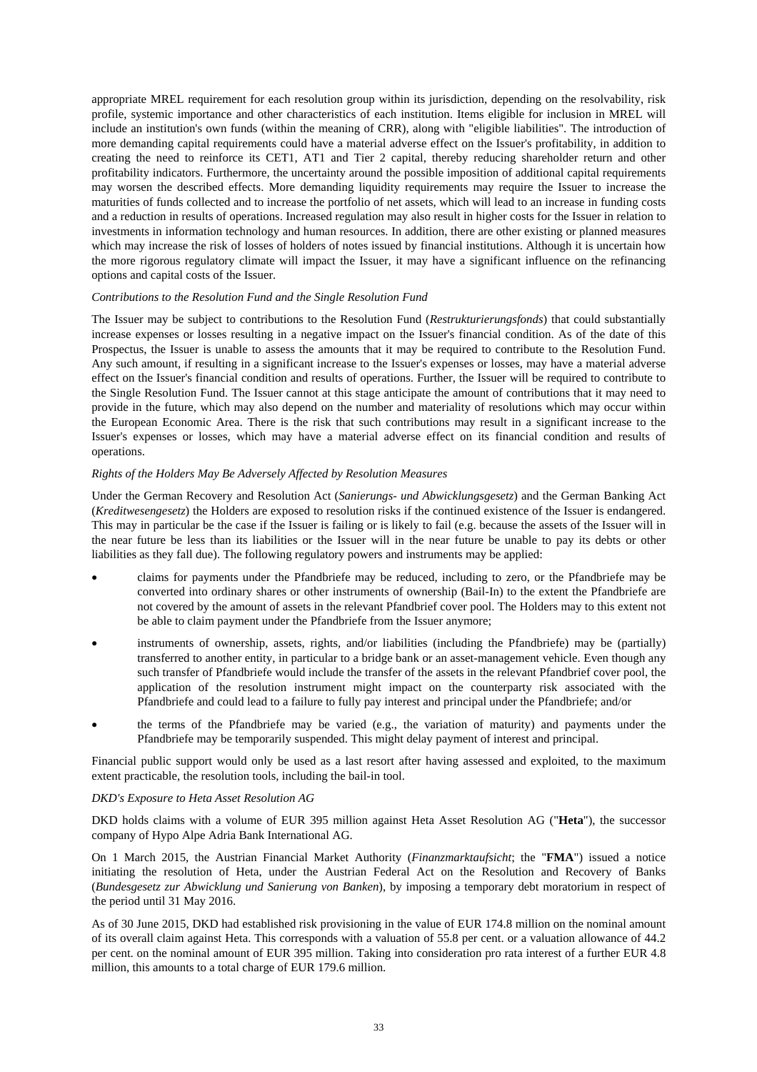appropriate MREL requirement for each resolution group within its jurisdiction, depending on the resolvability, risk profile, systemic importance and other characteristics of each institution. Items eligible for inclusion in MREL will include an institution's own funds (within the meaning of CRR), along with "eligible liabilities". The introduction of more demanding capital requirements could have a material adverse effect on the Issuer's profitability, in addition to creating the need to reinforce its CET1, AT1 and Tier 2 capital, thereby reducing shareholder return and other profitability indicators. Furthermore, the uncertainty around the possible imposition of additional capital requirements may worsen the described effects. More demanding liquidity requirements may require the Issuer to increase the maturities of funds collected and to increase the portfolio of net assets, which will lead to an increase in funding costs and a reduction in results of operations. Increased regulation may also result in higher costs for the Issuer in relation to investments in information technology and human resources. In addition, there are other existing or planned measures which may increase the risk of losses of holders of notes issued by financial institutions. Although it is uncertain how the more rigorous regulatory climate will impact the Issuer, it may have a significant influence on the refinancing options and capital costs of the Issuer.

*Contributions to the Resolution Fund and the Single Resolution Fund*

The Issuer may be subject to contributions to the Resolution Fund (*Restrukturierungsfonds*) that could substantially increase expenses or losses resulting in a negative impact on the Issuer's financial condition. As of the date of this Prospectus, the Issuer is unable to assess the amounts that it may be required to contribute to the Resolution Fund. Any such amount, if resulting in a significant increase to the Issuer's expenses or losses, may have a material adverse effect on the Issuer's financial condition and results of operations. Further, the Issuer will be required to contribute to the Single Resolution Fund. The Issuer cannot at this stage anticipate the amount of contributions that it may need to provide in the future, which may also depend on the number and materiality of resolutions which may occur within the European Economic Area. There is the risk that such contributions may result in a significant increase to the Issuer's expenses or losses, which may have a material adverse effect on its financial condition and results of operations.

*Rights of the Holders May Be Adversely Affected by Resolution Measures*

Under the German Recovery and Resolution Act (*Sanierungs- und Abwicklungsgesetz*) and the German Banking Act (*Kreditwesengesetz*) the Holders are exposed to resolution risks if the continued existence of the Issuer is endangered. This may in particular be the case if the Issuer is failing or is likely to fail (e.g. because the assets of the Issuer will in the near future be less than its liabilities or the Issuer will in the near future be unable to pay its debts or other liabilities as they fall due). The following regulatory powers and instruments may be applied:

- claims for payments under the Pfandbriefe may be reduced, including to zero, or the Pfandbriefe may be converted into ordinary shares or other instruments of ownership (Bail-In) to the extent the Pfandbriefe are not covered by the amount of assets in the relevant Pfandbrief cover pool. The Holders may to this extent not be able to claim payment under the Pfandbriefe from the Issuer anymore;
- instruments of ownership, assets, rights, and/or liabilities (including the Pfandbriefe) may be (partially) transferred to another entity, in particular to a bridge bank or an asset-management vehicle. Even though any such transfer of Pfandbriefe would include the transfer of the assets in the relevant Pfandbrief cover pool, the application of the resolution instrument might impact on the counterparty risk associated with the Pfandbriefe and could lead to a failure to fully pay interest and principal under the Pfandbriefe; and/or
- the terms of the Pfandbriefe may be varied (e.g., the variation of maturity) and payments under the Pfandbriefe may be temporarily suspended. This might delay payment of interest and principal.

Financial public support would only be used as a last resort after having assessed and exploited, to the maximum extent practicable, the resolution tools, including the bail-in tool.

*DKD's Exposure to Heta Asset Resolution AG*

DKD holds claims with a volume of EUR 395 million against Heta Asset Resolution AG ("**Heta**"), the successor company of Hypo Alpe Adria Bank International AG.

On 1 March 2015, the Austrian Financial Market Authority (*Finanzmarktaufsicht*; the "**FMA**") issued a notice initiating the resolution of Heta, under the Austrian Federal Act on the Resolution and Recovery of Banks (*Bundesgesetz zur Abwicklung und Sanierung von Banken*), by imposing a temporary debt moratorium in respect of the period until 31 May 2016.

As of 30 June 2015, DKD had established risk provisioning in the value of EUR 174.8 million on the nominal amount of its overall claim against Heta. This corresponds with a valuation of 55.8 per cent. or a valuation allowance of 44.2 per cent. on the nominal amount of EUR 395 million. Taking into consideration pro rata interest of a further EUR 4.8 million, this amounts to a total charge of EUR 179.6 million.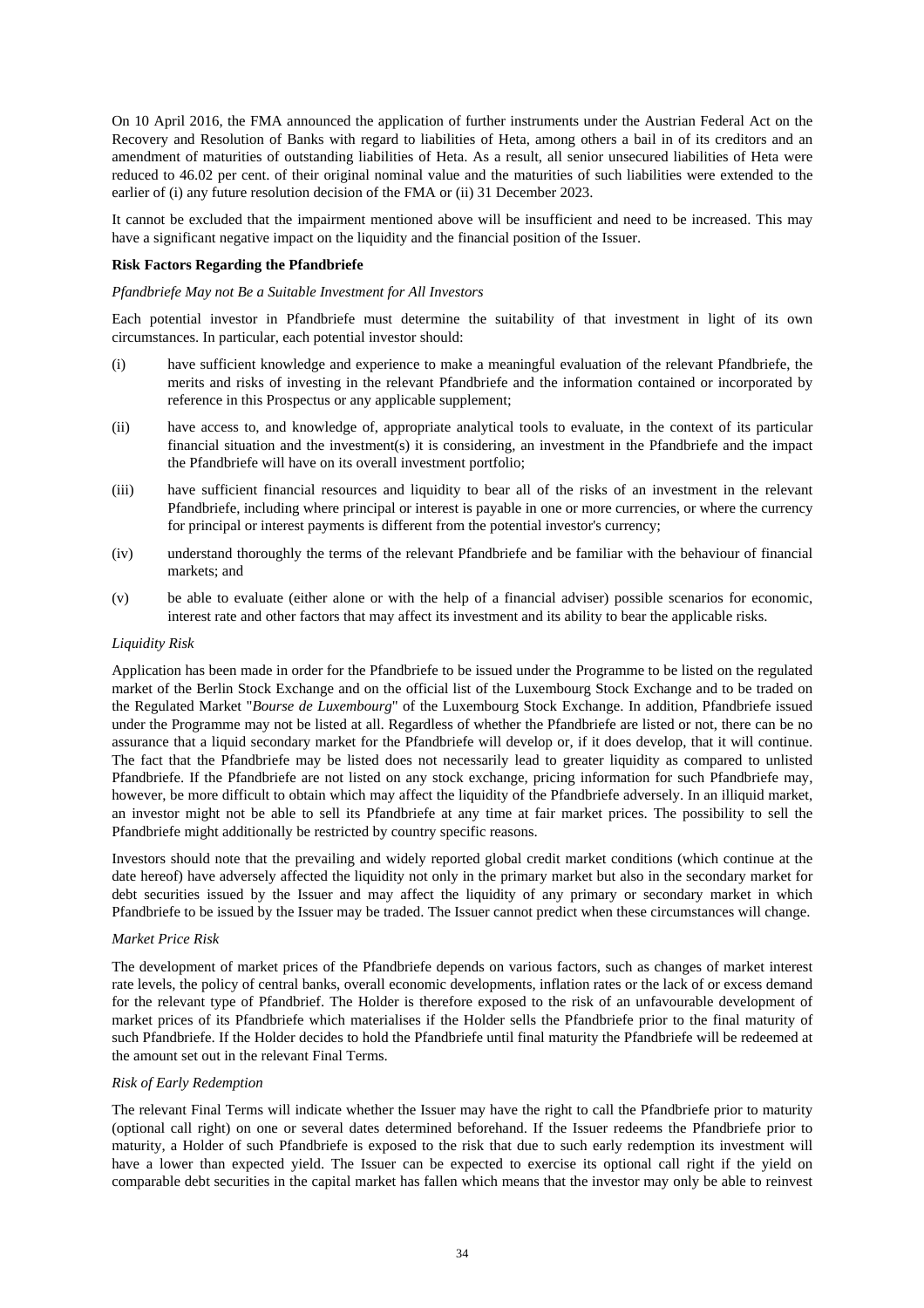On 10 April 2016, the FMA announced the application of further instruments under the Austrian Federal Act on the Recovery and Resolution of Banks with regard to liabilities of Heta, among others a bail in of its creditors and an amendment of maturities of outstanding liabilities of Heta. As a result, all senior unsecured liabilities of Heta were reduced to 46.02 per cent. of their original nominal value and the maturities of such liabilities were extended to the earlier of (i) any future resolution decision of the FMA or (ii) 31 December 2023.

It cannot be excluded that the impairment mentioned above will be insufficient and need to be increased. This may have a significant negative impact on the liquidity and the financial position of the Issuer.

**Risk Factors Regarding the Pfandbriefe**

*Pfandbriefe May not Be a Suitable Investment for All Investors*

Each potential investor in Pfandbriefe must determine the suitability of that investment in light of its own circumstances. In particular, each potential investor should:

(i) have sufficient knowledge and experience to make a meaningful evaluation of the relevant Pfandbriefe, the merits and risks of investing in the relevant Pfandbriefe and the information contained or incorporated by reference in this Prospectus or any applicable supplement;

(ii) have access to, and knowledge of, appropriate analytical tools to evaluate, in the context of its particular financial situation and the investment(s) it is considering, an investment in the Pfandbriefe and the impact the Pfandbriefe will have on its overall investment portfolio;

(iii) have sufficient financial resources and liquidity to bear all of the risks of an investment in the relevant Pfandbriefe, including where principal or interest is payable in one or more currencies, or where the currency for principal or interest payments is different from the potential investor's currency;

(iv) understand thoroughly the terms of the relevant Pfandbriefe and be familiar with the behaviour of financial markets; and

(v) be able to evaluate (either alone or with the help of a financial adviser) possible scenarios for economic, interest rate and other factors that may affect its investment and its ability to bear the applicable risks.

*Liquidity Risk*

Application has been made in order for the Pfandbriefe to be issued under the Programme to be listed on the regulated market of the Berlin Stock Exchange and on the official list of the Luxembourg Stock Exchange and to be traded on the Regulated Market "*Bourse de Luxembourg*" of the Luxembourg Stock Exchange. In addition, Pfandbriefe issued under the Programme may not be listed at all. Regardless of whether the Pfandbriefe are listed or not, there can be no assurance that a liquid secondary market for the Pfandbriefe will develop or, if it does develop, that it will continue. The fact that the Pfandbriefe may be listed does not necessarily lead to greater liquidity as compared to unlisted Pfandbriefe. If the Pfandbriefe are not listed on any stock exchange, pricing information for such Pfandbriefe may, however, be more difficult to obtain which may affect the liquidity of the Pfandbriefe adversely. In an illiquid market, an investor might not be able to sell its Pfandbriefe at any time at fair market prices. The possibility to sell the Pfandbriefe might additionally be restricted by country specific reasons.

Investors should note that the prevailing and widely reported global credit market conditions (which continue at the date hereof) have adversely affected the liquidity not only in the primary market but also in the secondary market for debt securities issued by the Issuer and may affect the liquidity of any primary or secondary market in which Pfandbriefe to be issued by the Issuer may be traded. The Issuer cannot predict when these circumstances will change.

*Market Price Risk*

The development of market prices of the Pfandbriefe depends on various factors, such as changes of market interest rate levels, the policy of central banks, overall economic developments, inflation rates or the lack of or excess demand for the relevant type of Pfandbrief. The Holder is therefore exposed to the risk of an unfavourable development of market prices of its Pfandbriefe which materialises if the Holder sells the Pfandbriefe prior to the final maturity of such Pfandbriefe. If the Holder decides to hold the Pfandbriefe until final maturity the Pfandbriefe will be redeemed at the amount set out in the relevant Final Terms.

*Risk of Early Redemption*

The relevant Final Terms will indicate whether the Issuer may have the right to call the Pfandbriefe prior to maturity (optional call right) on one or several dates determined beforehand. If the Issuer redeems the Pfandbriefe prior to maturity, a Holder of such Pfandbriefe is exposed to the risk that due to such early redemption its investment will have a lower than expected yield. The Issuer can be expected to exercise its optional call right if the yield on comparable debt securities in the capital market has fallen which means that the investor may only be able to reinvest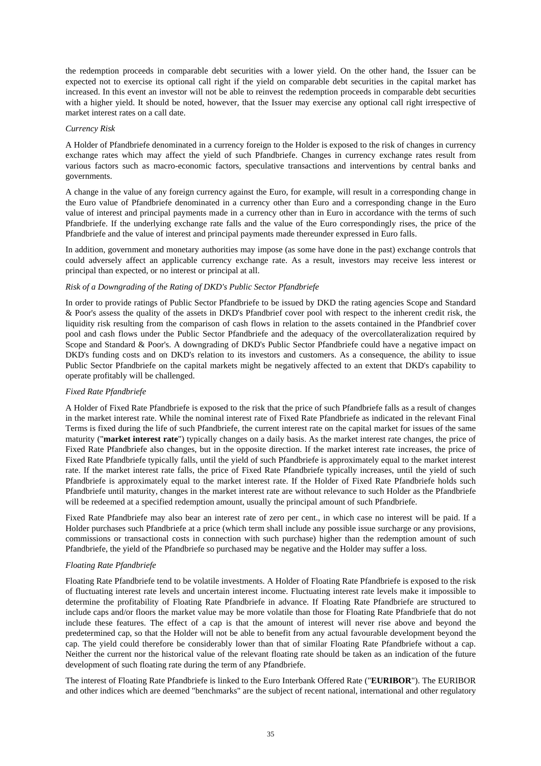the redemption proceeds in comparable debt securities with a lower yield. On the other hand, the Issuer can be expected not to exercise its optional call right if the yield on comparable debt securities in the capital market has increased. In this event an investor will not be able to reinvest the redemption proceeds in comparable debt securities with a higher yield. It should be noted, however, that the Issuer may exercise any optional call right irrespective of market interest rates on a call date.

*Currency Risk*

A Holder of Pfandbriefe denominated in a currency foreign to the Holder is exposed to the risk of changes in currency exchange rates which may affect the yield of such Pfandbriefe. Changes in currency exchange rates result from various factors such as macro-economic factors, speculative transactions and interventions by central banks and governments.

A change in the value of any foreign currency against the Euro, for example, will result in a corresponding change in the Euro value of Pfandbriefe denominated in a currency other than Euro and a corresponding change in the Euro value of interest and principal payments made in a currency other than in Euro in accordance with the terms of such Pfandbriefe. If the underlying exchange rate falls and the value of the Euro correspondingly rises, the price of the Pfandbriefe and the value of interest and principal payments made thereunder expressed in Euro falls.

In addition, government and monetary authorities may impose (as some have done in the past) exchange controls that could adversely affect an applicable currency exchange rate. As a result, investors may receive less interest or principal than expected, or no interest or principal at all.

*Risk of a Downgrading of the Rating of DKD's Public Sector Pfandbriefe*

In order to provide ratings of Public Sector Pfandbriefe to be issued by DKD the rating agencies Scope and Standard & Poor's assess the quality of the assets in DKD's Pfandbrief cover pool with respect to the inherent credit risk, the liquidity risk resulting from the comparison of cash flows in relation to the assets contained in the Pfandbrief cover pool and cash flows under the Public Sector Pfandbriefe and the adequacy of the overcollateralization required by Scope and Standard & Poor's. A downgrading of DKD's Public Sector Pfandbriefe could have a negative impact on DKD's funding costs and on DKD's relation to its investors and customers. As a consequence, the ability to issue Public Sector Pfandbriefe on the capital markets might be negatively affected to an extent that DKD's capability to operate profitably will be challenged.

*Fixed Rate Pfandbriefe*

A Holder of Fixed Rate Pfandbriefe is exposed to the risk that the price of such Pfandbriefe falls as a result of changes in the market interest rate. While the nominal interest rate of Fixed Rate Pfandbriefe as indicated in the relevant Final Terms is fixed during the life of such Pfandbriefe, the current interest rate on the capital market for issues of the same maturity ("**market interest rate**") typically changes on a daily basis. As the market interest rate changes, the price of Fixed Rate Pfandbriefe also changes, but in the opposite direction. If the market interest rate increases, the price of Fixed Rate Pfandbriefe typically falls, until the yield of such Pfandbriefe is approximately equal to the market interest rate. If the market interest rate falls, the price of Fixed Rate Pfandbriefe typically increases, until the yield of such Pfandbriefe is approximately equal to the market interest rate. If the Holder of Fixed Rate Pfandbriefe holds such Pfandbriefe until maturity, changes in the market interest rate are without relevance to such Holder as the Pfandbriefe will be redeemed at a specified redemption amount, usually the principal amount of such Pfandbriefe.

Fixed Rate Pfandbriefe may also bear an interest rate of zero per cent., in which case no interest will be paid. If a Holder purchases such Pfandbriefe at a price (which term shall include any possible issue surcharge or any provisions, commissions or transactional costs in connection with such purchase) higher than the redemption amount of such Pfandbriefe, the yield of the Pfandbriefe so purchased may be negative and the Holder may suffer a loss.

*Floating Rate Pfandbriefe*

Floating Rate Pfandbriefe tend to be volatile investments. A Holder of Floating Rate Pfandbriefe is exposed to the risk of fluctuating interest rate levels and uncertain interest income. Fluctuating interest rate levels make it impossible to determine the profitability of Floating Rate Pfandbriefe in advance. If Floating Rate Pfandbriefe are structured to include caps and/or floors the market value may be more volatile than those for Floating Rate Pfandbriefe that do not include these features. The effect of a cap is that the amount of interest will never rise above and beyond the predetermined cap, so that the Holder will not be able to benefit from any actual favourable development beyond the cap. The yield could therefore be considerably lower than that of similar Floating Rate Pfandbriefe without a cap. Neither the current nor the historical value of the relevant floating rate should be taken as an indication of the future development of such floating rate during the term of any Pfandbriefe.

The interest of Floating Rate Pfandbriefe is linked to the Euro Interbank Offered Rate ("**EURIBOR**"). The EURIBOR and other indices which are deemed "benchmarks" are the subject of recent national, international and other regulatory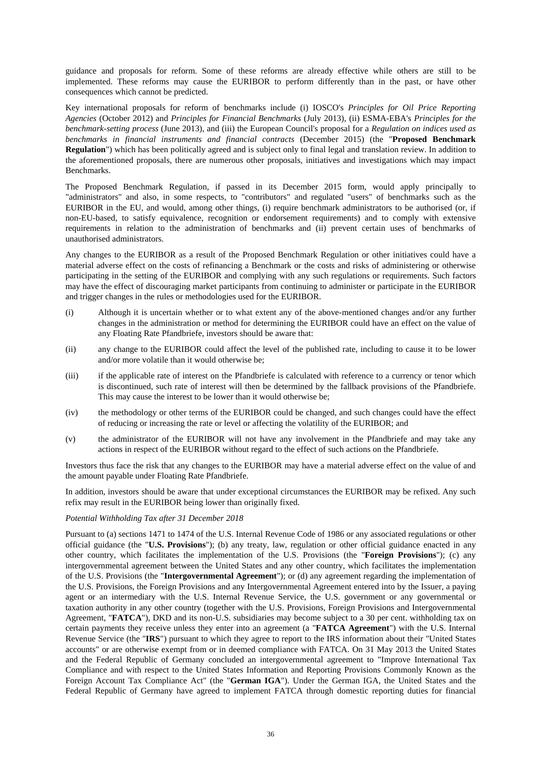guidance and proposals for reform. Some of these reforms are already effective while others are still to be implemented. These reforms may cause the EURIBOR to perform differently than in the past, or have other consequences which cannot be predicted.

Key international proposals for reform of benchmarks include (i) IOSCO's *Principles for Oil Price Reporting Agencies* (October 2012) and *Principles for Financial Benchmarks* (July 2013), (ii) ESMA-EBA's *Principles for the benchmark-setting process* (June 2013), and (iii) the European Council's proposal for a *Regulation on indices used as benchmarks in financial instruments and financial contracts* (December 2015) (the "**Proposed Benchmark Regulation**") which has been politically agreed and is subject only to final legal and translation review. In addition to the aforementioned proposals, there are numerous other proposals, initiatives and investigations which may impact Benchmarks.

The Proposed Benchmark Regulation, if passed in its December 2015 form, would apply principally to "administrators" and also, in some respects, to "contributors" and regulated "users" of benchmarks such as the EURIBOR in the EU, and would, among other things, (i) require benchmark administrators to be authorised (or, if non-EU-based, to satisfy equivalence, recognition or endorsement requirements) and to comply with extensive requirements in relation to the administration of benchmarks and (ii) prevent certain uses of benchmarks of unauthorised administrators.

Any changes to the EURIBOR as a result of the Proposed Benchmark Regulation or other initiatives could have a material adverse effect on the costs of refinancing a Benchmark or the costs and risks of administering or otherwise participating in the setting of the EURIBOR and complying with any such regulations or requirements. Such factors may have the effect of discouraging market participants from continuing to administer or participate in the EURIBOR and trigger changes in the rules or methodologies used for the EURIBOR.

(i) Although it is uncertain whether or to what extent any of the above-mentioned changes and/or any further changes in the administration or method for determining the EURIBOR could have an effect on the value of any Floating Rate Pfandbriefe, investors should be aware that:

(ii) any change to the EURIBOR could affect the level of the published rate, including to cause it to be lower and/or more volatile than it would otherwise be;

(iii) if the applicable rate of interest on the Pfandbriefe is calculated with reference to a currency or tenor which is discontinued, such rate of interest will then be determined by the fallback provisions of the Pfandbriefe. This may cause the interest to be lower than it would otherwise be;

(iv) the methodology or other terms of the EURIBOR could be changed, and such changes could have the effect of reducing or increasing the rate or level or affecting the volatility of the EURIBOR; and

(v) the administrator of the EURIBOR will not have any involvement in the Pfandbriefe and may take any actions in respect of the EURIBOR without regard to the effect of such actions on the Pfandbriefe.

Investors thus face the risk that any changes to the EURIBOR may have a material adverse effect on the value of and the amount payable under Floating Rate Pfandbriefe.

In addition, investors should be aware that under exceptional circumstances the EURIBOR may be refixed. Any such refix may result in the EURIBOR being lower than originally fixed.

*Potential Withholding Tax after 31 December 2018*

Pursuant to (a) sections 1471 to 1474 of the U.S. Internal Revenue Code of 1986 or any associated regulations or other official guidance (the "**U.S. Provisions**"); (b) any treaty, law, regulation or other official guidance enacted in any other country, which facilitates the implementation of the U.S. Provisions (the "**Foreign Provisions**"); (c) any intergovernmental agreement between the United States and any other country, which facilitates the implementation of the U.S. Provisions (the "**Intergovernmental Agreement**"); or (d) any agreement regarding the implementation of the U.S. Provisions, the Foreign Provisions and any Intergovernmental Agreement entered into by the Issuer, a paying agent or an intermediary with the U.S. Internal Revenue Service, the U.S. government or any governmental or taxation authority in any other country (together with the U.S. Provisions, Foreign Provisions and Intergovernmental Agreement, "**FATCA**"), DKD and its non-U.S. subsidiaries may become subject to a 30 per cent. withholding tax on certain payments they receive unless they enter into an agreement (a "**FATCA Agreement**") with the U.S. Internal Revenue Service (the "**IRS**") pursuant to which they agree to report to the IRS information about their "United States accounts" or are otherwise exempt from or in deemed compliance with FATCA. On 31 May 2013 the United States and the Federal Republic of Germany concluded an intergovernmental agreement to "Improve International Tax Compliance and with respect to the United States Information and Reporting Provisions Commonly Known as the Foreign Account Tax Compliance Act" (the "**German IGA**"). Under the German IGA, the United States and the Federal Republic of Germany have agreed to implement FATCA through domestic reporting duties for financial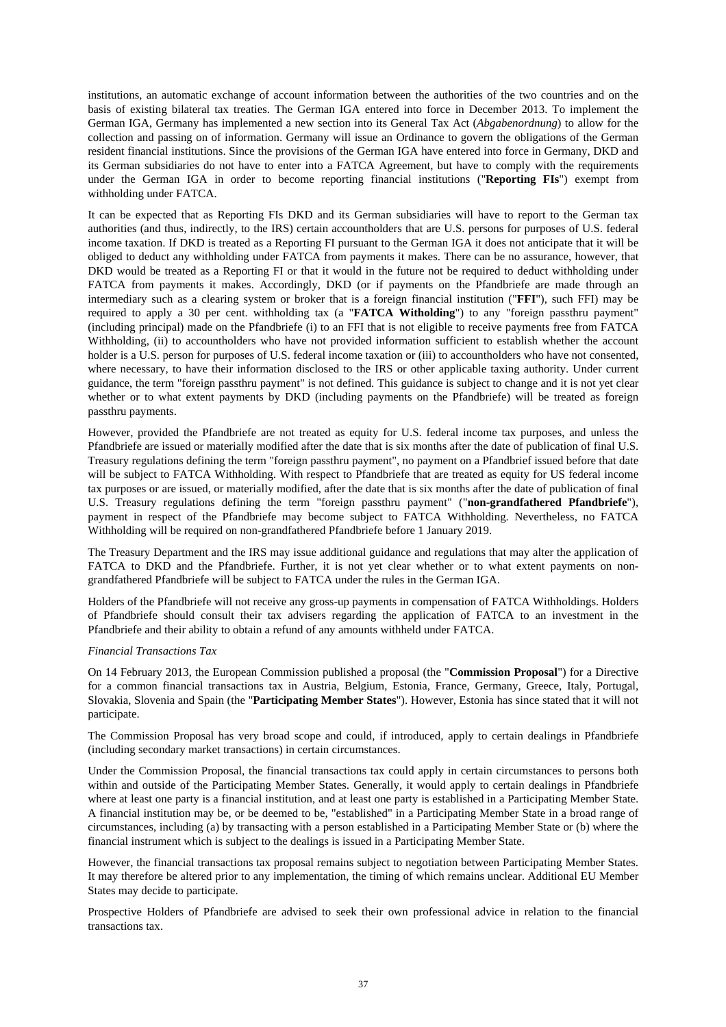institutions, an automatic exchange of account information between the authorities of the two countries and on the basis of existing bilateral tax treaties. The German IGA entered into force in December 2013. To implement the German IGA, Germany has implemented a new section into its General Tax Act (*Abgabenordnung*) to allow for the collection and passing on of information. Germany will issue an Ordinance to govern the obligations of the German resident financial institutions. Since the provisions of the German IGA have entered into force in Germany, DKD and its German subsidiaries do not have to enter into a FATCA Agreement, but have to comply with the requirements under the German IGA in order to become reporting financial institutions ("**Reporting FIs**") exempt from withholding under FATCA.

It can be expected that as Reporting FIs DKD and its German subsidiaries will have to report to the German tax authorities (and thus, indirectly, to the IRS) certain accountholders that are U.S. persons for purposes of U.S. federal income taxation. If DKD is treated as a Reporting FI pursuant to the German IGA it does not anticipate that it will be obliged to deduct any withholding under FATCA from payments it makes. There can be no assurance, however, that DKD would be treated as a Reporting FI or that it would in the future not be required to deduct withholding under FATCA from payments it makes. Accordingly, DKD (or if payments on the Pfandbriefe are made through an intermediary such as a clearing system or broker that is a foreign financial institution ("**FFI**"), such FFI) may be required to apply a 30 per cent. withholding tax (a "**FATCA Witholding**") to any "foreign passthru payment" (including principal) made on the Pfandbriefe (i) to an FFI that is not eligible to receive payments free from FATCA Withholding, (ii) to accountholders who have not provided information sufficient to establish whether the account holder is a U.S. person for purposes of U.S. federal income taxation or (iii) to accountholders who have not consented, where necessary, to have their information disclosed to the IRS or other applicable taxing authority. Under current guidance, the term "foreign passthru payment" is not defined. This guidance is subject to change and it is not yet clear whether or to what extent payments by DKD (including payments on the Pfandbriefe) will be treated as foreign passthru payments.

However, provided the Pfandbriefe are not treated as equity for U.S. federal income tax purposes, and unless the Pfandbriefe are issued or materially modified after the date that is six months after the date of publication of final U.S. Treasury regulations defining the term "foreign passthru payment", no payment on a Pfandbrief issued before that date will be subject to FATCA Withholding. With respect to Pfandbriefe that are treated as equity for US federal income tax purposes or are issued, or materially modified, after the date that is six months after the date of publication of final U.S. Treasury regulations defining the term "foreign passthru payment" ("**non-grandfathered Pfandbriefe**"), payment in respect of the Pfandbriefe may become subject to FATCA Withholding. Nevertheless, no FATCA Withholding will be required on non-grandfathered Pfandbriefe before 1 January 2019.

The Treasury Department and the IRS may issue additional guidance and regulations that may alter the application of FATCA to DKD and the Pfandbriefe. Further, it is not yet clear whether or to what extent payments on non-grandfathered Pfandbriefe will be subject to FATCA under the rules in the German IGA.

Holders of the Pfandbriefe will not receive any gross-up payments in compensation of FATCA Withholdings. Holders of Pfandbriefe should consult their tax advisers regarding the application of FATCA to an investment in the Pfandbriefe and their ability to obtain a refund of any amounts withheld under FATCA.

*Financial Transactions Tax*

On 14 February 2013, the European Commission published a proposal (the "**Commission Proposal**") for a Directive for a common financial transactions tax in Austria, Belgium, Estonia, France, Germany, Greece, Italy, Portugal, Slovakia, Slovenia and Spain (the "**Participating Member States**"). However, Estonia has since stated that it will not participate.

The Commission Proposal has very broad scope and could, if introduced, apply to certain dealings in Pfandbriefe (including secondary market transactions) in certain circumstances.

Under the Commission Proposal, the financial transactions tax could apply in certain circumstances to persons both within and outside of the Participating Member States. Generally, it would apply to certain dealings in Pfandbriefe where at least one party is a financial institution, and at least one party is established in a Participating Member State. A financial institution may be, or be deemed to be, "established" in a Participating Member State in a broad range of circumstances, including (a) by transacting with a person established in a Participating Member State or (b) where the financial instrument which is subject to the dealings is issued in a Participating Member State.

However, the financial transactions tax proposal remains subject to negotiation between Participating Member States. It may therefore be altered prior to any implementation, the timing of which remains unclear. Additional EU Member States may decide to participate.

Prospective Holders of Pfandbriefe are advised to seek their own professional advice in relation to the financial transactions tax.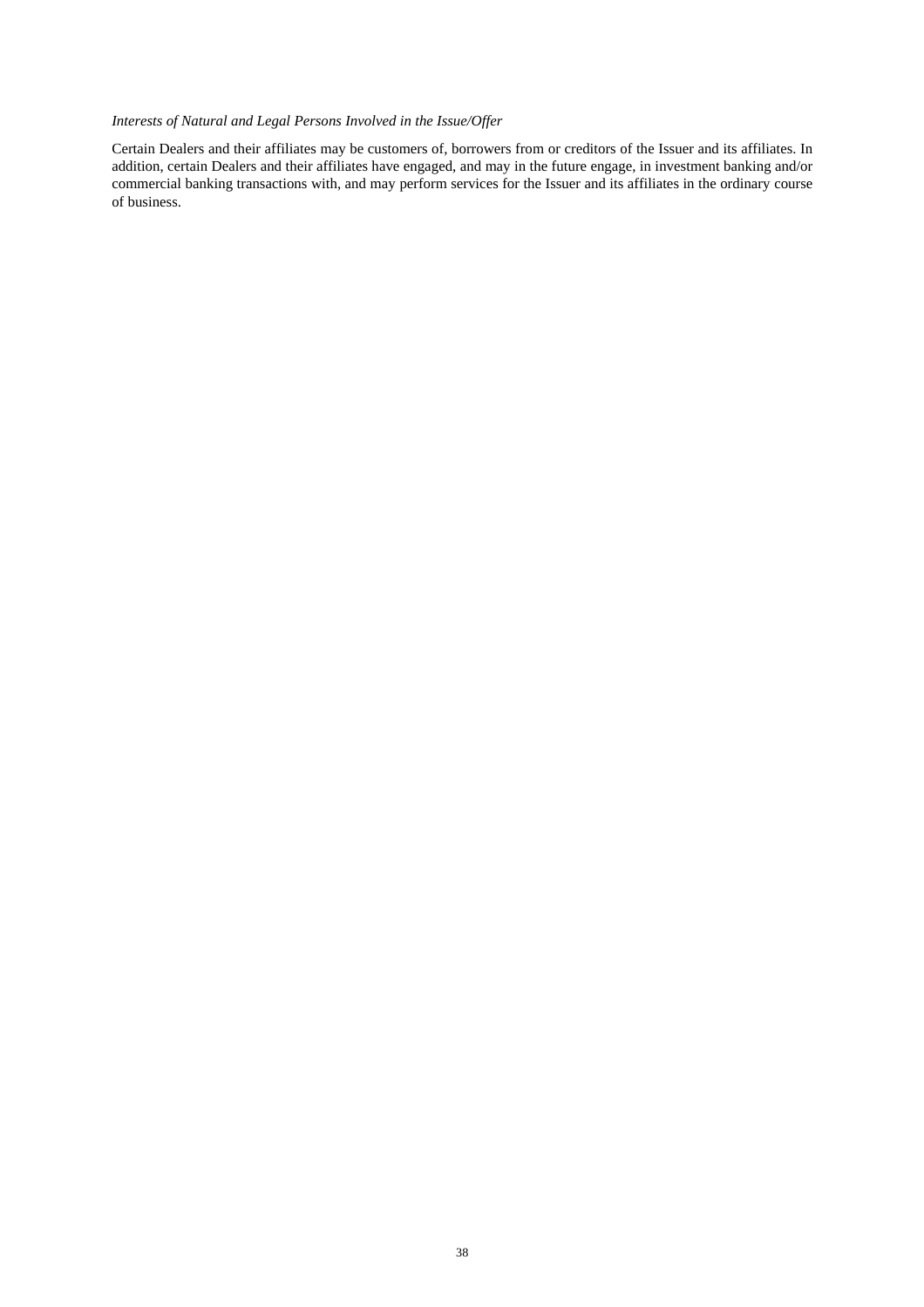*Interests of Natural and Legal Persons Involved in the Issue/Offer*

Certain Dealers and their affiliates may be customers of, borrowers from or creditors of the Issuer and its affiliates. In addition, certain Dealers and their affiliates have engaged, and may in the future engage, in investment banking and/or commercial banking transactions with, and may perform services for the Issuer and its affiliates in the ordinary course of business.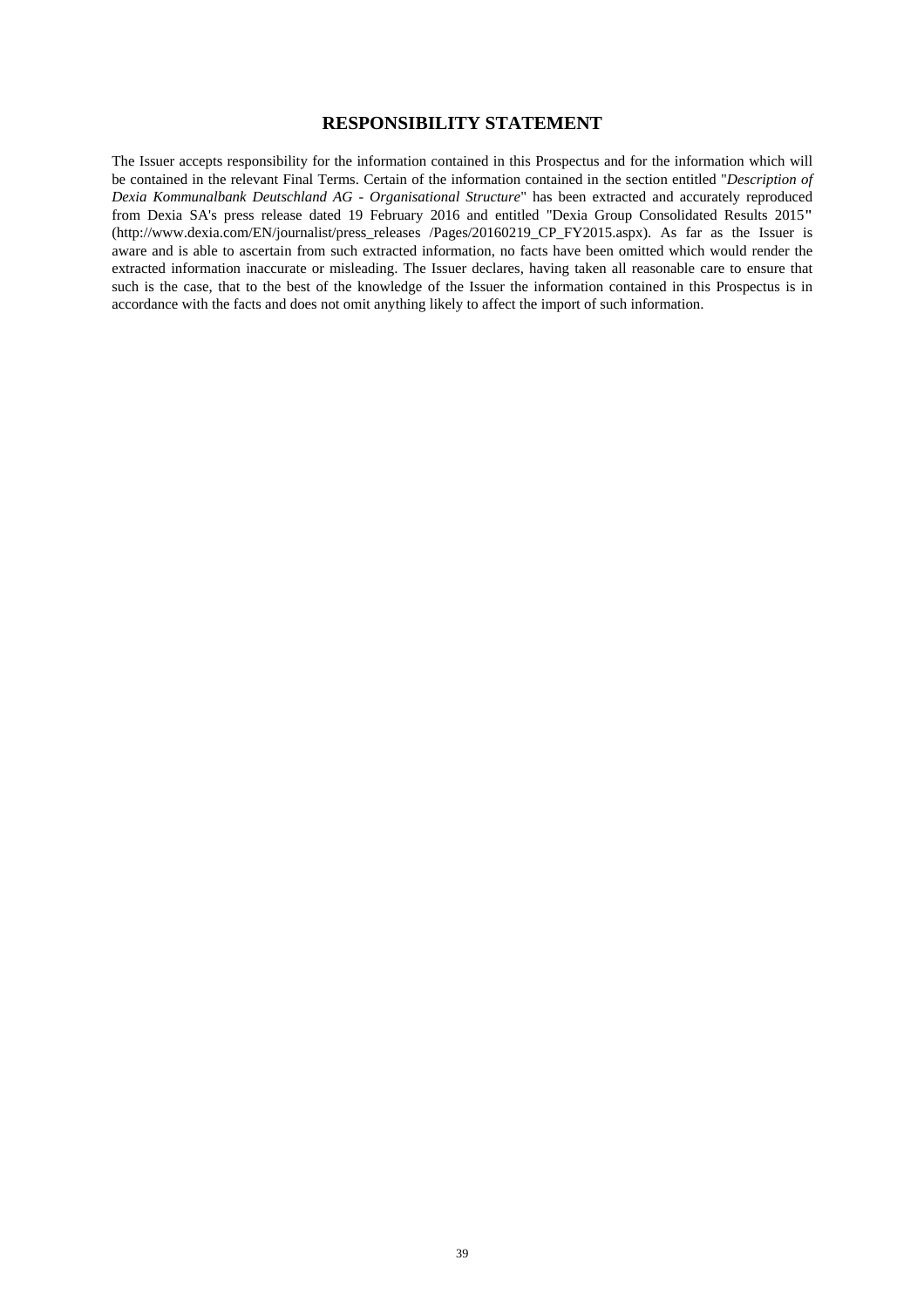# RESPONSIBILITY STATEMENT

The Issuer accepts responsibility for the information contained in this Prospectus and for the information which will be contained in the relevant Final Terms. Certain of the information contained in the section entitled "*Description of Dexia Kommunalbank Deutschland AG - Organisational Structure*" has been extracted and accurately reproduced from Dexia SA's press release dated 19 February 2016 and entitled "Dexia Group Consolidated Results 2015" (http://www.dexia.com/EN/journalist/press_releases /Pages/20160219_CP_FY2015.aspx). As far as the Issuer is aware and is able to ascertain from such extracted information, no facts have been omitted which would render the extracted information inaccurate or misleading. The Issuer declares, having taken all reasonable care to ensure that such is the case, that to the best of the knowledge of the Issuer the information contained in this Prospectus is in accordance with the facts and does not omit anything likely to affect the import of such information.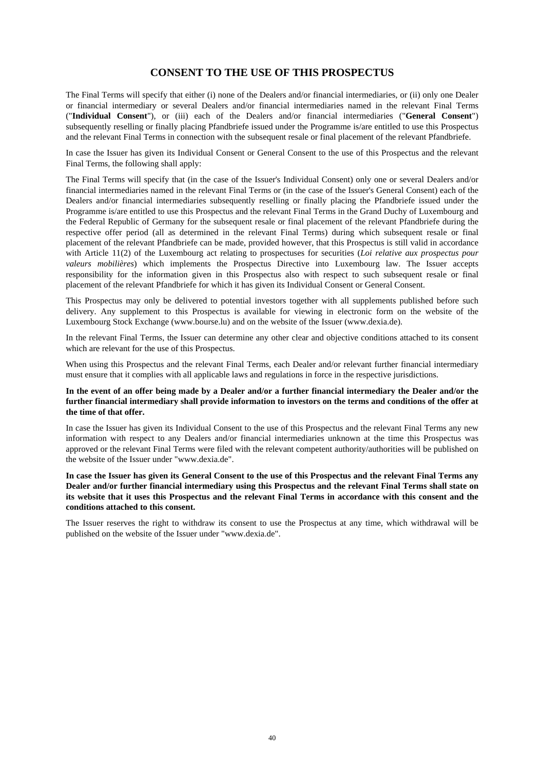# CONSENT TO THE USE OF THIS PROSPECTUS

The Final Terms will specify that either (i) none of the Dealers and/or financial intermediaries, or (ii) only one Dealer or financial intermediary or several Dealers and/or financial intermediaries named in the relevant Final Terms ("**Individual Consent**"), or (iii) each of the Dealers and/or financial intermediaries ("**General Consent**") subsequently reselling or finally placing Pfandbriefe issued under the Programme is/are entitled to use this Prospectus and the relevant Final Terms in connection with the subsequent resale or final placement of the relevant Pfandbriefe.

In case the Issuer has given its Individual Consent or General Consent to the use of this Prospectus and the relevant Final Terms, the following shall apply:

The Final Terms will specify that (in the case of the Issuer's Individual Consent) only one or several Dealers and/or financial intermediaries named in the relevant Final Terms or (in the case of the Issuer's General Consent) each of the Dealers and/or financial intermediaries subsequently reselling or finally placing the Pfandbriefe issued under the Programme is/are entitled to use this Prospectus and the relevant Final Terms in the Grand Duchy of Luxembourg and the Federal Republic of Germany for the subsequent resale or final placement of the relevant Pfandbriefe during the respective offer period (all as determined in the relevant Final Terms) during which subsequent resale or final placement of the relevant Pfandbriefe can be made, provided however, that this Prospectus is still valid in accordance with Article 11(2) of the Luxembourg act relating to prospectuses for securities (*Loi relative aux prospectus pour valeurs mobilières*) which implements the Prospectus Directive into Luxembourg law. The Issuer accepts responsibility for the information given in this Prospectus also with respect to such subsequent resale or final placement of the relevant Pfandbriefe for which it has given its Individual Consent or General Consent.

This Prospectus may only be delivered to potential investors together with all supplements published before such delivery. Any supplement to this Prospectus is available for viewing in electronic form on the website of the Luxembourg Stock Exchange (www.bourse.lu) and on the website of the Issuer (www.dexia.de).

In the relevant Final Terms, the Issuer can determine any other clear and objective conditions attached to its consent which are relevant for the use of this Prospectus.

When using this Prospectus and the relevant Final Terms, each Dealer and/or relevant further financial intermediary must ensure that it complies with all applicable laws and regulations in force in the respective jurisdictions.

**In the event of an offer being made by a Dealer and/or a further financial intermediary the Dealer and/or the further financial intermediary shall provide information to investors on the terms and conditions of the offer at the time of that offer.**

In case the Issuer has given its Individual Consent to the use of this Prospectus and the relevant Final Terms any new information with respect to any Dealers and/or financial intermediaries unknown at the time this Prospectus was approved or the relevant Final Terms were filed with the relevant competent authority/authorities will be published on the website of the Issuer under "www.dexia.de".

**In case the Issuer has given its General Consent to the use of this Prospectus and the relevant Final Terms any Dealer and/or further financial intermediary using this Prospectus and the relevant Final Terms shall state on its website that it uses this Prospectus and the relevant Final Terms in accordance with this consent and the conditions attached to this consent.**

The Issuer reserves the right to withdraw its consent to use the Prospectus at any time, which withdrawal will be published on the website of the Issuer under "www.dexia.de".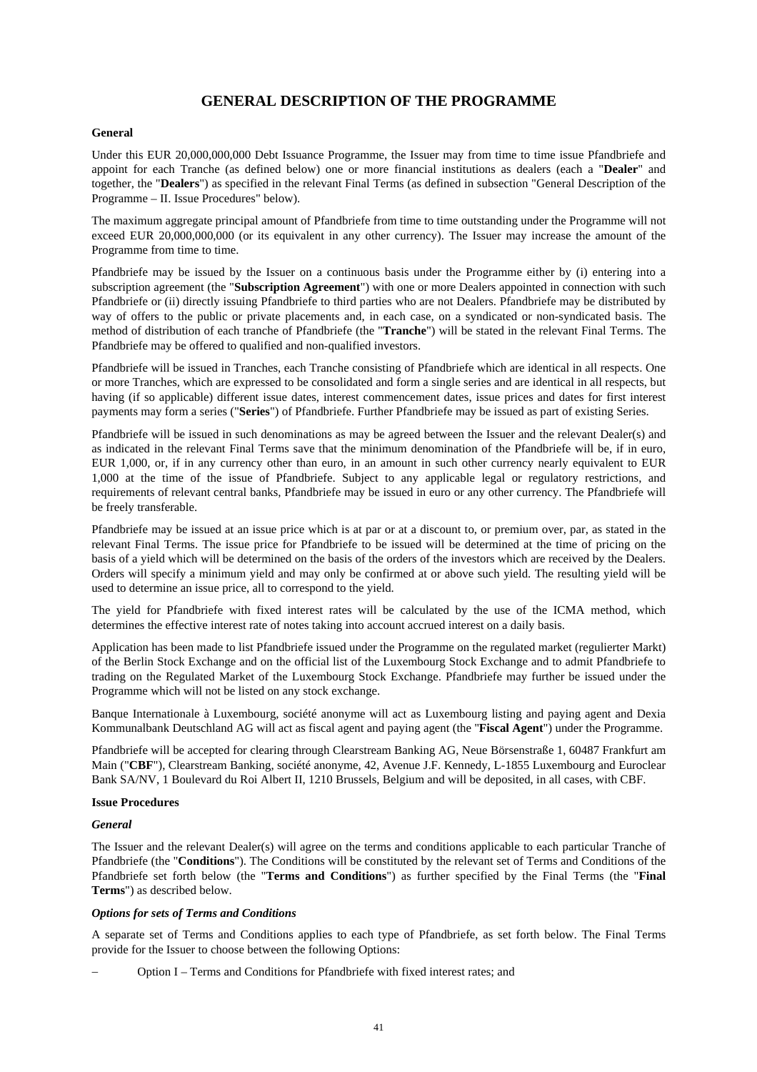# GENERAL DESCRIPTION OF THE PROGRAMME

**General**

Under this EUR 20,000,000,000 Debt Issuance Programme, the Issuer may from time to time issue Pfandbriefe and appoint for each Tranche (as defined below) one or more financial institutions as dealers (each a "**Dealer**" and together, the "**Dealers**") as specified in the relevant Final Terms (as defined in subsection "General Description of the Programme – II. Issue Procedures" below).

The maximum aggregate principal amount of Pfandbriefe from time to time outstanding under the Programme will not exceed EUR 20,000,000,000 (or its equivalent in any other currency). The Issuer may increase the amount of the Programme from time to time.

Pfandbriefe may be issued by the Issuer on a continuous basis under the Programme either by (i) entering into a subscription agreement (the "**Subscription Agreement**") with one or more Dealers appointed in connection with such Pfandbriefe or (ii) directly issuing Pfandbriefe to third parties who are not Dealers. Pfandbriefe may be distributed by way of offers to the public or private placements and, in each case, on a syndicated or non-syndicated basis. The method of distribution of each tranche of Pfandbriefe (the "**Tranche**") will be stated in the relevant Final Terms. The Pfandbriefe may be offered to qualified and non-qualified investors.

Pfandbriefe will be issued in Tranches, each Tranche consisting of Pfandbriefe which are identical in all respects. One or more Tranches, which are expressed to be consolidated and form a single series and are identical in all respects, but having (if so applicable) different issue dates, interest commencement dates, issue prices and dates for first interest payments may form a series ("**Series**") of Pfandbriefe. Further Pfandbriefe may be issued as part of existing Series.

Pfandbriefe will be issued in such denominations as may be agreed between the Issuer and the relevant Dealer(s) and as indicated in the relevant Final Terms save that the minimum denomination of the Pfandbriefe will be, if in euro, EUR 1,000, or, if in any currency other than euro, in an amount in such other currency nearly equivalent to EUR 1,000 at the time of the issue of Pfandbriefe. Subject to any applicable legal or regulatory restrictions, and requirements of relevant central banks, Pfandbriefe may be issued in euro or any other currency. The Pfandbriefe will be freely transferable.

Pfandbriefe may be issued at an issue price which is at par or at a discount to, or premium over, par, as stated in the relevant Final Terms. The issue price for Pfandbriefe to be issued will be determined at the time of pricing on the basis of a yield which will be determined on the basis of the orders of the investors which are received by the Dealers. Orders will specify a minimum yield and may only be confirmed at or above such yield. The resulting yield will be used to determine an issue price, all to correspond to the yield.

The yield for Pfandbriefe with fixed interest rates will be calculated by the use of the ICMA method, which determines the effective interest rate of notes taking into account accrued interest on a daily basis.

Application has been made to list Pfandbriefe issued under the Programme on the regulated market (regulierter Markt) of the Berlin Stock Exchange and on the official list of the Luxembourg Stock Exchange and to admit Pfandbriefe to trading on the Regulated Market of the Luxembourg Stock Exchange. Pfandbriefe may further be issued under the Programme which will not be listed on any stock exchange.

Banque Internationale à Luxembourg, société anonyme will act as Luxembourg listing and paying agent and Dexia Kommunalbank Deutschland AG will act as fiscal agent and paying agent (the "**Fiscal Agent**") under the Programme.

Pfandbriefe will be accepted for clearing through Clearstream Banking AG, Neue Börsenstraße 1, 60487 Frankfurt am Main ("**CBF**"), Clearstream Banking, société anonyme, 42, Avenue J.F. Kennedy, L-1855 Luxembourg and Euroclear Bank SA/NV, 1 Boulevard du Roi Albert II, 1210 Brussels, Belgium and will be deposited, in all cases, with CBF.

**Issue Procedures**

***General***

The Issuer and the relevant Dealer(s) will agree on the terms and conditions applicable to each particular Tranche of Pfandbriefe (the "**Conditions**"). The Conditions will be constituted by the relevant set of Terms and Conditions of the Pfandbriefe set forth below (the "**Terms and Conditions**") as further specified by the Final Terms (the "**Final Terms**") as described below.

***Options for sets of Terms and Conditions***

A separate set of Terms and Conditions applies to each type of Pfandbriefe, as set forth below. The Final Terms provide for the Issuer to choose between the following Options:

– Option I – Terms and Conditions for Pfandbriefe with fixed interest rates; and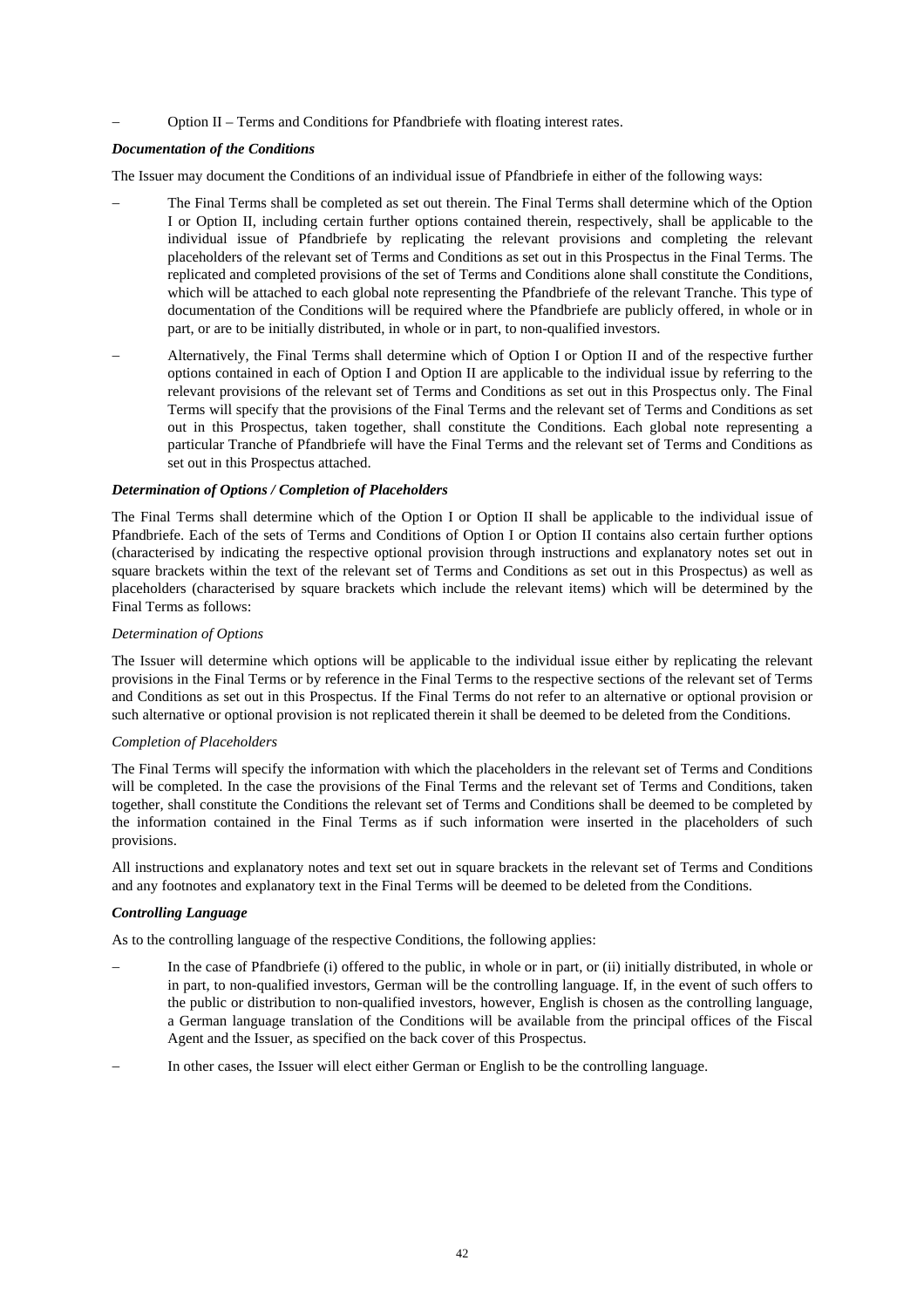– Option II – Terms and Conditions for Pfandbriefe with floating interest rates.

***Documentation of the Conditions***

The Issuer may document the Conditions of an individual issue of Pfandbriefe in either of the following ways:

– The Final Terms shall be completed as set out therein. The Final Terms shall determine which of the Option I or Option II, including certain further options contained therein, respectively, shall be applicable to the individual issue of Pfandbriefe by replicating the relevant provisions and completing the relevant placeholders of the relevant set of Terms and Conditions as set out in this Prospectus in the Final Terms. The replicated and completed provisions of the set of Terms and Conditions alone shall constitute the Conditions, which will be attached to each global note representing the Pfandbriefe of the relevant Tranche. This type of documentation of the Conditions will be required where the Pfandbriefe are publicly offered, in whole or in part, or are to be initially distributed, in whole or in part, to non-qualified investors.

– Alternatively, the Final Terms shall determine which of Option I or Option II and of the respective further options contained in each of Option I and Option II are applicable to the individual issue by referring to the relevant provisions of the relevant set of Terms and Conditions as set out in this Prospectus only. The Final Terms will specify that the provisions of the Final Terms and the relevant set of Terms and Conditions as set out in this Prospectus, taken together, shall constitute the Conditions. Each global note representing a particular Tranche of Pfandbriefe will have the Final Terms and the relevant set of Terms and Conditions as set out in this Prospectus attached.

***Determination of Options / Completion of Placeholders***

The Final Terms shall determine which of the Option I or Option II shall be applicable to the individual issue of Pfandbriefe. Each of the sets of Terms and Conditions of Option I or Option II contains also certain further options (characterised by indicating the respective optional provision through instructions and explanatory notes set out in square brackets within the text of the relevant set of Terms and Conditions as set out in this Prospectus) as well as placeholders (characterised by square brackets which include the relevant items) which will be determined by the Final Terms as follows:

*Determination of Options*

The Issuer will determine which options will be applicable to the individual issue either by replicating the relevant provisions in the Final Terms or by reference in the Final Terms to the respective sections of the relevant set of Terms and Conditions as set out in this Prospectus. If the Final Terms do not refer to an alternative or optional provision or such alternative or optional provision is not replicated therein it shall be deemed to be deleted from the Conditions.

*Completion of Placeholders*

The Final Terms will specify the information with which the placeholders in the relevant set of Terms and Conditions will be completed. In the case the provisions of the Final Terms and the relevant set of Terms and Conditions, taken together, shall constitute the Conditions the relevant set of Terms and Conditions shall be deemed to be completed by the information contained in the Final Terms as if such information were inserted in the placeholders of such provisions.

All instructions and explanatory notes and text set out in square brackets in the relevant set of Terms and Conditions and any footnotes and explanatory text in the Final Terms will be deemed to be deleted from the Conditions.

***Controlling Language***

As to the controlling language of the respective Conditions, the following applies:

– In the case of Pfandbriefe (i) offered to the public, in whole or in part, or (ii) initially distributed, in whole or in part, to non-qualified investors, German will be the controlling language. If, in the event of such offers to the public or distribution to non-qualified investors, however, English is chosen as the controlling language, a German language translation of the Conditions will be available from the principal offices of the Fiscal Agent and the Issuer, as specified on the back cover of this Prospectus.

– In other cases, the Issuer will elect either German or English to be the controlling language.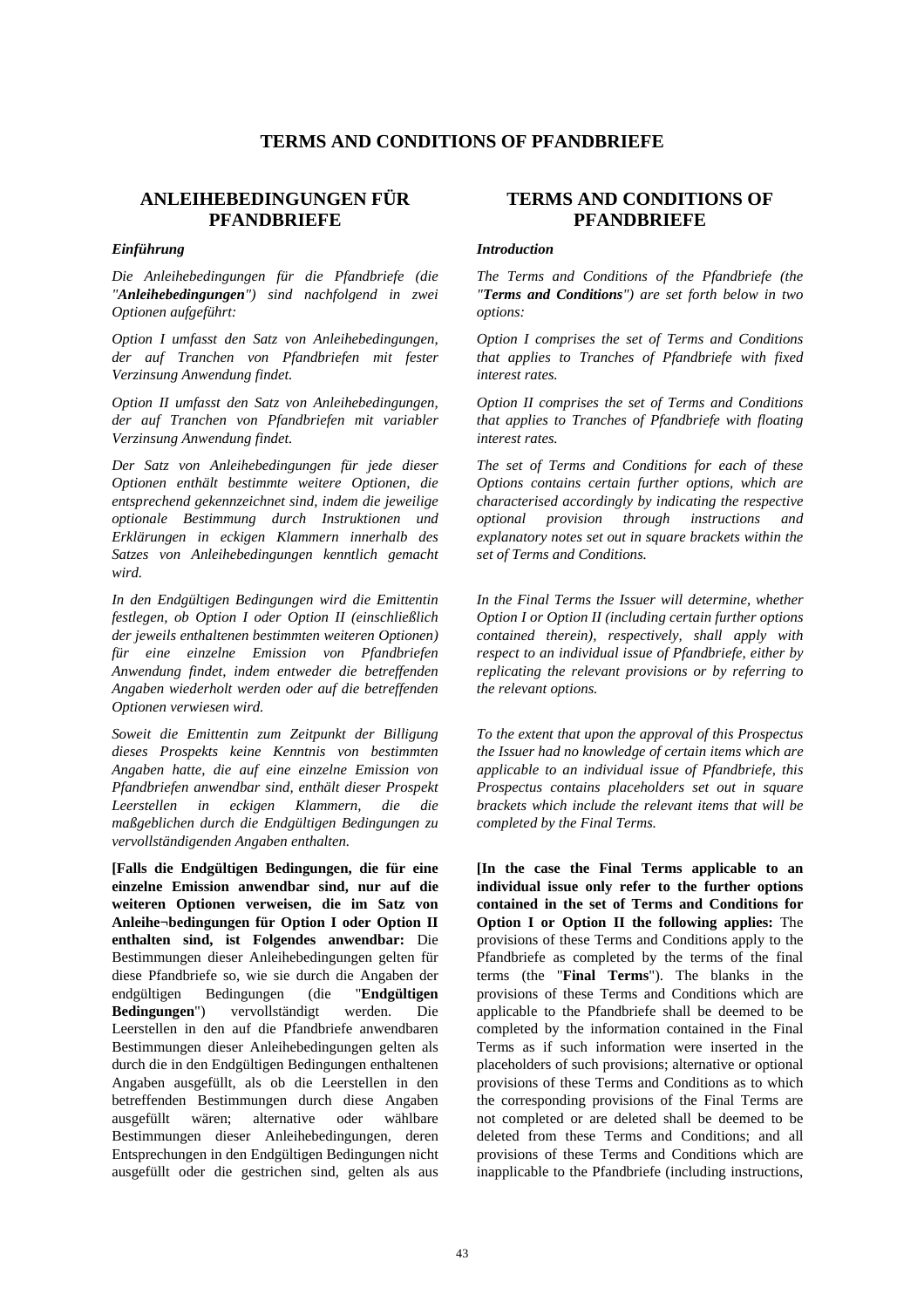# TERMS AND CONDITIONS OF PFANDBRIEFE

## ANLEIHEBEDINGUNGEN FÜR PFANDBRIEFE

***Einführung***

*Die Anleihebedingungen für die Pfandbriefe (die "**Anleihebedingungen**") sind nachfolgend in zwei Optionen aufgeführt:*

*Option I umfasst den Satz von Anleihebedingungen, der auf Tranchen von Pfandbriefen mit fester Verzinsung Anwendung findet.*

*Option II umfasst den Satz von Anleihebedingungen, der auf Tranchen von Pfandbriefen mit variabler Verzinsung Anwendung findet.*

*Der Satz von Anleihebedingungen für jede dieser Optionen enthält bestimmte weitere Optionen, die entsprechend gekennzeichnet sind, indem die jeweilige optionale Bestimmung durch Instruktionen und Erklärungen in eckigen Klammern innerhalb des Satzes von Anleihebedingungen kenntlich gemacht wird.*

*In den Endgültigen Bedingungen wird die Emittentin festlegen, ob Option I oder Option II (einschließlich der jeweils enthaltenen bestimmten weiteren Optionen) für eine einzelne Emission von Pfandbriefen Anwendung findet, indem entweder die betreffenden Angaben wiederholt werden oder auf die betreffenden Optionen verwiesen wird.*

*Soweit die Emittentin zum Zeitpunkt der Billigung dieses Prospekts keine Kenntnis von bestimmten Angaben hatte, die auf eine einzelne Emission von Pfandbriefen anwendbar sind, enthält dieser Prospekt Leerstellen in eckigen Klammern, die die maßgeblichen durch die Endgültigen Bedingungen zu vervollständigenden Angaben enthalten.*

**[Falls die Endgültigen Bedingungen, die für eine einzelne Emission anwendbar sind, nur auf die weiteren Optionen verweisen, die im Satz von Anleihe¬bedingungen für Option I oder Option II enthalten sind, ist Folgendes anwendbar:** Die Bestimmungen dieser Anleihebedingungen gelten für diese Pfandbriefe so, wie sie durch die Angaben der endgültigen Bedingungen (die "**Endgültigen Bedingungen**") vervollständigt werden. Die Leerstellen in den auf die Pfandbriefe anwendbaren Bestimmungen dieser Anleihebedingungen gelten als durch die in den Endgültigen Bedingungen enthaltenen Angaben ausgefüllt, als ob die Leerstellen in den betreffenden Bestimmungen durch diese Angaben ausgefüllt wären; alternative oder wählbare Bestimmungen dieser Anleihebedingungen, deren Entsprechungen in den Endgültigen Bedingungen nicht ausgefüllt oder die gestrichen sind, gelten als aus

## TERMS AND CONDITIONS OF PFANDBRIEFE

***Introduction***

*The Terms and Conditions of the Pfandbriefe (the "**Terms and Conditions**") are set forth below in two options:*

*Option I comprises the set of Terms and Conditions that applies to Tranches of Pfandbriefe with fixed interest rates.*

*Option II comprises the set of Terms and Conditions that applies to Tranches of Pfandbriefe with floating interest rates.*

*The set of Terms and Conditions for each of these Options contains certain further options, which are characterised accordingly by indicating the respective optional provision through instructions and explanatory notes set out in square brackets within the set of Terms and Conditions.*

*In the Final Terms the Issuer will determine, whether Option I or Option II (including certain further options contained therein), respectively, shall apply with respect to an individual issue of Pfandbriefe, either by replicating the relevant provisions or by referring to the relevant options.*

*To the extent that upon the approval of this Prospectus the Issuer had no knowledge of certain items which are applicable to an individual issue of Pfandbriefe, this Prospectus contains placeholders set out in square brackets which include the relevant items that will be completed by the Final Terms.*

**[In the case the Final Terms applicable to an individual issue only refer to the further options contained in the set of Terms and Conditions for Option I or Option II the following applies:** The provisions of these Terms and Conditions apply to the Pfandbriefe as completed by the terms of the final terms (the "**Final Terms**"). The blanks in the provisions of these Terms and Conditions which are applicable to the Pfandbriefe shall be deemed to be completed by the information contained in the Final Terms as if such information were inserted in the placeholders of such provisions; alternative or optional provisions of these Terms and Conditions as to which the corresponding provisions of the Final Terms are not completed or are deleted shall be deemed to be deleted from these Terms and Conditions; and all provisions of these Terms and Conditions which are inapplicable to the Pfandbriefe (including instructions,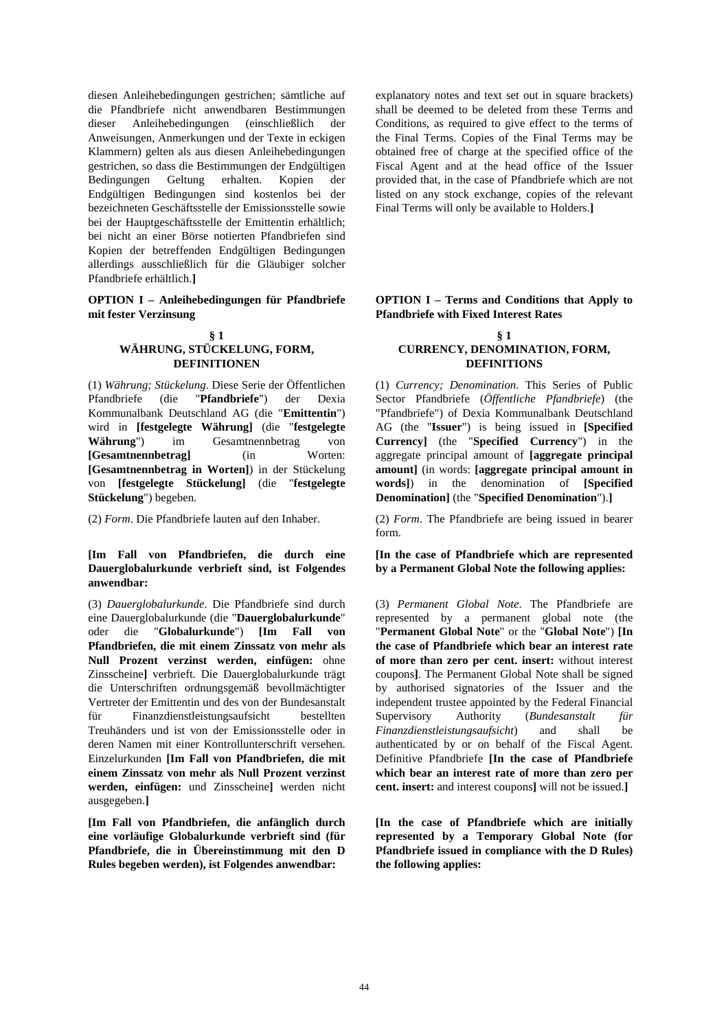diesen Anleihebedingungen gestrichen; sämtliche auf die Pfandbriefe nicht anwendbaren Bestimmungen dieser Anleihebedingungen (einschließlich der Anweisungen, Anmerkungen und der Texte in eckigen Klammern) gelten als aus diesen Anleihebedingungen gestrichen, so dass die Bestimmungen der Endgültigen Bedingungen Geltung erhalten. Kopien der Endgültigen Bedingungen sind kostenlos bei der bezeichneten Geschäftsstelle der Emissionsstelle sowie bei der Hauptgeschäftsstelle der Emittentin erhältlich; bei nicht an einer Börse notierten Pfandbriefen sind Kopien der betreffenden Endgültigen Bedingungen allerdings ausschließlich für die Gläubiger solcher Pfandbriefe erhältlich.**]**

explanatory notes and text set out in square brackets) shall be deemed to be deleted from these Terms and Conditions, as required to give effect to the terms of the Final Terms. Copies of the Final Terms may be obtained free of charge at the specified office of the Fiscal Agent and at the head office of the Issuer provided that, in the case of Pfandbriefe which are not listed on any stock exchange, copies of the relevant Final Terms will only be available to Holders.**]**

**OPTION I – Anleihebedingungen für Pfandbriefe mit fester Verzinsung**

**OPTION I – Terms and Conditions that Apply to Pfandbriefe with Fixed Interest Rates**

**§ 1**
**WÄHRUNG, STÜCKELUNG, FORM, DEFINITIONEN**

**§ 1**
**CURRENCY, DENOMINATION, FORM, DEFINITIONS**

(1) *Währung; Stückelung*. Diese Serie der Öffentlichen Pfandbriefe (die "**Pfandbriefe**") der Dexia Kommunalbank Deutschland AG (die "**Emittentin**") wird in **[festgelegte Währung]** (die "**festgelegte Währung**") im Gesamtnennbetrag von **[Gesamtnennbetrag]** (in Worten: **[Gesamtnennbetrag in Worten]**) in der Stückelung von **[festgelegte Stückelung]** (die "**festgelegte Stückelung**") begeben.

(1) *Currency; Denomination*. This Series of Public Sector Pfandbriefe (*Öffentliche Pfandbriefe*) (the "Pfandbriefe") of Dexia Kommunalbank Deutschland AG (the "**Issuer**") is being issued in **[Specified Currency]** (the "**Specified Currency**") in the aggregate principal amount of **[aggregate principal amount]** (in words: **[aggregate principal amount in words]**) in the denomination of **[Specified Denomination]** (the "**Specified Denomination**").**]**

(2) *Form*. Die Pfandbriefe lauten auf den Inhaber.

(2) *Form*. The Pfandbriefe are being issued in bearer form.

**[Im Fall von Pfandbriefen, die durch eine Dauerglobalurkunde verbrieft sind, ist Folgendes anwendbar:**

**[In the case of Pfandbriefe which are represented by a Permanent Global Note the following applies:**

(3) *Dauerglobalurkunde*. Die Pfandbriefe sind durch eine Dauerglobalurkunde (die "**Dauerglobalurkunde**" oder die "**Globalurkunde**") **[Im Fall von Pfandbriefen, die mit einem Zinssatz von mehr als Null Prozent verzinst werden, einfügen:** ohne Zinsscheine**]** verbrieft. Die Dauerglobalurkunde trägt die Unterschriften ordnungsgemäß bevollmächtigter Vertreter der Emittentin und des von der Bundesanstalt für Finanzdienstleistungsaufsicht bestellten Treuhänders und ist von der Emissionsstelle oder in deren Namen mit einer Kontrollunterschrift versehen. Einzelurkunden **[Im Fall von Pfandbriefen, die mit einem Zinssatz von mehr als Null Prozent verzinst werden, einfügen:** und Zinsscheine**]** werden nicht ausgegeben.**]**

(3) *Permanent Global Note*. The Pfandbriefe are represented by a permanent global note (the "**Permanent Global Note**" or the "**Global Note**") **[In the case of Pfandbriefe which bear an interest rate of more than zero per cent. insert:** without interest coupons**]**. The Permanent Global Note shall be signed by authorised signatories of the Issuer and the independent trustee appointed by the Federal Financial Supervisory Authority (*Bundesanstalt für Finanzdienstleistungsaufsicht*) and shall be authenticated by or on behalf of the Fiscal Agent. Definitive Pfandbriefe **[In the case of Pfandbriefe which bear an interest rate of more than zero per cent. insert:** and interest coupons**]** will not be issued.**]**

**[Im Fall von Pfandbriefen, die anfänglich durch eine vorläufige Globalurkunde verbrieft sind (für Pfandbriefe, die in Übereinstimmung mit den D Rules begeben werden), ist Folgendes anwendbar:**

**[In the case of Pfandbriefe which are initially represented by a Temporary Global Note (for Pfandbriefe issued in compliance with the D Rules) the following applies:**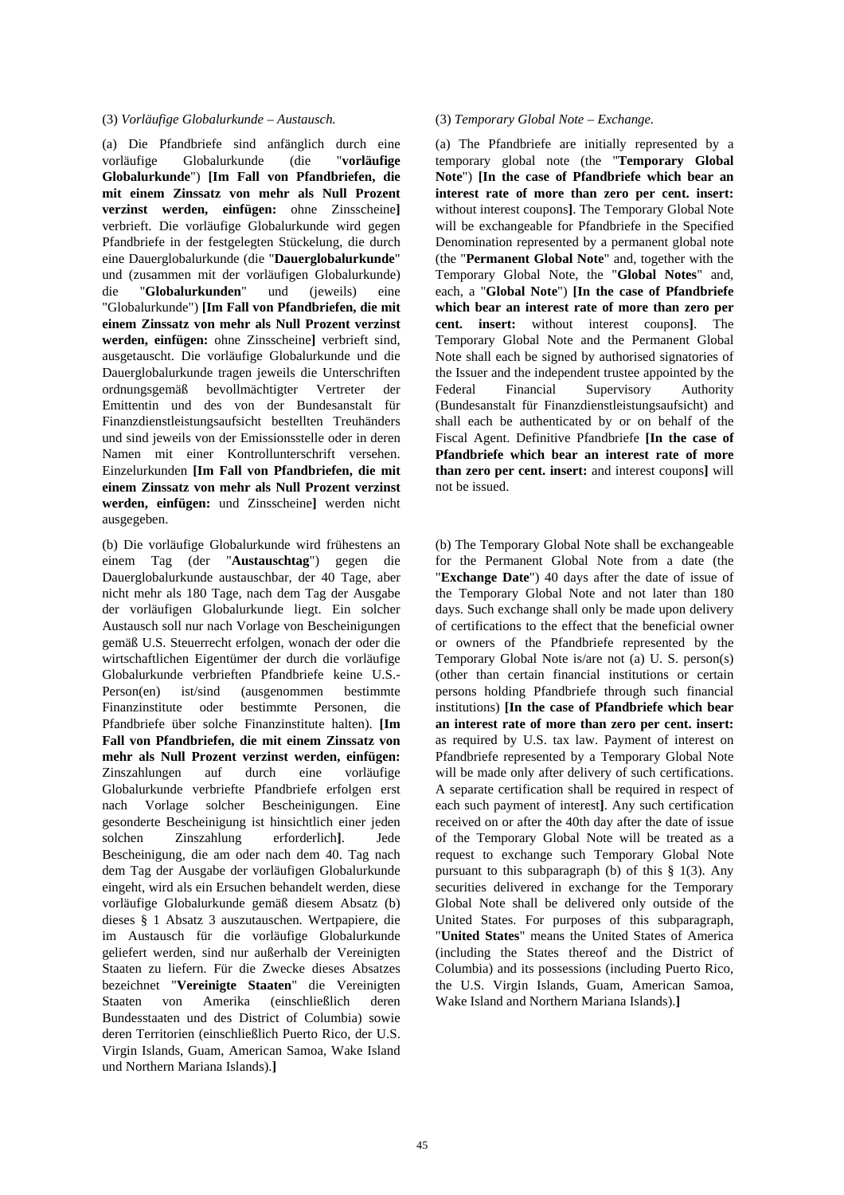(3) *Vorläufige Globalurkunde – Austausch.*

(a) Die Pfandbriefe sind anfänglich durch eine vorläufige Globalurkunde (die "**vorläufige Globalurkunde**") **[Im Fall von Pfandbriefen, die mit einem Zinssatz von mehr als Null Prozent verzinst werden, einfügen:** ohne Zinsscheine**]** verbrieft. Die vorläufige Globalurkunde wird gegen Pfandbriefe in der festgelegten Stückelung, die durch eine Dauerglobalurkunde (die "**Dauerglobalurkunde**" und (zusammen mit der vorläufigen Globalurkunde) die "**Globalurkunden**" und (jeweils) eine "Globalurkunde") **[Im Fall von Pfandbriefen, die mit einem Zinssatz von mehr als Null Prozent verzinst werden, einfügen:** ohne Zinsscheine**]** verbrieft sind, ausgetauscht. Die vorläufige Globalurkunde und die Dauerglobalurkunde tragen jeweils die Unterschriften ordnungsgemäß bevollmächtigter Vertreter der Emittentin und des von der Bundesanstalt für Finanzdienstleistungsaufsicht bestellten Treuhänders und sind jeweils von der Emissionsstelle oder in deren Namen mit einer Kontrollunterschrift versehen. Einzelurkunden **[Im Fall von Pfandbriefen, die mit einem Zinssatz von mehr als Null Prozent verzinst werden, einfügen:** und Zinsscheine**]** werden nicht ausgegeben.

(b) Die vorläufige Globalurkunde wird frühestens an einem Tag (der "**Austauschtag**") gegen die Dauerglobalurkunde austauschbar, der 40 Tage, aber nicht mehr als 180 Tage, nach dem Tag der Ausgabe der vorläufigen Globalurkunde liegt. Ein solcher Austausch soll nur nach Vorlage von Bescheinigungen gemäß U.S. Steuerrecht erfolgen, wonach der oder die wirtschaftlichen Eigentümer der durch die vorläufige Globalurkunde verbrieften Pfandbriefe keine U.S.-Person(en) ist/sind (ausgenommen bestimmte Finanzinstitute oder bestimmte Personen, die Pfandbriefe über solche Finanzinstitute halten). **[Im Fall von Pfandbriefen, die mit einem Zinssatz von mehr als Null Prozent verzinst werden, einfügen:** Zinszahlungen auf durch eine vorläufige Globalurkunde verbriefte Pfandbriefe erfolgen erst nach Vorlage solcher Bescheinigungen. Eine gesonderte Bescheinigung ist hinsichtlich einer jeden solchen Zinszahlung erforderlich**]**. Jede Bescheinigung, die am oder nach dem 40. Tag nach dem Tag der Ausgabe der vorläufigen Globalurkunde eingeht, wird als ein Ersuchen behandelt werden, diese vorläufige Globalurkunde gemäß diesem Absatz (b) dieses § 1 Absatz 3 auszutauschen. Wertpapiere, die im Austausch für die vorläufige Globalurkunde geliefert werden, sind nur außerhalb der Vereinigten Staaten zu liefern. Für die Zwecke dieses Absatzes bezeichnet "**Vereinigte Staaten**" die Vereinigten Staaten von Amerika (einschließlich deren Bundesstaaten und des District of Columbia) sowie deren Territorien (einschließlich Puerto Rico, der U.S. Virgin Islands, Guam, American Samoa, Wake Island und Northern Mariana Islands).**]**

(3) *Temporary Global Note – Exchange.*

(a) The Pfandbriefe are initially represented by a temporary global note (the "**Temporary Global Note**") **[In the case of Pfandbriefe which bear an interest rate of more than zero per cent. insert:** without interest coupons**]**. The Temporary Global Note will be exchangeable for Pfandbriefe in the Specified Denomination represented by a permanent global note (the "**Permanent Global Note**" and, together with the Temporary Global Note, the "**Global Notes**" and, each, a "**Global Note**") **[In the case of Pfandbriefe which bear an interest rate of more than zero per cent. insert:** without interest coupons**]**. The Temporary Global Note and the Permanent Global Note shall each be signed by authorised signatories of the Issuer and the independent trustee appointed by the Federal Financial Supervisory Authority (Bundesanstalt für Finanzdienstleistungsaufsicht) and shall each be authenticated by or on behalf of the Fiscal Agent. Definitive Pfandbriefe **[In the case of Pfandbriefe which bear an interest rate of more than zero per cent. insert:** and interest coupons**]** will not be issued.

(b) The Temporary Global Note shall be exchangeable for the Permanent Global Note from a date (the "**Exchange Date**") 40 days after the date of issue of the Temporary Global Note and not later than 180 days. Such exchange shall only be made upon delivery of certifications to the effect that the beneficial owner or owners of the Pfandbriefe represented by the Temporary Global Note is/are not (a) U. S. person(s) (other than certain financial institutions or certain persons holding Pfandbriefe through such financial institutions) **[In the case of Pfandbriefe which bear an interest rate of more than zero per cent. insert:** as required by U.S. tax law. Payment of interest on Pfandbriefe represented by a Temporary Global Note will be made only after delivery of such certifications. A separate certification shall be required in respect of each such payment of interest**]**. Any such certification received on or after the 40th day after the date of issue of the Temporary Global Note will be treated as a request to exchange such Temporary Global Note pursuant to this subparagraph (b) of this § 1(3). Any securities delivered in exchange for the Temporary Global Note shall be delivered only outside of the United States. For purposes of this subparagraph, "**United States**" means the United States of America (including the States thereof and the District of Columbia) and its possessions (including Puerto Rico, the U.S. Virgin Islands, Guam, American Samoa, Wake Island and Northern Mariana Islands).**]**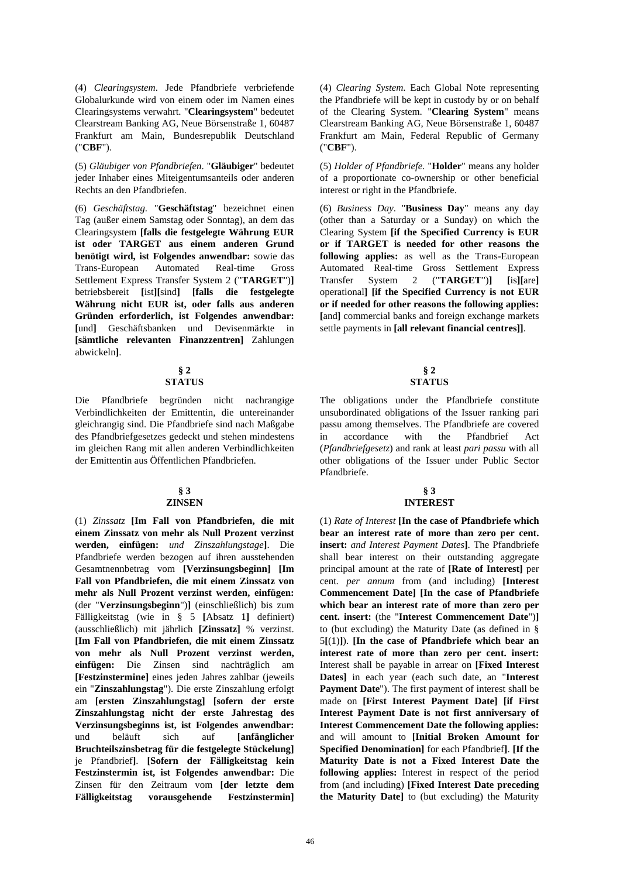(4) *Clearingsystem*. Jede Pfandbriefe verbriefende Globalurkunde wird von einem oder im Namen eines Clearingsystems verwahrt. "**Clearingsystem**" bedeutet Clearstream Banking AG, Neue Börsenstraße 1, 60487 Frankfurt am Main, Bundesrepublik Deutschland ("**CBF**").

(5) *Gläubiger von Pfandbriefen*. "**Gläubiger**" bedeutet jeder Inhaber eines Miteigentumsanteils oder anderen Rechts an den Pfandbriefen.

(6) *Geschäftstag*. "**Geschäftstag**" bezeichnet einen Tag (außer einem Samstag oder Sonntag), an dem das Clearingsystem **[falls die festgelegte Währung EUR ist oder TARGET aus einem anderen Grund benötigt wird, ist Folgendes anwendbar:** sowie das Trans-European Automated Real-time Gross Settlement Express Transfer System 2 ("**TARGET**")**]** betriebsbereit **[**ist**][**sind**]** **[falls die festgelegte Währung nicht EUR ist, oder falls aus anderen Gründen erforderlich, ist Folgendes anwendbar: [**und**]** Geschäftsbanken und Devisenmärkte in **[sämtliche relevanten Finanzzentren]** Zahlungen abwickeln**]**.

## § 2
## STATUS

Die Pfandbriefe begründen nicht nachrangige Verbindlichkeiten der Emittentin, die untereinander gleichrangig sind. Die Pfandbriefe sind nach Maßgabe des Pfandbriefgesetzes gedeckt und stehen mindestens im gleichen Rang mit allen anderen Verbindlichkeiten der Emittentin aus Öffentlichen Pfandbriefen.

## § 3
## ZINSEN

(1) *Zinssatz* **[Im Fall von Pfandbriefen, die mit einem Zinssatz von mehr als Null Prozent verzinst werden, einfügen:** *und Zinszahlungstage***]**. Die Pfandbriefe werden bezogen auf ihren ausstehenden Gesamtnennbetrag vom **[Verzinsungsbeginn] [Im Fall von Pfandbriefen, die mit einem Zinssatz von mehr als Null Prozent verzinst werden, einfügen:** (der "**Verzinsungsbeginn**")**]** (einschließlich) bis zum Fälligkeitstag (wie in § 5 **[**Absatz 1**]** definiert) (ausschließlich) mit jährlich **[Zinssatz]** % verzinst. **[Im Fall von Pfandbriefen, die mit einem Zinssatz von mehr als Null Prozent verzinst werden, einfügen:** Die Zinsen sind nachträglich am **[Festzinstermine]** eines jeden Jahres zahlbar (jeweils ein "**Zinszahlungstag**"). Die erste Zinszahlung erfolgt am **[ersten Zinszahlungstag] [sofern der erste Zinszahlungstag nicht der erste Jahrestag des Verzinsungsbeginns ist, ist Folgendes anwendbar:** und beläuft sich auf **[anfänglicher Bruchteilszinsbetrag für die festgelegte Stückelung]** je Pfandbrief**]**. **[Sofern der Fälligkeitstag kein Festzinstermin ist, ist Folgendes anwendbar:** Die Zinsen für den Zeitraum vom **[der letzte dem Fälligkeitstag vorausgehende Festzinstermin]**

(4) *Clearing System*. Each Global Note representing the Pfandbriefe will be kept in custody by or on behalf of the Clearing System. "**Clearing System**" means Clearstream Banking AG, Neue Börsenstraße 1, 60487 Frankfurt am Main, Federal Republic of Germany ("**CBF**").

(5) *Holder of Pfandbriefe*. "**Holder**" means any holder of a proportionate co-ownership or other beneficial interest or right in the Pfandbriefe.

(6) *Business Day*. "**Business Day**" means any day (other than a Saturday or a Sunday) on which the Clearing System **[if the Specified Currency is EUR or if TARGET is needed for other reasons the following applies:** as well as the Trans-European Automated Real-time Gross Settlement Express Transfer System 2 ("**TARGET**")**]** **[**is**][**are**]** operational**]** **[if the Specified Currency is not EUR or if needed for other reasons the following applies: [**and**]** commercial banks and foreign exchange markets settle payments in **[all relevant financial centres]]**.

## § 2
## STATUS

The obligations under the Pfandbriefe constitute unsubordinated obligations of the Issuer ranking pari passu among themselves. The Pfandbriefe are covered in accordance with the Pfandbrief Act (*Pfandbriefgesetz*) and rank at least *pari passu* with all other obligations of the Issuer under Public Sector Pfandbriefe.

## § 3
## INTEREST

(1) *Rate of Interest* **[In the case of Pfandbriefe which bear an interest rate of more than zero per cent. insert:** *and Interest Payment Dates***]**. The Pfandbriefe shall bear interest on their outstanding aggregate principal amount at the rate of **[Rate of Interest]** per cent. *per annum* from (and including) **[Interest Commencement Date] [In the case of Pfandbriefe which bear an interest rate of more than zero per cent. insert:** (the "**Interest Commencement Date**")**]** to (but excluding) the Maturity Date (as defined in § 5**[**(1)**]**). **[In the case of Pfandbriefe which bear an interest rate of more than zero per cent. insert:** Interest shall be payable in arrear on **[Fixed Interest Dates]** in each year (each such date, an "**Interest Payment Date**"). The first payment of interest shall be made on **[First Interest Payment Date] [if First Interest Payment Date is not first anniversary of Interest Commencement Date the following applies:** and will amount to **[Initial Broken Amount for Specified Denomination]** for each Pfandbrief**]**. **[If the Maturity Date is not a Fixed Interest Date the following applies:** Interest in respect of the period from (and including) **[Fixed Interest Date preceding the Maturity Date]** to (but excluding) the Maturity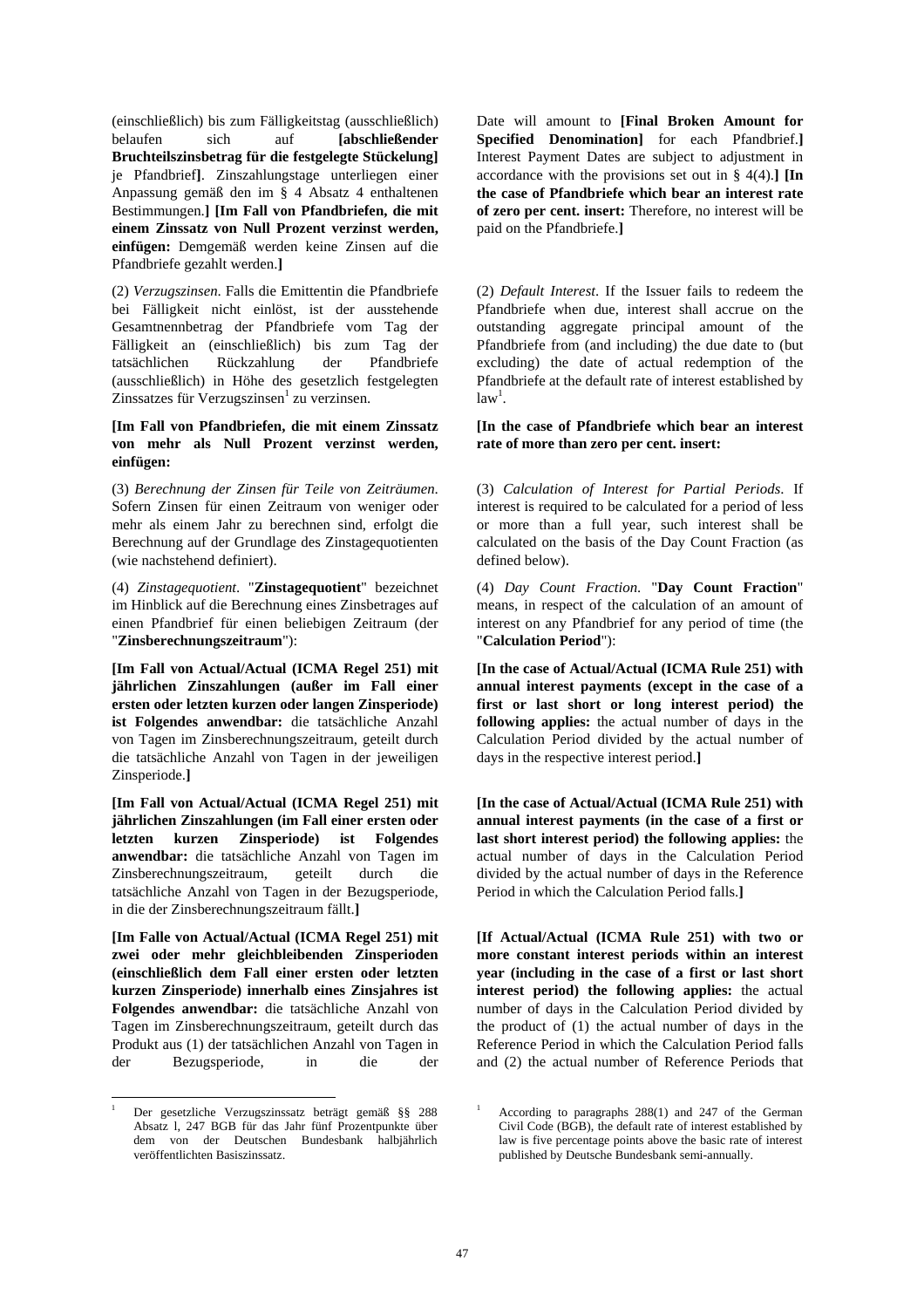(einschließlich) bis zum Fälligkeitstag (ausschließlich) belaufen sich auf **[abschließender Bruchteilszinsbetrag für die festgelegte Stückelung]** je Pfandbrief**]**. Zinszahlungstage unterliegen einer Anpassung gemäß den im § 4 Absatz 4 enthaltenen Bestimmungen.**]** **[Im Fall von Pfandbriefen, die mit einem Zinssatz von Null Prozent verzinst werden, einfügen:** Demgemäß werden keine Zinsen auf die Pfandbriefe gezahlt werden.**]**

(2) *Verzugszinsen*. Falls die Emittentin die Pfandbriefe bei Fälligkeit nicht einlöst, ist der ausstehende Gesamtnennbetrag der Pfandbriefe vom Tag der Fälligkeit an (einschließlich) bis zum Tag der tatsächlichen Rückzahlung der Pfandbriefe (ausschließlich) in Höhe des gesetzlich festgelegten Zinssatzes für Verzugszinsen[1] zu verzinsen.

**[Im Fall von Pfandbriefen, die mit einem Zinssatz von mehr als Null Prozent verzinst werden, einfügen:**

(3) *Berechnung der Zinsen für Teile von Zeiträumen*. Sofern Zinsen für einen Zeitraum von weniger oder mehr als einem Jahr zu berechnen sind, erfolgt die Berechnung auf der Grundlage des Zinstagequotienten (wie nachstehend definiert).

(4) *Zinstagequotient*. "**Zinstagequotient**" bezeichnet im Hinblick auf die Berechnung eines Zinsbetrages auf einen Pfandbrief für einen beliebigen Zeitraum (der "**Zinsberechnungszeitraum**"):

**[Im Fall von Actual/Actual (ICMA Regel 251) mit jährlichen Zinszahlungen (außer im Fall einer ersten oder letzten kurzen oder langen Zinsperiode) ist Folgendes anwendbar:** die tatsächliche Anzahl von Tagen im Zinsberechnungszeitraum, geteilt durch die tatsächliche Anzahl von Tagen in der jeweiligen Zinsperiode.**]**

**[Im Fall von Actual/Actual (ICMA Regel 251) mit jährlichen Zinszahlungen (im Fall einer ersten oder letzten kurzen Zinsperiode) ist Folgendes anwendbar:** die tatsächliche Anzahl von Tagen im Zinsberechnungszeitraum, geteilt durch die tatsächliche Anzahl von Tagen in der Bezugsperiode, in die der Zinsberechnungszeitraum fällt.**]**

**[Im Falle von Actual/Actual (ICMA Regel 251) mit zwei oder mehr gleichbleibenden Zinsperioden (einschließlich dem Fall einer ersten oder letzten kurzen Zinsperiode) innerhalb eines Zinsjahres ist Folgendes anwendbar:** die tatsächliche Anzahl von Tagen im Zinsberechnungszeitraum, geteilt durch das Produkt aus (1) der tatsächlichen Anzahl von Tagen in der Bezugsperiode, in die der

[1] Der gesetzliche Verzugszinssatz beträgt gemäß §§ 288 Absatz l, 247 BGB für das Jahr fünf Prozentpunkte über dem von der Deutschen Bundesbank halbjährlich veröffentlichten Basiszinssatz.

---

Date will amount to **[Final Broken Amount for Specified Denomination]** for each Pfandbrief.**]** Interest Payment Dates are subject to adjustment in accordance with the provisions set out in § 4(4).**]** **[In the case of Pfandbriefe which bear an interest rate of zero per cent. insert:** Therefore, no interest will be paid on the Pfandbriefe.**]**

(2) *Default Interest*. If the Issuer fails to redeem the Pfandbriefe when due, interest shall accrue on the outstanding aggregate principal amount of the Pfandbriefe from (and including) the due date to (but excluding) the date of actual redemption of the Pfandbriefe at the default rate of interest established by law[1].

**[In the case of Pfandbriefe which bear an interest rate of more than zero per cent. insert:**

(3) *Calculation of Interest for Partial Periods*. If interest is required to be calculated for a period of less or more than a full year, such interest shall be calculated on the basis of the Day Count Fraction (as defined below).

(4) *Day Count Fraction*. "**Day Count Fraction**" means, in respect of the calculation of an amount of interest on any Pfandbrief for any period of time (the "**Calculation Period**"):

**[In the case of Actual/Actual (ICMA Rule 251) with annual interest payments (except in the case of a first or last short or long interest period) the following applies:** the actual number of days in the Calculation Period divided by the actual number of days in the respective interest period.**]**

**[In the case of Actual/Actual (ICMA Rule 251) with annual interest payments (in the case of a first or last short interest period) the following applies:** the actual number of days in the Calculation Period divided by the actual number of days in the Reference Period in which the Calculation Period falls.**]**

**[If Actual/Actual (ICMA Rule 251) with two or more constant interest periods within an interest year (including in the case of a first or last short interest period) the following applies:** the actual number of days in the Calculation Period divided by the product of (1) the actual number of days in the Reference Period in which the Calculation Period falls and (2) the actual number of Reference Periods that

[1] According to paragraphs 288(1) and 247 of the German Civil Code (BGB), the default rate of interest established by law is five percentage points above the basic rate of interest published by Deutsche Bundesbank semi-annually.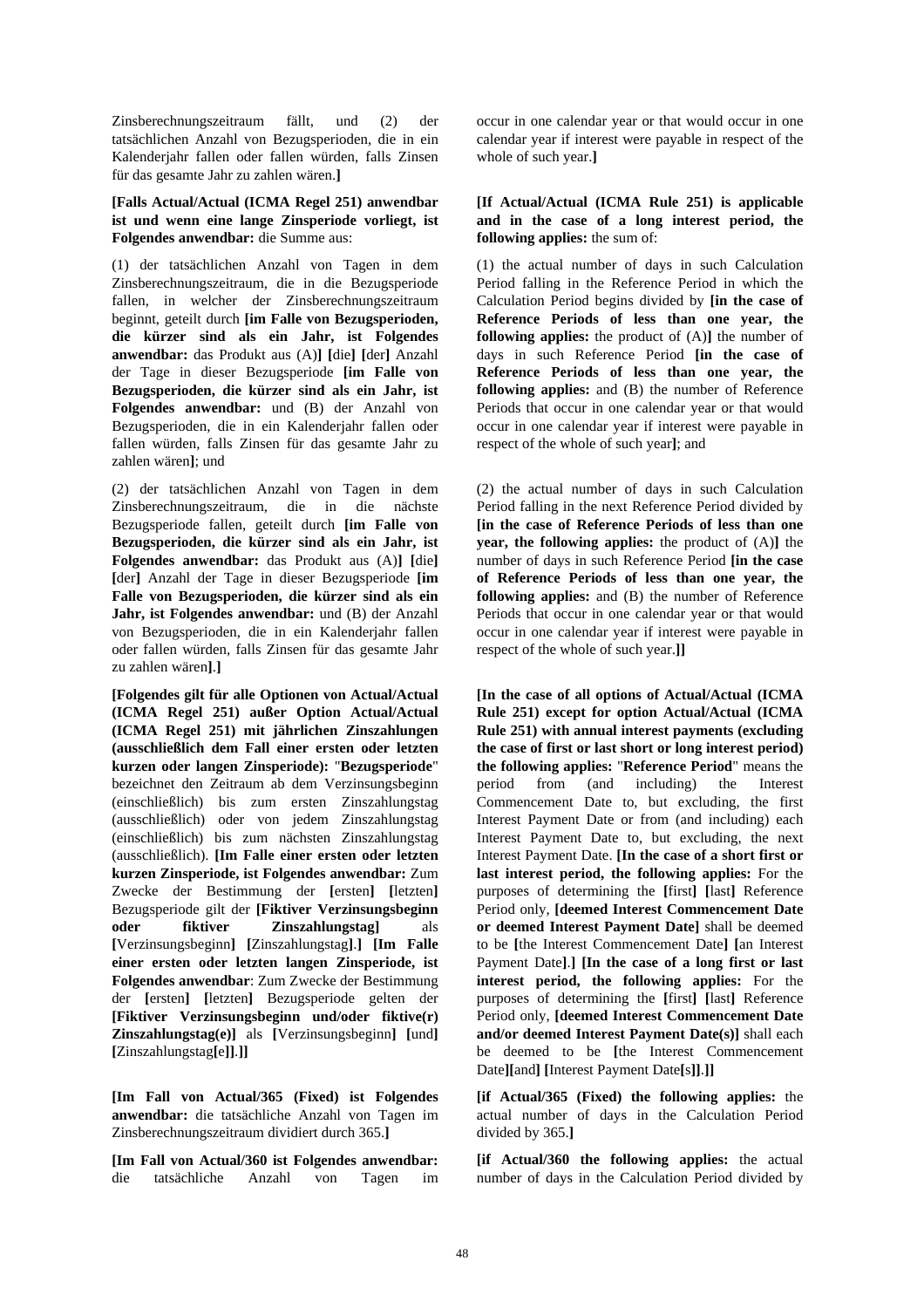Zinsberechnungszeitraum fällt, und (2) der tatsächlichen Anzahl von Bezugsperioden, die in ein Kalenderjahr fallen oder fallen würden, falls Zinsen für das gesamte Jahr zu zahlen wären.**]**

**[Falls Actual/Actual (ICMA Regel 251) anwendbar ist und wenn eine lange Zinsperiode vorliegt, ist Folgendes anwendbar:** die Summe aus:

(1) der tatsächlichen Anzahl von Tagen in dem Zinsberechnungszeitraum, die in die Bezugsperiode fallen, in welcher der Zinsberechnungszeitraum beginnt, geteilt durch **[im Falle von Bezugsperioden, die kürzer sind als ein Jahr, ist Folgendes anwendbar:** das Produkt aus (A)**] [**die**] [**der**]** Anzahl der Tage in dieser Bezugsperiode **[im Falle von Bezugsperioden, die kürzer sind als ein Jahr, ist Folgendes anwendbar:** und (B) der Anzahl von Bezugsperioden, die in ein Kalenderjahr fallen oder fallen würden, falls Zinsen für das gesamte Jahr zu zahlen wären**]**; und

(2) der tatsächlichen Anzahl von Tagen in dem Zinsberechnungszeitraum, die in die nächste Bezugsperiode fallen, geteilt durch **[im Falle von Bezugsperioden, die kürzer sind als ein Jahr, ist Folgendes anwendbar:** das Produkt aus (A)**] [**die**] [**der**]** Anzahl der Tage in dieser Bezugsperiode **[im Falle von Bezugsperioden, die kürzer sind als ein Jahr, ist Folgendes anwendbar:** und (B) der Anzahl von Bezugsperioden, die in ein Kalenderjahr fallen oder fallen würden, falls Zinsen für das gesamte Jahr zu zahlen wären**]**.**]**

**[Folgendes gilt für alle Optionen von Actual/Actual (ICMA Regel 251) außer Option Actual/Actual (ICMA Regel 251) mit jährlichen Zinszahlungen (ausschließlich dem Fall einer ersten oder letzten kurzen oder langen Zinsperiode):** "**Bezugsperiode**" bezeichnet den Zeitraum ab dem Verzinsungsbeginn (einschließlich) bis zum ersten Zinszahlungstag (ausschließlich) oder von jedem Zinszahlungstag (einschließlich) bis zum nächsten Zinszahlungstag (ausschließlich). **[Im Falle einer ersten oder letzten kurzen Zinsperiode, ist Folgendes anwendbar:** Zum Zwecke der Bestimmung der **[**ersten**] [**letzten**]** Bezugsperiode gilt der **[Fiktiver Verzinsungsbeginn oder fiktiver Zinszahlungstag]** als **[**Verzinsungsbeginn**] [**Zinszahlungstag**].] [Im Falle einer ersten oder letzten langen Zinsperiode, ist Folgendes anwendbar**: Zum Zwecke der Bestimmung der **[**ersten**] [**letzten**]** Bezugsperiode gelten der **[Fiktiver Verzinsungsbeginn und/oder fiktive(r) Zinszahlungstag(e)]** als **[**Verzinsungsbeginn**] [**und**] [**Zinszahlungstag**[**e**]]**.**]]**

**[Im Fall von Actual/365 (Fixed) ist Folgendes anwendbar:** die tatsächliche Anzahl von Tagen im Zinsberechnungszeitraum dividiert durch 365.**]**

**[Im Fall von Actual/360 ist Folgendes anwendbar:** die tatsächliche Anzahl von Tagen im

occur in one calendar year or that would occur in one calendar year if interest were payable in respect of the whole of such year.**]**

**[If Actual/Actual (ICMA Rule 251) is applicable and in the case of a long interest period, the following applies:** the sum of:

(1) the actual number of days in such Calculation Period falling in the Reference Period in which the Calculation Period begins divided by **[in the case of Reference Periods of less than one year, the following applies:** the product of (A)**]** the number of days in such Reference Period **[in the case of Reference Periods of less than one year, the following applies:** and (B) the number of Reference Periods that occur in one calendar year or that would occur in one calendar year if interest were payable in respect of the whole of such year**]**; and

(2) the actual number of days in such Calculation Period falling in the next Reference Period divided by **[in the case of Reference Periods of less than one year, the following applies:** the product of (A)**]** the number of days in such Reference Period **[in the case of Reference Periods of less than one year, the following applies:** and (B) the number of Reference Periods that occur in one calendar year or that would occur in one calendar year if interest were payable in respect of the whole of such year.**]]**

**[In the case of all options of Actual/Actual (ICMA Rule 251) except for option Actual/Actual (ICMA Rule 251) with annual interest payments (excluding the case of first or last short or long interest period) the following applies:** "**Reference Period**" means the period from (and including) the Interest Commencement Date to, but excluding, the first Interest Payment Date or from (and including) each Interest Payment Date to, but excluding, the next Interest Payment Date. **[In the case of a short first or last interest period, the following applies:** For the purposes of determining the **[**first**] [**last**]** Reference Period only, **[deemed Interest Commencement Date or deemed Interest Payment Date]** shall be deemed to be **[**the Interest Commencement Date**] [**an Interest Payment Date**].] [In the case of a long first or last interest period, the following applies:** For the purposes of determining the **[**first**] [**last**]** Reference Period only, **[deemed Interest Commencement Date and/or deemed Interest Payment Date(s)]** shall each be deemed to be **[**the Interest Commencement Date**][**and**] [**Interest Payment Date**[**s**]]**.**]]**

**[if Actual/365 (Fixed) the following applies:** the actual number of days in the Calculation Period divided by 365.**]**

**[if Actual/360 the following applies:** the actual number of days in the Calculation Period divided by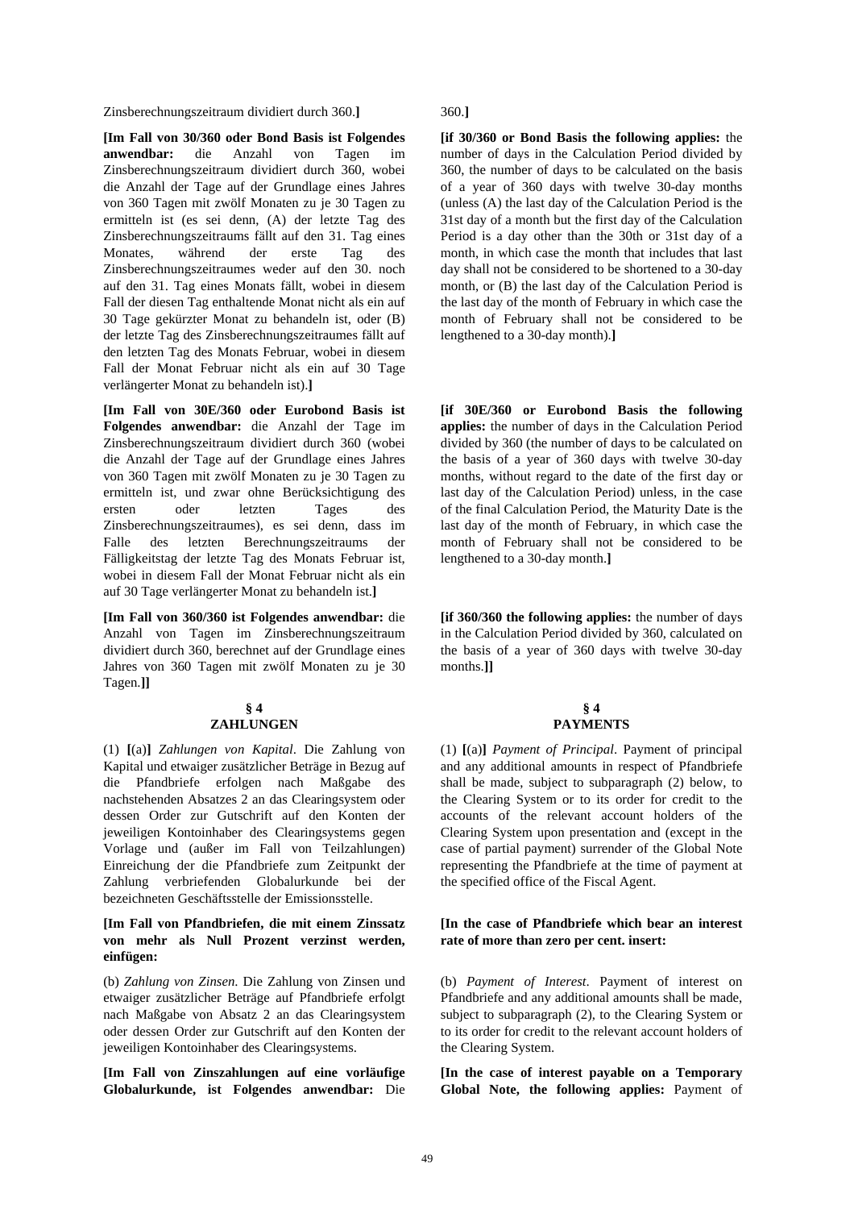Zinsberechnungszeitraum dividiert durch 360.**]**

**[Im Fall von 30/360 oder Bond Basis ist Folgendes anwendbar:** die Anzahl von Tagen im Zinsberechnungszeitraum dividiert durch 360, wobei die Anzahl der Tage auf der Grundlage eines Jahres von 360 Tagen mit zwölf Monaten zu je 30 Tagen zu ermitteln ist (es sei denn, (A) der letzte Tag des Zinsberechnungszeitraums fällt auf den 31. Tag eines Monates, während der erste Tag des Zinsberechnungszeitraumes weder auf den 30. noch auf den 31. Tag eines Monats fällt, wobei in diesem Fall der diesen Tag enthaltende Monat nicht als ein auf 30 Tage gekürzter Monat zu behandeln ist, oder (B) der letzte Tag des Zinsberechnungszeitraumes fällt auf den letzten Tag des Monats Februar, wobei in diesem Fall der Monat Februar nicht als ein auf 30 Tage verlängerter Monat zu behandeln ist).**]**

**[Im Fall von 30E/360 oder Eurobond Basis ist Folgendes anwendbar:** die Anzahl der Tage im Zinsberechnungszeitraum dividiert durch 360 (wobei die Anzahl der Tage auf der Grundlage eines Jahres von 360 Tagen mit zwölf Monaten zu je 30 Tagen zu ermitteln ist, und zwar ohne Berücksichtigung des ersten oder letzten Tages des Zinsberechnungszeitraumes), es sei denn, dass im Falle des letzten Berechnungszeitraums der Fälligkeitstag der letzte Tag des Monats Februar ist, wobei in diesem Fall der Monat Februar nicht als ein auf 30 Tage verlängerter Monat zu behandeln ist.**]**

**[Im Fall von 360/360 ist Folgendes anwendbar:** die Anzahl von Tagen im Zinsberechnungszeitraum dividiert durch 360, berechnet auf der Grundlage eines Jahres von 360 Tagen mit zwölf Monaten zu je 30 Tagen.**]]**

## § 4 ZAHLUNGEN

(1) **[**(a)**]** *Zahlungen von Kapital*. Die Zahlung von Kapital und etwaiger zusätzlicher Beträge in Bezug auf die Pfandbriefe erfolgen nach Maßgabe des nachstehenden Absatzes 2 an das Clearingsystem oder dessen Order zur Gutschrift auf den Konten der jeweiligen Kontoinhaber des Clearingsystems gegen Vorlage und (außer im Fall von Teilzahlungen) Einreichung der die Pfandbriefe zum Zeitpunkt der Zahlung verbriefenden Globalurkunde bei der bezeichneten Geschäftsstelle der Emissionsstelle.

**[Im Fall von Pfandbriefen, die mit einem Zinssatz von mehr als Null Prozent verzinst werden, einfügen:**

(b) *Zahlung von Zinsen*. Die Zahlung von Zinsen und etwaiger zusätzlicher Beträge auf Pfandbriefe erfolgt nach Maßgabe von Absatz 2 an das Clearingsystem oder dessen Order zur Gutschrift auf den Konten der jeweiligen Kontoinhaber des Clearingsystems.

**[Im Fall von Zinszahlungen auf eine vorläufige Globalurkunde, ist Folgendes anwendbar:** Die

---

360.**]**

**[if 30/360 or Bond Basis the following applies:** the number of days in the Calculation Period divided by 360, the number of days to be calculated on the basis of a year of 360 days with twelve 30-day months (unless (A) the last day of the Calculation Period is the 31st day of a month but the first day of the Calculation Period is a day other than the 30th or 31st day of a month, in which case the month that includes that last day shall not be considered to be shortened to a 30-day month, or (B) the last day of the Calculation Period is the last day of the month of February in which case the month of February shall not be considered to be lengthened to a 30-day month).**]**

**[if 30E/360 or Eurobond Basis the following applies:** the number of days in the Calculation Period divided by 360 (the number of days to be calculated on the basis of a year of 360 days with twelve 30-day months, without regard to the date of the first day or last day of the Calculation Period) unless, in the case of the final Calculation Period, the Maturity Date is the last day of the month of February, in which case the month of February shall not be considered to be lengthened to a 30-day month.**]**

**[if 360/360 the following applies:** the number of days in the Calculation Period divided by 360, calculated on the basis of a year of 360 days with twelve 30-day months.**]]**

## § 4 PAYMENTS

(1) **[**(a)**]** *Payment of Principal*. Payment of principal and any additional amounts in respect of Pfandbriefe shall be made, subject to subparagraph (2) below, to the Clearing System or to its order for credit to the accounts of the relevant account holders of the Clearing System upon presentation and (except in the case of partial payment) surrender of the Global Note representing the Pfandbriefe at the time of payment at the specified office of the Fiscal Agent.

**[In the case of Pfandbriefe which bear an interest rate of more than zero per cent. insert:**

(b) *Payment of Interest*. Payment of interest on Pfandbriefe and any additional amounts shall be made, subject to subparagraph (2), to the Clearing System or to its order for credit to the relevant account holders of the Clearing System.

**[In the case of interest payable on a Temporary Global Note, the following applies:** Payment of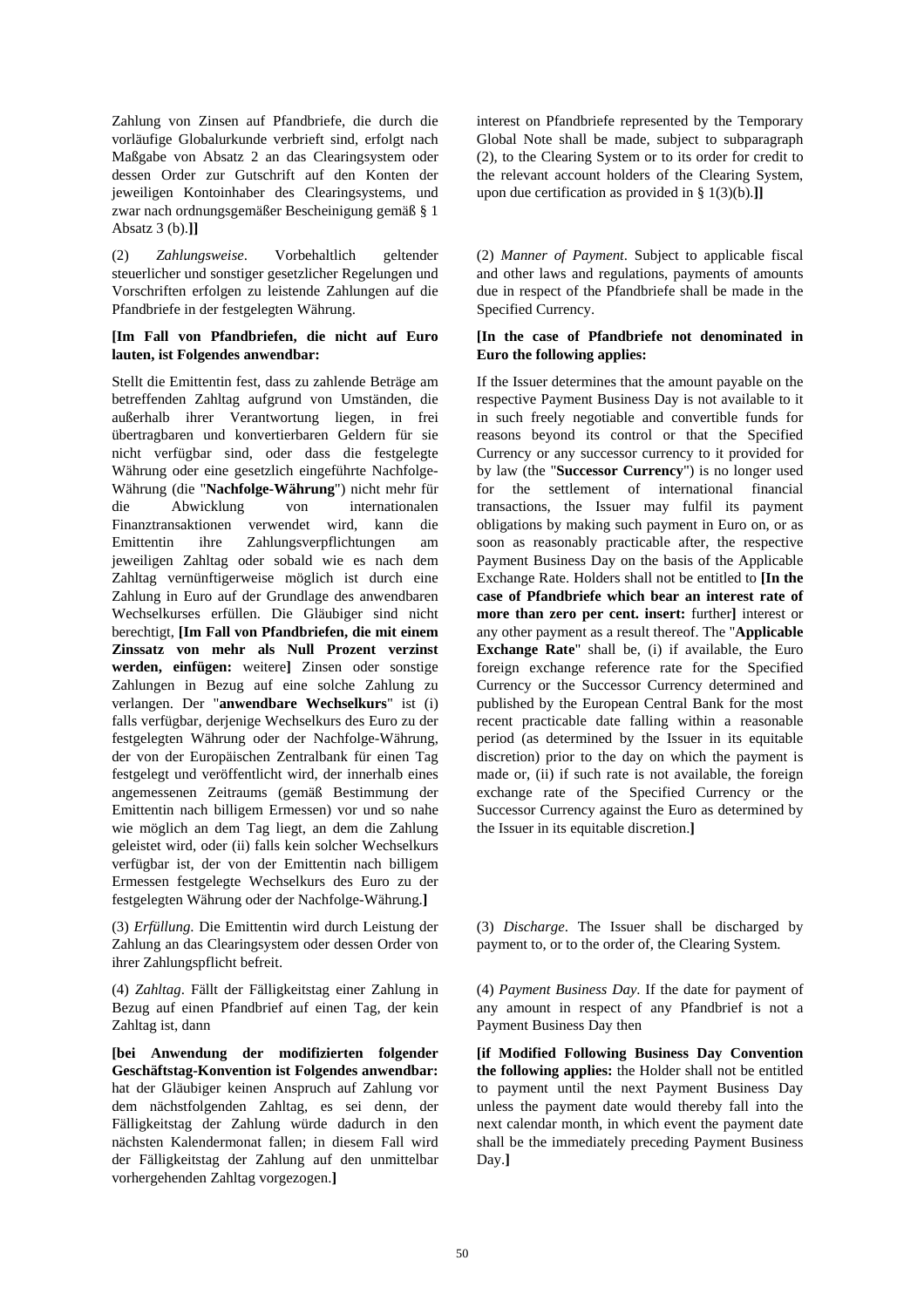Zahlung von Zinsen auf Pfandbriefe, die durch die vorläufige Globalurkunde verbrieft sind, erfolgt nach Maßgabe von Absatz 2 an das Clearingsystem oder dessen Order zur Gutschrift auf den Konten der jeweiligen Kontoinhaber des Clearingsystems, und zwar nach ordnungsgemäßer Bescheinigung gemäß § 1 Absatz 3 (b).**]]**

(2) *Zahlungsweise*. Vorbehaltlich geltender steuerlicher und sonstiger gesetzlicher Regelungen und Vorschriften erfolgen zu leistende Zahlungen auf die Pfandbriefe in der festgelegten Währung.

**[Im Fall von Pfandbriefen, die nicht auf Euro lauten, ist Folgendes anwendbar:**

Stellt die Emittentin fest, dass zu zahlende Beträge am betreffenden Zahltag aufgrund von Umständen, die außerhalb ihrer Verantwortung liegen, in frei übertragbaren und konvertierbaren Geldern für sie nicht verfügbar sind, oder dass die festgelegte Währung oder eine gesetzlich eingeführte Nachfolge-Währung (die "**Nachfolge-Währung**") nicht mehr für die Abwicklung von internationalen Finanztransaktionen verwendet wird, kann die Emittentin ihre Zahlungsverpflichtungen am jeweiligen Zahltag oder sobald wie es nach dem Zahltag vernünftigerweise möglich ist durch eine Zahlung in Euro auf der Grundlage des anwendbaren Wechselkurses erfüllen. Die Gläubiger sind nicht berechtigt, **[Im Fall von Pfandbriefen, die mit einem Zinssatz von mehr als Null Prozent verzinst werden, einfügen:** weitere**]** Zinsen oder sonstige Zahlungen in Bezug auf eine solche Zahlung zu verlangen. Der "**anwendbare Wechselkurs**" ist (i) falls verfügbar, derjenige Wechselkurs des Euro zu der festgelegten Währung oder der Nachfolge-Währung, der von der Europäischen Zentralbank für einen Tag festgelegt und veröffentlicht wird, der innerhalb eines angemessenen Zeitraums (gemäß Bestimmung der Emittentin nach billigem Ermessen) vor und so nahe wie möglich an dem Tag liegt, an dem die Zahlung geleistet wird, oder (ii) falls kein solcher Wechselkurs verfügbar ist, der von der Emittentin nach billigem Ermessen festgelegte Wechselkurs des Euro zu der festgelegten Währung oder der Nachfolge-Währung.**]**

(3) *Erfüllung*. Die Emittentin wird durch Leistung der Zahlung an das Clearingsystem oder dessen Order von ihrer Zahlungspflicht befreit.

(4) *Zahltag*. Fällt der Fälligkeitstag einer Zahlung in Bezug auf einen Pfandbrief auf einen Tag, der kein Zahltag ist, dann

**[bei Anwendung der modifizierten folgender Geschäftstag-Konvention ist Folgendes anwendbar:** hat der Gläubiger keinen Anspruch auf Zahlung vor dem nächstfolgenden Zahltag, es sei denn, der Fälligkeitstag der Zahlung würde dadurch in den nächsten Kalendermonat fallen; in diesem Fall wird der Fälligkeitstag der Zahlung auf den unmittelbar vorhergehenden Zahltag vorgezogen.**]**

interest on Pfandbriefe represented by the Temporary Global Note shall be made, subject to subparagraph (2), to the Clearing System or to its order for credit to the relevant account holders of the Clearing System, upon due certification as provided in § 1(3)(b).**]]**

(2) *Manner of Payment*. Subject to applicable fiscal and other laws and regulations, payments of amounts due in respect of the Pfandbriefe shall be made in the Specified Currency.

**[In the case of Pfandbriefe not denominated in Euro the following applies:**

If the Issuer determines that the amount payable on the respective Payment Business Day is not available to it in such freely negotiable and convertible funds for reasons beyond its control or that the Specified Currency or any successor currency to it provided for by law (the "**Successor Currency**") is no longer used for the settlement of international financial transactions, the Issuer may fulfil its payment obligations by making such payment in Euro on, or as soon as reasonably practicable after, the respective Payment Business Day on the basis of the Applicable Exchange Rate. Holders shall not be entitled to **[In the case of Pfandbriefe which bear an interest rate of more than zero per cent. insert:** further**]** interest or any other payment as a result thereof. The "**Applicable Exchange Rate**" shall be, (i) if available, the Euro foreign exchange reference rate for the Specified Currency or the Successor Currency determined and published by the European Central Bank for the most recent practicable date falling within a reasonable period (as determined by the Issuer in its equitable discretion) prior to the day on which the payment is made or, (ii) if such rate is not available, the foreign exchange rate of the Specified Currency or the Successor Currency against the Euro as determined by the Issuer in its equitable discretion.**]**

(3) *Discharge*. The Issuer shall be discharged by payment to, or to the order of, the Clearing System.

(4) *Payment Business Day*. If the date for payment of any amount in respect of any Pfandbrief is not a Payment Business Day then

**[if Modified Following Business Day Convention the following applies:** the Holder shall not be entitled to payment until the next Payment Business Day unless the payment date would thereby fall into the next calendar month, in which event the payment date shall be the immediately preceding Payment Business Day.**]**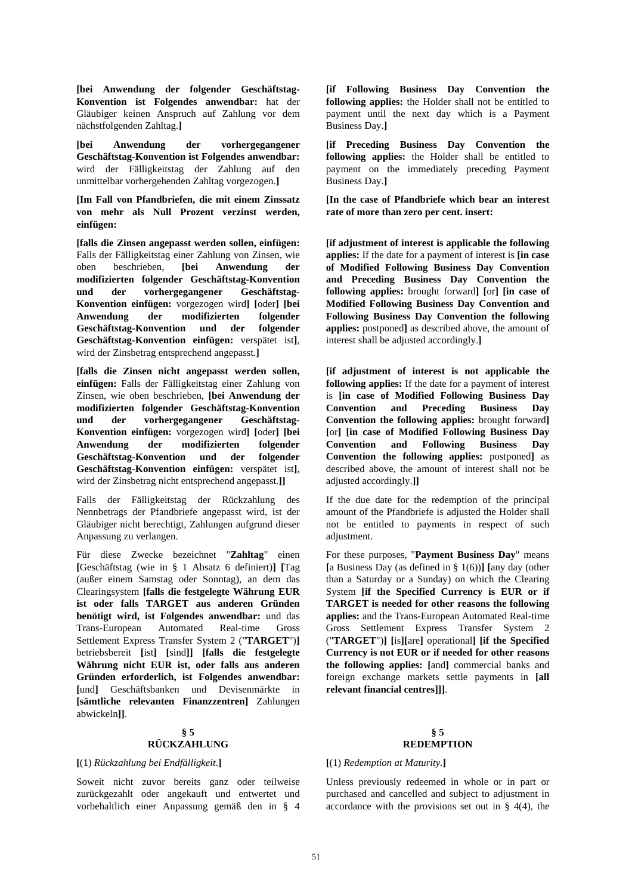**[bei Anwendung der folgender Geschäftstag-Konvention ist Folgendes anwendbar:** hat der Gläubiger keinen Anspruch auf Zahlung vor dem nächstfolgenden Zahltag.**]**

**[bei Anwendung der vorhergegangener Geschäftstag-Konvention ist Folgendes anwendbar:** wird der Fälligkeitstag der Zahlung auf den unmittelbar vorhergehenden Zahltag vorgezogen.**]**

**[Im Fall von Pfandbriefen, die mit einem Zinssatz von mehr als Null Prozent verzinst werden, einfügen:**

**[falls die Zinsen angepasst werden sollen, einfügen:** Falls der Fälligkeitstag einer Zahlung von Zinsen, wie oben beschrieben, **[bei Anwendung der modifizierten folgender Geschäftstag-Konvention und der vorhergegangener Geschäftstag-Konvention einfügen:** vorgezogen wird**]** **[**oder**]** **[bei Anwendung der modifizierten folgender Geschäftstag-Konvention und der folgender Geschäftstag-Konvention einfügen:** verspätet ist**]**, wird der Zinsbetrag entsprechend angepasst.**]**

**[falls die Zinsen nicht angepasst werden sollen, einfügen:** Falls der Fälligkeitstag einer Zahlung von Zinsen, wie oben beschrieben, **[bei Anwendung der modifizierten folgender Geschäftstag-Konvention und der vorhergegangener Geschäftstag-Konvention einfügen:** vorgezogen wird**]** **[**oder**]** **[bei Anwendung der modifizierten folgender Geschäftstag-Konvention und der folgender Geschäftstag-Konvention einfügen:** verspätet ist**]**, wird der Zinsbetrag nicht entsprechend angepasst.**]]**

Falls der Fälligkeitstag der Rückzahlung des Nennbetrags der Pfandbriefe angepasst wird, ist der Gläubiger nicht berechtigt, Zahlungen aufgrund dieser Anpassung zu verlangen.

Für diese Zwecke bezeichnet "**Zahltag**" einen **[**Geschäftstag (wie in § 1 Absatz 6 definiert)**]** **[**Tag (außer einem Samstag oder Sonntag), an dem das Clearingsystem **[falls die festgelegte Währung EUR ist oder falls TARGET aus anderen Gründen benötigt wird, ist Folgendes anwendbar:** und das Trans-European Automated Real-time Gross Settlement Express Transfer System 2 ("**TARGET**")**]** betriebsbereit **[**ist**]** **[**sind**]]** **[falls die festgelegte Währung nicht EUR ist, oder falls aus anderen Gründen erforderlich, ist Folgendes anwendbar:** **[**und**]** Geschäftsbanken und Devisenmärkte in **[sämtliche relevanten Finanzzentren]** Zahlungen abwickeln**]]**.

## § 5 RÜCKZAHLUNG

**[**(1) *Rückzahlung bei Endfälligkeit*.**]**

Soweit nicht zuvor bereits ganz oder teilweise zurückgezahlt oder angekauft und entwertet und vorbehaltlich einer Anpassung gemäß den in § 4

**[if Following Business Day Convention the following applies:** the Holder shall not be entitled to payment until the next day which is a Payment Business Day.**]**

**[if Preceding Business Day Convention the following applies:** the Holder shall be entitled to payment on the immediately preceding Payment Business Day.**]**

**[In the case of Pfandbriefe which bear an interest rate of more than zero per cent. insert:**

**[if adjustment of interest is applicable the following applies:** If the date for a payment of interest is **[in case of Modified Following Business Day Convention and Preceding Business Day Convention the following applies:** brought forward**]** **[**or**]** **[in case of Modified Following Business Day Convention and Following Business Day Convention the following applies:** postponed**]** as described above, the amount of interest shall be adjusted accordingly.**]**

**[if adjustment of interest is not applicable the following applies:** If the date for a payment of interest is **[in case of Modified Following Business Day Convention and Preceding Business Day Convention the following applies:** brought forward**]** **[**or**]** **[in case of Modified Following Business Day Convention and Following Business Day Convention the following applies:** postponed**]** as described above, the amount of interest shall not be adjusted accordingly.**]]**

If the due date for the redemption of the principal amount of the Pfandbriefe is adjusted the Holder shall not be entitled to payments in respect of such adjustment.

For these purposes, "**Payment Business Day**" means **[**a Business Day (as defined in § 1(6))**]** **[**any day (other than a Saturday or a Sunday) on which the Clearing System **[if the Specified Currency is EUR or if TARGET is needed for other reasons the following applies:** and the Trans-European Automated Real-time Gross Settlement Express Transfer System 2 ("**TARGET**")**]** **[**is**][**are**]** operational**]** **[if the Specified Currency is not EUR or if needed for other reasons the following applies:** **[**and**]** commercial banks and foreign exchange markets settle payments in **[all relevant financial centres]]]**.

## § 5 REDEMPTION

**[**(1) *Redemption at Maturity*.**]**

Unless previously redeemed in whole or in part or purchased and cancelled and subject to adjustment in accordance with the provisions set out in § 4(4), the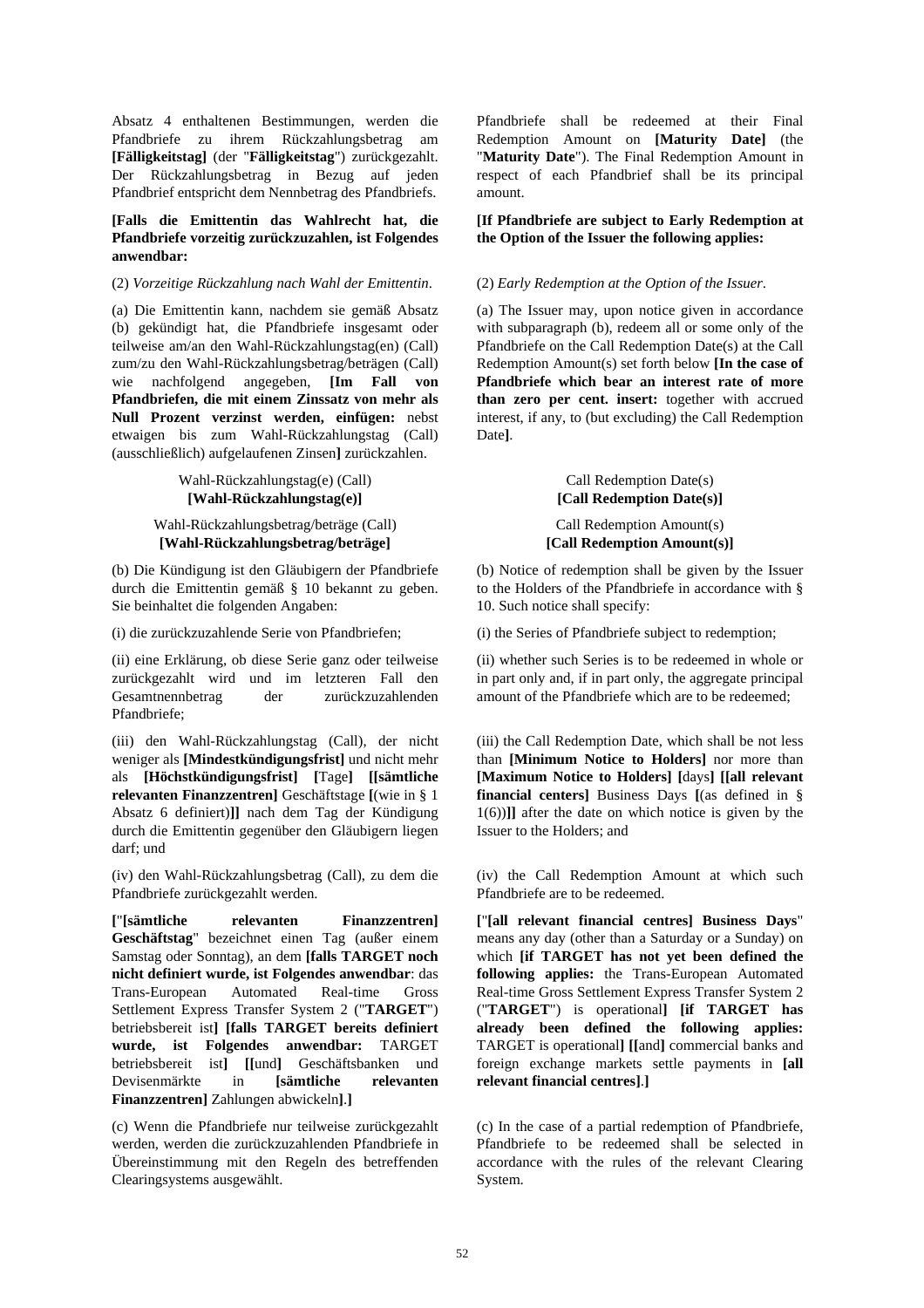Absatz 4 enthaltenen Bestimmungen, werden die Pfandbriefe zu ihrem Rückzahlungsbetrag am **[Fälligkeitstag]** (der "**Fälligkeitstag**") zurückgezahlt. Der Rückzahlungsbetrag in Bezug auf jeden Pfandbrief entspricht dem Nennbetrag des Pfandbriefs.

**[Falls die Emittentin das Wahlrecht hat, die Pfandbriefe vorzeitig zurückzuzahlen, ist Folgendes anwendbar:**

(2) *Vorzeitige Rückzahlung nach Wahl der Emittentin*.

(a) Die Emittentin kann, nachdem sie gemäß Absatz (b) gekündigt hat, die Pfandbriefe insgesamt oder teilweise am/an den Wahl-Rückzahlungstag(en) (Call) zum/zu den Wahl-Rückzahlungsbetrag/beträgen (Call) wie nachfolgend angegeben, **[Im Fall von Pfandbriefen, die mit einem Zinssatz von mehr als Null Prozent verzinst werden, einfügen:** nebst etwaigen bis zum Wahl-Rückzahlungstag (Call) (ausschließlich) aufgelaufenen Zinsen**]** zurückzahlen.

Wahl-Rückzahlungstag(e) (Call)
**[Wahl-Rückzahlungstag(e)]**

Wahl-Rückzahlungsbetrag/beträge (Call)
**[Wahl-Rückzahlungsbetrag/beträge]**

(b) Die Kündigung ist den Gläubigern der Pfandbriefe durch die Emittentin gemäß § 10 bekannt zu geben. Sie beinhaltet die folgenden Angaben:

(i) die zurückzuzahlende Serie von Pfandbriefen;

(ii) eine Erklärung, ob diese Serie ganz oder teilweise zurückgezahlt wird und im letzteren Fall den Gesamtnennbetrag der zurückzuzahlenden Pfandbriefe;

(iii) den Wahl-Rückzahlungstag (Call), der nicht weniger als **[Mindestkündigungsfrist]** und nicht mehr als **[Höchstkündigungsfrist] [**Tage**] [[sämtliche relevanten Finanzzentren]** Geschäftstage **[**(wie in § 1 Absatz 6 definiert)**]]** nach dem Tag der Kündigung durch die Emittentin gegenüber den Gläubigern liegen darf; und

(iv) den Wahl-Rückzahlungsbetrag (Call), zu dem die Pfandbriefe zurückgezahlt werden.

**[**"**[sämtliche relevanten Finanzzentren] Geschäftstag**" bezeichnet einen Tag (außer einem Samstag oder Sonntag), an dem **[falls TARGET noch nicht definiert wurde, ist Folgendes anwendbar**: das Trans-European Automated Real-time Gross Settlement Express Transfer System 2 ("**TARGET**") betriebsbereit ist**] [falls TARGET bereits definiert wurde, ist Folgendes anwendbar:** TARGET betriebsbereit ist**] [[**und**]** Geschäftsbanken und Devisenmärkte in **[sämtliche relevanten Finanzzentren]** Zahlungen abwickeln**].]**

(c) Wenn die Pfandbriefe nur teilweise zurückgezahlt werden, werden die zurückzuzahlenden Pfandbriefe in Übereinstimmung mit den Regeln des betreffenden Clearingsystems ausgewählt.

Pfandbriefe shall be redeemed at their Final Redemption Amount on **[Maturity Date]** (the "**Maturity Date**"). The Final Redemption Amount in respect of each Pfandbrief shall be its principal amount.

**[If Pfandbriefe are subject to Early Redemption at the Option of the Issuer the following applies:**

(2) *Early Redemption at the Option of the Issuer*.

(a) The Issuer may, upon notice given in accordance with subparagraph (b), redeem all or some only of the Pfandbriefe on the Call Redemption Date(s) at the Call Redemption Amount(s) set forth below **[In the case of Pfandbriefe which bear an interest rate of more than zero per cent. insert:** together with accrued interest, if any, to (but excluding) the Call Redemption Date**]**.

Call Redemption Date(s)
**[Call Redemption Date(s)]**

Call Redemption Amount(s)
**[Call Redemption Amount(s)]**

(b) Notice of redemption shall be given by the Issuer to the Holders of the Pfandbriefe in accordance with § 10. Such notice shall specify:

(i) the Series of Pfandbriefe subject to redemption;

(ii) whether such Series is to be redeemed in whole or in part only and, if in part only, the aggregate principal amount of the Pfandbriefe which are to be redeemed;

(iii) the Call Redemption Date, which shall be not less than **[Minimum Notice to Holders]** nor more than **[Maximum Notice to Holders] [**days**] [[all relevant financial centers]** Business Days **[**(as defined in § 1(6))**]]** after the date on which notice is given by the Issuer to the Holders; and

(iv) the Call Redemption Amount at which such Pfandbriefe are to be redeemed.

**[**"**[all relevant financial centres] Business Days**" means any day (other than a Saturday or a Sunday) on which **[if TARGET has not yet been defined the following applies:** the Trans-European Automated Real-time Gross Settlement Express Transfer System 2 ("**TARGET**") is operational**] [if TARGET has already been defined the following applies:** TARGET is operational**] [[**and**]** commercial banks and foreign exchange markets settle payments in **[all relevant financial centres]**.**]**

(c) In the case of a partial redemption of Pfandbriefe, Pfandbriefe to be redeemed shall be selected in accordance with the rules of the relevant Clearing System.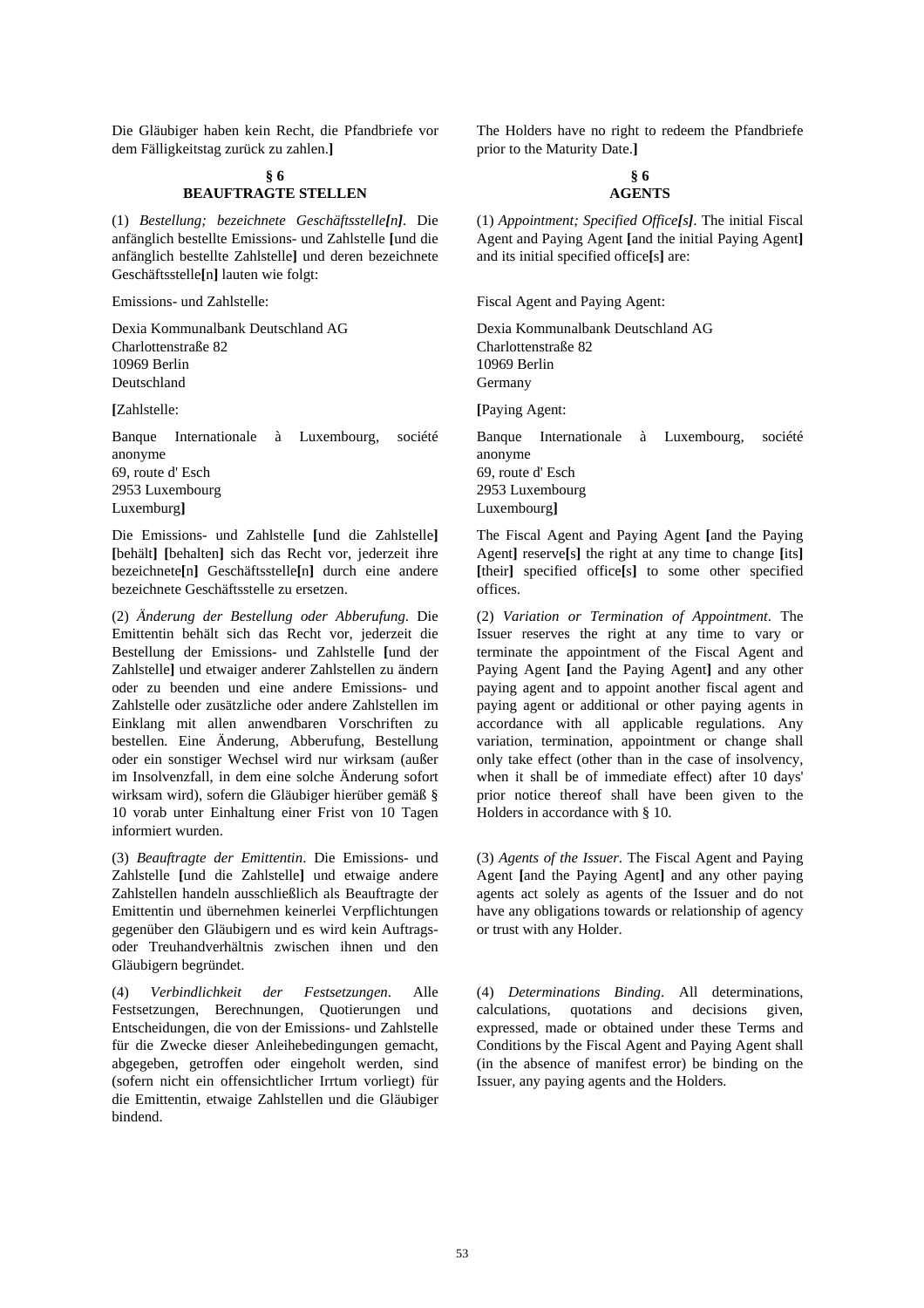Die Gläubiger haben kein Recht, die Pfandbriefe vor dem Fälligkeitstag zurück zu zahlen.]

### § 6
### BEAUFTRAGTE STELLEN

(1) *Bestellung; bezeichnete Geschäftsstelle[n]*. Die anfänglich bestellte Emissions- und Zahlstelle [und die anfänglich bestellte Zahlstelle] und deren bezeichnete Geschäftsstelle[n] lauten wie folgt:

Emissions- und Zahlstelle:

Dexia Kommunalbank Deutschland AG
Charlottenstraße 82
10969 Berlin
Deutschland

[Zahlstelle:

Banque Internationale à Luxembourg, société anonyme
69, route d' Esch
2953 Luxembourg
Luxemburg]

Die Emissions- und Zahlstelle [und die Zahlstelle] [behält] [behalten] sich das Recht vor, jederzeit ihre bezeichnete[n] Geschäftsstelle[n] durch eine andere bezeichnete Geschäftsstelle zu ersetzen.

(2) *Änderung der Bestellung oder Abberufung*. Die Emittentin behält sich das Recht vor, jederzeit die Bestellung der Emissions- und Zahlstelle [und der Zahlstelle] und etwaiger anderer Zahlstellen zu ändern oder zu beenden und eine andere Emissions- und Zahlstelle oder zusätzliche oder andere Zahlstellen im Einklang mit allen anwendbaren Vorschriften zu bestellen. Eine Änderung, Abberufung, Bestellung oder ein sonstiger Wechsel wird nur wirksam (außer im Insolvenzfall, in dem eine solche Änderung sofort wirksam wird), sofern die Gläubiger hierüber gemäß § 10 vorab unter Einhaltung einer Frist von 10 Tagen informiert wurden.

(3) *Beauftragte der Emittentin*. Die Emissions- und Zahlstelle [und die Zahlstelle] und etwaige andere Zahlstellen handeln ausschließlich als Beauftragte der Emittentin und übernehmen keinerlei Verpflichtungen gegenüber den Gläubigern und es wird kein Auftrags- oder Treuhandverhältnis zwischen ihnen und den Gläubigern begründet.

(4) *Verbindlichkeit der Festsetzungen*. Alle Festsetzungen, Berechnungen, Quotierungen und Entscheidungen, die von der Emissions- und Zahlstelle für die Zwecke dieser Anleihebedingungen gemacht, abgegeben, getroffen oder eingeholt werden, sind (sofern nicht ein offensichtlicher Irrtum vorliegt) für die Emittentin, etwaige Zahlstellen und die Gläubiger bindend.

The Holders have no right to redeem the Pfandbriefe prior to the Maturity Date.]

### § 6
### AGENTS

(1) *Appointment; Specified Office[s]*. The initial Fiscal Agent and Paying Agent [and the initial Paying Agent] and its initial specified office[s] are:

Fiscal Agent and Paying Agent:

Dexia Kommunalbank Deutschland AG
Charlottenstraße 82
10969 Berlin
Germany

[Paying Agent:

Banque Internationale à Luxembourg, société anonyme
69, route d' Esch
2953 Luxembourg
Luxembourg]

The Fiscal Agent and Paying Agent [and the Paying Agent] reserve[s] the right at any time to change [its] [their] specified office[s] to some other specified offices.

(2) *Variation or Termination of Appointment*. The Issuer reserves the right at any time to vary or terminate the appointment of the Fiscal Agent and Paying Agent [and the Paying Agent] and any other paying agent and to appoint another fiscal agent and paying agent or additional or other paying agents in accordance with all applicable regulations. Any variation, termination, appointment or change shall only take effect (other than in the case of insolvency, when it shall be of immediate effect) after 10 days' prior notice thereof shall have been given to the Holders in accordance with § 10.

(3) *Agents of the Issuer*. The Fiscal Agent and Paying Agent [and the Paying Agent] and any other paying agents act solely as agents of the Issuer and do not have any obligations towards or relationship of agency or trust with any Holder.

(4) *Determinations Binding*. All determinations, calculations, quotations and decisions given, expressed, made or obtained under these Terms and Conditions by the Fiscal Agent and Paying Agent shall (in the absence of manifest error) be binding on the Issuer, any paying agents and the Holders.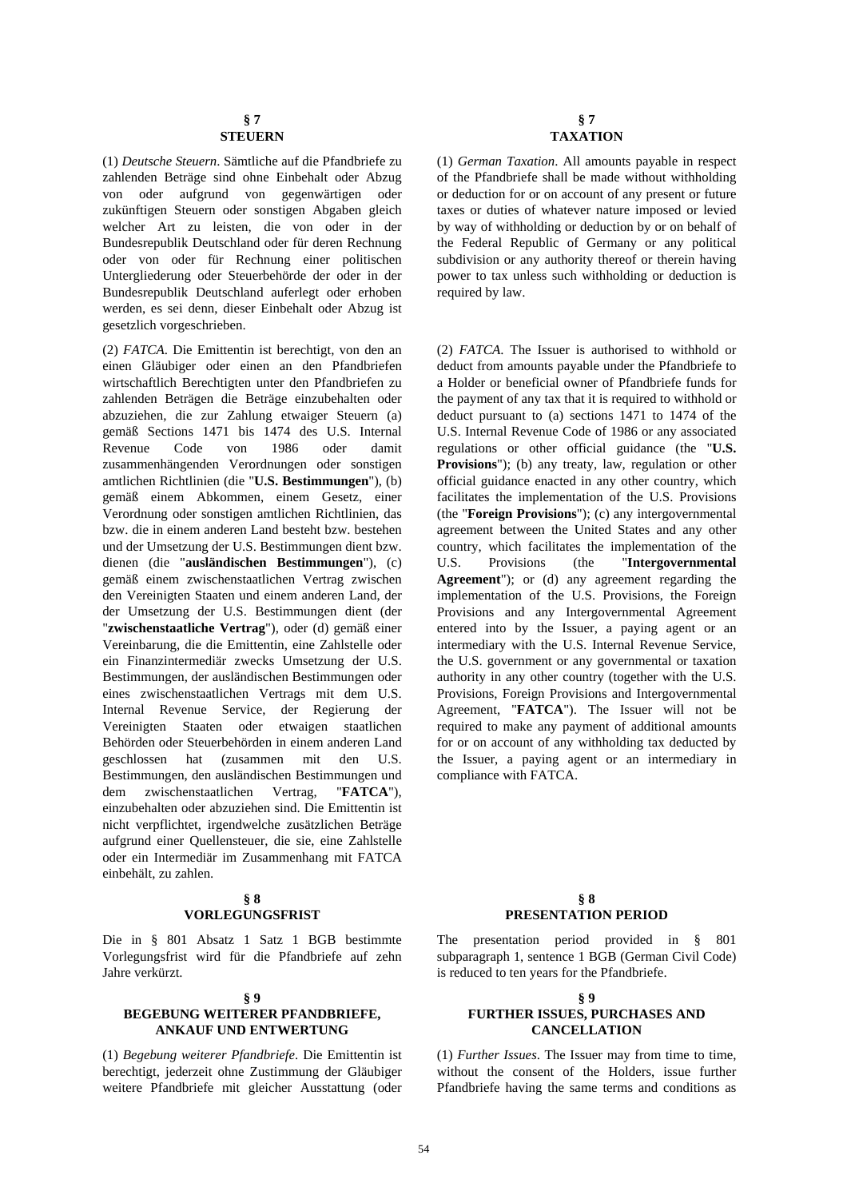## § 7
## STEUERN

(1) *Deutsche Steuern*. Sämtliche auf die Pfandbriefe zu zahlenden Beträge sind ohne Einbehalt oder Abzug von oder aufgrund von gegenwärtigen oder zukünftigen Steuern oder sonstigen Abgaben gleich welcher Art zu leisten, die von oder in der Bundesrepublik Deutschland oder für deren Rechnung oder von oder für Rechnung einer politischen Untergliederung oder Steuerbehörde der oder in der Bundesrepublik Deutschland auferlegt oder erhoben werden, es sei denn, dieser Einbehalt oder Abzug ist gesetzlich vorgeschrieben.

(2) *FATCA*. Die Emittentin ist berechtigt, von den an einen Gläubiger oder einen an den Pfandbriefen wirtschaftlich Berechtigten unter den Pfandbriefen zu zahlenden Beträgen die Beträge einzubehalten oder abzuziehen, die zur Zahlung etwaiger Steuern (a) gemäß Sections 1471 bis 1474 des U.S. Internal Revenue Code von 1986 oder damit zusammenhängenden Verordnungen oder sonstigen amtlichen Richtlinien (die "**U.S. Bestimmungen**"), (b) gemäß einem Abkommen, einem Gesetz, einer Verordnung oder sonstigen amtlichen Richtlinien, das bzw. die in einem anderen Land besteht bzw. bestehen und der Umsetzung der U.S. Bestimmungen dient bzw. dienen (die "**ausländischen Bestimmungen**"), (c) gemäß einem zwischenstaatlichen Vertrag zwischen den Vereinigten Staaten und einem anderen Land, der der Umsetzung der U.S. Bestimmungen dient (der "**zwischenstaatliche Vertrag**"), oder (d) gemäß einer Vereinbarung, die die Emittentin, eine Zahlstelle oder ein Finanzintermediär zwecks Umsetzung der U.S. Bestimmungen, der ausländischen Bestimmungen oder eines zwischenstaatlichen Vertrags mit dem U.S. Internal Revenue Service, der Regierung der Vereinigten Staaten oder etwaigen staatlichen Behörden oder Steuerbehörden in einem anderen Land geschlossen hat (zusammen mit den U.S. Bestimmungen, den ausländischen Bestimmungen und dem zwischenstaatlichen Vertrag, "**FATCA**"), einzubehalten oder abzuziehen sind. Die Emittentin ist nicht verpflichtet, irgendwelche zusätzlichen Beträge aufgrund einer Quellensteuer, die sie, eine Zahlstelle oder ein Intermediär im Zusammenhang mit FATCA einbehält, zu zahlen.

## § 7
## TAXATION

(1) *German Taxation*. All amounts payable in respect of the Pfandbriefe shall be made without withholding or deduction for or on account of any present or future taxes or duties of whatever nature imposed or levied by way of withholding or deduction by or on behalf of the Federal Republic of Germany or any political subdivision or any authority thereof or therein having power to tax unless such withholding or deduction is required by law.

(2) *FATCA*. The Issuer is authorised to withhold or deduct from amounts payable under the Pfandbriefe to a Holder or beneficial owner of Pfandbriefe funds for the payment of any tax that it is required to withhold or deduct pursuant to (a) sections 1471 to 1474 of the U.S. Internal Revenue Code of 1986 or any associated regulations or other official guidance (the "**U.S. Provisions**"); (b) any treaty, law, regulation or other official guidance enacted in any other country, which facilitates the implementation of the U.S. Provisions (the "**Foreign Provisions**"); (c) any intergovernmental agreement between the United States and any other country, which facilitates the implementation of the U.S. Provisions (the "**Intergovernmental Agreement**"); or (d) any agreement regarding the implementation of the U.S. Provisions, the Foreign Provisions and any Intergovernmental Agreement entered into by the Issuer, a paying agent or an intermediary with the U.S. Internal Revenue Service, the U.S. government or any governmental or taxation authority in any other country (together with the U.S. Provisions, Foreign Provisions and Intergovernmental Agreement, "**FATCA**"). The Issuer will not be required to make any payment of additional amounts for or on account of any withholding tax deducted by the Issuer, a paying agent or an intermediary in compliance with FATCA.

## § 8
## VORLEGUNGSFRIST

Die in § 801 Absatz 1 Satz 1 BGB bestimmte Vorlegungsfrist wird für die Pfandbriefe auf zehn Jahre verkürzt.

## § 8
## PRESENTATION PERIOD

The presentation period provided in § 801 subparagraph 1, sentence 1 BGB (German Civil Code) is reduced to ten years for the Pfandbriefe.

## § 9
## BEGEBUNG WEITERER PFANDBRIEFE, ANKAUF UND ENTWERTUNG

(1) *Begebung weiterer Pfandbriefe*. Die Emittentin ist berechtigt, jederzeit ohne Zustimmung der Gläubiger weitere Pfandbriefe mit gleicher Ausstattung (oder

## § 9
## FURTHER ISSUES, PURCHASES AND CANCELLATION

(1) *Further Issues*. The Issuer may from time to time, without the consent of the Holders, issue further Pfandbriefe having the same terms and conditions as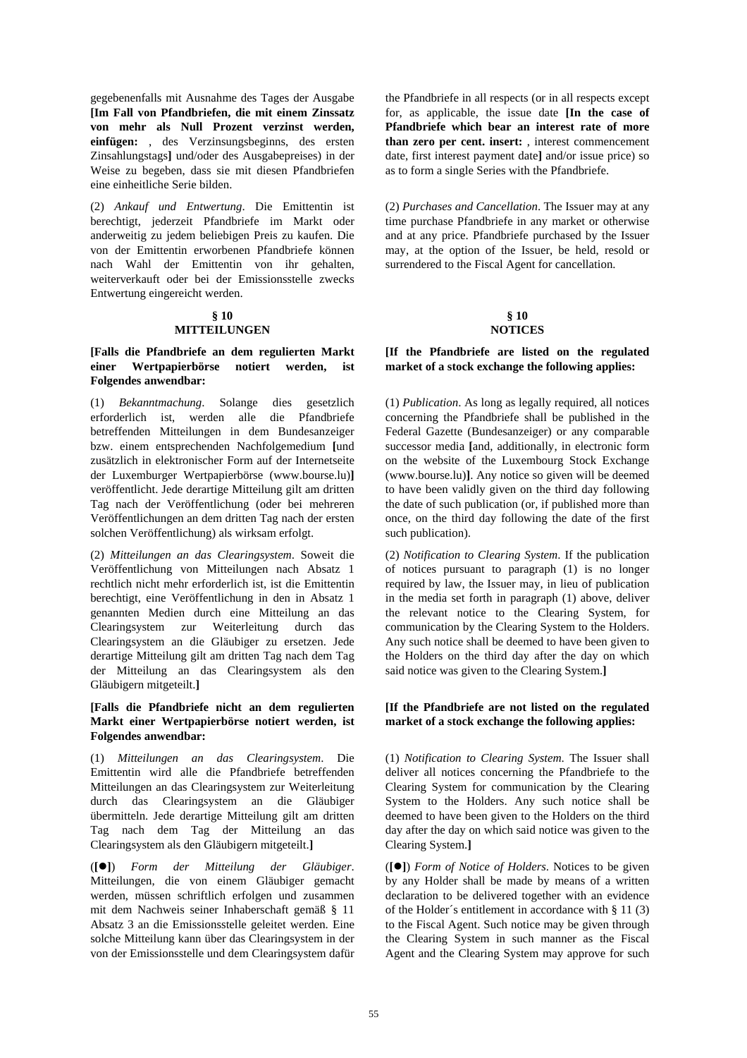gegebenenfalls mit Ausnahme des Tages der Ausgabe **[Im Fall von Pfandbriefen, die mit einem Zinssatz von mehr als Null Prozent verzinst werden, einfügen:** , des Verzinsungsbeginns, des ersten Zinsahlungstags**]** und/oder des Ausgabepreises) in der Weise zu begeben, dass sie mit diesen Pfandbriefen eine einheitliche Serie bilden.

(2) *Ankauf und Entwertung*. Die Emittentin ist berechtigt, jederzeit Pfandbriefe im Markt oder anderweitig zu jedem beliebigen Preis zu kaufen. Die von der Emittentin erworbenen Pfandbriefe können nach Wahl der Emittentin von ihr gehalten, weiterverkauft oder bei der Emissionsstelle zwecks Entwertung eingereicht werden.

## § 10 MITTEILUNGEN

**[Falls die Pfandbriefe an dem regulierten Markt einer Wertpapierbörse notiert werden, ist Folgendes anwendbar:**

(1) *Bekanntmachung*. Solange dies gesetzlich erforderlich ist, werden alle die Pfandbriefe betreffenden Mitteilungen in dem Bundesanzeiger bzw. einem entsprechenden Nachfolgemedium **[**und zusätzlich in elektronischer Form auf der Internetseite der Luxemburger Wertpapierbörse (www.bourse.lu)**]** veröffentlicht. Jede derartige Mitteilung gilt am dritten Tag nach der Veröffentlichung (oder bei mehreren Veröffentlichungen an dem dritten Tag nach der ersten solchen Veröffentlichung) als wirksam erfolgt.

(2) *Mitteilungen an das Clearingsystem*. Soweit die Veröffentlichung von Mitteilungen nach Absatz 1 rechtlich nicht mehr erforderlich ist, ist die Emittentin berechtigt, eine Veröffentlichung in den in Absatz 1 genannten Medien durch eine Mitteilung an das Clearingsystem zur Weiterleitung durch das Clearingsystem an die Gläubiger zu ersetzen. Jede derartige Mitteilung gilt am dritten Tag nach dem Tag der Mitteilung an das Clearingsystem als den Gläubigern mitgeteilt.**]**

**[Falls die Pfandbriefe nicht an dem regulierten Markt einer Wertpapierbörse notiert werden, ist Folgendes anwendbar:**

(1) *Mitteilungen an das Clearingsystem*. Die Emittentin wird alle die Pfandbriefe betreffenden Mitteilungen an das Clearingsystem zur Weiterleitung durch das Clearingsystem an die Gläubiger übermitteln. Jede derartige Mitteilung gilt am dritten Tag nach dem Tag der Mitteilung an das Clearingsystem als den Gläubigern mitgeteilt.**]**

(**[●]**) *Form der Mitteilung der Gläubiger*. Mitteilungen, die von einem Gläubiger gemacht werden, müssen schriftlich erfolgen und zusammen mit dem Nachweis seiner Inhaberschaft gemäß § 11 Absatz 3 an die Emissionsstelle geleitet werden. Eine solche Mitteilung kann über das Clearingsystem in der von der Emissionsstelle und dem Clearingsystem dafür

the Pfandbriefe in all respects (or in all respects except for, as applicable, the issue date **[In the case of Pfandbriefe which bear an interest rate of more than zero per cent. insert:** , interest commencement date, first interest payment date**]** and/or issue price) so as to form a single Series with the Pfandbriefe.

(2) *Purchases and Cancellation*. The Issuer may at any time purchase Pfandbriefe in any market or otherwise and at any price. Pfandbriefe purchased by the Issuer may, at the option of the Issuer, be held, resold or surrendered to the Fiscal Agent for cancellation.

## § 10 NOTICES

**[If the Pfandbriefe are listed on the regulated market of a stock exchange the following applies:**

(1) *Publication*. As long as legally required, all notices concerning the Pfandbriefe shall be published in the Federal Gazette (Bundesanzeiger) or any comparable successor media **[**and, additionally, in electronic form on the website of the Luxembourg Stock Exchange (www.bourse.lu)**]**. Any notice so given will be deemed to have been validly given on the third day following the date of such publication (or, if published more than once, on the third day following the date of the first such publication).

(2) *Notification to Clearing System*. If the publication of notices pursuant to paragraph (1) is no longer required by law, the Issuer may, in lieu of publication in the media set forth in paragraph (1) above, deliver the relevant notice to the Clearing System, for communication by the Clearing System to the Holders. Any such notice shall be deemed to have been given to the Holders on the third day after the day on which said notice was given to the Clearing System.**]**

**[If the Pfandbriefe are not listed on the regulated market of a stock exchange the following applies:**

(1) *Notification to Clearing System*. The Issuer shall deliver all notices concerning the Pfandbriefe to the Clearing System for communication by the Clearing System to the Holders. Any such notice shall be deemed to have been given to the Holders on the third day after the day on which said notice was given to the Clearing System.**]**

(**[●]**) *Form of Notice of Holders*. Notices to be given by any Holder shall be made by means of a written declaration to be delivered together with an evidence of the Holder´s entitlement in accordance with § 11 (3) to the Fiscal Agent. Such notice may be given through the Clearing System in such manner as the Fiscal Agent and the Clearing System may approve for such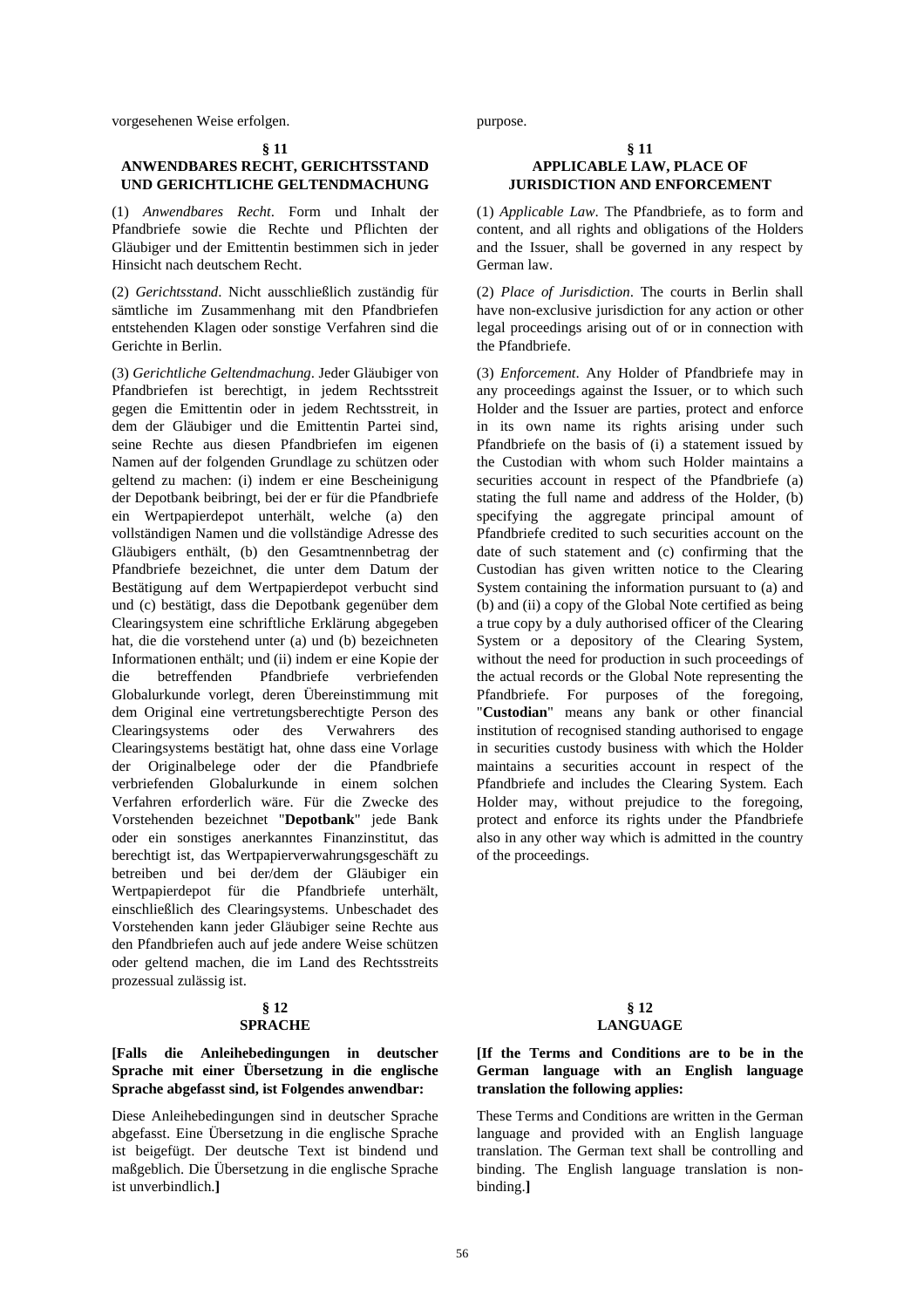vorgesehenen Weise erfolgen.

## § 11
## ANWENDBARES RECHT, GERICHTSSTAND UND GERICHTLICHE GELTENDMACHUNG

(1) *Anwendbares Recht*. Form und Inhalt der Pfandbriefe sowie die Rechte und Pflichten der Gläubiger und der Emittentin bestimmen sich in jeder Hinsicht nach deutschem Recht.

(2) *Gerichtsstand*. Nicht ausschließlich zuständig für sämtliche im Zusammenhang mit den Pfandbriefen entstehenden Klagen oder sonstige Verfahren sind die Gerichte in Berlin.

(3) *Gerichtliche Geltendmachung*. Jeder Gläubiger von Pfandbriefen ist berechtigt, in jedem Rechtsstreit gegen die Emittentin oder in jedem Rechtsstreit, in dem der Gläubiger und die Emittentin Partei sind, seine Rechte aus diesen Pfandbriefen im eigenen Namen auf der folgenden Grundlage zu schützen oder geltend zu machen: (i) indem er eine Bescheinigung der Depotbank beibringt, bei der er für die Pfandbriefe ein Wertpapierdepot unterhält, welche (a) den vollständigen Namen und die vollständige Adresse des Gläubigers enthält, (b) den Gesamtnennbetrag der Pfandbriefe bezeichnet, die unter dem Datum der Bestätigung auf dem Wertpapierdepot verbucht sind und (c) bestätigt, dass die Depotbank gegenüber dem Clearingsystem eine schriftliche Erklärung abgegeben hat, die die vorstehend unter (a) und (b) bezeichneten Informationen enthält; und (ii) indem er eine Kopie der die betreffenden Pfandbriefe verbriefenden Globalurkunde vorlegt, deren Übereinstimmung mit dem Original eine vertretungsberechtigte Person des Clearingsystems oder des Verwahrers des Clearingsystems bestätigt hat, ohne dass eine Vorlage der Originalbelege oder der die Pfandbriefe verbriefenden Globalurkunde in einem solchen Verfahren erforderlich wäre. Für die Zwecke des Vorstehenden bezeichnet "**Depotbank**" jede Bank oder ein sonstiges anerkanntes Finanzinstitut, das berechtigt ist, das Wertpapierverwahrungsgeschäft zu betreiben und bei der/dem der Gläubiger ein Wertpapierdepot für die Pfandbriefe unterhält, einschließlich des Clearingsystems. Unbeschadet des Vorstehenden kann jeder Gläubiger seine Rechte aus den Pfandbriefen auch auf jede andere Weise schützen oder geltend machen, die im Land des Rechtsstreits prozessual zulässig ist.

## § 12
## SPRACHE

**[Falls die Anleihebedingungen in deutscher Sprache mit einer Übersetzung in die englische Sprache abgefasst sind, ist Folgendes anwendbar:**

Diese Anleihebedingungen sind in deutscher Sprache abgefasst. Eine Übersetzung in die englische Sprache ist beigefügt. Der deutsche Text ist bindend und maßgeblich. Die Übersetzung in die englische Sprache ist unverbindlich.**]**

purpose.

## § 11
## APPLICABLE LAW, PLACE OF JURISDICTION AND ENFORCEMENT

(1) *Applicable Law*. The Pfandbriefe, as to form and content, and all rights and obligations of the Holders and the Issuer, shall be governed in any respect by German law.

(2) *Place of Jurisdiction*. The courts in Berlin shall have non-exclusive jurisdiction for any action or other legal proceedings arising out of or in connection with the Pfandbriefe.

(3) *Enforcement*. Any Holder of Pfandbriefe may in any proceedings against the Issuer, or to which such Holder and the Issuer are parties, protect and enforce in its own name its rights arising under such Pfandbriefe on the basis of (i) a statement issued by the Custodian with whom such Holder maintains a securities account in respect of the Pfandbriefe (a) stating the full name and address of the Holder, (b) specifying the aggregate principal amount of Pfandbriefe credited to such securities account on the date of such statement and (c) confirming that the Custodian has given written notice to the Clearing System containing the information pursuant to (a) and (b) and (ii) a copy of the Global Note certified as being a true copy by a duly authorised officer of the Clearing System or a depository of the Clearing System, without the need for production in such proceedings of the actual records or the Global Note representing the Pfandbriefe. For purposes of the foregoing, "**Custodian**" means any bank or other financial institution of recognised standing authorised to engage in securities custody business with which the Holder maintains a securities account in respect of the Pfandbriefe and includes the Clearing System. Each Holder may, without prejudice to the foregoing, protect and enforce its rights under the Pfandbriefe also in any other way which is admitted in the country of the proceedings.

## § 12
## LANGUAGE

**[If the Terms and Conditions are to be in the German language with an English language translation the following applies:**

These Terms and Conditions are written in the German language and provided with an English language translation. The German text shall be controlling and binding. The English language translation is non-binding.**]**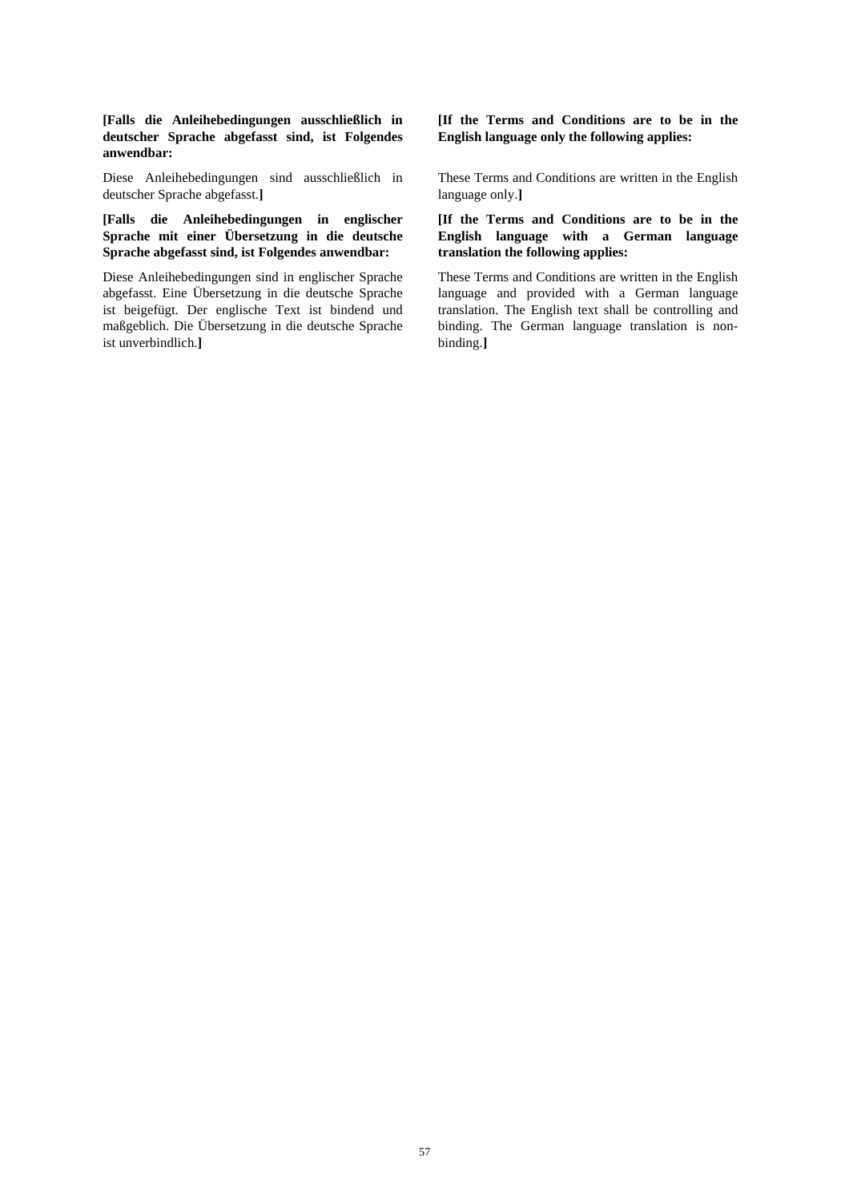**[Falls die Anleihebedingungen ausschließlich in deutscher Sprache abgefasst sind, ist Folgendes anwendbar:**

Diese Anleihebedingungen sind ausschließlich in deutscher Sprache abgefasst.**]**

**[Falls die Anleihebedingungen in englischer Sprache mit einer Übersetzung in die deutsche Sprache abgefasst sind, ist Folgendes anwendbar:**

Diese Anleihebedingungen sind in englischer Sprache abgefasst. Eine Übersetzung in die deutsche Sprache ist beigefügt. Der englische Text ist bindend und maßgeblich. Die Übersetzung in die deutsche Sprache ist unverbindlich.**]**

**[If the Terms and Conditions are to be in the English language only the following applies:**

These Terms and Conditions are written in the English language only.**]**

**[If the Terms and Conditions are to be in the English language with a German language translation the following applies:**

These Terms and Conditions are written in the English language and provided with a German language translation. The English text shall be controlling and binding. The German language translation is non-binding.**]**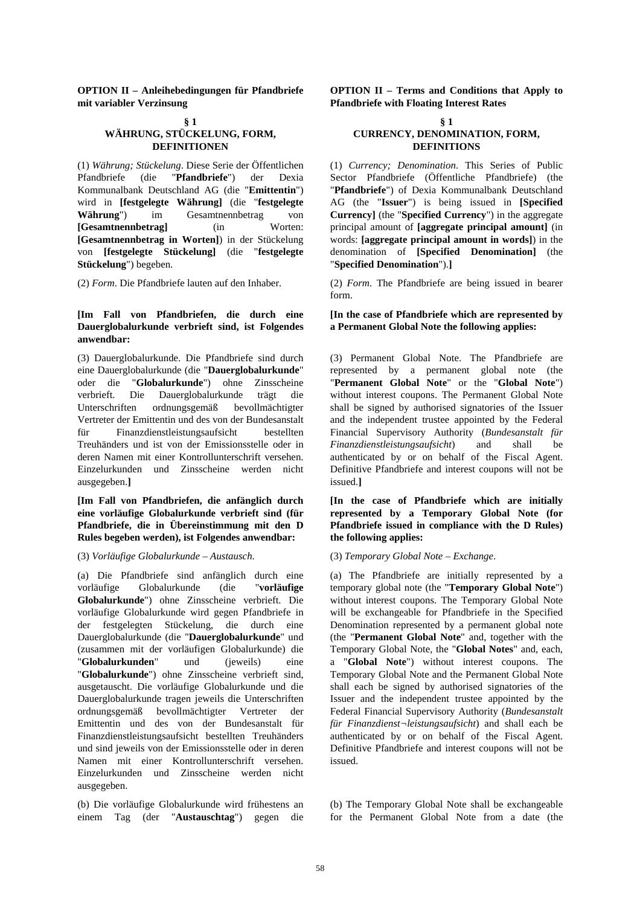**OPTION II – Anleihebedingungen für Pfandbriefe mit variabler Verzinsung**

**§ 1**
**WÄHRUNG, STÜCKELUNG, FORM, DEFINITIONEN**

(1) *Währung; Stückelung*. Diese Serie der Öffentlichen Pfandbriefe (die "**Pfandbriefe**") der Dexia Kommunalbank Deutschland AG (die "**Emittentin**") wird in **[festgelegte Währung]** (die "**festgelegte Währung**") im Gesamtnennbetrag von **[Gesamtnennbetrag]** (in Worten: **[Gesamtnennbetrag in Worten]**) in der Stückelung von **[festgelegte Stückelung]** (die "**festgelegte Stückelung**") begeben.

(2) *Form*. Die Pfandbriefe lauten auf den Inhaber.

**[Im Fall von Pfandbriefen, die durch eine Dauerglobalurkunde verbrieft sind, ist Folgendes anwendbar:**

(3) Dauerglobalurkunde. Die Pfandbriefe sind durch eine Dauerglobalurkunde (die "**Dauerglobalurkunde**" oder die "**Globalurkunde**") ohne Zinsscheine verbrieft. Die Dauerglobalurkunde trägt die Unterschriften ordnungsgemäß bevollmächtigter Vertreter der Emittentin und des von der Bundesanstalt für Finanzdienstleistungsaufsicht bestellten Treuhänders und ist von der Emissionsstelle oder in deren Namen mit einer Kontrollunterschrift versehen. Einzelurkunden und Zinsscheine werden nicht ausgegeben.**]**

**[Im Fall von Pfandbriefen, die anfänglich durch eine vorläufige Globalurkunde verbrieft sind (für Pfandbriefe, die in Übereinstimmung mit den D Rules begeben werden), ist Folgendes anwendbar:**

(3) *Vorläufige Globalurkunde – Austausch*.

(a) Die Pfandbriefe sind anfänglich durch eine vorläufige Globalurkunde (die "**vorläufige Globalurkunde**") ohne Zinsscheine verbrieft. Die vorläufige Globalurkunde wird gegen Pfandbriefe in der festgelegten Stückelung, die durch eine Dauerglobalurkunde (die "**Dauerglobalurkunde**" und (zusammen mit der vorläufigen Globalurkunde) die "**Globalurkunden**" und (jeweils) eine "**Globalurkunde**") ohne Zinsscheine verbrieft sind, ausgetauscht. Die vorläufige Globalurkunde und die Dauerglobalurkunde tragen jeweils die Unterschriften ordnungsgemäß bevollmächtigter Vertreter der Emittentin und des von der Bundesanstalt für Finanzdienstleistungsaufsicht bestellten Treuhänders und sind jeweils von der Emissionsstelle oder in deren Namen mit einer Kontrollunterschrift versehen. Einzelurkunden und Zinsscheine werden nicht ausgegeben.

(b) Die vorläufige Globalurkunde wird frühestens an einem Tag (der "**Austauschtag**") gegen die

**OPTION II – Terms and Conditions that Apply to Pfandbriefe with Floating Interest Rates**

**§ 1**
**CURRENCY, DENOMINATION, FORM, DEFINITIONS**

(1) *Currency; Denomination*. This Series of Public Sector Pfandbriefe (Öffentliche Pfandbriefe) (the "**Pfandbriefe**") of Dexia Kommunalbank Deutschland AG (the "**Issuer**") is being issued in **[Specified Currency]** (the "**Specified Currency**") in the aggregate principal amount of **[aggregate principal amount]** (in words: **[aggregate principal amount in words]**) in the denomination of **[Specified Denomination]** (the "**Specified Denomination**").**]**

(2) *Form*. The Pfandbriefe are being issued in bearer form.

**[In the case of Pfandbriefe which are represented by a Permanent Global Note the following applies:**

(3) Permanent Global Note. The Pfandbriefe are represented by a permanent global note (the "**Permanent Global Note**" or the "**Global Note**") without interest coupons. The Permanent Global Note shall be signed by authorised signatories of the Issuer and the independent trustee appointed by the Federal Financial Supervisory Authority (*Bundesanstalt für Finanzdienstleistungsaufsicht*) and shall be authenticated by or on behalf of the Fiscal Agent. Definitive Pfandbriefe and interest coupons will not be issued.**]**

**[In the case of Pfandbriefe which are initially represented by a Temporary Global Note (for Pfandbriefe issued in compliance with the D Rules) the following applies:**

(3) *Temporary Global Note – Exchange*.

(a) The Pfandbriefe are initially represented by a temporary global note (the "**Temporary Global Note**") without interest coupons. The Temporary Global Note will be exchangeable for Pfandbriefe in the Specified Denomination represented by a permanent global note (the "**Permanent Global Note**" and, together with the Temporary Global Note, the "**Global Notes**" and, each, a "**Global Note**") without interest coupons. The Temporary Global Note and the Permanent Global Note shall each be signed by authorised signatories of the Issuer and the independent trustee appointed by the Federal Financial Supervisory Authority (*Bundesanstalt für Finanzdienst¬leistungsaufsicht*) and shall each be authenticated by or on behalf of the Fiscal Agent. Definitive Pfandbriefe and interest coupons will not be issued.

(b) The Temporary Global Note shall be exchangeable for the Permanent Global Note from a date (the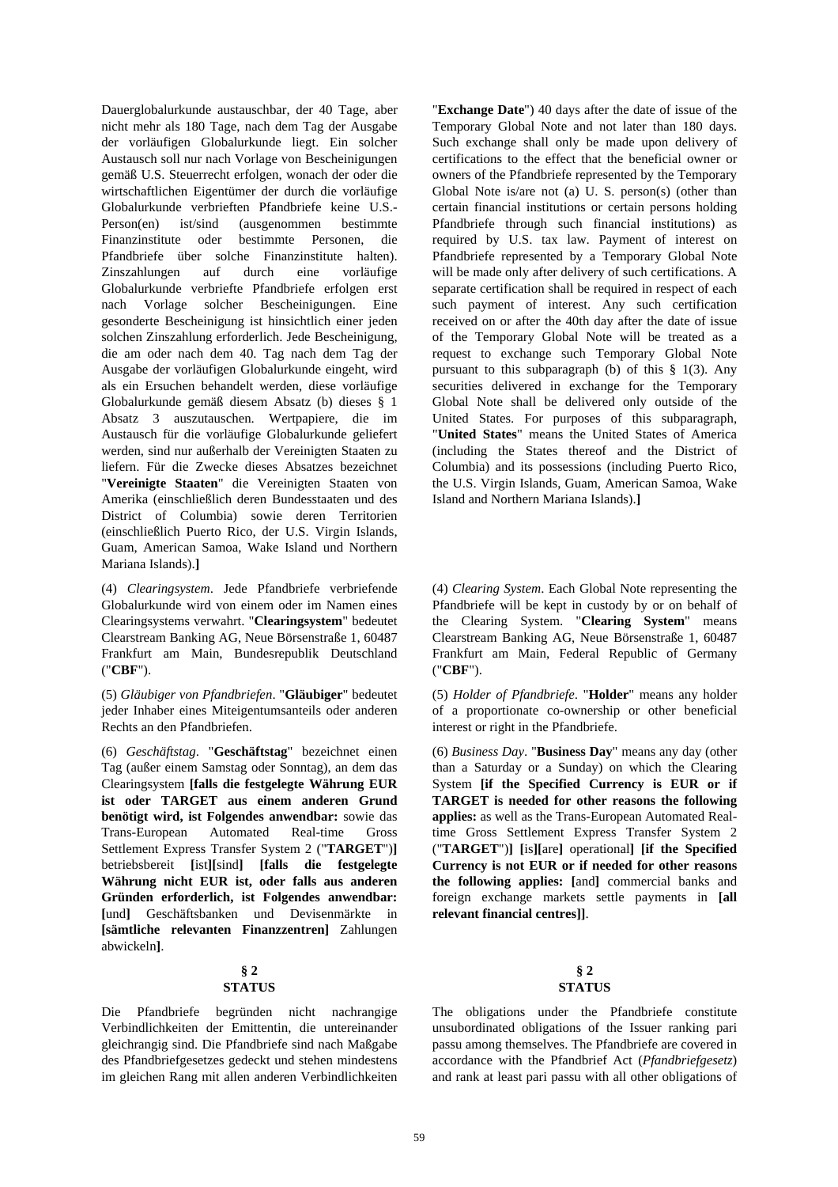Dauerglobalurkunde austauschbar, der 40 Tage, aber nicht mehr als 180 Tage, nach dem Tag der Ausgabe der vorläufigen Globalurkunde liegt. Ein solcher Austausch soll nur nach Vorlage von Bescheinigungen gemäß U.S. Steuerrecht erfolgen, wonach der oder die wirtschaftlichen Eigentümer der durch die vorläufige Globalurkunde verbrieften Pfandbriefe keine U.S.-Person(en) ist/sind (ausgenommen bestimmte Finanzinstitute oder bestimmte Personen, die Pfandbriefe über solche Finanzinstitute halten). Zinszahlungen auf durch eine vorläufige Globalurkunde verbriefte Pfandbriefe erfolgen erst nach Vorlage solcher Bescheinigungen. Eine gesonderte Bescheinigung ist hinsichtlich einer jeden solchen Zinszahlung erforderlich. Jede Bescheinigung, die am oder nach dem 40. Tag nach dem Tag der Ausgabe der vorläufigen Globalurkunde eingeht, wird als ein Ersuchen behandelt werden, diese vorläufige Globalurkunde gemäß diesem Absatz (b) dieses § 1 Absatz 3 auszutauschen. Wertpapiere, die im Austausch für die vorläufige Globalurkunde geliefert werden, sind nur außerhalb der Vereinigten Staaten zu liefern. Für die Zwecke dieses Absatzes bezeichnet "**Vereinigte Staaten**" die Vereinigten Staaten von Amerika (einschließlich deren Bundesstaaten und des District of Columbia) sowie deren Territorien (einschließlich Puerto Rico, der U.S. Virgin Islands, Guam, American Samoa, Wake Island und Northern Mariana Islands).**]**

"**Exchange Date**") 40 days after the date of issue of the Temporary Global Note and not later than 180 days. Such exchange shall only be made upon delivery of certifications to the effect that the beneficial owner or owners of the Pfandbriefe represented by the Temporary Global Note is/are not (a) U. S. person(s) (other than certain financial institutions or certain persons holding Pfandbriefe through such financial institutions) as required by U.S. tax law. Payment of interest on Pfandbriefe represented by a Temporary Global Note will be made only after delivery of such certifications. A separate certification shall be required in respect of each such payment of interest. Any such certification received on or after the 40th day after the date of issue of the Temporary Global Note will be treated as a request to exchange such Temporary Global Note pursuant to this subparagraph (b) of this § 1(3). Any securities delivered in exchange for the Temporary Global Note shall be delivered only outside of the United States. For purposes of this subparagraph, "**United States**" means the United States of America (including the States thereof and the District of Columbia) and its possessions (including Puerto Rico, the U.S. Virgin Islands, Guam, American Samoa, Wake Island and Northern Mariana Islands).**]**

(4) *Clearingsystem*. Jede Pfandbriefe verbriefende Globalurkunde wird von einem oder im Namen eines Clearingsystems verwahrt. "**Clearingsystem**" bedeutet Clearstream Banking AG, Neue Börsenstraße 1, 60487 Frankfurt am Main, Bundesrepublik Deutschland ("**CBF**").

(4) *Clearing System*. Each Global Note representing the Pfandbriefe will be kept in custody by or on behalf of the Clearing System. "**Clearing System**" means Clearstream Banking AG, Neue Börsenstraße 1, 60487 Frankfurt am Main, Federal Republic of Germany ("**CBF**").

(5) *Gläubiger von Pfandbriefen*. "**Gläubiger**" bedeutet jeder Inhaber eines Miteigentumsanteils oder anderen Rechts an den Pfandbriefen.

(5) *Holder of Pfandbriefe*. "**Holder**" means any holder of a proportionate co-ownership or other beneficial interest or right in the Pfandbriefe.

(6) *Geschäftstag*. "**Geschäftstag**" bezeichnet einen Tag (außer einem Samstag oder Sonntag), an dem das Clearingsystem **[falls die festgelegte Währung EUR ist oder TARGET aus einem anderen Grund benötigt wird, ist Folgendes anwendbar:** sowie das Trans-European Automated Real-time Gross Settlement Express Transfer System 2 ("**TARGET**")**]** betriebsbereit **[**ist**][**sind**]** **[falls die festgelegte Währung nicht EUR ist, oder falls aus anderen Gründen erforderlich, ist Folgendes anwendbar:** **[**und**]** Geschäftsbanken und Devisenmärkte in **[sämtliche relevanten Finanzzentren]** Zahlungen abwickeln**]**.

(6) *Business Day*. "**Business Day**" means any day (other than a Saturday or a Sunday) on which the Clearing System **[if the Specified Currency is EUR or if TARGET is needed for other reasons the following applies:** as well as the Trans-European Automated Real-time Gross Settlement Express Transfer System 2 ("**TARGET**")**]** **[**is**][**are**]** operational**]** **[if the Specified Currency is not EUR or if needed for other reasons the following applies:** **[**and**]** commercial banks and foreign exchange markets settle payments in **[all relevant financial centres]]**.

## § 2
## STATUS

Die Pfandbriefe begründen nicht nachrangige Verbindlichkeiten der Emittentin, die untereinander gleichrangig sind. Die Pfandbriefe sind nach Maßgabe des Pfandbriefgesetzes gedeckt und stehen mindestens im gleichen Rang mit allen anderen Verbindlichkeiten

## § 2
## STATUS

The obligations under the Pfandbriefe constitute unsubordinated obligations of the Issuer ranking pari passu among themselves. The Pfandbriefe are covered in accordance with the Pfandbrief Act (*Pfandbriefgesetz*) and rank at least pari passu with all other obligations of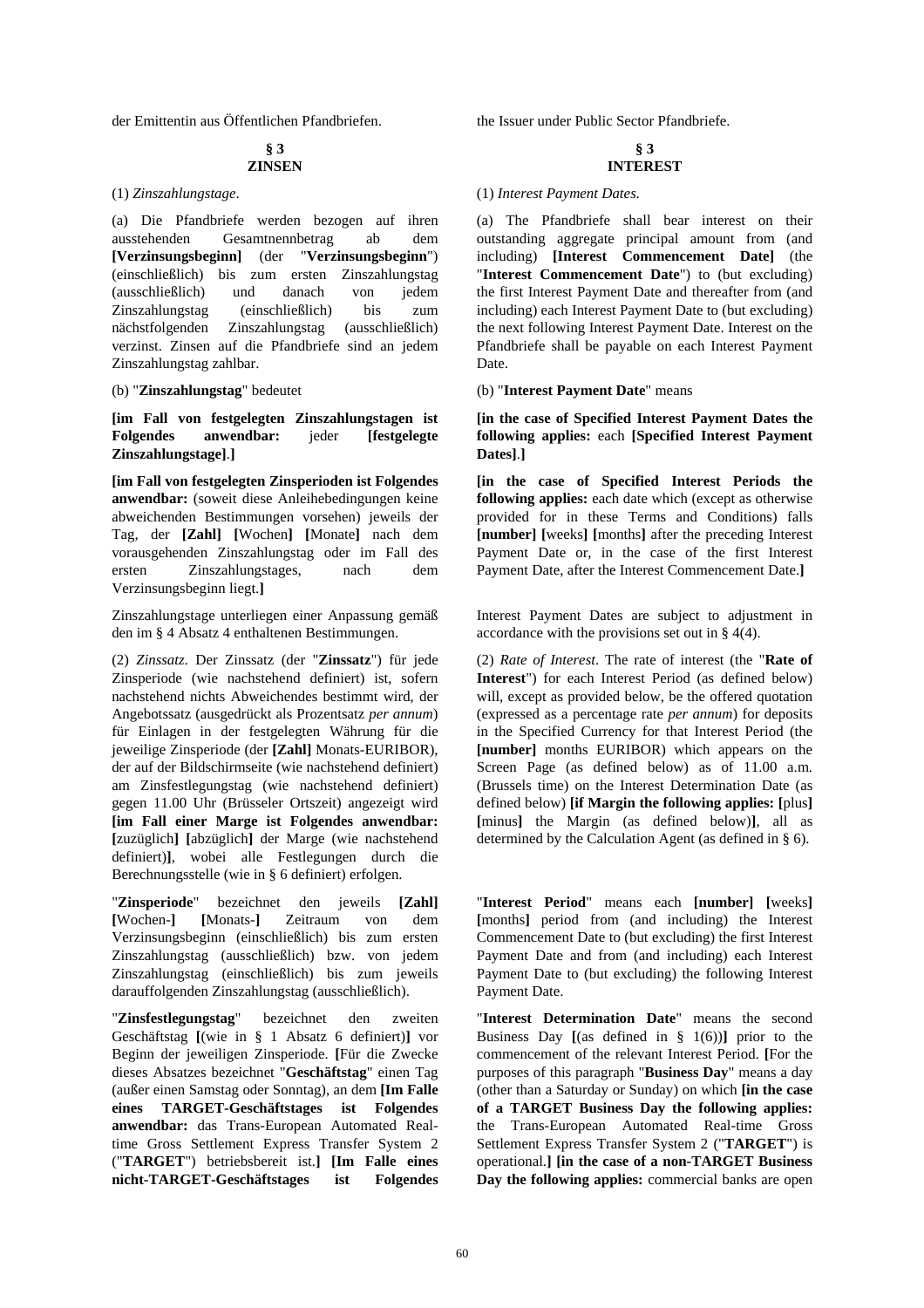der Emittentin aus Öffentlichen Pfandbriefen.

## § 3
## ZINSEN

(1) *Zinszahlungstage*.

(a) Die Pfandbriefe werden bezogen auf ihren ausstehenden Gesamtnennbetrag ab dem **[Verzinsungsbeginn]** (der "**Verzinsungsbeginn**") (einschließlich) bis zum ersten Zinszahlungstag (ausschließlich) und danach von jedem Zinszahlungstag (einschließlich) bis zum nächstfolgenden Zinszahlungstag (ausschließlich) verzinst. Zinsen auf die Pfandbriefe sind an jedem Zinszahlungstag zahlbar.

(b) "**Zinszahlungstag**" bedeutet

**[im Fall von festgelegten Zinszahlungstagen ist Folgendes anwendbar:** jeder **[festgelegte Zinszahlungstage]**.**]**

**[im Fall von festgelegten Zinsperioden ist Folgendes anwendbar:** (soweit diese Anleihebedingungen keine abweichenden Bestimmungen vorsehen) jeweils der Tag, der **[Zahl] [**Wochen**] [**Monate**]** nach dem vorausgehenden Zinszahlungstag oder im Fall des ersten Zinszahlungstages, nach dem Verzinsungsbeginn liegt.**]**

Zinszahlungstage unterliegen einer Anpassung gemäß den im § 4 Absatz 4 enthaltenen Bestimmungen.

(2) *Zinssatz*. Der Zinssatz (der "**Zinssatz**") für jede Zinsperiode (wie nachstehend definiert) ist, sofern nachstehend nichts Abweichendes bestimmt wird, der Angebotssatz (ausgedrückt als Prozentsatz *per annum*) für Einlagen in der festgelegten Währung für die jeweilige Zinsperiode (der **[Zahl]** Monats-EURIBOR), der auf der Bildschirmseite (wie nachstehend definiert) am Zinsfestlegungstag (wie nachstehend definiert) gegen 11.00 Uhr (Brüsseler Ortszeit) angezeigt wird **[im Fall einer Marge ist Folgendes anwendbar: [**zuzüglich**] [**abzüglich**]** der Marge (wie nachstehend definiert)**]**, wobei alle Festlegungen durch die Berechnungsstelle (wie in § 6 definiert) erfolgen.

"**Zinsperiode**" bezeichnet den jeweils **[Zahl] [**Wochen-**] [**Monats-**]** Zeitraum von dem Verzinsungsbeginn (einschließlich) bis zum ersten Zinszahlungstag (ausschließlich) bzw. von jedem Zinszahlungstag (einschließlich) bis zum jeweils darauffolgenden Zinszahlungstag (ausschließlich).

"**Zinsfestlegungstag**" bezeichnet den zweiten Geschäftstag **[**(wie in § 1 Absatz 6 definiert)**]** vor Beginn der jeweiligen Zinsperiode. **[**Für die Zwecke dieses Absatzes bezeichnet "**Geschäftstag**" einen Tag (außer einen Samstag oder Sonntag), an dem **[Im Falle eines TARGET-Geschäftstages ist Folgendes anwendbar:** das Trans-European Automated Real-time Gross Settlement Express Transfer System 2 ("**TARGET**") betriebsbereit ist.**] [Im Falle eines nicht-TARGET-Geschäftstages ist Folgendes**

the Issuer under Public Sector Pfandbriefe.

## § 3
## INTEREST

(1) *Interest Payment Dates.*

(a) The Pfandbriefe shall bear interest on their outstanding aggregate principal amount from (and including) **[Interest Commencement Date]** (the "**Interest Commencement Date**") to (but excluding) the first Interest Payment Date and thereafter from (and including) each Interest Payment Date to (but excluding) the next following Interest Payment Date. Interest on the Pfandbriefe shall be payable on each Interest Payment Date.

(b) "**Interest Payment Date**" means

**[in the case of Specified Interest Payment Dates the following applies:** each **[Specified Interest Payment Dates]**.**]**

**[in the case of Specified Interest Periods the following applies:** each date which (except as otherwise provided for in these Terms and Conditions) falls **[number] [**weeks**] [**months**]** after the preceding Interest Payment Date or, in the case of the first Interest Payment Date, after the Interest Commencement Date.**]**

Interest Payment Dates are subject to adjustment in accordance with the provisions set out in § 4(4).

(2) *Rate of Interest*. The rate of interest (the "**Rate of Interest**") for each Interest Period (as defined below) will, except as provided below, be the offered quotation (expressed as a percentage rate *per annum*) for deposits in the Specified Currency for that Interest Period (the **[number]** months EURIBOR) which appears on the Screen Page (as defined below) as of 11.00 a.m. (Brussels time) on the Interest Determination Date (as defined below) **[if Margin the following applies: [**plus**] [**minus**]** the Margin (as defined below)**]**, all as determined by the Calculation Agent (as defined in § 6).

"**Interest Period**" means each **[number] [**weeks**] [**months**]** period from (and including) the Interest Commencement Date to (but excluding) the first Interest Payment Date and from (and including) each Interest Payment Date to (but excluding) the following Interest Payment Date.

"**Interest Determination Date**" means the second Business Day **[**(as defined in § 1(6))**]** prior to the commencement of the relevant Interest Period. **[**For the purposes of this paragraph "**Business Day**" means a day (other than a Saturday or Sunday) on which **[in the case of a TARGET Business Day the following applies:** the Trans-European Automated Real-time Gross Settlement Express Transfer System 2 ("**TARGET**") is operational.**] [in the case of a non-TARGET Business Day the following applies:** commercial banks are open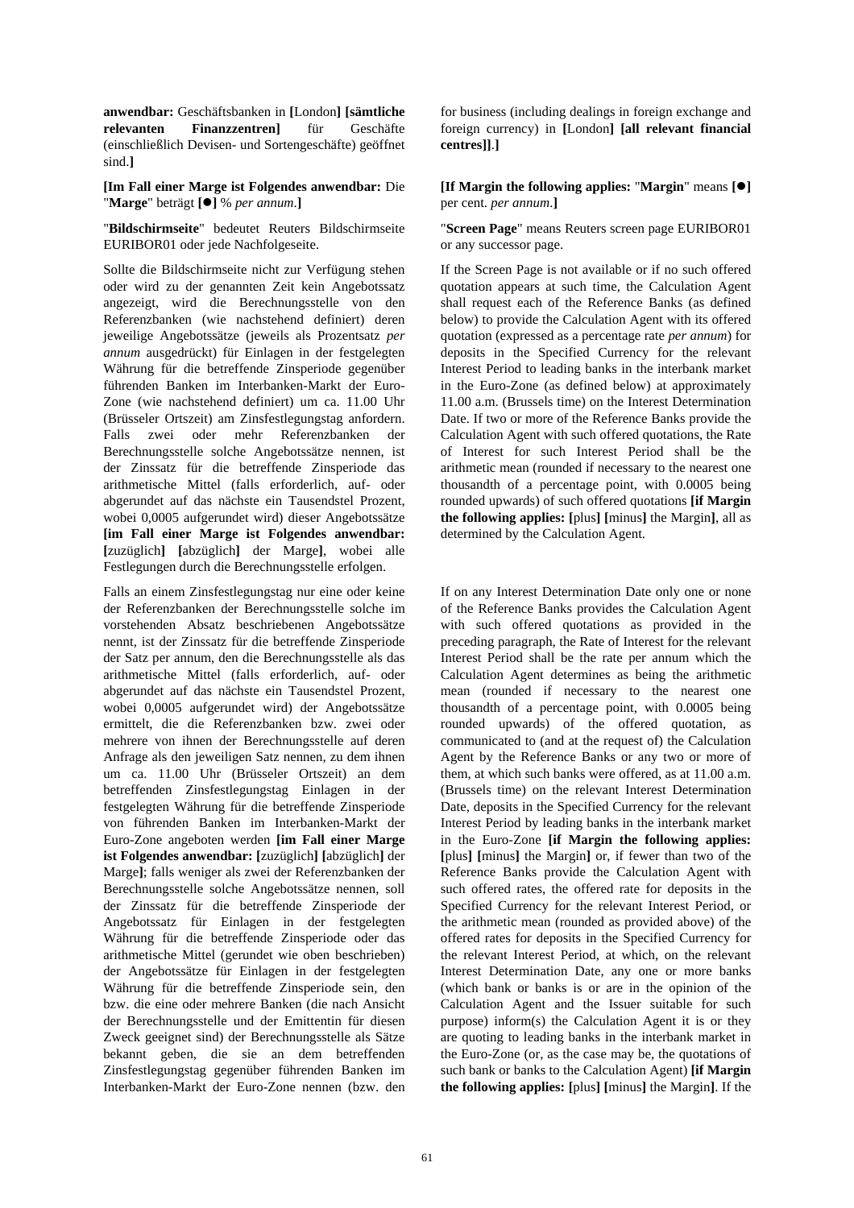**anwendbar:** Geschäftsbanken in **[**London**]** **[sämtliche relevanten Finanzzentren]** für Geschäfte (einschließlich Devisen- und Sortengeschäfte) geöffnet sind.**]**

**[Im Fall einer Marge ist Folgendes anwendbar:** Die "**Marge**" beträgt **[●]** % *per annum*.**]**

"**Bildschirmseite**" bedeutet Reuters Bildschirmseite EURIBOR01 oder jede Nachfolgeseite.

Sollte die Bildschirmseite nicht zur Verfügung stehen oder wird zu der genannten Zeit kein Angebotssatz angezeigt, wird die Berechnungsstelle von den Referenzbanken (wie nachstehend definiert) deren jeweilige Angebotssätze (jeweils als Prozentsatz *per annum* ausgedrückt) für Einlagen in der festgelegten Währung für die betreffende Zinsperiode gegenüber führenden Banken im Interbanken-Markt der Euro-Zone (wie nachstehend definiert) um ca. 11.00 Uhr (Brüsseler Ortszeit) am Zinsfestlegungstag anfordern. Falls zwei oder mehr Referenzbanken der Berechnungsstelle solche Angebotssätze nennen, ist der Zinssatz für die betreffende Zinsperiode das arithmetische Mittel (falls erforderlich, auf- oder abgerundet auf das nächste ein Tausendstel Prozent, wobei 0,0005 aufgerundet wird) dieser Angebotssätze **[im Fall einer Marge ist Folgendes anwendbar: [**zuzüglich**] [**abzüglich**]** der Marge**]**, wobei alle Festlegungen durch die Berechnungsstelle erfolgen.

Falls an einem Zinsfestlegungstag nur eine oder keine der Referenzbanken der Berechnungsstelle solche im vorstehenden Absatz beschriebenen Angebotssätze nennt, ist der Zinssatz für die betreffende Zinsperiode der Satz per annum, den die Berechnungsstelle als das arithmetische Mittel (falls erforderlich, auf- oder abgerundet auf das nächste ein Tausendstel Prozent, wobei 0,0005 aufgerundet wird) der Angebotssätze ermittelt, die die Referenzbanken bzw. zwei oder mehrere von ihnen der Berechnungsstelle auf deren Anfrage als den jeweiligen Satz nennen, zu dem ihnen um ca. 11.00 Uhr (Brüsseler Ortszeit) an dem betreffenden Zinsfestlegungstag Einlagen in der festgelegten Währung für die betreffende Zinsperiode von führenden Banken im Interbanken-Markt der Euro-Zone angeboten werden **[im Fall einer Marge ist Folgendes anwendbar: [**zuzüglich**] [**abzüglich**]** der Marge**]**; falls weniger als zwei der Referenzbanken der Berechnungsstelle solche Angebotssätze nennen, soll der Zinssatz für die betreffende Zinsperiode der Angebotssatz für Einlagen in der festgelegten Währung für die betreffende Zinsperiode oder das arithmetische Mittel (gerundet wie oben beschrieben) der Angebotssätze für Einlagen in der festgelegten Währung für die betreffende Zinsperiode sein, den bzw. die eine oder mehrere Banken (die nach Ansicht der Berechnungsstelle und der Emittentin für diesen Zweck geeignet sind) der Berechnungsstelle als Sätze bekannt geben, die sie an dem betreffenden Zinsfestlegungstag gegenüber führenden Banken im Interbanken-Markt der Euro-Zone nennen (bzw. den

for business (including dealings in foreign exchange and foreign currency) in **[**London**]** **[all relevant financial centres]]**.**]**

**[If Margin the following applies:** "**Margin**" means **[●]** per cent. *per annum*.**]**

"**Screen Page**" means Reuters screen page EURIBOR01 or any successor page.

If the Screen Page is not available or if no such offered quotation appears at such time, the Calculation Agent shall request each of the Reference Banks (as defined below) to provide the Calculation Agent with its offered quotation (expressed as a percentage rate *per annum*) for deposits in the Specified Currency for the relevant Interest Period to leading banks in the interbank market in the Euro-Zone (as defined below) at approximately 11.00 a.m. (Brussels time) on the Interest Determination Date. If two or more of the Reference Banks provide the Calculation Agent with such offered quotations, the Rate of Interest for such Interest Period shall be the arithmetic mean (rounded if necessary to the nearest one thousandth of a percentage point, with 0.0005 being rounded upwards) of such offered quotations **[if Margin the following applies: [**plus**] [**minus**]** the Margin**]**, all as determined by the Calculation Agent.

If on any Interest Determination Date only one or none of the Reference Banks provides the Calculation Agent with such offered quotations as provided in the preceding paragraph, the Rate of Interest for the relevant Interest Period shall be the rate per annum which the Calculation Agent determines as being the arithmetic mean (rounded if necessary to the nearest one thousandth of a percentage point, with 0.0005 being rounded upwards) of the offered quotation, as communicated to (and at the request of) the Calculation Agent by the Reference Banks or any two or more of them, at which such banks were offered, as at 11.00 a.m. (Brussels time) on the relevant Interest Determination Date, deposits in the Specified Currency for the relevant Interest Period by leading banks in the interbank market in the Euro-Zone **[if Margin the following applies: [**plus**] [**minus**]** the Margin**]** or, if fewer than two of the Reference Banks provide the Calculation Agent with such offered rates, the offered rate for deposits in the Specified Currency for the relevant Interest Period, or the arithmetic mean (rounded as provided above) of the offered rates for deposits in the Specified Currency for the relevant Interest Period, at which, on the relevant Interest Determination Date, any one or more banks (which bank or banks is or are in the opinion of the Calculation Agent and the Issuer suitable for such purpose) inform(s) the Calculation Agent it is or they are quoting to leading banks in the interbank market in the Euro-Zone (or, as the case may be, the quotations of such bank or banks to the Calculation Agent) **[if Margin the following applies: [**plus**] [**minus**]** the Margin**]**. If the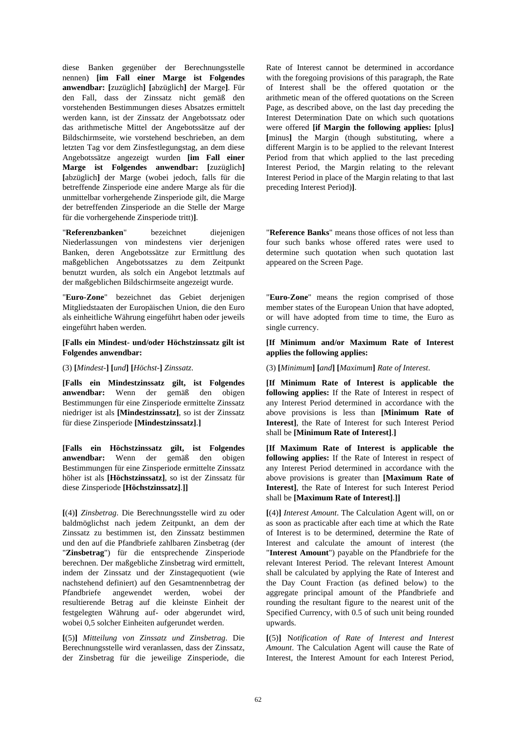diese Banken gegenüber der Berechnungsstelle nennen) **[im Fall einer Marge ist Folgendes anwendbar: [**zuzüglich**] [**abzüglich**]** der Marge**]**. Für den Fall, dass der Zinssatz nicht gemäß den vorstehenden Bestimmungen dieses Absatzes ermittelt werden kann, ist der Zinssatz der Angebotssatz oder das arithmetische Mittel der Angebotssätze auf der Bildschirmseite, wie vorstehend beschrieben, an dem letzten Tag vor dem Zinsfestlegungstag, an dem diese Angebotssätze angezeigt wurden **[im Fall einer Marge ist Folgendes anwendbar: [**zuzüglich**] [**abzüglich**]** der Marge (wobei jedoch, falls für die betreffende Zinsperiode eine andere Marge als für die unmittelbar vorhergehende Zinsperiode gilt, die Marge der betreffenden Zinsperiode an die Stelle der Marge für die vorhergehende Zinsperiode tritt)**]**.

Rate of Interest cannot be determined in accordance with the foregoing provisions of this paragraph, the Rate of Interest shall be the offered quotation or the arithmetic mean of the offered quotations on the Screen Page, as described above, on the last day preceding the Interest Determination Date on which such quotations were offered **[if Margin the following applies: [**plus**] [**minus**]** the Margin (though substituting, where a different Margin is to be applied to the relevant Interest Period from that which applied to the last preceding Interest Period, the Margin relating to the relevant Interest Period in place of the Margin relating to that last preceding Interest Period)**]**.

"**Referenzbanken**" bezeichnet diejenigen Niederlassungen von mindestens vier derjenigen Banken, deren Angebotssätze zur Ermittlung des maßgeblichen Angebotssatzes zu dem Zeitpunkt benutzt wurden, als solch ein Angebot letztmals auf der maßgeblichen Bildschirmseite angezeigt wurde.

"**Reference Banks**" means those offices of not less than four such banks whose offered rates were used to determine such quotation when such quotation last appeared on the Screen Page.

"**Euro-Zone**" bezeichnet das Gebiet derjenigen Mitgliedstaaten der Europäischen Union, die den Euro als einheitliche Währung eingeführt haben oder jeweils eingeführt haben werden.

"**Euro-Zone**" means the region comprised of those member states of the European Union that have adopted, or will have adopted from time to time, the Euro as single currency.

**[Falls ein Mindest- und/oder Höchstzinssatz gilt ist Folgendes anwendbar:**

**[If Minimum and/or Maximum Rate of Interest applies the following applies:**

(3) **[***Mindest-***] [***und***] [***Höchst-***]** *Zinssatz*.

(3) **[***Minimum***] [***and***] [***Maximum***]** *Rate of Interest*.

**[Falls ein Mindestzinssatz gilt, ist Folgendes anwendbar:** Wenn der gemäß den obigen Bestimmungen für eine Zinsperiode ermittelte Zinssatz niedriger ist als **[Mindestzinssatz]**, so ist der Zinssatz für diese Zinsperiode **[Mindestzinssatz]**.**]**

**[If Minimum Rate of Interest is applicable the following applies:** If the Rate of Interest in respect of any Interest Period determined in accordance with the above provisions is less than **[Minimum Rate of Interest]**, the Rate of Interest for such Interest Period shall be **[Minimum Rate of Interest]**.**]**

**[Falls ein Höchstzinssatz gilt, ist Folgendes anwendbar:** Wenn der gemäß den obigen Bestimmungen für eine Zinsperiode ermittelte Zinssatz höher ist als **[Höchstzinssatz]**, so ist der Zinssatz für diese Zinsperiode **[Höchstzinssatz]**.**]]**

**[If Maximum Rate of Interest is applicable the following applies:** If the Rate of Interest in respect of any Interest Period determined in accordance with the above provisions is greater than **[Maximum Rate of Interest]**, the Rate of Interest for such Interest Period shall be **[Maximum Rate of Interest]**.**]]**

**[**(4)**]** *Zinsbetrag*. Die Berechnungsstelle wird zu oder baldmöglichst nach jedem Zeitpunkt, an dem der Zinssatz zu bestimmen ist, den Zinssatz bestimmen und den auf die Pfandbriefe zahlbaren Zinsbetrag (der "**Zinsbetrag**") für die entsprechende Zinsperiode berechnen. Der maßgebliche Zinsbetrag wird ermittelt, indem der Zinssatz und der Zinstagequotient (wie nachstehend definiert) auf den Gesamtnennbetrag der Pfandbriefe angewendet werden, wobei der resultierende Betrag auf die kleinste Einheit der festgelegten Währung auf- oder abgerundet wird, wobei 0,5 solcher Einheiten aufgerundet werden.

**[**(4)**]** *Interest Amount*. The Calculation Agent will, on or as soon as practicable after each time at which the Rate of Interest is to be determined, determine the Rate of Interest and calculate the amount of interest (the "**Interest Amount**") payable on the Pfandbriefe for the relevant Interest Period. The relevant Interest Amount shall be calculated by applying the Rate of Interest and the Day Count Fraction (as defined below) to the aggregate principal amount of the Pfandbriefe and rounding the resultant figure to the nearest unit of the Specified Currency, with 0.5 of such unit being rounded upwards.

**[**(5)**]** *Mitteilung von Zinssatz und Zinsbetrag*. Die Berechnungsstelle wird veranlassen, dass der Zinssatz, der Zinsbetrag für die jeweilige Zinsperiode, die

**[**(5)**]** N*otification of Rate of Interest and Interest Amount*. The Calculation Agent will cause the Rate of Interest, the Interest Amount for each Interest Period,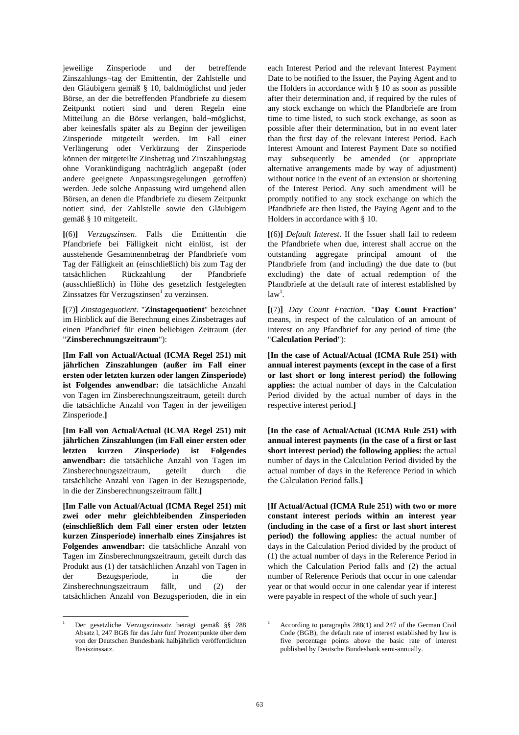jeweilige Zinsperiode und der betreffende Zinszahlungs¬tag der Emittentin, der Zahlstelle und den Gläubigern gemäß § 10, baldmöglichst und jeder Börse, an der die betreffenden Pfandbriefe zu diesem Zeitpunkt notiert sind und deren Regeln eine Mitteilung an die Börse verlangen, bald¬möglichst, aber keinesfalls später als zu Beginn der jeweiligen Zinsperiode mitgeteilt werden. Im Fall einer Verlängerung oder Verkürzung der Zinsperiode können der mitgeteilte Zinsbetrag und Zinszahlungstag ohne Vorankündigung nachträglich angepaßt (oder andere geeignete Anpassungsregelungen getroffen) werden. Jede solche Anpassung wird umgehend allen Börsen, an denen die Pfandbriefe zu diesem Zeitpunkt notiert sind, der Zahlstelle sowie den Gläubigern gemäß § 10 mitgeteilt.

**[**(6)**]** *Verzugszinsen*. Falls die Emittentin die Pfandbriefe bei Fälligkeit nicht einlöst, ist der ausstehende Gesamtnennbetrag der Pfandbriefe vom Tag der Fälligkeit an (einschließlich) bis zum Tag der tatsächlichen Rückzahlung der Pfandbriefe (ausschließlich) in Höhe des gesetzlich festgelegten Zinssatzes für Verzugszinsen[1] zu verzinsen.

**[**(7)**]** *Zinstagequotient*. "**Zinstagequotient**" bezeichnet im Hinblick auf die Berechnung eines Zinsbetrages auf einen Pfandbrief für einen beliebigen Zeitraum (der "**Zinsberechnungszeitraum**"):

**[Im Fall von Actual/Actual (ICMA Regel 251) mit jährlichen Zinszahlungen (außer im Fall einer ersten oder letzten kurzen oder langen Zinsperiode) ist Folgendes anwendbar:** die tatsächliche Anzahl von Tagen im Zinsberechnungszeitraum, geteilt durch die tatsächliche Anzahl von Tagen in der jeweiligen Zinsperiode.**]**

**[Im Fall von Actual/Actual (ICMA Regel 251) mit jährlichen Zinszahlungen (im Fall einer ersten oder letzten kurzen Zinsperiode) ist Folgendes anwendbar:** die tatsächliche Anzahl von Tagen im Zinsberechnungszeitraum, geteilt durch die tatsächliche Anzahl von Tagen in der Bezugsperiode, in die der Zinsberechnungszeitraum fällt.**]**

**[Im Falle von Actual/Actual (ICMA Regel 251) mit zwei oder mehr gleichbleibenden Zinsperioden (einschließlich dem Fall einer ersten oder letzten kurzen Zinsperiode) innerhalb eines Zinsjahres ist Folgendes anwendbar:** die tatsächliche Anzahl von Tagen im Zinsberechnungszeitraum, geteilt durch das Produkt aus (1) der tatsächlichen Anzahl von Tagen in der Bezugsperiode, in die der Zinsberechnungszeitraum fällt, und (2) der tatsächlichen Anzahl von Bezugsperioden, die in ein

[1] Der gesetzliche Verzugszinssatz beträgt gemäß §§ 288 Absatz l, 247 BGB für das Jahr fünf Prozentpunkte über dem von der Deutschen Bundesbank halbjährlich veröffentlichten Basiszinssatz.

each Interest Period and the relevant Interest Payment Date to be notified to the Issuer, the Paying Agent and to the Holders in accordance with § 10 as soon as possible after their determination and, if required by the rules of any stock exchange on which the Pfandbriefe are from time to time listed, to such stock exchange, as soon as possible after their determination, but in no event later than the first day of the relevant Interest Period. Each Interest Amount and Interest Payment Date so notified may subsequently be amended (or appropriate alternative arrangements made by way of adjustment) without notice in the event of an extension or shortening of the Interest Period. Any such amendment will be promptly notified to any stock exchange on which the Pfandbriefe are then listed, the Paying Agent and to the Holders in accordance with § 10.

**[**(6)**]** *Default Interest*. If the Issuer shall fail to redeem the Pfandbriefe when due, interest shall accrue on the outstanding aggregate principal amount of the Pfandbriefe from (and including) the due date to (but excluding) the date of actual redemption of the Pfandbriefe at the default rate of interest established by law[1].

**[**(7)**]** *Day Count Fraction*. "**Day Count Fraction**" means, in respect of the calculation of an amount of interest on any Pfandbrief for any period of time (the "**Calculation Period**"):

**[In the case of Actual/Actual (ICMA Rule 251) with annual interest payments (except in the case of a first or last short or long interest period) the following applies:** the actual number of days in the Calculation Period divided by the actual number of days in the respective interest period.**]**

**[In the case of Actual/Actual (ICMA Rule 251) with annual interest payments (in the case of a first or last short interest period) the following applies:** the actual number of days in the Calculation Period divided by the actual number of days in the Reference Period in which the Calculation Period falls.**]**

**[If Actual/Actual (ICMA Rule 251) with two or more constant interest periods within an interest year (including in the case of a first or last short interest period) the following applies:** the actual number of days in the Calculation Period divided by the product of (1) the actual number of days in the Reference Period in which the Calculation Period falls and (2) the actual number of Reference Periods that occur in one calendar year or that would occur in one calendar year if interest were payable in respect of the whole of such year.**]**

[1] According to paragraphs 288(1) and 247 of the German Civil Code (BGB), the default rate of interest established by law is five percentage points above the basic rate of interest published by Deutsche Bundesbank semi-annually.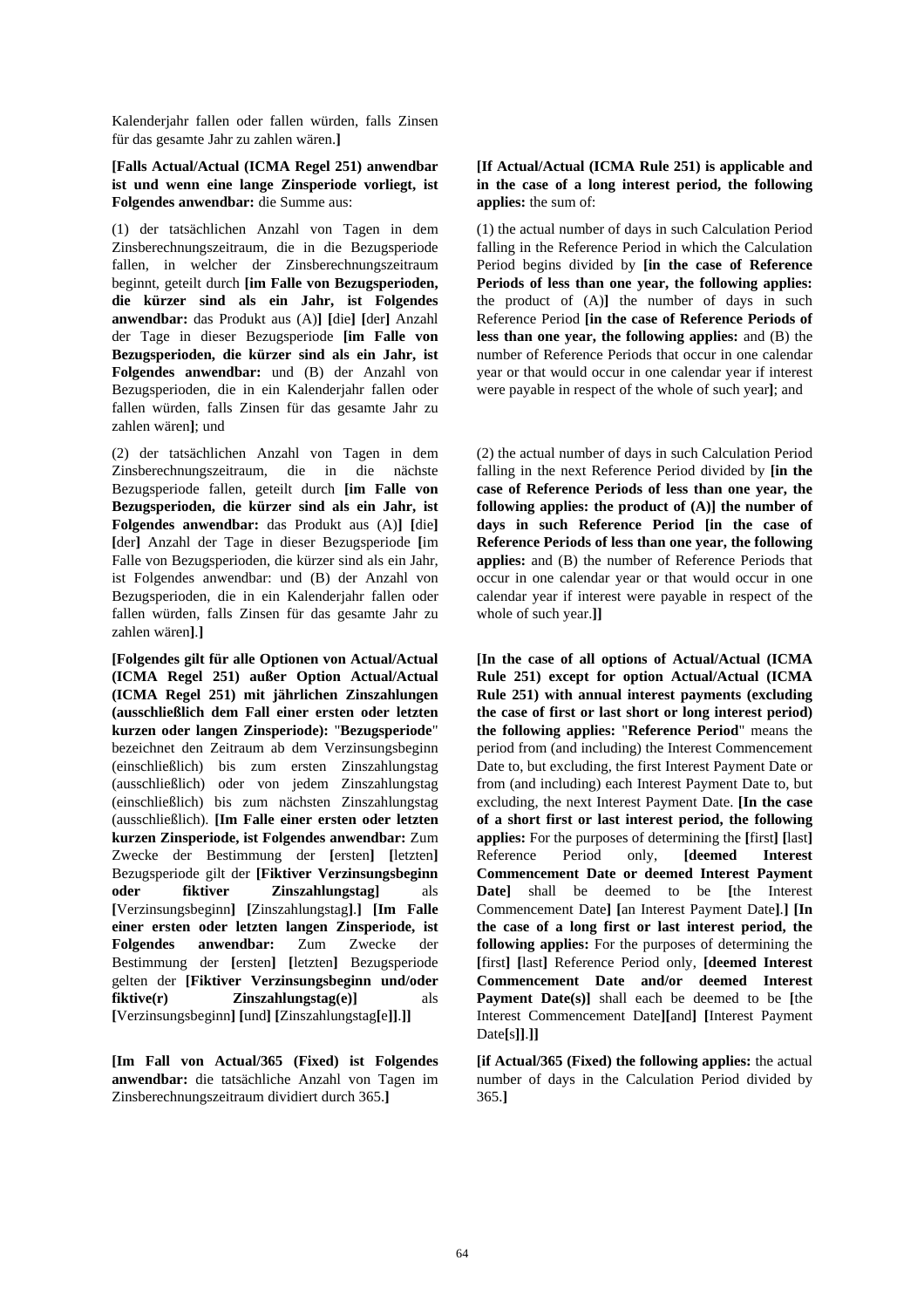Kalenderjahr fallen oder fallen würden, falls Zinsen für das gesamte Jahr zu zahlen wären.**]**

**[Falls Actual/Actual (ICMA Regel 251) anwendbar ist und wenn eine lange Zinsperiode vorliegt, ist Folgendes anwendbar:** die Summe aus:

(1) der tatsächlichen Anzahl von Tagen in dem Zinsberechnungszeitraum, die in die Bezugsperiode fallen, in welcher der Zinsberechnungszeitraum beginnt, geteilt durch **[im Falle von Bezugsperioden, die kürzer sind als ein Jahr, ist Folgendes anwendbar:** das Produkt aus (A)**] [**die**] [**der**]** Anzahl der Tage in dieser Bezugsperiode **[im Falle von Bezugsperioden, die kürzer sind als ein Jahr, ist Folgendes anwendbar:** und (B) der Anzahl von Bezugsperioden, die in ein Kalenderjahr fallen oder fallen würden, falls Zinsen für das gesamte Jahr zu zahlen wären**]**; und

(2) der tatsächlichen Anzahl von Tagen in dem Zinsberechnungszeitraum, die in die nächste Bezugsperiode fallen, geteilt durch **[im Falle von Bezugsperioden, die kürzer sind als ein Jahr, ist Folgendes anwendbar:** das Produkt aus (A)**] [**die**] [**der**]** Anzahl der Tage in dieser Bezugsperiode **[**im Falle von Bezugsperioden, die kürzer sind als ein Jahr, ist Folgendes anwendbar: und (B) der Anzahl von Bezugsperioden, die in ein Kalenderjahr fallen oder fallen würden, falls Zinsen für das gesamte Jahr zu zahlen wären**]**.**]**

**[Folgendes gilt für alle Optionen von Actual/Actual (ICMA Regel 251) außer Option Actual/Actual (ICMA Regel 251) mit jährlichen Zinszahlungen (ausschließlich dem Fall einer ersten oder letzten kurzen oder langen Zinsperiode):** "**Bezugsperiode**" bezeichnet den Zeitraum ab dem Verzinsungsbeginn (einschließlich) bis zum ersten Zinszahlungstag (ausschließlich) oder von jedem Zinszahlungstag (einschließlich) bis zum nächsten Zinszahlungstag (ausschließlich). **[Im Falle einer ersten oder letzten kurzen Zinsperiode, ist Folgendes anwendbar:** Zum Zwecke der Bestimmung der **[**ersten**] [**letzten**]** Bezugsperiode gilt der **[Fiktiver Verzinsungsbeginn oder fiktiver Zinszahlungstag]** als **[**Verzinsungsbeginn**] [**Zinszahlungstag**]**.**] [Im Falle einer ersten oder letzten langen Zinsperiode, ist Folgendes anwendbar:** Zum Zwecke der Bestimmung der **[**ersten**] [**letzten**]** Bezugsperiode gelten der **[Fiktiver Verzinsungsbeginn und/oder fiktive(r) Zinszahlungstag(e)]** als **[**Verzinsungsbeginn**] [**und**] [**Zinszahlungstag**[**e**]]**.**]]**

**[Im Fall von Actual/365 (Fixed) ist Folgendes anwendbar:** die tatsächliche Anzahl von Tagen im Zinsberechnungszeitraum dividiert durch 365.**]**

**[If Actual/Actual (ICMA Rule 251) is applicable and in the case of a long interest period, the following applies:** the sum of:

(1) the actual number of days in such Calculation Period falling in the Reference Period in which the Calculation Period begins divided by **[in the case of Reference Periods of less than one year, the following applies:** the product of (A)**]** the number of days in such Reference Period **[in the case of Reference Periods of less than one year, the following applies:** and (B) the number of Reference Periods that occur in one calendar year or that would occur in one calendar year if interest were payable in respect of the whole of such year**]**; and

(2) the actual number of days in such Calculation Period falling in the next Reference Period divided by **[in the case of Reference Periods of less than one year, the following applies: the product of (A)] the number of days in such Reference Period [in the case of Reference Periods of less than one year, the following applies:** and (B) the number of Reference Periods that occur in one calendar year or that would occur in one calendar year if interest were payable in respect of the whole of such year.**]]**

**[In the case of all options of Actual/Actual (ICMA Rule 251) except for option Actual/Actual (ICMA Rule 251) with annual interest payments (excluding the case of first or last short or long interest period) the following applies:** "**Reference Period**" means the period from (and including) the Interest Commencement Date to, but excluding, the first Interest Payment Date or from (and including) each Interest Payment Date to, but excluding, the next Interest Payment Date. **[In the case of a short first or last interest period, the following applies:** For the purposes of determining the **[**first**] [**last**]** Reference Period only, **[deemed Interest Commencement Date or deemed Interest Payment Date]** shall be deemed to be **[**the Interest Commencement Date**] [**an Interest Payment Date**]**.**] [In the case of a long first or last interest period, the following applies:** For the purposes of determining the **[**first**] [**last**]** Reference Period only, **[deemed Interest Commencement Date and/or deemed Interest Payment Date(s)]** shall each be deemed to be **[**the Interest Commencement Date**][**and**] [**Interest Payment Date**[**s**]]**.**]]**

**[if Actual/365 (Fixed) the following applies:** the actual number of days in the Calculation Period divided by 365.**]**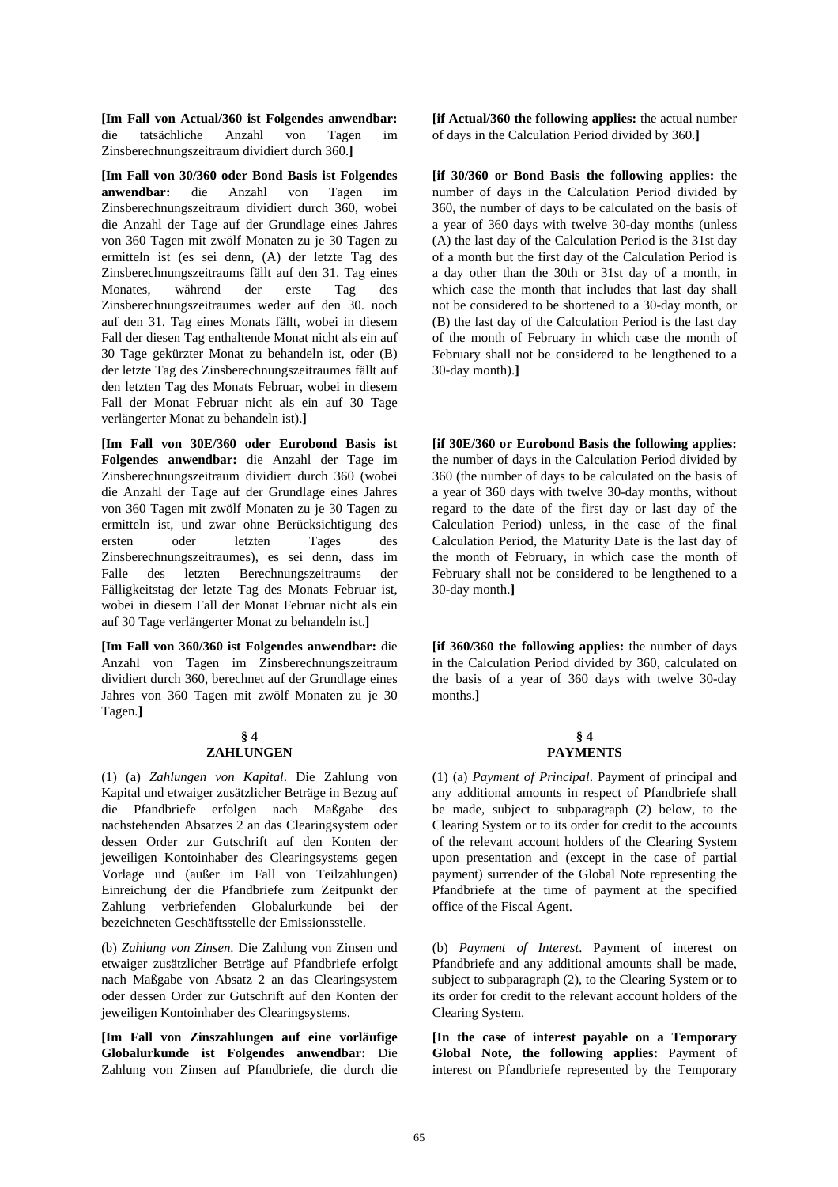**[Im Fall von Actual/360 ist Folgendes anwendbar:** die tatsächliche Anzahl von Tagen im Zinsberechnungszeitraum dividiert durch 360.**]**

**[Im Fall von 30/360 oder Bond Basis ist Folgendes anwendbar:** die Anzahl von Tagen im Zinsberechnungszeitraum dividiert durch 360, wobei die Anzahl der Tage auf der Grundlage eines Jahres von 360 Tagen mit zwölf Monaten zu je 30 Tagen zu ermitteln ist (es sei denn, (A) der letzte Tag des Zinsberechnungszeitraums fällt auf den 31. Tag eines Monates, während der erste Tag des Zinsberechnungszeitraumes weder auf den 30. noch auf den 31. Tag eines Monats fällt, wobei in diesem Fall der diesen Tag enthaltende Monat nicht als ein auf 30 Tage gekürzter Monat zu behandeln ist, oder (B) der letzte Tag des Zinsberechnungszeitraumes fällt auf den letzten Tag des Monats Februar, wobei in diesem Fall der Monat Februar nicht als ein auf 30 Tage verlängerter Monat zu behandeln ist).**]**

**[Im Fall von 30E/360 oder Eurobond Basis ist Folgendes anwendbar:** die Anzahl der Tage im Zinsberechnungszeitraum dividiert durch 360 (wobei die Anzahl der Tage auf der Grundlage eines Jahres von 360 Tagen mit zwölf Monaten zu je 30 Tagen zu ermitteln ist, und zwar ohne Berücksichtigung des ersten oder letzten Tages des Zinsberechnungszeitraumes), es sei denn, dass im Falle des letzten Berechnungszeitraums der Fälligkeitstag der letzte Tag des Monats Februar ist, wobei in diesem Fall der Monat Februar nicht als ein auf 30 Tage verlängerter Monat zu behandeln ist.**]**

**[Im Fall von 360/360 ist Folgendes anwendbar:** die Anzahl von Tagen im Zinsberechnungszeitraum dividiert durch 360, berechnet auf der Grundlage eines Jahres von 360 Tagen mit zwölf Monaten zu je 30 Tagen.**]**

## § 4 ZAHLUNGEN

(1) (a) *Zahlungen von Kapital*. Die Zahlung von Kapital und etwaiger zusätzlicher Beträge in Bezug auf die Pfandbriefe erfolgen nach Maßgabe des nachstehenden Absatzes 2 an das Clearingsystem oder dessen Order zur Gutschrift auf den Konten der jeweiligen Kontoinhaber des Clearingsystems gegen Vorlage und (außer im Fall von Teilzahlungen) Einreichung der die Pfandbriefe zum Zeitpunkt der Zahlung verbriefenden Globalurkunde bei der bezeichneten Geschäftsstelle der Emissionsstelle.

(b) *Zahlung von Zinsen*. Die Zahlung von Zinsen und etwaiger zusätzlicher Beträge auf Pfandbriefe erfolgt nach Maßgabe von Absatz 2 an das Clearingsystem oder dessen Order zur Gutschrift auf den Konten der jeweiligen Kontoinhaber des Clearingsystems.

**[Im Fall von Zinszahlungen auf eine vorläufige Globalurkunde ist Folgendes anwendbar:** Die Zahlung von Zinsen auf Pfandbriefe, die durch die

---

**[if Actual/360 the following applies:** the actual number of days in the Calculation Period divided by 360.**]**

**[if 30/360 or Bond Basis the following applies:** the number of days in the Calculation Period divided by 360, the number of days to be calculated on the basis of a year of 360 days with twelve 30-day months (unless (A) the last day of the Calculation Period is the 31st day of a month but the first day of the Calculation Period is a day other than the 30th or 31st day of a month, in which case the month that includes that last day shall not be considered to be shortened to a 30-day month, or (B) the last day of the Calculation Period is the last day of the month of February in which case the month of February shall not be considered to be lengthened to a 30-day month).**]**

**[if 30E/360 or Eurobond Basis the following applies:** the number of days in the Calculation Period divided by 360 (the number of days to be calculated on the basis of a year of 360 days with twelve 30-day months, without regard to the date of the first day or last day of the Calculation Period) unless, in the case of the final Calculation Period, the Maturity Date is the last day of the month of February, in which case the month of February shall not be considered to be lengthened to a 30-day month.**]**

**[if 360/360 the following applies:** the number of days in the Calculation Period divided by 360, calculated on the basis of a year of 360 days with twelve 30-day months.**]**

## § 4 PAYMENTS

(1) (a) *Payment of Principal*. Payment of principal and any additional amounts in respect of Pfandbriefe shall be made, subject to subparagraph (2) below, to the Clearing System or to its order for credit to the accounts of the relevant account holders of the Clearing System upon presentation and (except in the case of partial payment) surrender of the Global Note representing the Pfandbriefe at the time of payment at the specified office of the Fiscal Agent.

(b) *Payment of Interest*. Payment of interest on Pfandbriefe and any additional amounts shall be made, subject to subparagraph (2), to the Clearing System or to its order for credit to the relevant account holders of the Clearing System.

**[In the case of interest payable on a Temporary Global Note, the following applies:** Payment of interest on Pfandbriefe represented by the Temporary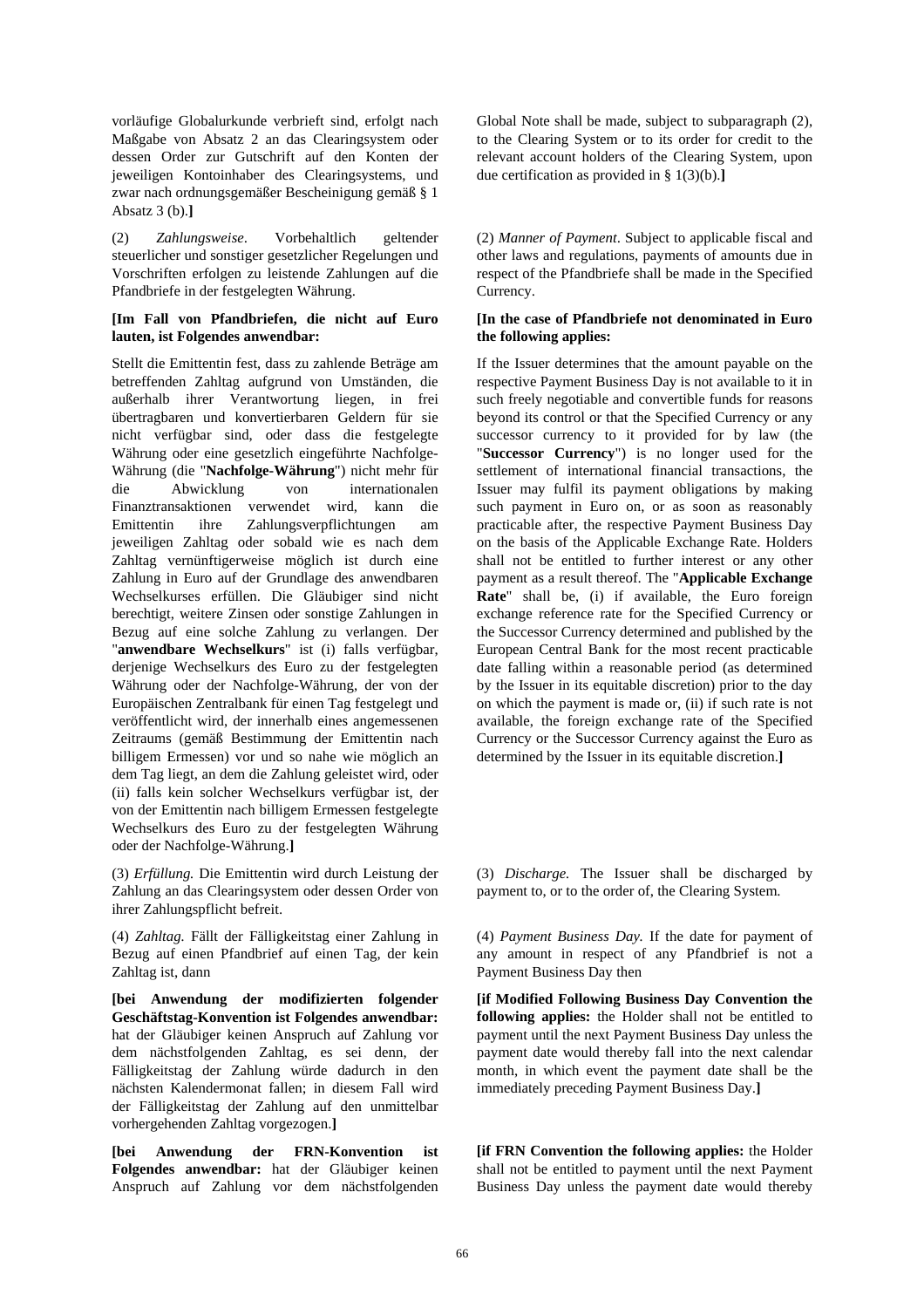vorläufige Globalurkunde verbrieft sind, erfolgt nach Maßgabe von Absatz 2 an das Clearingsystem oder dessen Order zur Gutschrift auf den Konten der jeweiligen Kontoinhaber des Clearingsystems, und zwar nach ordnungsgemäßer Bescheinigung gemäß § 1 Absatz 3 (b).**]**

Global Note shall be made, subject to subparagraph (2), to the Clearing System or to its order for credit to the relevant account holders of the Clearing System, upon due certification as provided in § 1(3)(b).**]**

(2) *Zahlungsweise*. Vorbehaltlich geltender steuerlicher und sonstiger gesetzlicher Regelungen und Vorschriften erfolgen zu leistende Zahlungen auf die Pfandbriefe in der festgelegten Währung.

(2) *Manner of Payment*. Subject to applicable fiscal and other laws and regulations, payments of amounts due in respect of the Pfandbriefe shall be made in the Specified Currency.

**[Im Fall von Pfandbriefen, die nicht auf Euro lauten, ist Folgendes anwendbar:**

Stellt die Emittentin fest, dass zu zahlende Beträge am betreffenden Zahltag aufgrund von Umständen, die außerhalb ihrer Verantwortung liegen, in frei übertragbaren und konvertierbaren Geldern für sie nicht verfügbar sind, oder dass die festgelegte Währung oder eine gesetzlich eingeführte Nachfolge-Währung (die "**Nachfolge-Währung**") nicht mehr für die Abwicklung von internationalen Finanztransaktionen verwendet wird, kann die Emittentin ihre Zahlungsverpflichtungen am jeweiligen Zahltag oder sobald wie es nach dem Zahltag vernünftigerweise möglich ist durch eine Zahlung in Euro auf der Grundlage des anwendbaren Wechselkurses erfüllen. Die Gläubiger sind nicht berechtigt, weitere Zinsen oder sonstige Zahlungen in Bezug auf eine solche Zahlung zu verlangen. Der "**anwendbare Wechselkurs**" ist (i) falls verfügbar, derjenige Wechselkurs des Euro zu der festgelegten Währung oder der Nachfolge-Währung, der von der Europäischen Zentralbank für einen Tag festgelegt und veröffentlicht wird, der innerhalb eines angemessenen Zeitraums (gemäß Bestimmung der Emittentin nach billigem Ermessen) vor und so nahe wie möglich an dem Tag liegt, an dem die Zahlung geleistet wird, oder (ii) falls kein solcher Wechselkurs verfügbar ist, der von der Emittentin nach billigem Ermessen festgelegte Wechselkurs des Euro zu der festgelegten Währung oder der Nachfolge-Währung.**]**

**[In the case of Pfandbriefe not denominated in Euro the following applies:**

If the Issuer determines that the amount payable on the respective Payment Business Day is not available to it in such freely negotiable and convertible funds for reasons beyond its control or that the Specified Currency or any successor currency to it provided for by law (the "**Successor Currency**") is no longer used for the settlement of international financial transactions, the Issuer may fulfil its payment obligations by making such payment in Euro on, or as soon as reasonably practicable after, the respective Payment Business Day on the basis of the Applicable Exchange Rate. Holders shall not be entitled to further interest or any other payment as a result thereof. The "**Applicable Exchange Rate**" shall be, (i) if available, the Euro foreign exchange reference rate for the Specified Currency or the Successor Currency determined and published by the European Central Bank for the most recent practicable date falling within a reasonable period (as determined by the Issuer in its equitable discretion) prior to the day on which the payment is made or, (ii) if such rate is not available, the foreign exchange rate of the Specified Currency or the Successor Currency against the Euro as determined by the Issuer in its equitable discretion.**]**

(3) *Erfüllung.* Die Emittentin wird durch Leistung der Zahlung an das Clearingsystem oder dessen Order von ihrer Zahlungspflicht befreit.

(3) *Discharge.* The Issuer shall be discharged by payment to, or to the order of, the Clearing System.

(4) *Zahltag.* Fällt der Fälligkeitstag einer Zahlung in Bezug auf einen Pfandbrief auf einen Tag, der kein Zahltag ist, dann

(4) *Payment Business Day.* If the date for payment of any amount in respect of any Pfandbrief is not a Payment Business Day then

**[bei Anwendung der modifizierten folgender Geschäftstag-Konvention ist Folgendes anwendbar:** hat der Gläubiger keinen Anspruch auf Zahlung vor dem nächstfolgenden Zahltag, es sei denn, der Fälligkeitstag der Zahlung würde dadurch in den nächsten Kalendermonat fallen; in diesem Fall wird der Fälligkeitstag der Zahlung auf den unmittelbar vorhergehenden Zahltag vorgezogen.**]**

**[if Modified Following Business Day Convention the following applies:** the Holder shall not be entitled to payment until the next Payment Business Day unless the payment date would thereby fall into the next calendar month, in which event the payment date shall be the immediately preceding Payment Business Day.**]**

**[bei Anwendung der FRN-Konvention ist Folgendes anwendbar:** hat der Gläubiger keinen Anspruch auf Zahlung vor dem nächstfolgenden

**[if FRN Convention the following applies:** the Holder shall not be entitled to payment until the next Payment Business Day unless the payment date would thereby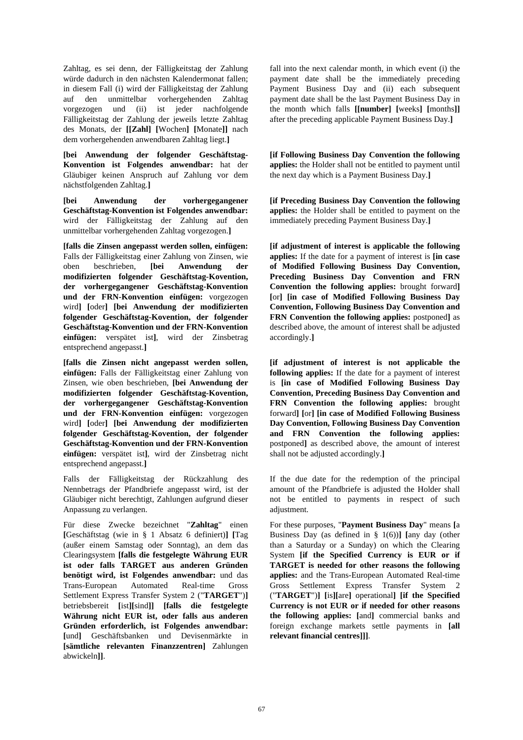Zahltag, es sei denn, der Fälligkeitstag der Zahlung würde dadurch in den nächsten Kalendermonat fallen; in diesem Fall (i) wird der Fälligkeitstag der Zahlung auf den unmittelbar vorhergehenden Zahltag vorgezogen und (ii) ist jeder nachfolgende Fälligkeitstag der Zahlung der jeweils letzte Zahltag des Monats, der **[[Zahl]** **[**Wochen**]** **[**Monate**]]** nach dem vorhergehenden anwendbaren Zahltag liegt.**]**

**[bei Anwendung der folgender Geschäftstag-Konvention ist Folgendes anwendbar:** hat der Gläubiger keinen Anspruch auf Zahlung vor dem nächstfolgenden Zahltag.**]**

**[bei Anwendung der vorhergegangener Geschäftstag-Konvention ist Folgendes anwendbar:** wird der Fälligkeitstag der Zahlung auf den unmittelbar vorhergehenden Zahltag vorgezogen.**]**

**[falls die Zinsen angepasst werden sollen, einfügen:** Falls der Fälligkeitstag einer Zahlung von Zinsen, wie oben beschrieben, **[bei Anwendung der modifizierten folgender Geschäftstag-Kovention, der vorhergegangener Geschäftstag-Konvention und der FRN-Konvention einfügen:** vorgezogen wird**]** **[**oder**]** **[bei Anwendung der modifizierten folgender Geschäftstag-Kovention, der folgender Geschäftstag-Konvention und der FRN-Konvention einfügen:** verspätet ist**]**, wird der Zinsbetrag entsprechend angepasst.**]**

**[falls die Zinsen nicht angepasst werden sollen, einfügen:** Falls der Fälligkeitstag einer Zahlung von Zinsen, wie oben beschrieben, **[bei Anwendung der modifizierten folgender Geschäftstag-Kovention, der vorhergegangener Geschäftstag-Konvention und der FRN-Konvention einfügen:** vorgezogen wird**]** **[**oder**]** **[bei Anwendung der modifizierten folgender Geschäftstag-Kovention, der folgender Geschäftstag-Konvention und der FRN-Konvention einfügen:** verspätet ist**]**, wird der Zinsbetrag nicht entsprechend angepasst.**]**

Falls der Fälligkeitstag der Rückzahlung des Nennbetrags der Pfandbriefe angepasst wird, ist der Gläubiger nicht berechtigt, Zahlungen aufgrund dieser Anpassung zu verlangen.

Für diese Zwecke bezeichnet "**Zahltag**" einen **[**Geschäftstag (wie in § 1 Absatz 6 definiert)**]** **[**Tag (außer einem Samstag oder Sonntag), an dem das Clearingsystem **[falls die festgelegte Währung EUR ist oder falls TARGET aus anderen Gründen benötigt wird, ist Folgendes anwendbar:** und das Trans-European Automated Real-time Gross Settlement Express Transfer System 2 ("**TARGET**")**]** betriebsbereit **[**ist**][**sind**]]** **[falls die festgelegte Währung nicht EUR ist, oder falls aus anderen Gründen erforderlich, ist Folgendes anwendbar:** **[**und**]** Geschäftsbanken und Devisenmärkte in **[sämtliche relevanten Finanzzentren]** Zahlungen abwickeln**]]**.

fall into the next calendar month, in which event (i) the payment date shall be the immediately preceding Payment Business Day and (ii) each subsequent payment date shall be the last Payment Business Day in the month which falls **[[number]** **[**weeks**]** **[**months**]]** after the preceding applicable Payment Business Day.**]**

**[if Following Business Day Convention the following applies:** the Holder shall not be entitled to payment until the next day which is a Payment Business Day.**]**

**[if Preceding Business Day Convention the following applies:** the Holder shall be entitled to payment on the immediately preceding Payment Business Day.**]**

**[if adjustment of interest is applicable the following applies:** If the date for a payment of interest is **[in case of Modified Following Business Day Convention, Preceding Business Day Convention and FRN Convention the following applies:** brought forward**]** **[**or**]** **[in case of Modified Following Business Day Convention, Following Business Day Convention and FRN Convention the following applies:** postponed**]** as described above, the amount of interest shall be adjusted accordingly.**]**

**[if adjustment of interest is not applicable the following applies:** If the date for a payment of interest is **[in case of Modified Following Business Day Convention, Preceding Business Day Convention and FRN Convention the following applies:** brought forward**]** **[**or**]** **[in case of Modified Following Business Day Convention, Following Business Day Convention and FRN Convention the following applies:** postponed**]** as described above, the amount of interest shall not be adjusted accordingly.**]**

If the due date for the redemption of the principal amount of the Pfandbriefe is adjusted the Holder shall not be entitled to payments in respect of such adjustment.

For these purposes, "**Payment Business Day**" means **[**a Business Day (as defined in § 1(6))**]** **[**any day (other than a Saturday or a Sunday) on which the Clearing System **[if the Specified Currency is EUR or if TARGET is needed for other reasons the following applies:** and the Trans-European Automated Real-time Gross Settlement Express Transfer System 2 ("**TARGET**")**]** **[**is**][**are**]** operational**]** **[if the Specified Currency is not EUR or if needed for other reasons the following applies:** **[**and**]** commercial banks and foreign exchange markets settle payments in **[all relevant financial centres]]]**.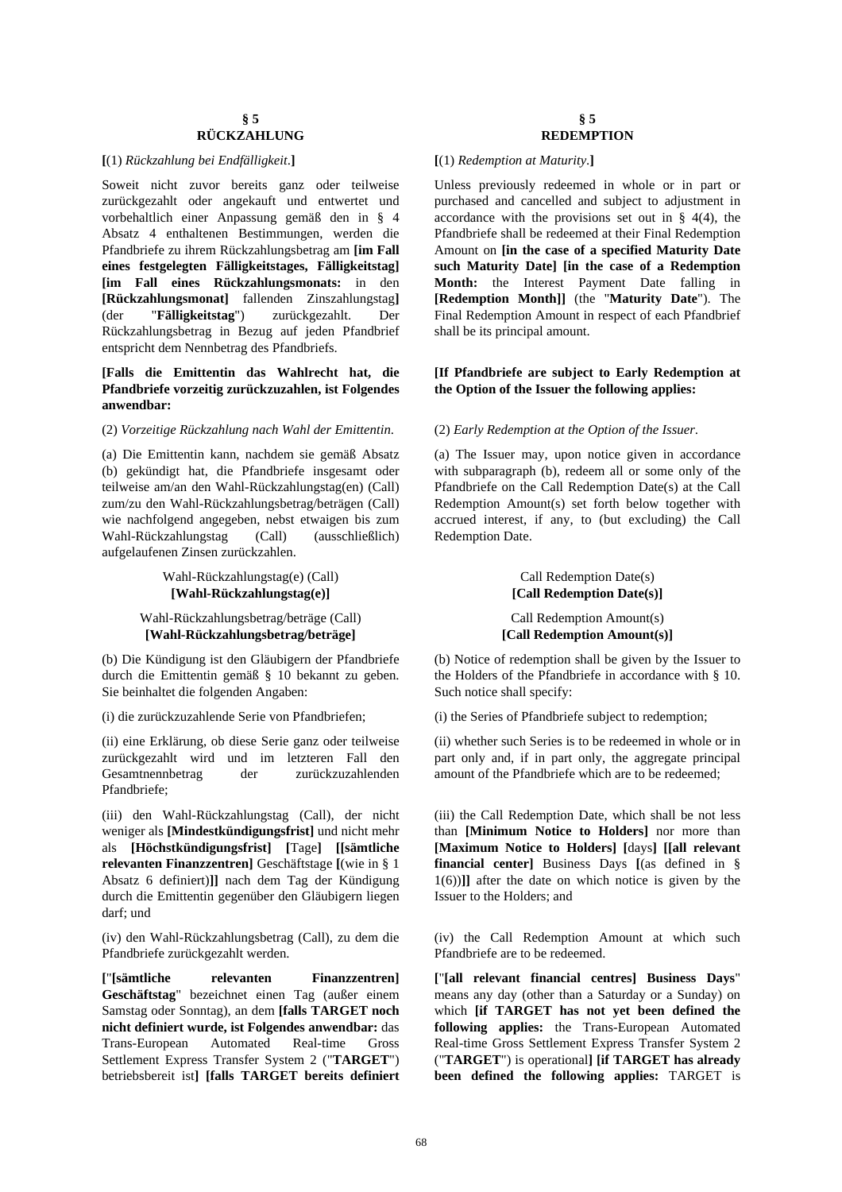## § 5
## RÜCKZAHLUNG

**[**(1) *Rückzahlung bei Endfälligkeit*.**]**

Soweit nicht zuvor bereits ganz oder teilweise zurückgezahlt oder angekauft und entwertet und vorbehaltlich einer Anpassung gemäß den in § 4 Absatz 4 enthaltenen Bestimmungen, werden die Pfandbriefe zu ihrem Rückzahlungsbetrag am **[im Fall eines festgelegten Fälligkeitstages, Fälligkeitstag] [im Fall eines Rückzahlungsmonats:** in den **[Rückzahlungsmonat]** fallenden Zinszahlungstag**]** (der "**Fälligkeitstag**") zurückgezahlt. Der Rückzahlungsbetrag in Bezug auf jeden Pfandbrief entspricht dem Nennbetrag des Pfandbriefs.

**[Falls die Emittentin das Wahlrecht hat, die Pfandbriefe vorzeitig zurückzuzahlen, ist Folgendes anwendbar:**

(2) *Vorzeitige Rückzahlung nach Wahl der Emittentin*.

(a) Die Emittentin kann, nachdem sie gemäß Absatz (b) gekündigt hat, die Pfandbriefe insgesamt oder teilweise am/an den Wahl-Rückzahlungstag(en) (Call) zum/zu den Wahl-Rückzahlungsbetrag/beträgen (Call) wie nachfolgend angegeben, nebst etwaigen bis zum Wahl-Rückzahlungstag (Call) (ausschließlich) aufgelaufenen Zinsen zurückzahlen.

Wahl-Rückzahlungstag(e) (Call)
**[Wahl-Rückzahlungstag(e)]**

Wahl-Rückzahlungsbetrag/beträge (Call)
**[Wahl-Rückzahlungsbetrag/beträge]**

(b) Die Kündigung ist den Gläubigern der Pfandbriefe durch die Emittentin gemäß § 10 bekannt zu geben. Sie beinhaltet die folgenden Angaben:

(i) die zurückzuzahlende Serie von Pfandbriefen;

(ii) eine Erklärung, ob diese Serie ganz oder teilweise zurückgezahlt wird und im letzteren Fall den Gesamtnennbetrag der zurückzuzahlenden Pfandbriefe;

(iii) den Wahl-Rückzahlungstag (Call), der nicht weniger als **[Mindestkündigungsfrist]** und nicht mehr als **[Höchstkündigungsfrist] [**Tage**] [[sämtliche relevanten Finanzzentren]** Geschäftstage **[**(wie in § 1 Absatz 6 definiert)**]]** nach dem Tag der Kündigung durch die Emittentin gegenüber den Gläubigern liegen darf; und

(iv) den Wahl-Rückzahlungsbetrag (Call), zu dem die Pfandbriefe zurückgezahlt werden.

**[**"**[sämtliche relevanten Finanzzentren] Geschäftstag**" bezeichnet einen Tag (außer einem Samstag oder Sonntag), an dem **[falls TARGET noch nicht definiert wurde, ist Folgendes anwendbar:** das Trans-European Automated Real-time Gross Settlement Express Transfer System 2 ("**TARGET**") betriebsbereit ist**] [falls TARGET bereits definiert**

## § 5
## REDEMPTION

**[**(1) *Redemption at Maturity*.**]**

Unless previously redeemed in whole or in part or purchased and cancelled and subject to adjustment in accordance with the provisions set out in § 4(4), the Pfandbriefe shall be redeemed at their Final Redemption Amount on **[in the case of a specified Maturity Date such Maturity Date] [in the case of a Redemption Month:** the Interest Payment Date falling in **[Redemption Month]]** (the "**Maturity Date**"). The Final Redemption Amount in respect of each Pfandbrief shall be its principal amount.

**[If Pfandbriefe are subject to Early Redemption at the Option of the Issuer the following applies:**

(2) *Early Redemption at the Option of the Issuer*.

(a) The Issuer may, upon notice given in accordance with subparagraph (b), redeem all or some only of the Pfandbriefe on the Call Redemption Date(s) at the Call Redemption Amount(s) set forth below together with accrued interest, if any, to (but excluding) the Call Redemption Date.

Call Redemption Date(s)
**[Call Redemption Date(s)]**

Call Redemption Amount(s)
**[Call Redemption Amount(s)]**

(b) Notice of redemption shall be given by the Issuer to the Holders of the Pfandbriefe in accordance with § 10. Such notice shall specify:

(i) the Series of Pfandbriefe subject to redemption;

(ii) whether such Series is to be redeemed in whole or in part only and, if in part only, the aggregate principal amount of the Pfandbriefe which are to be redeemed;

(iii) the Call Redemption Date, which shall be not less than **[Minimum Notice to Holders]** nor more than **[Maximum Notice to Holders] [**days**] [[all relevant financial center]** Business Days **[**(as defined in § 1(6))**]]** after the date on which notice is given by the Issuer to the Holders; and

(iv) the Call Redemption Amount at which such Pfandbriefe are to be redeemed.

**[**"**[all relevant financial centres] Business Days**" means any day (other than a Saturday or a Sunday) on which **[if TARGET has not yet been defined the following applies:** the Trans-European Automated Real-time Gross Settlement Express Transfer System 2 ("**TARGET**") is operational**] [if TARGET has already been defined the following applies:** TARGET is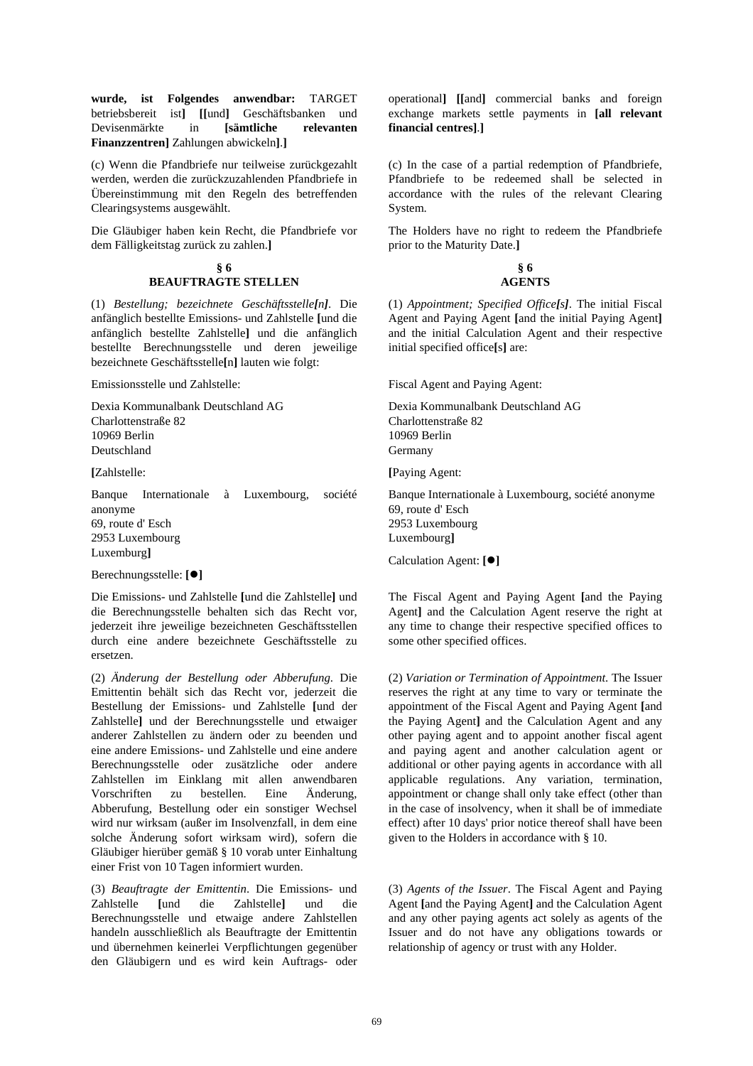**wurde, ist Folgendes anwendbar:** TARGET betriebsbereit ist**]** **[[**und**]** Geschäftsbanken und Devisenmärkte in **[sämtliche relevanten Finanzzentren]** Zahlungen abwickeln**]**.**]**

(c) Wenn die Pfandbriefe nur teilweise zurückgezahlt werden, werden die zurückzuzahlenden Pfandbriefe in Übereinstimmung mit den Regeln des betreffenden Clearingsystems ausgewählt.

Die Gläubiger haben kein Recht, die Pfandbriefe vor dem Fälligkeitstag zurück zu zahlen.**]**

## § 6
## BEAUFTRAGTE STELLEN

(1) *Bestellung; bezeichnete Geschäftsstelle[n]*. Die anfänglich bestellte Emissions- und Zahlstelle **[**und die anfänglich bestellte Zahlstelle**]** und die anfänglich bestellte Berechnungsstelle und deren jeweilige bezeichnete Geschäftsstelle**[**n**]** lauten wie folgt:

Emissionsstelle und Zahlstelle:

Dexia Kommunalbank Deutschland AG
Charlottenstraße 82
10969 Berlin
Deutschland

**[**Zahlstelle:

Banque Internationale à Luxembourg, société anonyme
69, route d' Esch
2953 Luxembourg
Luxemburg**]**

Berechnungsstelle: **[●]**

Die Emissions- und Zahlstelle **[**und die Zahlstelle**]** und die Berechnungsstelle behalten sich das Recht vor, jederzeit ihre jeweilige bezeichneten Geschäftsstellen durch eine andere bezeichnete Geschäftsstelle zu ersetzen.

(2) *Änderung der Bestellung oder Abberufung*. Die Emittentin behält sich das Recht vor, jederzeit die Bestellung der Emissions- und Zahlstelle **[**und der Zahlstelle**]** und der Berechnungsstelle und etwaiger anderer Zahlstellen zu ändern oder zu beenden und eine andere Emissions- und Zahlstelle und eine andere Berechnungsstelle oder zusätzliche oder andere Zahlstellen im Einklang mit allen anwendbaren Vorschriften zu bestellen. Eine Änderung, Abberufung, Bestellung oder ein sonstiger Wechsel wird nur wirksam (außer im Insolvenzfall, in dem eine solche Änderung sofort wirksam wird), sofern die Gläubiger hierüber gemäß § 10 vorab unter Einhaltung einer Frist von 10 Tagen informiert wurden.

(3) *Beauftragte der Emittentin*. Die Emissions- und Zahlstelle **[**und die Zahlstelle**]** und die Berechnungsstelle und etwaige andere Zahlstellen handeln ausschließlich als Beauftragte der Emittentin und übernehmen keinerlei Verpflichtungen gegenüber den Gläubigern und es wird kein Auftrags- oder

operational**]** **[[**and**]** commercial banks and foreign exchange markets settle payments in **[all relevant financial centres]**.**]**

(c) In the case of a partial redemption of Pfandbriefe, Pfandbriefe to be redeemed shall be selected in accordance with the rules of the relevant Clearing System.

The Holders have no right to redeem the Pfandbriefe prior to the Maturity Date.**]**

## § 6
## AGENTS

(1) *Appointment; Specified Office[s]*. The initial Fiscal Agent and Paying Agent **[**and the initial Paying Agent**]** and the initial Calculation Agent and their respective initial specified office**[**s**]** are:

Fiscal Agent and Paying Agent:

Dexia Kommunalbank Deutschland AG
Charlottenstraße 82
10969 Berlin
Germany

**[**Paying Agent:

Banque Internationale à Luxembourg, société anonyme
69, route d' Esch
2953 Luxembourg
Luxembourg**]**

Calculation Agent: **[●]**

The Fiscal Agent and Paying Agent **[**and the Paying Agent**]** and the Calculation Agent reserve the right at any time to change their respective specified offices to some other specified offices.

(2) *Variation or Termination of Appointment*. The Issuer reserves the right at any time to vary or terminate the appointment of the Fiscal Agent and Paying Agent **[**and the Paying Agent**]** and the Calculation Agent and any other paying agent and to appoint another fiscal agent and paying agent and another calculation agent or additional or other paying agents in accordance with all applicable regulations. Any variation, termination, appointment or change shall only take effect (other than in the case of insolvency, when it shall be of immediate effect) after 10 days' prior notice thereof shall have been given to the Holders in accordance with § 10.

(3) *Agents of the Issuer*. The Fiscal Agent and Paying Agent **[**and the Paying Agent**]** and the Calculation Agent and any other paying agents act solely as agents of the Issuer and do not have any obligations towards or relationship of agency or trust with any Holder.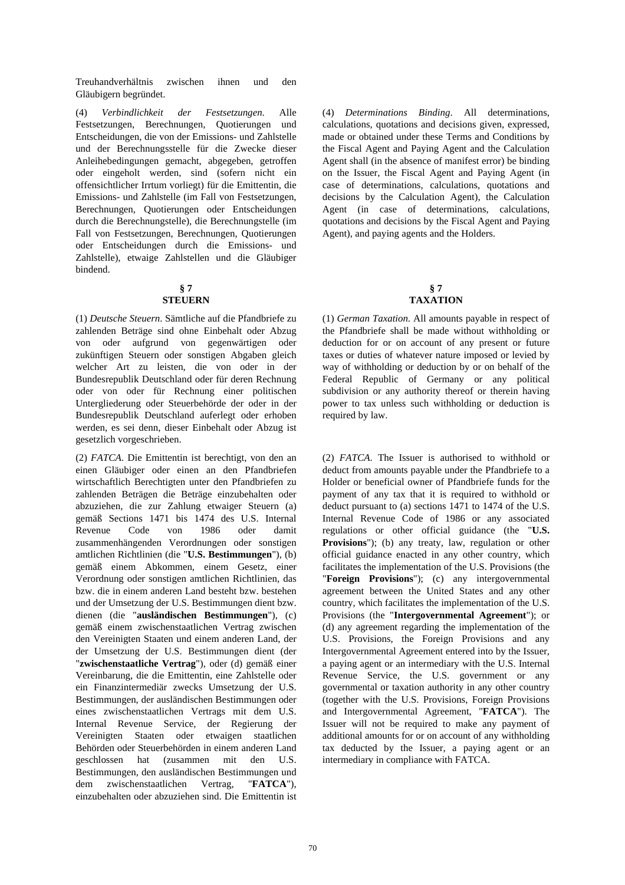Treuhandverhältnis zwischen ihnen und den Gläubigern begründet.

(4) *Verbindlichkeit der Festsetzungen*. Alle Festsetzungen, Berechnungen, Quotierungen und Entscheidungen, die von der Emissions- und Zahlstelle und der Berechnungsstelle für die Zwecke dieser Anleihebedingungen gemacht, abgegeben, getroffen oder eingeholt werden, sind (sofern nicht ein offensichtlicher Irrtum vorliegt) für die Emittentin, die Emissions- und Zahlstelle (im Fall von Festsetzungen, Berechnungen, Quotierungen oder Entscheidungen durch die Berechnungsstelle), die Berechnungstelle (im Fall von Festsetzungen, Berechnungen, Quotierungen oder Entscheidungen durch die Emissions- und Zahlstelle), etwaige Zahlstellen und die Gläubiger bindend.

(4) *Determinations Binding*. All determinations, calculations, quotations and decisions given, expressed, made or obtained under these Terms and Conditions by the Fiscal Agent and Paying Agent and the Calculation Agent shall (in the absence of manifest error) be binding on the Issuer, the Fiscal Agent and Paying Agent (in case of determinations, calculations, quotations and decisions by the Calculation Agent), the Calculation Agent (in case of determinations, calculations, quotations and decisions by the Fiscal Agent and Paying Agent), and paying agents and the Holders.

## § 7 STEUERN

## § 7 TAXATION

(1) *Deutsche Steuern*. Sämtliche auf die Pfandbriefe zu zahlenden Beträge sind ohne Einbehalt oder Abzug von oder aufgrund von gegenwärtigen oder zukünftigen Steuern oder sonstigen Abgaben gleich welcher Art zu leisten, die von oder in der Bundesrepublik Deutschland oder für deren Rechnung oder von oder für Rechnung einer politischen Untergliederung oder Steuerbehörde der oder in der Bundesrepublik Deutschland auferlegt oder erhoben werden, es sei denn, dieser Einbehalt oder Abzug ist gesetzlich vorgeschrieben.

(1) *German Taxation*. All amounts payable in respect of the Pfandbriefe shall be made without withholding or deduction for or on account of any present or future taxes or duties of whatever nature imposed or levied by way of withholding or deduction by or on behalf of the Federal Republic of Germany or any political subdivision or any authority thereof or therein having power to tax unless such withholding or deduction is required by law.

(2) *FATCA*. Die Emittentin ist berechtigt, von den an einen Gläubiger oder einen an den Pfandbriefen wirtschaftlich Berechtigten unter den Pfandbriefen zu zahlenden Beträgen die Beträge einzubehalten oder abzuziehen, die zur Zahlung etwaiger Steuern (a) gemäß Sections 1471 bis 1474 des U.S. Internal Revenue Code von 1986 oder damit zusammenhängenden Verordnungen oder sonstigen amtlichen Richtlinien (die "**U.S. Bestimmungen**"), (b) gemäß einem Abkommen, einem Gesetz, einer Verordnung oder sonstigen amtlichen Richtlinien, das bzw. die in einem anderen Land besteht bzw. bestehen und der Umsetzung der U.S. Bestimmungen dient bzw. dienen (die "**ausländischen Bestimmungen**"), (c) gemäß einem zwischenstaatlichen Vertrag zwischen den Vereinigten Staaten und einem anderen Land, der der Umsetzung der U.S. Bestimmungen dient (der "**zwischenstaatliche Vertrag**"), oder (d) gemäß einer Vereinbarung, die die Emittentin, eine Zahlstelle oder ein Finanzintermediär zwecks Umsetzung der U.S. Bestimmungen, der ausländischen Bestimmungen oder eines zwischenstaatlichen Vertrags mit dem U.S. Internal Revenue Service, der Regierung der Vereinigten Staaten oder etwaigen staatlichen Behörden oder Steuerbehörden in einem anderen Land geschlossen hat (zusammen mit den U.S. Bestimmungen, den ausländischen Bestimmungen und dem zwischenstaatlichen Vertrag, "**FATCA**"), einzubehalten oder abzuziehen sind. Die Emittentin ist

(2) *FATCA*. The Issuer is authorised to withhold or deduct from amounts payable under the Pfandbriefe to a Holder or beneficial owner of Pfandbriefe funds for the payment of any tax that it is required to withhold or deduct pursuant to (a) sections 1471 to 1474 of the U.S. Internal Revenue Code of 1986 or any associated regulations or other official guidance (the "**U.S. Provisions**"); (b) any treaty, law, regulation or other official guidance enacted in any other country, which facilitates the implementation of the U.S. Provisions (the "**Foreign Provisions**"); (c) any intergovernmental agreement between the United States and any other country, which facilitates the implementation of the U.S. Provisions (the "**Intergovernmental Agreement**"); or (d) any agreement regarding the implementation of the U.S. Provisions, the Foreign Provisions and any Intergovernmental Agreement entered into by the Issuer, a paying agent or an intermediary with the U.S. Internal Revenue Service, the U.S. government or any governmental or taxation authority in any other country (together with the U.S. Provisions, Foreign Provisions and Intergovernmental Agreement, "**FATCA**"). The Issuer will not be required to make any payment of additional amounts for or on account of any withholding tax deducted by the Issuer, a paying agent or an intermediary in compliance with FATCA.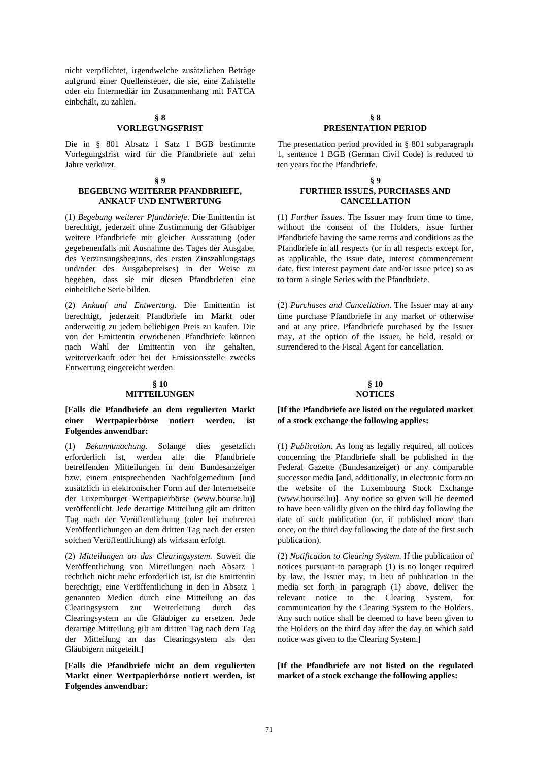nicht verpflichtet, irgendwelche zusätzlichen Beträge aufgrund einer Quellensteuer, die sie, eine Zahlstelle oder ein Intermediär im Zusammenhang mit FATCA einbehält, zu zahlen.

**§ 8**
**VORLEGUNGSFRIST**

Die in § 801 Absatz 1 Satz 1 BGB bestimmte Vorlegungsfrist wird für die Pfandbriefe auf zehn Jahre verkürzt.

**§ 9**
**BEGEBUNG WEITERER PFANDBRIEFE, ANKAUF UND ENTWERTUNG**

(1) *Begebung weiterer Pfandbriefe*. Die Emittentin ist berechtigt, jederzeit ohne Zustimmung der Gläubiger weitere Pfandbriefe mit gleicher Ausstattung (oder gegebenenfalls mit Ausnahme des Tages der Ausgabe, des Verzinsungsbeginns, des ersten Zinszahlungstags und/oder des Ausgabepreises) in der Weise zu begeben, dass sie mit diesen Pfandbriefen eine einheitliche Serie bilden.

(2) *Ankauf und Entwertung*. Die Emittentin ist berechtigt, jederzeit Pfandbriefe im Markt oder anderweitig zu jedem beliebigen Preis zu kaufen. Die von der Emittentin erworbenen Pfandbriefe können nach Wahl der Emittentin von ihr gehalten, weiterverkauft oder bei der Emissionsstelle zwecks Entwertung eingereicht werden.

**§ 10**
**MITTEILUNGEN**

**[Falls die Pfandbriefe an dem regulierten Markt einer Wertpapierbörse notiert werden, ist Folgendes anwendbar:**

(1) *Bekanntmachung*. Solange dies gesetzlich erforderlich ist, werden alle die Pfandbriefe betreffenden Mitteilungen in dem Bundesanzeiger bzw. einem entsprechenden Nachfolgemedium **[**und zusätzlich in elektronischer Form auf der Internetseite der Luxemburger Wertpapierbörse (www.bourse.lu)**]** veröffentlicht. Jede derartige Mitteilung gilt am dritten Tag nach der Veröffentlichung (oder bei mehreren Veröffentlichungen an dem dritten Tag nach der ersten solchen Veröffentlichung) als wirksam erfolgt.

(2) *Mitteilungen an das Clearingsystem*. Soweit die Veröffentlichung von Mitteilungen nach Absatz 1 rechtlich nicht mehr erforderlich ist, ist die Emittentin berechtigt, eine Veröffentlichung in den in Absatz 1 genannten Medien durch eine Mitteilung an das Clearingsystem zur Weiterleitung durch das Clearingsystem an die Gläubiger zu ersetzen. Jede derartige Mitteilung gilt am dritten Tag nach dem Tag der Mitteilung an das Clearingsystem als den Gläubigern mitgeteilt.**]**

**[Falls die Pfandbriefe nicht an dem regulierten Markt einer Wertpapierbörse notiert werden, ist Folgendes anwendbar:**

**§ 8**
**PRESENTATION PERIOD**

The presentation period provided in § 801 subparagraph 1, sentence 1 BGB (German Civil Code) is reduced to ten years for the Pfandbriefe.

**§ 9**
**FURTHER ISSUES, PURCHASES AND CANCELLATION**

(1) *Further Issues*. The Issuer may from time to time, without the consent of the Holders, issue further Pfandbriefe having the same terms and conditions as the Pfandbriefe in all respects (or in all respects except for, as applicable, the issue date, interest commencement date, first interest payment date and/or issue price) so as to form a single Series with the Pfandbriefe.

(2) *Purchases and Cancellation*. The Issuer may at any time purchase Pfandbriefe in any market or otherwise and at any price. Pfandbriefe purchased by the Issuer may, at the option of the Issuer, be held, resold or surrendered to the Fiscal Agent for cancellation.

**§ 10**
**NOTICES**

**[If the Pfandbriefe are listed on the regulated market of a stock exchange the following applies:**

(1) *Publication*. As long as legally required, all notices concerning the Pfandbriefe shall be published in the Federal Gazette (Bundesanzeiger) or any comparable successor media **[**and, additionally, in electronic form on the website of the Luxembourg Stock Exchange (www.bourse.lu)**]**. Any notice so given will be deemed to have been validly given on the third day following the date of such publication (or, if published more than once, on the third day following the date of the first such publication).

(2) *Notification to Clearing System*. If the publication of notices pursuant to paragraph (1) is no longer required by law, the Issuer may, in lieu of publication in the media set forth in paragraph (1) above, deliver the relevant notice to the Clearing System, for communication by the Clearing System to the Holders. Any such notice shall be deemed to have been given to the Holders on the third day after the day on which said notice was given to the Clearing System.**]**

**[If the Pfandbriefe are not listed on the regulated market of a stock exchange the following applies:**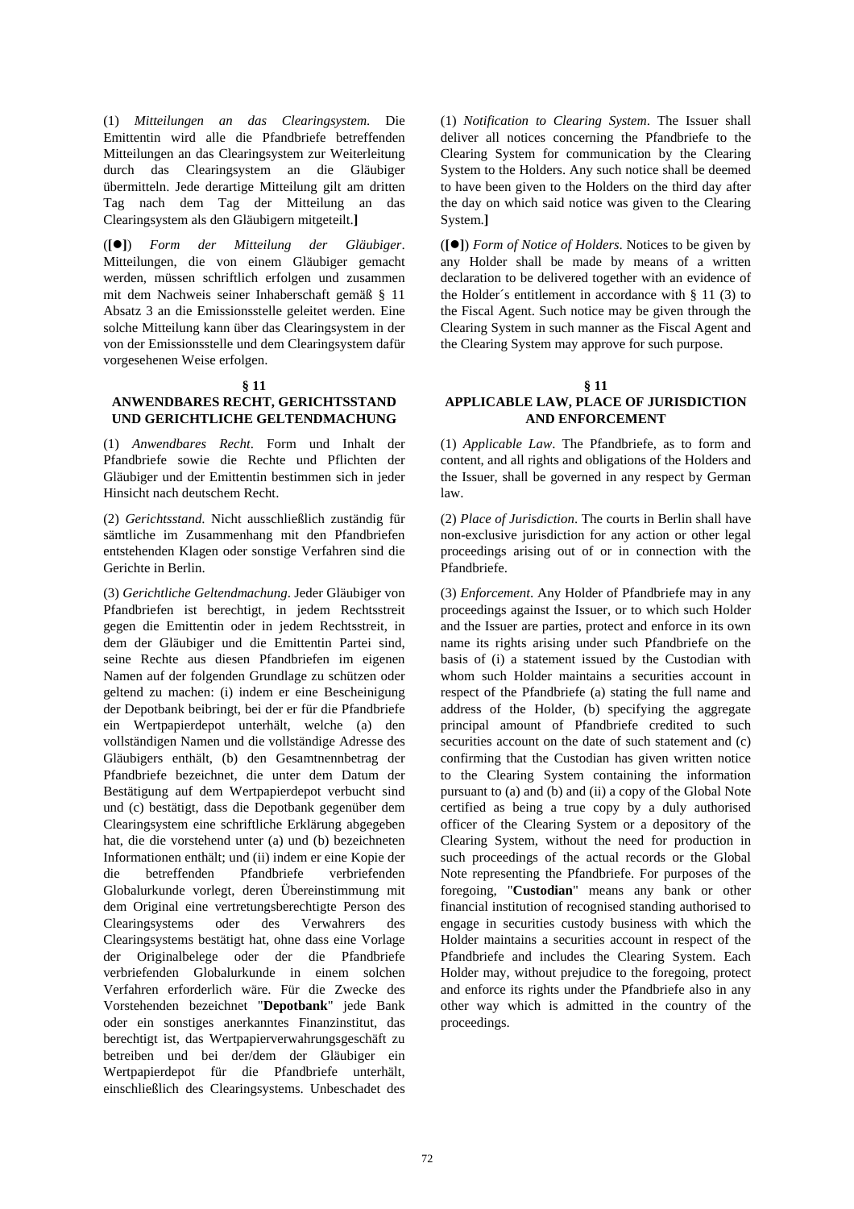(1) *Mitteilungen an das Clearingsystem*. Die Emittentin wird alle die Pfandbriefe betreffenden Mitteilungen an das Clearingsystem zur Weiterleitung durch das Clearingsystem an die Gläubiger übermitteln. Jede derartige Mitteilung gilt am dritten Tag nach dem Tag der Mitteilung an das Clearingsystem als den Gläubigern mitgeteilt.**]**

(**[●]**) *Form der Mitteilung der Gläubiger*. Mitteilungen, die von einem Gläubiger gemacht werden, müssen schriftlich erfolgen und zusammen mit dem Nachweis seiner Inhaberschaft gemäß § 11 Absatz 3 an die Emissionsstelle geleitet werden. Eine solche Mitteilung kann über das Clearingsystem in der von der Emissionsstelle und dem Clearingsystem dafür vorgesehenen Weise erfolgen.

### § 11
### ANWENDBARES RECHT, GERICHTSSTAND UND GERICHTLICHE GELTENDMACHUNG

(1) *Anwendbares Recht*. Form und Inhalt der Pfandbriefe sowie die Rechte und Pflichten der Gläubiger und der Emittentin bestimmen sich in jeder Hinsicht nach deutschem Recht.

(2) *Gerichtsstand*. Nicht ausschließlich zuständig für sämtliche im Zusammenhang mit den Pfandbriefen entstehenden Klagen oder sonstige Verfahren sind die Gerichte in Berlin.

(3) *Gerichtliche Geltendmachung*. Jeder Gläubiger von Pfandbriefen ist berechtigt, in jedem Rechtsstreit gegen die Emittentin oder in jedem Rechtsstreit, in dem der Gläubiger und die Emittentin Partei sind, seine Rechte aus diesen Pfandbriefen im eigenen Namen auf der folgenden Grundlage zu schützen oder geltend zu machen: (i) indem er eine Bescheinigung der Depotbank beibringt, bei der er für die Pfandbriefe ein Wertpapierdepot unterhält, welche (a) den vollständigen Namen und die vollständige Adresse des Gläubigers enthält, (b) den Gesamtnennbetrag der Pfandbriefe bezeichnet, die unter dem Datum der Bestätigung auf dem Wertpapierdepot verbucht sind und (c) bestätigt, dass die Depotbank gegenüber dem Clearingsystem eine schriftliche Erklärung abgegeben hat, die die vorstehend unter (a) und (b) bezeichneten Informationen enthält; und (ii) indem er eine Kopie der die betreffenden Pfandbriefe verbriefenden Globalurkunde vorlegt, deren Übereinstimmung mit dem Original eine vertretungsberechtigte Person des Clearingsystems oder des Verwahrers des Clearingsystems bestätigt hat, ohne dass eine Vorlage der Originalbelege oder der die Pfandbriefe verbriefenden Globalurkunde in einem solchen Verfahren erforderlich wäre. Für die Zwecke des Vorstehenden bezeichnet "**Depotbank**" jede Bank oder ein sonstiges anerkanntes Finanzinstitut, das berechtigt ist, das Wertpapierverwahrungsgeschäft zu betreiben und bei der/dem der Gläubiger ein Wertpapierdepot für die Pfandbriefe unterhält, einschließlich des Clearingsystems. Unbeschadet des

(1) *Notification to Clearing System*. The Issuer shall deliver all notices concerning the Pfandbriefe to the Clearing System for communication by the Clearing System to the Holders. Any such notice shall be deemed to have been given to the Holders on the third day after the day on which said notice was given to the Clearing System.**]**

(**[●]**) *Form of Notice of Holders*. Notices to be given by any Holder shall be made by means of a written declaration to be delivered together with an evidence of the Holder´s entitlement in accordance with § 11 (3) to the Fiscal Agent. Such notice may be given through the Clearing System in such manner as the Fiscal Agent and the Clearing System may approve for such purpose.

### § 11
### APPLICABLE LAW, PLACE OF JURISDICTION AND ENFORCEMENT

(1) *Applicable Law*. The Pfandbriefe, as to form and content, and all rights and obligations of the Holders and the Issuer, shall be governed in any respect by German law.

(2) *Place of Jurisdiction*. The courts in Berlin shall have non-exclusive jurisdiction for any action or other legal proceedings arising out of or in connection with the Pfandbriefe.

(3) *Enforcement*. Any Holder of Pfandbriefe may in any proceedings against the Issuer, or to which such Holder and the Issuer are parties, protect and enforce in its own name its rights arising under such Pfandbriefe on the basis of (i) a statement issued by the Custodian with whom such Holder maintains a securities account in respect of the Pfandbriefe (a) stating the full name and address of the Holder, (b) specifying the aggregate principal amount of Pfandbriefe credited to such securities account on the date of such statement and (c) confirming that the Custodian has given written notice to the Clearing System containing the information pursuant to (a) and (b) and (ii) a copy of the Global Note certified as being a true copy by a duly authorised officer of the Clearing System or a depository of the Clearing System, without the need for production in such proceedings of the actual records or the Global Note representing the Pfandbriefe. For purposes of the foregoing, "**Custodian**" means any bank or other financial institution of recognised standing authorised to engage in securities custody business with which the Holder maintains a securities account in respect of the Pfandbriefe and includes the Clearing System. Each Holder may, without prejudice to the foregoing, protect and enforce its rights under the Pfandbriefe also in any other way which is admitted in the country of the proceedings.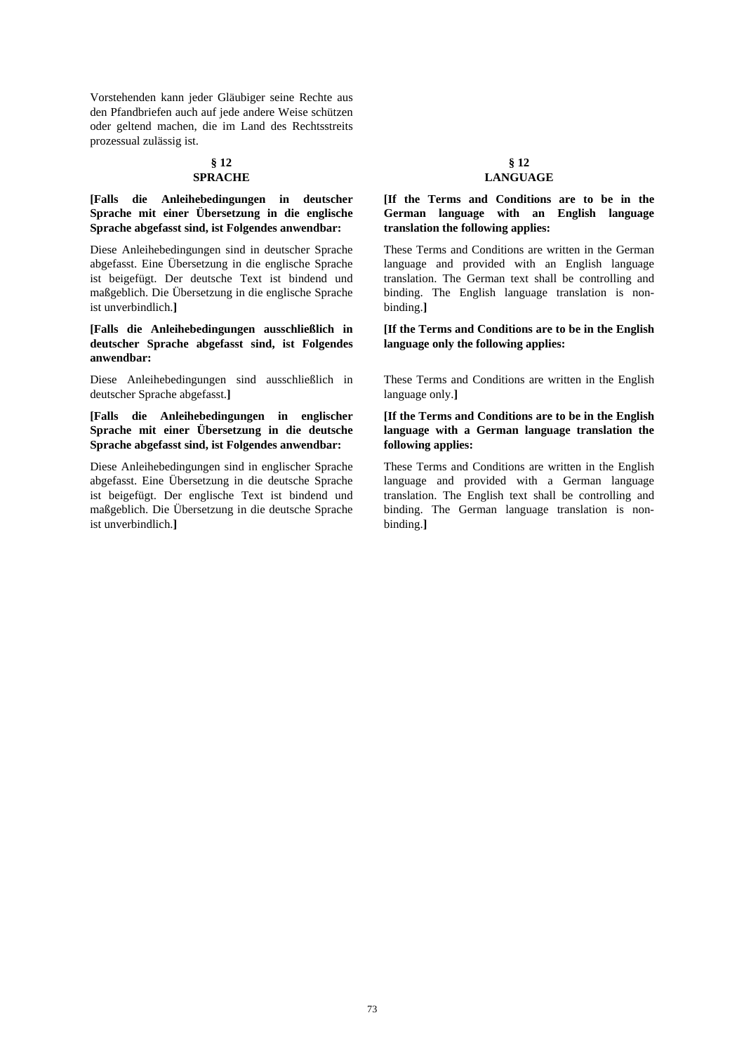Vorstehenden kann jeder Gläubiger seine Rechte aus den Pfandbriefen auch auf jede andere Weise schützen oder geltend machen, die im Land des Rechtsstreits prozessual zulässig ist.

## § 12
## SPRACHE

**[Falls die Anleihebedingungen in deutscher Sprache mit einer Übersetzung in die englische Sprache abgefasst sind, ist Folgendes anwendbar:**

Diese Anleihebedingungen sind in deutscher Sprache abgefasst. Eine Übersetzung in die englische Sprache ist beigefügt. Der deutsche Text ist bindend und maßgeblich. Die Übersetzung in die englische Sprache ist unverbindlich.**]**

**[Falls die Anleihebedingungen ausschließlich in deutscher Sprache abgefasst sind, ist Folgendes anwendbar:**

Diese Anleihebedingungen sind ausschließlich in deutscher Sprache abgefasst.**]**

**[Falls die Anleihebedingungen in englischer Sprache mit einer Übersetzung in die deutsche Sprache abgefasst sind, ist Folgendes anwendbar:**

Diese Anleihebedingungen sind in englischer Sprache abgefasst. Eine Übersetzung in die deutsche Sprache ist beigefügt. Der englische Text ist bindend und maßgeblich. Die Übersetzung in die deutsche Sprache ist unverbindlich.**]**

## § 12
## LANGUAGE

**[If the Terms and Conditions are to be in the German language with an English language translation the following applies:**

These Terms and Conditions are written in the German language and provided with an English language translation. The German text shall be controlling and binding. The English language translation is non-binding.**]**

**[If the Terms and Conditions are to be in the English language only the following applies:**

These Terms and Conditions are written in the English language only.**]**

**[If the Terms and Conditions are to be in the English language with a German language translation the following applies:**

These Terms and Conditions are written in the English language and provided with a German language translation. The English text shall be controlling and binding. The German language translation is non-binding.**]**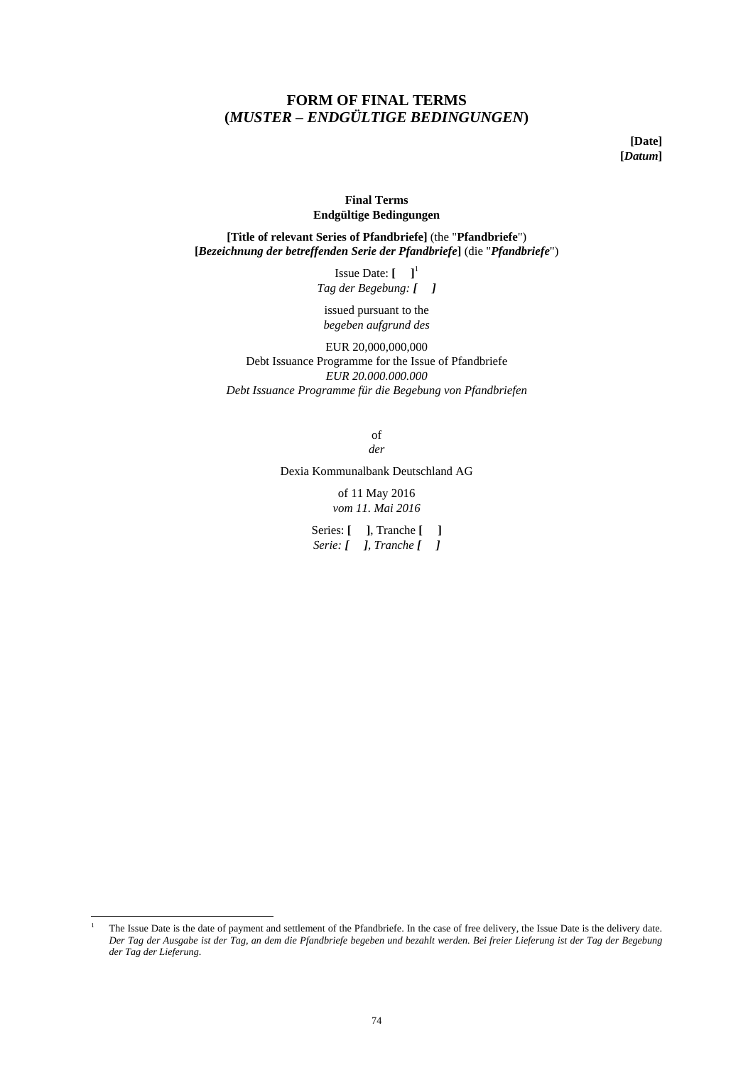# FORM OF FINAL TERMS
# (*MUSTER – ENDGÜLTIGE BEDINGUNGEN*)

**[Date]**
**[*Datum*]**

**Final Terms**
**Endgültige Bedingungen**

**[Title of relevant Series of Pfandbriefe]** (the "**Pfandbriefe**")
**[*Bezeichnung der betreffenden Serie der Pfandbriefe*]** (die "***Pfandbriefe***")

Issue Date: **[ ]**[1]
*Tag der Begebung:* ***[ ]***

issued pursuant to the
*begeben aufgrund des*

EUR 20,000,000,000
Debt Issuance Programme for the Issue of Pfandbriefe
*EUR 20.000.000.000*
*Debt Issuance Programme für die Begebung von Pfandbriefen*

of
*der*

Dexia Kommunalbank Deutschland AG

of 11 May 2016
*vom 11. Mai 2016*

Series: **[ ]**, Tranche **[ ]**
*Serie:* ***[ ]****, Tranche* ***[ ]***

---

[1] The Issue Date is the date of payment and settlement of the Pfandbriefe. In the case of free delivery, the Issue Date is the delivery date. *Der Tag der Ausgabe ist der Tag, an dem die Pfandbriefe begeben und bezahlt werden. Bei freier Lieferung ist der Tag der Begebung der Tag der Lieferung.*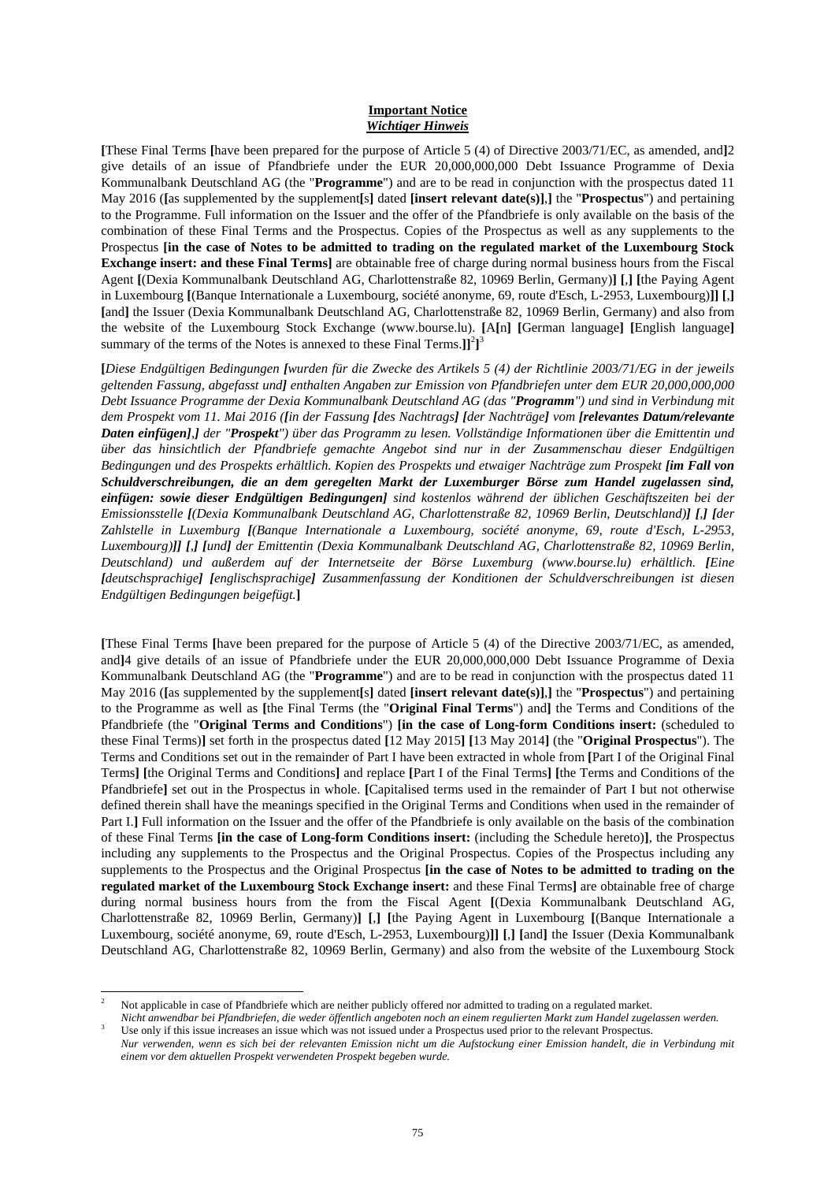**Important Notice**
***Wichtiger Hinweis***

**[**These Final Terms **[**have been prepared for the purpose of Article 5 (4) of Directive 2003/71/EC, as amended, and**]**2 give details of an issue of Pfandbriefe under the EUR 20,000,000,000 Debt Issuance Programme of Dexia Kommunalbank Deutschland AG (the "**Programme**") and are to be read in conjunction with the prospectus dated 11 May 2016 (**[**as supplemented by the supplement**[**s**]** dated **[insert relevant date(s)]**,**]** the "**Prospectus**") and pertaining to the Programme. Full information on the Issuer and the offer of the Pfandbriefe is only available on the basis of the combination of these Final Terms and the Prospectus. Copies of the Prospectus as well as any supplements to the Prospectus **[in the case of Notes to be admitted to trading on the regulated market of the Luxembourg Stock Exchange insert: and these Final Terms]** are obtainable free of charge during normal business hours from the Fiscal Agent **[**(Dexia Kommunalbank Deutschland AG, Charlottenstraße 82, 10969 Berlin, Germany)**]** **[**,**]** **[**the Paying Agent in Luxembourg **[**(Banque Internationale a Luxembourg, société anonyme, 69, route d'Esch, L-2953, Luxembourg)**]]** **[**,**]** **[**and**]** the Issuer (Dexia Kommunalbank Deutschland AG, Charlottenstraße 82, 10969 Berlin, Germany) and also from the website of the Luxembourg Stock Exchange (www.bourse.lu). **[**A**[**n**]** **[**German language**]** **[**English language**]** summary of the terms of the Notes is annexed to these Final Terms.**]]**[2]**]**[3]

**[***Diese Endgültigen Bedingungen **[**wurden für die Zwecke des Artikels 5 (4) der Richtlinie 2003/71/EG in der jeweils geltenden Fassung, abgefasst und**]** enthalten Angaben zur Emission von Pfandbriefen unter dem EUR 20,000,000,000 Debt Issuance Programme der Dexia Kommunalbank Deutschland AG (das "**Programm**") und sind in Verbindung mit dem Prospekt vom 11. Mai 2016 (**[**in der Fassung **[**des Nachtrags**]** **[**der Nachträge**]** vom **[relevantes Datum/relevante Daten einfügen]**,**]** der "**Prospekt**") über das Programm zu lesen. Vollständige Informationen über die Emittentin und über das hinsichtlich der Pfandbriefe gemachte Angebot sind nur in der Zusammenschau dieser Endgültigen Bedingungen und des Prospekts erhältlich. Kopien des Prospekts und etwaiger Nachträge zum Prospekt **[im Fall von Schuldverschreibungen, die an dem geregelten Markt der Luxemburger Börse zum Handel zugelassen sind, einfügen: sowie dieser Endgültigen Bedingungen]** sind kostenlos während der üblichen Geschäftszeiten bei der Emissionsstelle **[**(Dexia Kommunalbank Deutschland AG, Charlottenstraße 82, 10969 Berlin, Deutschland)**]** **[**,**]** **[**der Zahlstelle in Luxemburg **[**(Banque Internationale a Luxembourg, société anonyme, 69, route d'Esch, L-2953, Luxembourg)**]]** **[**,**]** **[**und**]** der Emittentin (Dexia Kommunalbank Deutschland AG, Charlottenstraße 82, 10969 Berlin, Deutschland) und außerdem auf der Internetseite der Börse Luxemburg (www.bourse.lu) erhältlich. **[**Eine **[**deutschsprachige**]** **[**englischsprachige**]** Zusammenfassung der Konditionen der Schuldverschreibungen ist diesen Endgültigen Bedingungen beigefügt.*​**]**

**[**These Final Terms **[**have been prepared for the purpose of Article 5 (4) of the Directive 2003/71/EC, as amended, and**]**4 give details of an issue of Pfandbriefe under the EUR 20,000,000,000 Debt Issuance Programme of Dexia Kommunalbank Deutschland AG (the "**Programme**") and are to be read in conjunction with the prospectus dated 11 May 2016 (**[**as supplemented by the supplement**[**s**]** dated **[insert relevant date(s)]**,**]** the "**Prospectus**") and pertaining to the Programme as well as **[**the Final Terms (the "**Original Final Terms**") and**]** the Terms and Conditions of the Pfandbriefe (the "**Original Terms and Conditions**") **[in the case of Long-form Conditions insert:** (scheduled to these Final Terms)**]** set forth in the prospectus dated **[**12 May 2015**]** **[**13 May 2014**]** (the "**Original Prospectus**"). The Terms and Conditions set out in the remainder of Part I have been extracted in whole from **[**Part I of the Original Final Terms**]** **[**the Original Terms and Conditions**]** and replace **[**Part I of the Final Terms**]** **[**the Terms and Conditions of the Pfandbriefe**]** set out in the Prospectus in whole. **[**Capitalised terms used in the remainder of Part I but not otherwise defined therein shall have the meanings specified in the Original Terms and Conditions when used in the remainder of Part I.**]** Full information on the Issuer and the offer of the Pfandbriefe is only available on the basis of the combination of these Final Terms **[in the case of Long-form Conditions insert:** (including the Schedule hereto)**]**, the Prospectus including any supplements to the Prospectus and the Original Prospectus. Copies of the Prospectus including any supplements to the Prospectus and the Original Prospectus **[in the case of Notes to be admitted to trading on the regulated market of the Luxembourg Stock Exchange insert:** and these Final Terms**]** are obtainable free of charge during normal business hours from the from the Fiscal Agent **[**(Dexia Kommunalbank Deutschland AG, Charlottenstraße 82, 10969 Berlin, Germany)**]** **[**,**]** **[**the Paying Agent in Luxembourg **[**(Banque Internationale a Luxembourg, société anonyme, 69, route d'Esch, L-2953, Luxembourg)**]]** **[**,**]** **[**and**]** the Issuer (Dexia Kommunalbank Deutschland AG, Charlottenstraße 82, 10969 Berlin, Germany) and also from the website of the Luxembourg Stock

---

[2] Not applicable in case of Pfandbriefe which are neither publicly offered nor admitted to trading on a regulated market.
*Nicht anwendbar bei Pfandbriefen, die weder öffentlich angeboten noch an einem regulierten Markt zum Handel zugelassen werden.*

[3] Use only if this issue increases an issue which was not issued under a Prospectus used prior to the relevant Prospectus.
*Nur verwenden, wenn es sich bei der relevanten Emission nicht um die Aufstockung einer Emission handelt, die in Verbindung mit einem vor dem aktuellen Prospekt verwendeten Prospekt begeben wurde.*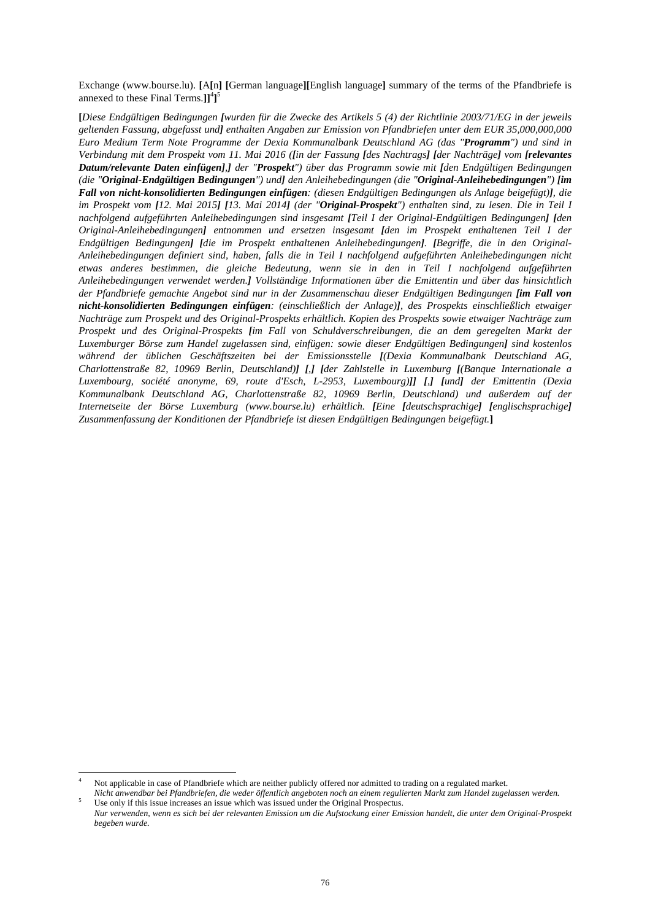Exchange (www.bourse.lu). **[**A**[**n**] [**German language**][**English language**]** summary of the terms of the Pfandbriefe is annexed to these Final Terms.**]]**[4]**]**[5]

**[***Diese Endgültigen Bedingungen* ***[****wurden für die Zwecke des Artikels 5 (4) der Richtlinie 2003/71/EG in der jeweils geltenden Fassung, abgefasst und****]*** *enthalten Angaben zur Emission von Pfandbriefen unter dem EUR 35,000,000,000 Euro Medium Term Note Programme der Dexia Kommunalbank Deutschland AG (das "****Programm****") und sind in Verbindung mit dem Prospekt vom 11. Mai 2016 (****[****in der Fassung* ***[****des Nachtrags****] [****der Nachträge****]*** *vom* ***[relevantes Datum/relevante Daten einfügen],]*** *der "****Prospekt****") über das Programm sowie mit* ***[****den Endgültigen Bedingungen (die "****Original-Endgültigen Bedingungen****") und****]*** *den Anleihebedingungen (die "****Original-Anleihebedingungen****")* ***[im Fall von nicht-konsolidierten Bedingungen einfügen****: (diesen Endgültigen Bedingungen als Anlage beigefügt)****]****, die im Prospekt vom* ***[****12. Mai 2015****] [****13. Mai 2014****]*** *(der "****Original-Prospekt****") enthalten sind, zu lesen. Die in Teil I nachfolgend aufgeführten Anleihebedingungen sind insgesamt* ***[****Teil I der Original-Endgültigen Bedingungen****] [****den Original-Anleihebedingungen****]*** *entnommen und ersetzen insgesamt* ***[****den im Prospekt enthaltenen Teil I der Endgültigen Bedingungen****] [****die im Prospekt enthaltenen Anleihebedingungen****]****.* ***[****Begriffe, die in den Original-Anleihebedingungen definiert sind, haben, falls die in Teil I nachfolgend aufgeführten Anleihebedingungen nicht etwas anderes bestimmen, die gleiche Bedeutung, wenn sie in den in Teil I nachfolgend aufgeführten Anleihebedingungen verwendet werden.****]*** *Vollständige Informationen über die Emittentin und über das hinsichtlich der Pfandbriefe gemachte Angebot sind nur in der Zusammenschau dieser Endgültigen Bedingungen* ***[im Fall von nicht-konsolidierten Bedingungen einfügen****: (einschließlich der Anlage)****]****, des Prospekts einschließlich etwaiger Nachträge zum Prospekt und des Original-Prospekts erhältlich. Kopien des Prospekts sowie etwaiger Nachträge zum Prospekt und des Original-Prospekts* ***[****im Fall von Schuldverschreibungen, die an dem geregelten Markt der Luxemburger Börse zum Handel zugelassen sind, einfügen: sowie dieser Endgültigen Bedingungen****]*** *sind kostenlos während der üblichen Geschäftszeiten bei der Emissionsstelle* ***[****(Dexia Kommunalbank Deutschland AG, Charlottenstraße 82, 10969 Berlin, Deutschland)****] [****,****] [****der Zahlstelle in Luxemburg* ***[****(Banque Internationale a Luxembourg, société anonyme, 69, route d'Esch, L-2953, Luxembourg)****]] [****,****] [****und****]*** *der Emittentin (Dexia Kommunalbank Deutschland AG, Charlottenstraße 82, 10969 Berlin, Deutschland) und außerdem auf der Internetseite der Börse Luxemburg (www.bourse.lu) erhältlich.* ***[****Eine* ***[****deutschsprachige****] [****englischsprachige****]*** *Zusammenfassung der Konditionen der Pfandbriefe ist diesen Endgültigen Bedingungen beigefügt.***]**

---

[4] Not applicable in case of Pfandbriefe which are neither publicly offered nor admitted to trading on a regulated market.
*Nicht anwendbar bei Pfandbriefen, die weder öffentlich angeboten noch an einem regulierten Markt zum Handel zugelassen werden.*

[5] Use only if this issue increases an issue which was issued under the Original Prospectus.
*Nur verwenden, wenn es sich bei der relevanten Emission um die Aufstockung einer Emission handelt, die unter dem Original-Prospekt begeben wurde.*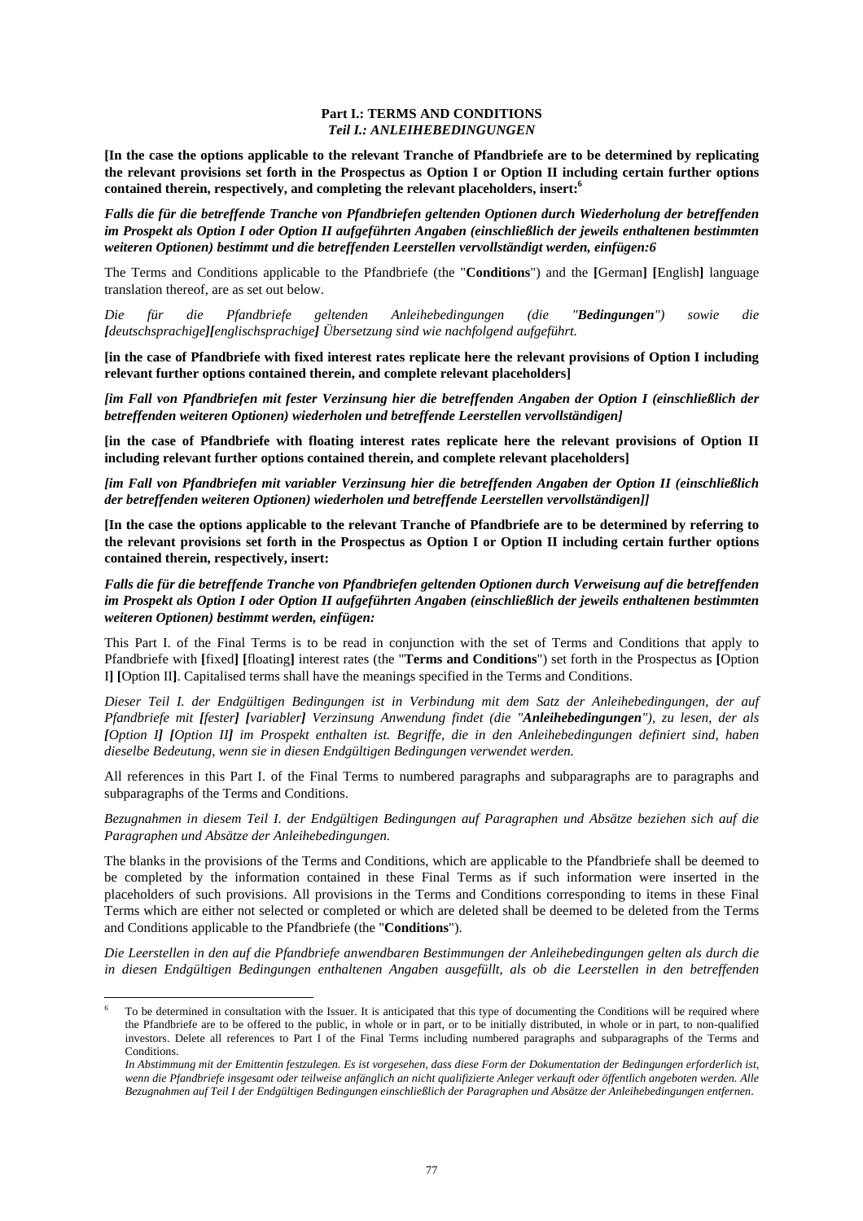**Part I.: TERMS AND CONDITIONS**
***Teil I.: ANLEIHEBEDINGUNGEN***

**[In the case the options applicable to the relevant Tranche of Pfandbriefe are to be determined by replicating the relevant provisions set forth in the Prospectus as Option I or Option II including certain further options contained therein, respectively, and completing the relevant placeholders, insert:[6]**

***Falls die für die betreffende Tranche von Pfandbriefen geltenden Optionen durch Wiederholung der betreffenden im Prospekt als Option I oder Option II aufgeführten Angaben (einschließlich der jeweils enthaltenen bestimmten weiteren Optionen) bestimmt und die betreffenden Leerstellen vervollständigt werden, einfügen:6***

The Terms and Conditions applicable to the Pfandbriefe (the "**Conditions**") and the **[**German**] [**English**]** language translation thereof, are as set out below.

*Die für die Pfandbriefe geltenden Anleihebedingungen (die "**Bedingungen**") sowie die **[**deutschsprachige**][**englischsprachige**]** Übersetzung sind wie nachfolgend aufgeführt.*

**[in the case of Pfandbriefe with fixed interest rates replicate here the relevant provisions of Option I including relevant further options contained therein, and complete relevant placeholders]**

***[im Fall von Pfandbriefen mit fester Verzinsung hier die betreffenden Angaben der Option I (einschließlich der betreffenden weiteren Optionen) wiederholen und betreffende Leerstellen vervollständigen]***

**[in the case of Pfandbriefe with floating interest rates replicate here the relevant provisions of Option II including relevant further options contained therein, and complete relevant placeholders]**

***[im Fall von Pfandbriefen mit variabler Verzinsung hier die betreffenden Angaben der Option II (einschließlich der betreffenden weiteren Optionen) wiederholen und betreffende Leerstellen vervollständigen]]***

**[In the case the options applicable to the relevant Tranche of Pfandbriefe are to be determined by referring to the relevant provisions set forth in the Prospectus as Option I or Option II including certain further options contained therein, respectively, insert:**

***Falls die für die betreffende Tranche von Pfandbriefen geltenden Optionen durch Verweisung auf die betreffenden im Prospekt als Option I oder Option II aufgeführten Angaben (einschließlich der jeweils enthaltenen bestimmten weiteren Optionen) bestimmt werden, einfügen:***

This Part I. of the Final Terms is to be read in conjunction with the set of Terms and Conditions that apply to Pfandbriefe with **[**fixed**] [**floating**]** interest rates (the "**Terms and Conditions**") set forth in the Prospectus as **[**Option I**] [**Option II**]**. Capitalised terms shall have the meanings specified in the Terms and Conditions.

*Dieser Teil I. der Endgültigen Bedingungen ist in Verbindung mit dem Satz der Anleihebedingungen, der auf Pfandbriefe mit **[**fester**] [**variabler**]** Verzinsung Anwendung findet (die "**Anleihebedingungen**"), zu lesen, der als **[**Option I**] [**Option II**]** im Prospekt enthalten ist. Begriffe, die in den Anleihebedingungen definiert sind, haben dieselbe Bedeutung, wenn sie in diesen Endgültigen Bedingungen verwendet werden.*

All references in this Part I. of the Final Terms to numbered paragraphs and subparagraphs are to paragraphs and subparagraphs of the Terms and Conditions.

*Bezugnahmen in diesem Teil I. der Endgültigen Bedingungen auf Paragraphen und Absätze beziehen sich auf die Paragraphen und Absätze der Anleihebedingungen.*

The blanks in the provisions of the Terms and Conditions, which are applicable to the Pfandbriefe shall be deemed to be completed by the information contained in these Final Terms as if such information were inserted in the placeholders of such provisions. All provisions in the Terms and Conditions corresponding to items in these Final Terms which are either not selected or completed or which are deleted shall be deemed to be deleted from the Terms and Conditions applicable to the Pfandbriefe (the "**Conditions**").

*Die Leerstellen in den auf die Pfandbriefe anwendbaren Bestimmungen der Anleihebedingungen gelten als durch die in diesen Endgültigen Bedingungen enthaltenen Angaben ausgefüllt, als ob die Leerstellen in den betreffenden*

---

[6] To be determined in consultation with the Issuer. It is anticipated that this type of documenting the Conditions will be required where the Pfandbriefe are to be offered to the public, in whole or in part, or to be initially distributed, in whole or in part, to non-qualified investors. Delete all references to Part I of the Final Terms including numbered paragraphs and subparagraphs of the Terms and Conditions.
*In Abstimmung mit der Emittentin festzulegen. Es ist vorgesehen, dass diese Form der Dokumentation der Bedingungen erforderlich ist, wenn die Pfandbriefe insgesamt oder teilweise anfänglich an nicht qualifizierte Anleger verkauft oder öffentlich angeboten werden. Alle Bezugnahmen auf Teil I der Endgültigen Bedingungen einschließlich der Paragraphen und Absätze der Anleihebedingungen entfernen.*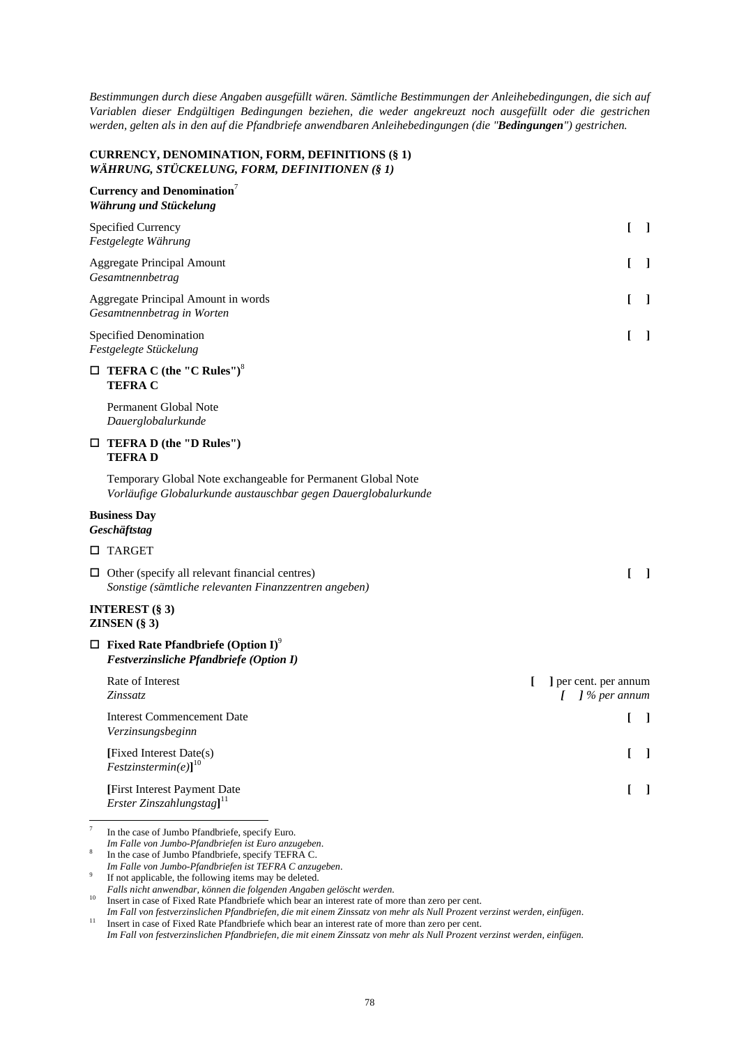*Bestimmungen durch diese Angaben ausgefüllt wären. Sämtliche Bestimmungen der Anleihebedingungen, die sich auf Variablen dieser Endgültigen Bedingungen beziehen, die weder angekreuzt noch ausgefüllt oder die gestrichen werden, gelten als in den auf die Pfandbriefe anwendbaren Anleihebedingungen (die "**Bedingungen**") gestrichen.*

**CURRENCY, DENOMINATION, FORM, DEFINITIONS (§ 1)**
***WÄHRUNG, STÜCKELUNG, FORM, DEFINITIONEN (§ 1)***

**Currency and Denomination**[7]
***Währung und Stückelung***

| | |
|---|---|
| Specified Currency<br>*Festgelegte Währung* | [ ] |
| Aggregate Principal Amount<br>*Gesamtnennbetrag* | [ ] |
| Aggregate Principal Amount in words<br>*Gesamtnennbetrag in Worten* | [ ] |
| Specified Denomination<br>*Festgelegte Stückelung* | [ ] |

☐ **TEFRA C (the "C Rules")**[8]
**TEFRA C**

Permanent Global Note
*Dauerglobalurkunde*

☐ **TEFRA D (the "D Rules")**
**TEFRA D**

Temporary Global Note exchangeable for Permanent Global Note
*Vorläufige Globalurkunde austauschbar gegen Dauerglobalurkunde*

**Business Day**
***Geschäftstag***

☐ TARGET

| | |
|---|---|
| ☐ Other (specify all relevant financial centres)<br>*Sonstige (sämtliche relevanten Finanzzentren angeben)* | [ ] |

**INTEREST (§ 3)**
**ZINSEN (§ 3)**

☐ **Fixed Rate Pfandbriefe (Option I)**[9]
***Festverzinsliche Pfandbriefe (Option I)***

| | |
|---|---|
| Rate of Interest<br>*Zinssatz* | [ ] per cent. per annum<br>*[ ] % per annum* |
| Interest Commencement Date<br>*Verzinsungsbeginn* | [ ] |
| [Fixed Interest Date(s)<br>*Festzinstermin(e)*][10] | [ ] |
| [First Interest Payment Date<br>*Erster Zinszahlungstag*][11] | [ ] |

---

[7] In the case of Jumbo Pfandbriefe, specify Euro.
*Im Falle von Jumbo-Pfandbriefen ist Euro anzugeben.*

[8] In the case of Jumbo Pfandbriefe, specify TEFRA C.
*Im Falle von Jumbo-Pfandbriefen ist TEFRA C anzugeben.*

[9] If not applicable, the following items may be deleted.
*Falls nicht anwendbar, können die folgenden Angaben gelöscht werden.*

[10] Insert in case of Fixed Rate Pfandbriefe which bear an interest rate of more than zero per cent.
*Im Fall von festverzinslichen Pfandbriefen, die mit einem Zinssatz von mehr als Null Prozent verzinst werden, einfügen.*

[11] Insert in case of Fixed Rate Pfandbriefe which bear an interest rate of more than zero per cent.
*Im Fall von festverzinslichen Pfandbriefen, die mit einem Zinssatz von mehr als Null Prozent verzinst werden, einfügen.*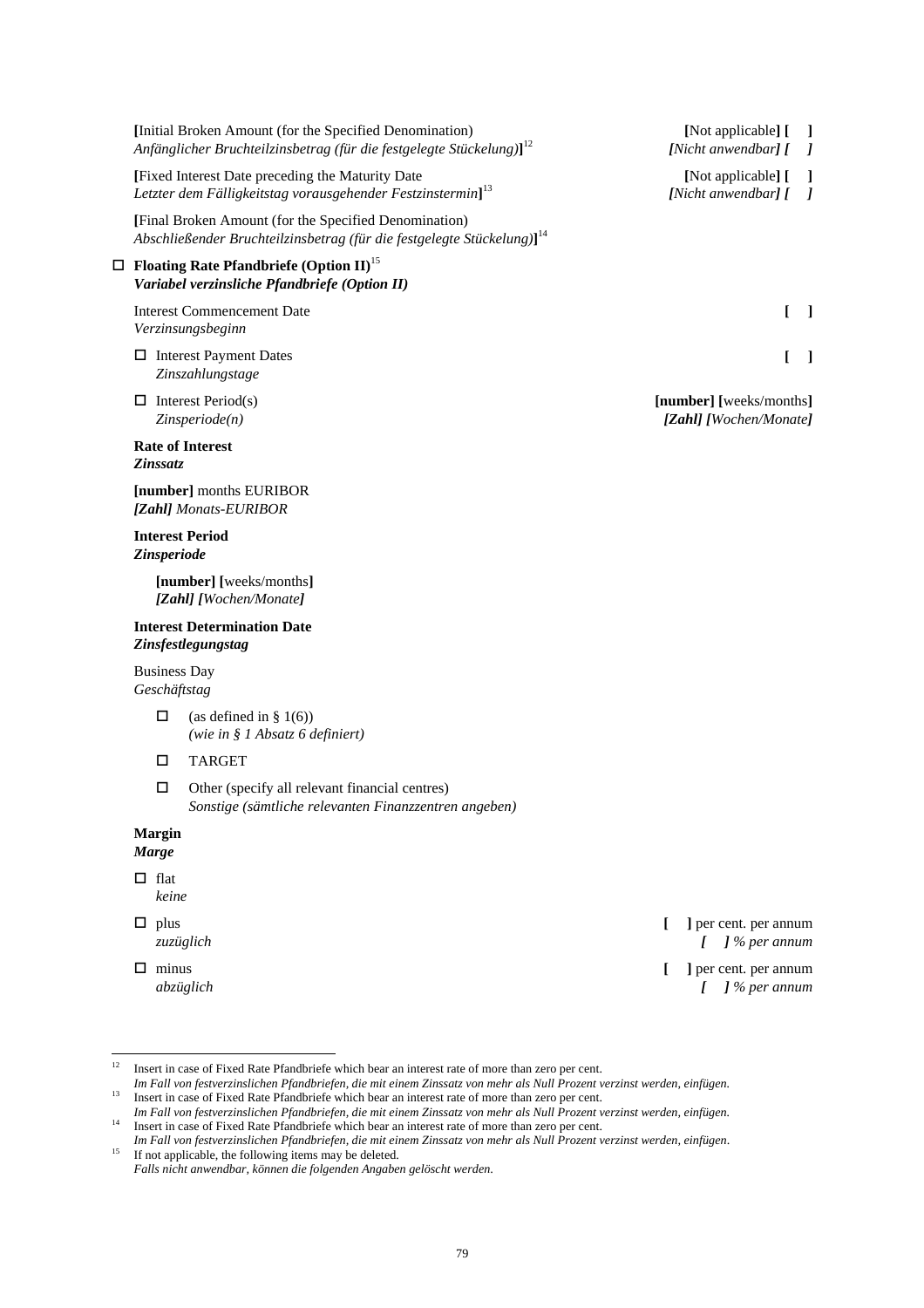| | |
|---|---|
| **[**Initial Broken Amount (for the Specified Denomination)<br>*Anfänglicher Bruchteilzinsbetrag (für die festgelegte Stückelung)***]**[12] | **[**Not applicable**] [ ]**<br>***[****Nicht anwendbar****] [ ]*** |
| **[**Fixed Interest Date preceding the Maturity Date<br>*Letzter dem Fälligkeitstag vorausgehender Festzinstermin***]**[13] | **[**Not applicable**] [ ]**<br>***[****Nicht anwendbar****] [ ]*** |
| **[**Final Broken Amount (for the Specified Denomination)<br>*Abschließender Bruchteilzinsbetrag (für die festgelegte Stückelung)***]**[14] | |

☐ **Floating Rate Pfandbriefe (Option II)**[15]
***Variabel verzinsliche Pfandbriefe (Option II)***

| | |
|---|---|
| Interest Commencement Date<br>*Verzinsungsbeginn* | **[ ]** |
| ☐ Interest Payment Dates<br>*Zinszahlungstage* | **[ ]** |
| ☐ Interest Period(s)<br>*Zinsperiode(n)* | **[number] [**weeks/months**]**<br>***[Zahl] [****Wochen/Monate****]*** |

**Rate of Interest**
***Zinssatz***

**[number]** months EURIBOR
***[Zahl]*** *Monats-EURIBOR*

**Interest Period**
***Zinsperiode***

**[number] [**weeks/months**]**
***[Zahl] [****Wochen/Monate****]***

**Interest Determination Date**
***Zinsfestlegungstag***

Business Day
*Geschäftstag*

☐ (as defined in § 1(6))
*(wie in § 1 Absatz 6 definiert)*

☐ TARGET

☐ Other (specify all relevant financial centres)
*Sonstige (sämtliche relevanten Finanzzentren angeben)*

**Margin**
***Marge***

| | |
|---|---|
| ☐ flat<br>*keine* | |
| ☐ plus<br>*zuzüglich* | **[ ]** per cent. per annum<br>***[ ]*** *% per annum* |
| ☐ minus<br>*abzüglich* | **[ ]** per cent. per annum<br>***[ ]*** *% per annum* |

---

[12] Insert in case of Fixed Rate Pfandbriefe which bear an interest rate of more than zero per cent.
*Im Fall von festverzinslichen Pfandbriefen, die mit einem Zinssatz von mehr als Null Prozent verzinst werden, einfügen.*

[13] Insert in case of Fixed Rate Pfandbriefe which bear an interest rate of more than zero per cent.
*Im Fall von festverzinslichen Pfandbriefen, die mit einem Zinssatz von mehr als Null Prozent verzinst werden, einfügen.*

[14] Insert in case of Fixed Rate Pfandbriefe which bear an interest rate of more than zero per cent.
*Im Fall von festverzinslichen Pfandbriefen, die mit einem Zinssatz von mehr als Null Prozent verzinst werden, einfügen.*

[15] If not applicable, the following items may be deleted.
*Falls nicht anwendbar, können die folgenden Angaben gelöscht werden.*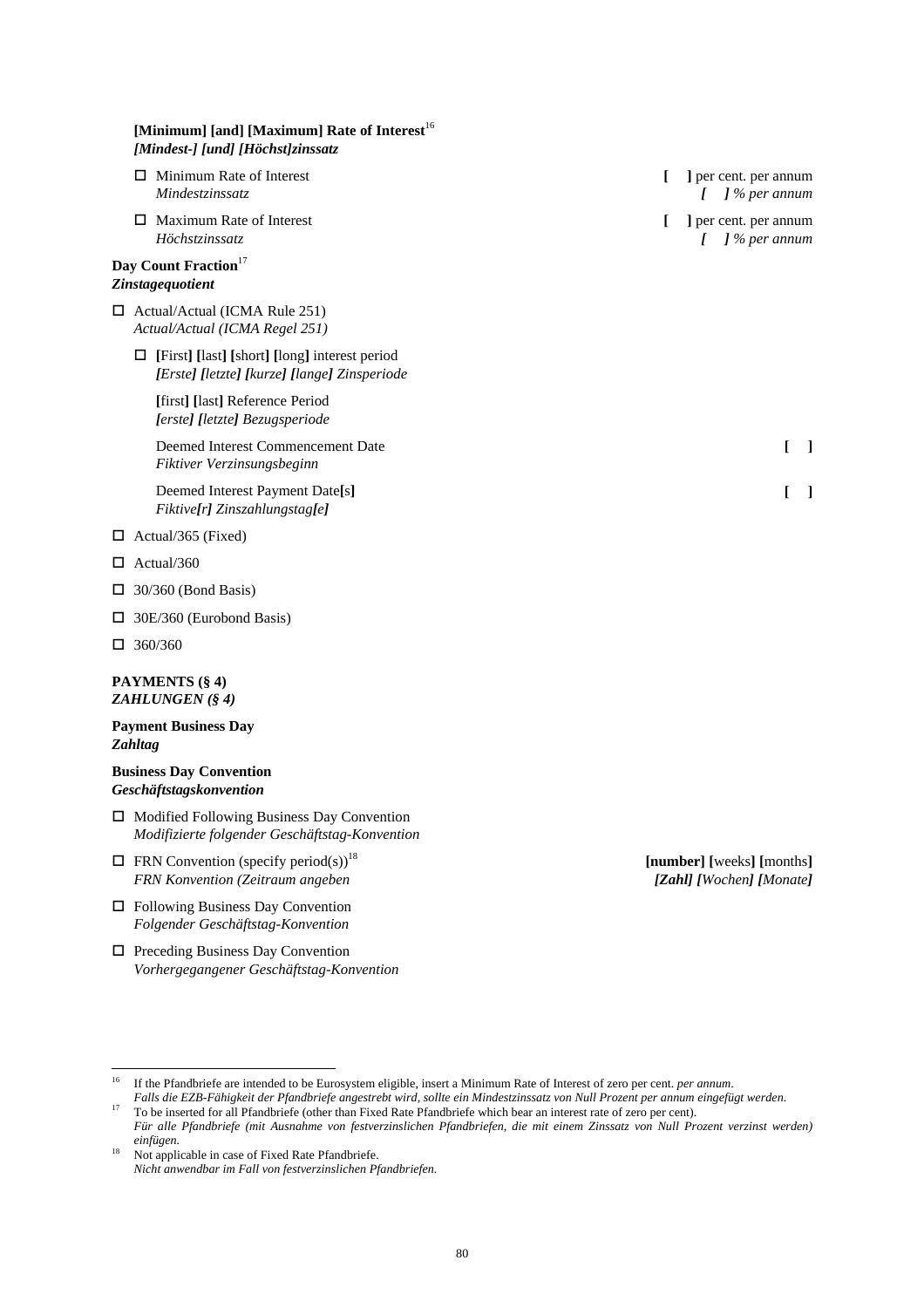**[Minimum] [and] [Maximum] Rate of Interest**[16]
***[Mindest-] [und] [Höchst]zinssatz***

| | |
|---|---|
| ☐ Minimum Rate of Interest<br>*Mindestzinssatz* | **[ ]** per cent. per annum<br>*[ ] % per annum* |
| ☐ Maximum Rate of Interest<br>*Höchstzinssatz* | **[ ]** per cent. per annum<br>*[ ] % per annum* |

**Day Count Fraction**[17]
***Zinstagequotient***

☐ Actual/Actual (ICMA Rule 251)
*Actual/Actual (ICMA Regel 251)*

☐ **[**First**] [**last**] [**short**] [**long**]** interest period
*[Erste] [letzte] [kurze] [lange] Zinsperiode*

**[**first**] [**last**]** Reference Period
*[erste] [letzte] Bezugsperiode*

| | |
|---|---|
| Deemed Interest Commencement Date<br>*Fiktiver Verzinsungsbeginn* | **[ ]** |
| Deemed Interest Payment Date**[**s**]**<br>*Fiktive[r] Zinszahlungstag[e]* | **[ ]** |

☐ Actual/365 (Fixed)

☐ Actual/360

☐ 30/360 (Bond Basis)

☐ 30E/360 (Eurobond Basis)

☐ 360/360

**PAYMENTS (§ 4)**
***ZAHLUNGEN (§ 4)***

**Payment Business Day**
***Zahltag***

**Business Day Convention**
***Geschäftstagskonvention***

☐ Modified Following Business Day Convention
*Modifizierte folgender Geschäftstag-Konvention*

| | |
|---|---|
| ☐ FRN Convention (specify period(s))[18]<br>*FRN Konvention (Zeitraum angeben* | **[number] [**weeks**] [**months**]**<br>*[Zahl] [Wochen] [Monate]* |

☐ Following Business Day Convention
*Folgender Geschäftstag-Konvention*

☐ Preceding Business Day Convention
*Vorhergegangener Geschäftstag-Konvention*

---

[16] If the Pfandbriefe are intended to be Eurosystem eligible, insert a Minimum Rate of Interest of zero per cent. *per annum*.
*Falls die EZB-Fähigkeit der Pfandbriefe angestrebt wird, sollte ein Mindestzinssatz von Null Prozent per annum eingefügt werden.*

[17] To be inserted for all Pfandbriefe (other than Fixed Rate Pfandbriefe which bear an interest rate of zero per cent).
*Für alle Pfandbriefe (mit Ausnahme von festverzinslichen Pfandbriefen, die mit einem Zinssatz von Null Prozent verzinst werden) einfügen.*

[18] Not applicable in case of Fixed Rate Pfandbriefe.
*Nicht anwendbar im Fall von festverzinslichen Pfandbriefen.*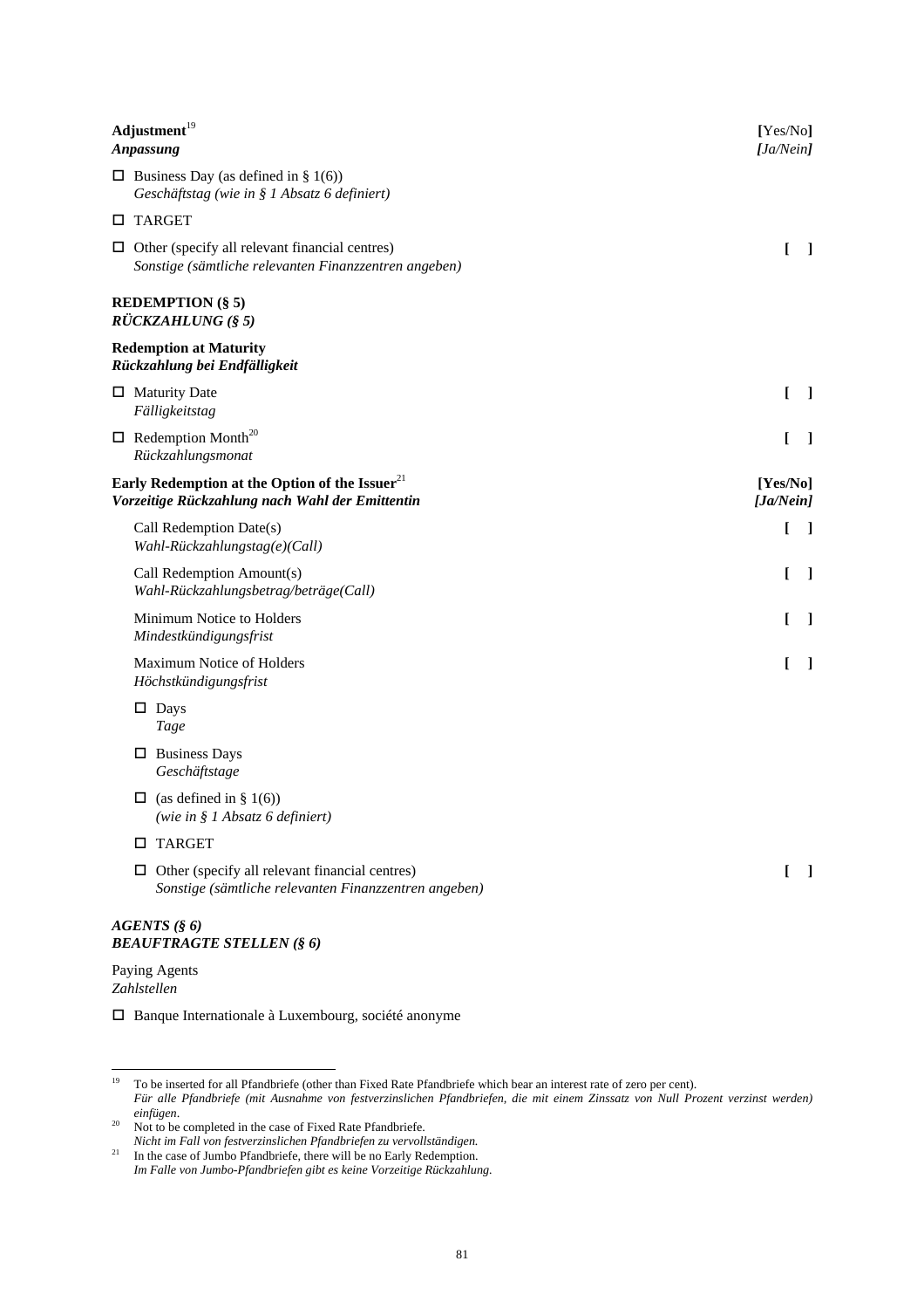**Adjustment**[19] **[**Yes/No**]**
***Anpassung*** ***[****Ja/Nein****]***

- ☐ Business Day (as defined in § 1(6))
  *Geschäftstag (wie in § 1 Absatz 6 definiert)*
- ☐ TARGET
- ☐ Other (specify all relevant financial centres) **[ ]**
  *Sonstige (sämtliche relevanten Finanzzentren angeben)*

**REDEMPTION (§ 5)**
***RÜCKZAHLUNG (§ 5)***

**Redemption at Maturity**
***Rückzahlung bei Endfälligkeit***

- ☐ Maturity Date **[ ]**
  *Fälligkeitstag*
- ☐ Redemption Month[20] **[ ]**
  *Rückzahlungsmonat*

**Early Redemption at the Option of the Issuer**[21] **[Yes/No]**
***Vorzeitige Rückzahlung nach Wahl der Emittentin*** ***[Ja/Nein]***

Call Redemption Date(s) **[ ]**
*Wahl-Rückzahlungstag(e)(Call)*

Call Redemption Amount(s) **[ ]**
*Wahl-Rückzahlungsbetrag/beträge(Call)*

Minimum Notice to Holders **[ ]**
*Mindestkündigungsfrist*

Maximum Notice of Holders **[ ]**
*Höchstkündigungsfrist*

- ☐ Days
  *Tage*
- ☐ Business Days
  *Geschäftstage*
- ☐ (as defined in § 1(6))
  *(wie in § 1 Absatz 6 definiert)*
- ☐ TARGET
- ☐ Other (specify all relevant financial centres) **[ ]**
  *Sonstige (sämtliche relevanten Finanzzentren angeben)*

***AGENTS (§ 6)***
***BEAUFTRAGTE STELLEN (§ 6)***

Paying Agents
*Zahlstellen*

☐ Banque Internationale à Luxembourg, société anonyme

---

[19] To be inserted for all Pfandbriefe (other than Fixed Rate Pfandbriefe which bear an interest rate of zero per cent).
*Für alle Pfandbriefe (mit Ausnahme von festverzinslichen Pfandbriefen, die mit einem Zinssatz von Null Prozent verzinst werden) einfügen.*

[20] Not to be completed in the case of Fixed Rate Pfandbriefe.
*Nicht im Fall von festverzinslichen Pfandbriefen zu vervollständigen.*

[21] In the case of Jumbo Pfandbriefe, there will be no Early Redemption.
*Im Falle von Jumbo-Pfandbriefen gibt es keine Vorzeitige Rückzahlung.*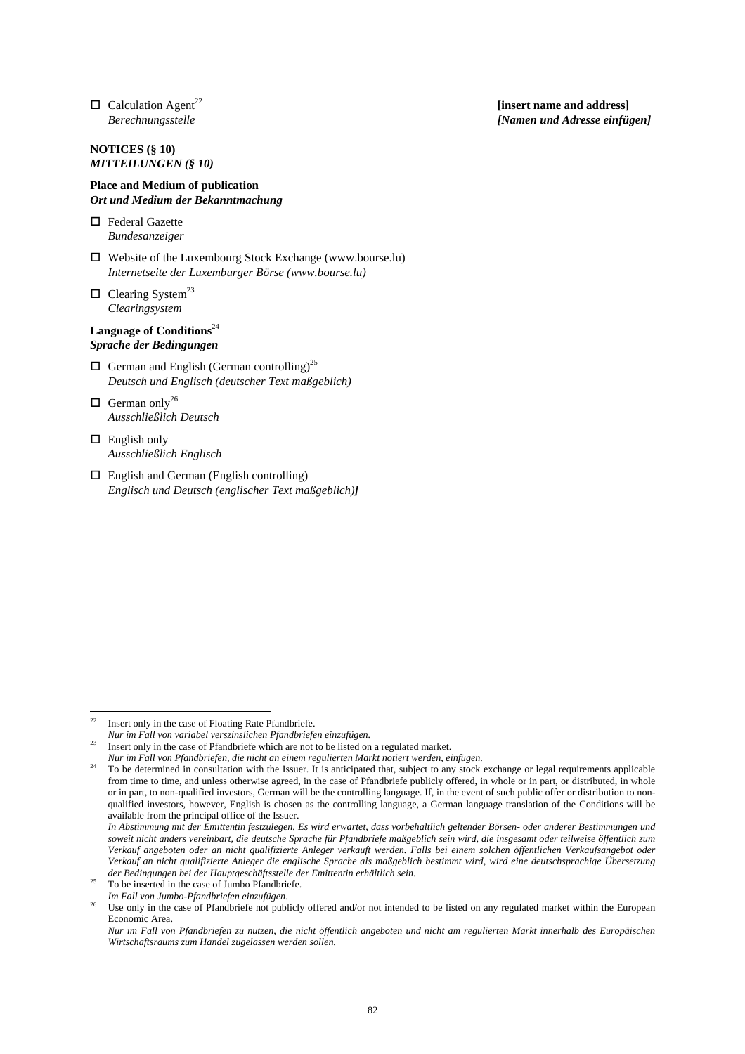☐ Calculation Agent[22] **[insert name and address]**
*Berechnungsstelle* ***[Namen und Adresse einfügen]***

**NOTICES (§ 10)**
***MITTEILUNGEN (§ 10)***

**Place and Medium of publication**
***Ort und Medium der Bekanntmachung***

☐ Federal Gazette
*Bundesanzeiger*

☐ Website of the Luxembourg Stock Exchange (www.bourse.lu)
*Internetseite der Luxemburger Börse (www.bourse.lu)*

☐ Clearing System[23]
*Clearingsystem*

**Language of Conditions**[24]
***Sprache der Bedingungen***

☐ German and English (German controlling)[25]
*Deutsch und Englisch (deutscher Text maßgeblich)*

☐ German only[26]
*Ausschließlich Deutsch*

☐ English only
*Ausschließlich Englisch*

☐ English and German (English controlling)
*Englisch und Deutsch (englischer Text maßgeblich)**]***

---

[22] Insert only in the case of Floating Rate Pfandbriefe.
*Nur im Fall von variabel verzinslichen Pfandbriefen einzufügen.*

[23] Insert only in the case of Pfandbriefe which are not to be listed on a regulated market.
*Nur im Fall von Pfandbriefen, die nicht an einem regulierten Markt notiert werden, einfügen.*

[24] To be determined in consultation with the Issuer. It is anticipated that, subject to any stock exchange or legal requirements applicable from time to time, and unless otherwise agreed, in the case of Pfandbriefe publicly offered, in whole or in part, or distributed, in whole or in part, to non-qualified investors, German will be the controlling language. If, in the event of such public offer or distribution to non-qualified investors, however, English is chosen as the controlling language, a German language translation of the Conditions will be available from the principal office of the Issuer.
*In Abstimmung mit der Emittentin festzulegen. Es wird erwartet, dass vorbehaltlich geltender Börsen- oder anderer Bestimmungen und soweit nicht anders vereinbart, die deutsche Sprache für Pfandbriefe maßgeblich sein wird, die insgesamt oder teilweise öffentlich zum Verkauf angeboten oder an nicht qualifizierte Anleger verkauft werden. Falls bei einem solchen öffentlichen Verkaufsangebot oder Verkauf an nicht qualifizierte Anleger die englische Sprache als maßgeblich bestimmt wird, wird eine deutschsprachige Übersetzung der Bedingungen bei der Hauptgeschäftsstelle der Emittentin erhältlich sein.*

[25] To be inserted in the case of Jumbo Pfandbriefe.
*Im Fall von Jumbo-Pfandbriefen einzufügen.*

[26] Use only in the case of Pfandbriefe not publicly offered and/or not intended to be listed on any regulated market within the European Economic Area.
*Nur im Fall von Pfandbriefen zu nutzen, die nicht öffentlich angeboten und nicht am regulierten Markt innerhalb des Europäischen Wirtschaftsraums zum Handel zugelassen werden sollen.*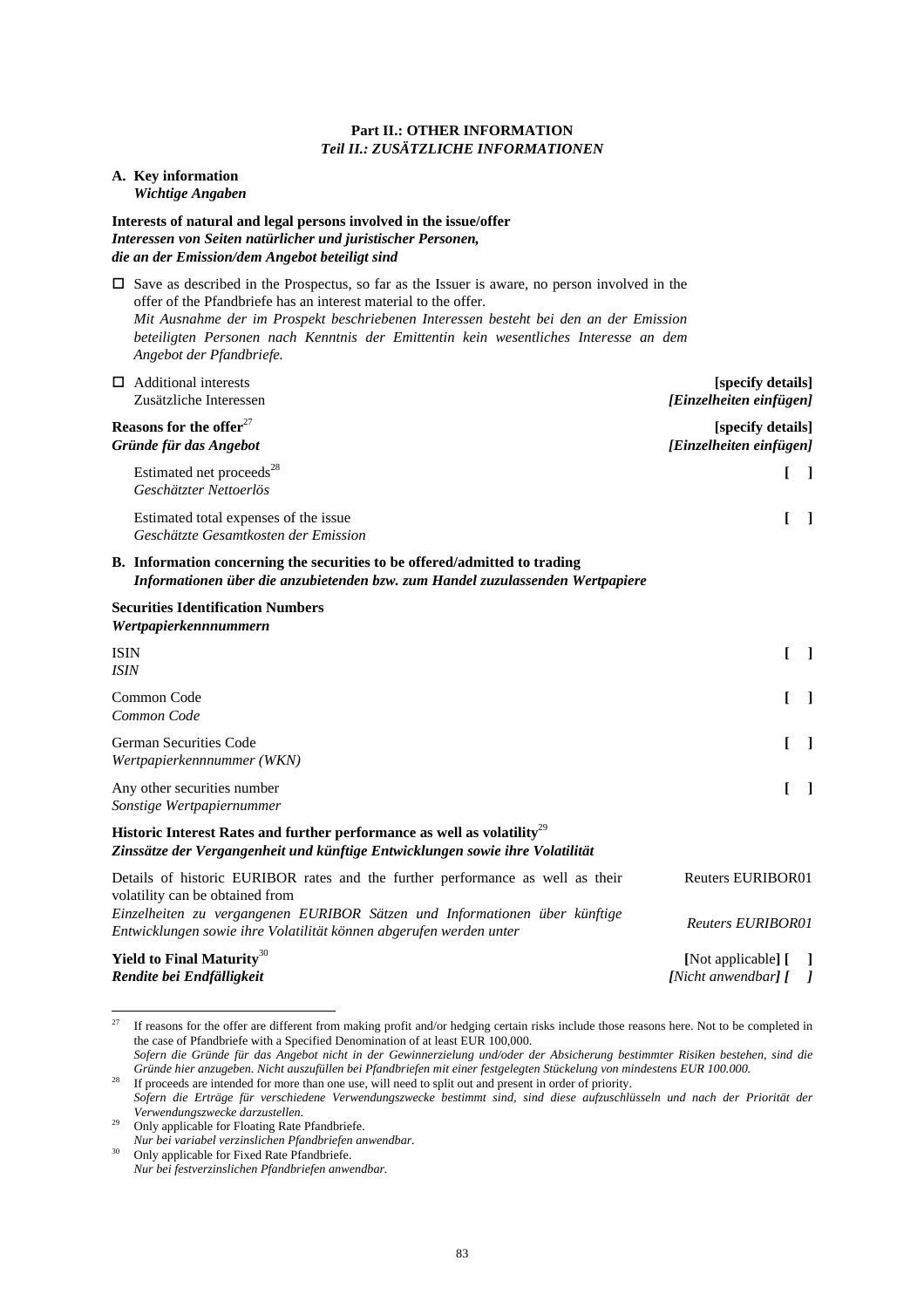**Part II.: OTHER INFORMATION**
***Teil II.: ZUSÄTZLICHE INFORMATIONEN***

**A. Key information**
***Wichtige Angaben***

**Interests of natural and legal persons involved in the issue/offer**
***Interessen von Seiten natürlicher und juristischer Personen, die an der Emission/dem Angebot beteiligt sind***

☐ Save as described in the Prospectus, so far as the Issuer is aware, no person involved in the offer of the Pfandbriefe has an interest material to the offer.
*Mit Ausnahme der im Prospekt beschriebenen Interessen besteht bei den an der Emission beteiligten Personen nach Kenntnis der Emittentin kein wesentliches Interesse an dem Angebot der Pfandbriefe.*

| | |
|---|---|
| ☐ Additional interests<br>Zusätzliche Interessen | **[specify details]**<br>***[Einzelheiten einfügen]*** |
| **Reasons for the offer**[27]<br>***Gründe für das Angebot*** | **[specify details]**<br>***[Einzelheiten einfügen]*** |
| Estimated net proceeds[28]<br>*Geschätzter Nettoerlös* | **[ ]** |
| Estimated total expenses of the issue<br>*Geschätzte Gesamtkosten der Emission* | **[ ]** |

**B. Information concerning the securities to be offered/admitted to trading**
***Informationen über die anzubietenden bzw. zum Handel zuzulassenden Wertpapiere***

**Securities Identification Numbers**
***Wertpapierkennnummern***

| | |
|---|---|
| ISIN<br>*ISIN* | **[ ]** |
| Common Code<br>*Common Code* | **[ ]** |
| German Securities Code<br>*Wertpapierkennnummer (WKN)* | **[ ]** |
| Any other securities number<br>*Sonstige Wertpapiernummer* | **[ ]** |

**Historic Interest Rates and further performance as well as volatility**[29]
***Zinssätze der Vergangenheit und künftige Entwicklungen sowie ihre Volatilität***

| | |
|---|---|
| Details of historic EURIBOR rates and the further performance as well as their volatility can be obtained from | Reuters EURIBOR01 |
| *Einzelheiten zu vergangenen EURIBOR Sätzen und Informationen über künftige Entwicklungen sowie ihre Volatilität können abgerufen werden unter* | *Reuters EURIBOR01* |
| **Yield to Final Maturity**[30]<br>***Rendite bei Endfälligkeit*** | **[**Not applicable**] [ ]**<br>***[****Nicht anwendbar****] [ ]*** |

---

[27] If reasons for the offer are different from making profit and/or hedging certain risks include those reasons here. Not to be completed in the case of Pfandbriefe with a Specified Denomination of at least EUR 100,000.
*Sofern die Gründe für das Angebot nicht in der Gewinnerzielung und/oder der Absicherung bestimmter Risiken bestehen, sind die Gründe hier anzugeben. Nicht auszufüllen bei Pfandbriefen mit einer festgelegten Stückelung von mindestens EUR 100.000.*

[28] If proceeds are intended for more than one use, will need to split out and present in order of priority.
*Sofern die Erträge für verschiedene Verwendungszwecke bestimmt sind, sind diese aufzuschlüsseln und nach der Priorität der Verwendungszwecke darzustellen.*

[29] Only applicable for Floating Rate Pfandbriefe.
*Nur bei variabel verzinslichen Pfandbriefen anwendbar.*

[30] Only applicable for Fixed Rate Pfandbriefe.
*Nur bei festverzinslichen Pfandbriefen anwendbar.*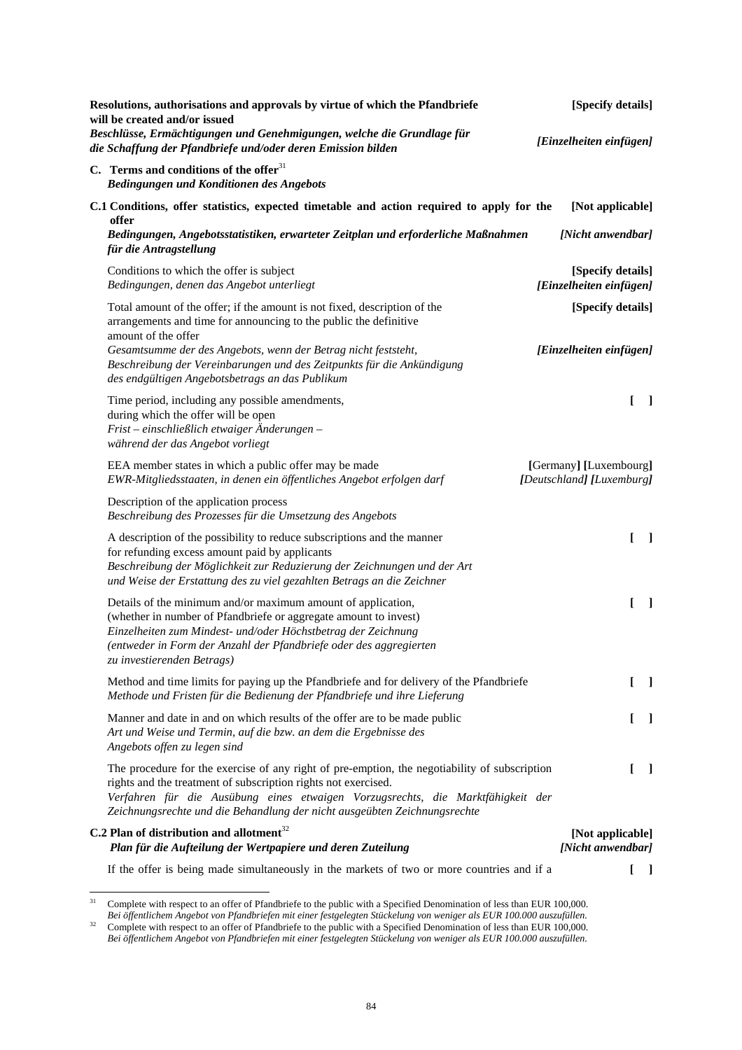| | |
|---|---|
| **Resolutions, authorisations and approvals by virtue of which the Pfandbriefe will be created and/or issued** | **[Specify details]** |
| ***Beschlüsse, Ermächtigungen und Genehmigungen, welche die Grundlage für die Schaffung der Pfandbriefe und/oder deren Emission bilden*** | ***[Einzelheiten einfügen]*** |

**C. Terms and conditions of the offer**[31]
***Bedingungen und Konditionen des Angebots***

| | |
|---|---|
| **C.1 Conditions, offer statistics, expected timetable and action required to apply for the offer** | **[Not applicable]** |
| ***Bedingungen, Angebotsstatistiken, erwarteter Zeitplan und erforderliche Maßnahmen für die Antragstellung*** | ***[Nicht anwendbar]*** |
| Conditions to which the offer is subject<br>*Bedingungen, denen das Angebot unterliegt* | **[Specify details]**<br>***[Einzelheiten einfügen]*** |
| Total amount of the offer; if the amount is not fixed, description of the arrangements and time for announcing to the public the definitive amount of the offer | **[Specify details]** |
| *Gesamtsumme der des Angebots, wenn der Betrag nicht feststeht, Beschreibung der Vereinbarungen und des Zeitpunkts für die Ankündigung des endgültigen Angebotsbetrags an das Publikum* | ***[Einzelheiten einfügen]*** |
| Time period, including any possible amendments, during which the offer will be open<br>*Frist – einschließlich etwaiger Änderungen – während der das Angebot vorliegt* | **[ ]** |
| EEA member states in which a public offer may be made<br>*EWR-Mitgliedsstaaten, in denen ein öffentliches Angebot erfolgen darf* | **[**Germany**] [**Luxembourg**]**<br>***[****Deutschland****] [****Luxemburg****]*** |
| Description of the application process<br>*Beschreibung des Prozesses für die Umsetzung des Angebots* | |
| A description of the possibility to reduce subscriptions and the manner for refunding excess amount paid by applicants<br>*Beschreibung der Möglichkeit zur Reduzierung der Zeichnungen und der Art und Weise der Erstattung des zu viel gezahlten Betrags an die Zeichner* | **[ ]** |
| Details of the minimum and/or maximum amount of application, (whether in number of Pfandbriefe or aggregate amount to invest)<br>*Einzelheiten zum Mindest- und/oder Höchstbetrag der Zeichnung (entweder in Form der Anzahl der Pfandbriefe oder des aggregierten zu investierenden Betrags)* | **[ ]** |
| Method and time limits for paying up the Pfandbriefe and for delivery of the Pfandbriefe<br>*Methode und Fristen für die Bedienung der Pfandbriefe und ihre Lieferung* | **[ ]** |
| Manner and date in and on which results of the offer are to be made public<br>*Art und Weise und Termin, auf die bzw. an dem die Ergebnisse des Angebots offen zu legen sind* | **[ ]** |
| The procedure for the exercise of any right of pre-emption, the negotiability of subscription rights and the treatment of subscription rights not exercised.<br>*Verfahren für die Ausübung eines etwaigen Vorzugsrechts, die Marktfähigkeit der Zeichnungsrechte und die Behandlung der nicht ausgeübten Zeichnungsrechte* | **[ ]** |
| **C.2 Plan of distribution and allotment**[32]<br>***Plan für die Aufteilung der Wertpapiere und deren Zuteilung*** | **[Not applicable]**<br>***[Nicht anwendbar]*** |
| If the offer is being made simultaneously in the markets of two or more countries and if a | **[ ]** |

---

[31] Complete with respect to an offer of Pfandbriefe to the public with a Specified Denomination of less than EUR 100,000.
*Bei öffentlichem Angebot von Pfandbriefen mit einer festgelegten Stückelung von weniger als EUR 100.000 auszufüllen.*

[32] Complete with respect to an offer of Pfandbriefe to the public with a Specified Denomination of less than EUR 100,000.
*Bei öffentlichem Angebot von Pfandbriefen mit einer festgelegten Stückelung von weniger als EUR 100.000 auszufüllen.*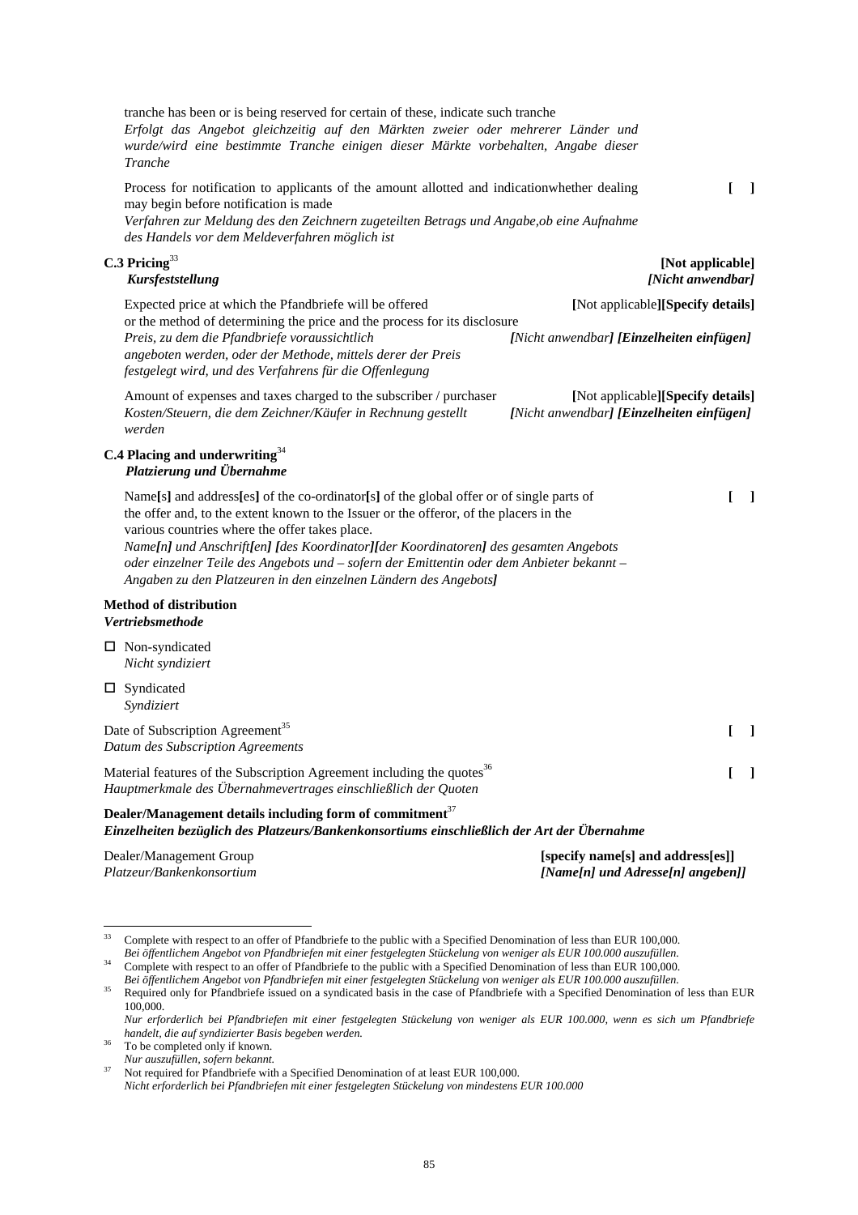tranche has been or is being reserved for certain of these, indicate such tranche
*Erfolgt das Angebot gleichzeitig auf den Märkten zweier oder mehrerer Länder und wurde/wird eine bestimmte Tranche einigen dieser Märkte vorbehalten, Angabe dieser Tranche*

Process for notification to applicants of the amount allotted and indicationwhether dealing may begin before notification is made **[ ]**
*Verfahren zur Meldung des den Zeichnern zugeteilten Betrags und Angabe,ob eine Aufnahme des Handels vor dem Meldeverfahren möglich ist*

**C.3 Pricing**[33] **[Not applicable]**
***Kursfeststellung*** ***[Nicht anwendbar]***

Expected price at which the Pfandbriefe will be offered or the method of determining the price and the process for its disclosure **[**Not applicable**][Specify details]**
*Preis, zu dem die Pfandbriefe voraussichtlich angeboten werden, oder der Methode, mittels derer der Preis festgelegt wird, und des Verfahrens für die Offenlegung* ***[****Nicht anwendbar****] [Einzelheiten einfügen]***

Amount of expenses and taxes charged to the subscriber / purchaser **[**Not applicable**][Specify details]**
*Kosten/Steuern, die dem Zeichner/Käufer in Rechnung gestellt werden* ***[****Nicht anwendbar****] [Einzelheiten einfügen]***

**C.4 Placing and underwriting**[34]
***Platzierung und Übernahme***

Name**[**s**]** and address**[**es**]** of the co-ordinator**[**s**]** of the global offer or of single parts of the offer and, to the extent known to the Issuer or the offeror, of the placers in the various countries where the offer takes place. **[ ]**
*Name****[****n****]*** *und Anschrift****[****en****] [****des Koordinator****][****der Koordinatoren****]*** *des gesamten Angebots oder einzelner Teile des Angebots und – sofern der Emittentin oder dem Anbieter bekannt – Angaben zu den Platzeuren in den einzelnen Ländern des Angebots****]***

**Method of distribution**
***Vertriebsmethode***

☐ Non-syndicated
*Nicht syndiziert*

☐ Syndicated
*Syndiziert*

Date of Subscription Agreement[35] **[ ]**
*Datum des Subscription Agreements*

Material features of the Subscription Agreement including the quotes[36] **[ ]**
*Hauptmerkmale des Übernahmevertrages einschließlich der Quoten*

**Dealer/Management details including form of commitment**[37]
***Einzelheiten bezüglich des Platzeurs/Bankenkonsortiums einschließlich der Art der Übernahme***

Dealer/Management Group **[specify name[s] and address[es]]**
*Platzeur/Bankenkonsortium* ***[Name[n] und Adresse[n] angeben]]***

---

[33] Complete with respect to an offer of Pfandbriefe to the public with a Specified Denomination of less than EUR 100,000.
*Bei öffentlichem Angebot von Pfandbriefen mit einer festgelegten Stückelung von weniger als EUR 100.000 auszufüllen.*

[34] Complete with respect to an offer of Pfandbriefe to the public with a Specified Denomination of less than EUR 100,000.
*Bei öffentlichem Angebot von Pfandbriefen mit einer festgelegten Stückelung von weniger als EUR 100.000 auszufüllen.*

[35] Required only for Pfandbriefe issued on a syndicated basis in the case of Pfandbriefe with a Specified Denomination of less than EUR 100,000.
*Nur erforderlich bei Pfandbriefen mit einer festgelegten Stückelung von weniger als EUR 100.000, wenn es sich um Pfandbriefe handelt, die auf syndizierter Basis begeben werden.*

[36] To be completed only if known.
*Nur auszufüllen, sofern bekannt.*

[37] Not required for Pfandbriefe with a Specified Denomination of at least EUR 100,000.
*Nicht erforderlich bei Pfandbriefen mit einer festgelegten Stückelung von mindestens EUR 100.000*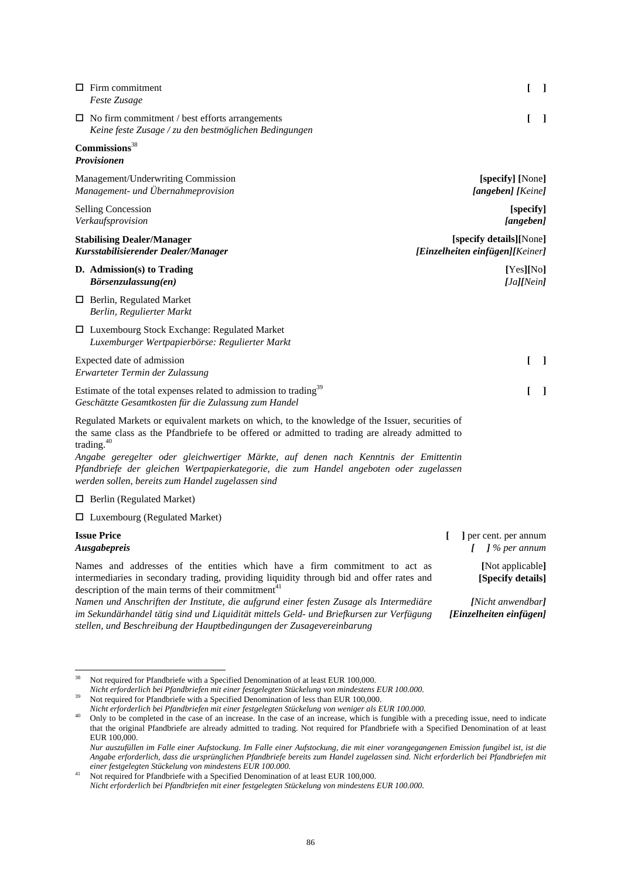| | |
|---|---|
| ☐ Firm commitment<br>*Feste Zusage* | [ ] |
| ☐ No firm commitment / best efforts arrangements<br>*Keine feste Zusage / zu den bestmöglichen Bedingungen* | [ ] |

**Commissions**[38]
***Provisionen***

| | |
|---|---|
| Management/Underwriting Commission<br>*Management- und Übernahmeprovision* | **[specify] [**None**]**<br>***[angeben] [****Keine****]*** |
| Selling Concession<br>*Verkaufsprovision* | **[specify]**<br>***[angeben]*** |
| **Stabilising Dealer/Manager**<br>***Kursstabilisierender Dealer/Manager*** | **[specify details][**None**]**<br>***[Einzelheiten einfügen][****Keiner****]*** |
| **D. Admission(s) to Trading**<br>***Börsenzulassung(en)*** | **[**Yes**][**No**]**<br>***[Ja][Nein]*** |

☐ Berlin, Regulated Market
*Berlin, Regulierter Markt*

☐ Luxembourg Stock Exchange: Regulated Market
*Luxemburger Wertpapierbörse: Regulierter Markt*

| | |
|---|---|
| Expected date of admission<br>*Erwarteter Termin der Zulassung* | [ ] |
| Estimate of the total expenses related to admission to trading[39]<br>*Geschätzte Gesamtkosten für die Zulassung zum Handel* | [ ] |

Regulated Markets or equivalent markets on which, to the knowledge of the Issuer, securities of the same class as the Pfandbriefe to be offered or admitted to trading are already admitted to trading.[40]
*Angabe geregelter oder gleichwertiger Märkte, auf denen nach Kenntnis der Emittentin Pfandbriefe der gleichen Wertpapierkategorie, die zum Handel angeboten oder zugelassen werden sollen, bereits zum Handel zugelassen sind*

☐ Berlin (Regulated Market)

☐ Luxembourg (Regulated Market)

| | |
|---|---|
| **Issue Price**<br>***Ausgabepreis*** | **[ ]** per cent. per annum<br>*[ ] % per annum* |
| Names and addresses of the entities which have a firm commitment to act as intermediaries in secondary trading, providing liquidity through bid and offer rates and description of the main terms of their commitment[41]<br>*Namen und Anschriften der Institute, die aufgrund einer festen Zusage als Intermediäre im Sekundärhandel tätig sind und Liquidität mittels Geld- und Briefkursen zur Verfügung stellen, und Beschreibung der Hauptbedingungen der Zusagevereinbarung* | **[**Not applicable**]**<br>**[Specify details]**<br><br>***[Nicht anwendbar]***<br>***[Einzelheiten einfügen]*** |

---

[38] Not required for Pfandbriefe with a Specified Denomination of at least EUR 100,000.
*Nicht erforderlich bei Pfandbriefen mit einer festgelegten Stückelung von mindestens EUR 100.000.*

[39] Not required for Pfandbriefe with a Specified Denomination of less than EUR 100,000.
*Nicht erforderlich bei Pfandbriefen mit einer festgelegten Stückelung von weniger als EUR 100.000.*

[40] Only to be completed in the case of an increase. In the case of an increase, which is fungible with a preceding issue, need to indicate that the original Pfandbriefe are already admitted to trading. Not required for Pfandbriefe with a Specified Denomination of at least EUR 100,000.
*Nur auszufüllen im Falle einer Aufstockung. Im Falle einer Aufstockung, die mit einer vorangegangenen Emission fungibel ist, ist die Angabe erforderlich, dass die ursprünglichen Pfandbriefe bereits zum Handel zugelassen sind. Nicht erforderlich bei Pfandbriefen mit einer festgelegten Stückelung von mindestens EUR 100.000.*

[41] Not required for Pfandbriefe with a Specified Denomination of at least EUR 100,000.
*Nicht erforderlich bei Pfandbriefen mit einer festgelegten Stückelung von mindestens EUR 100.000.*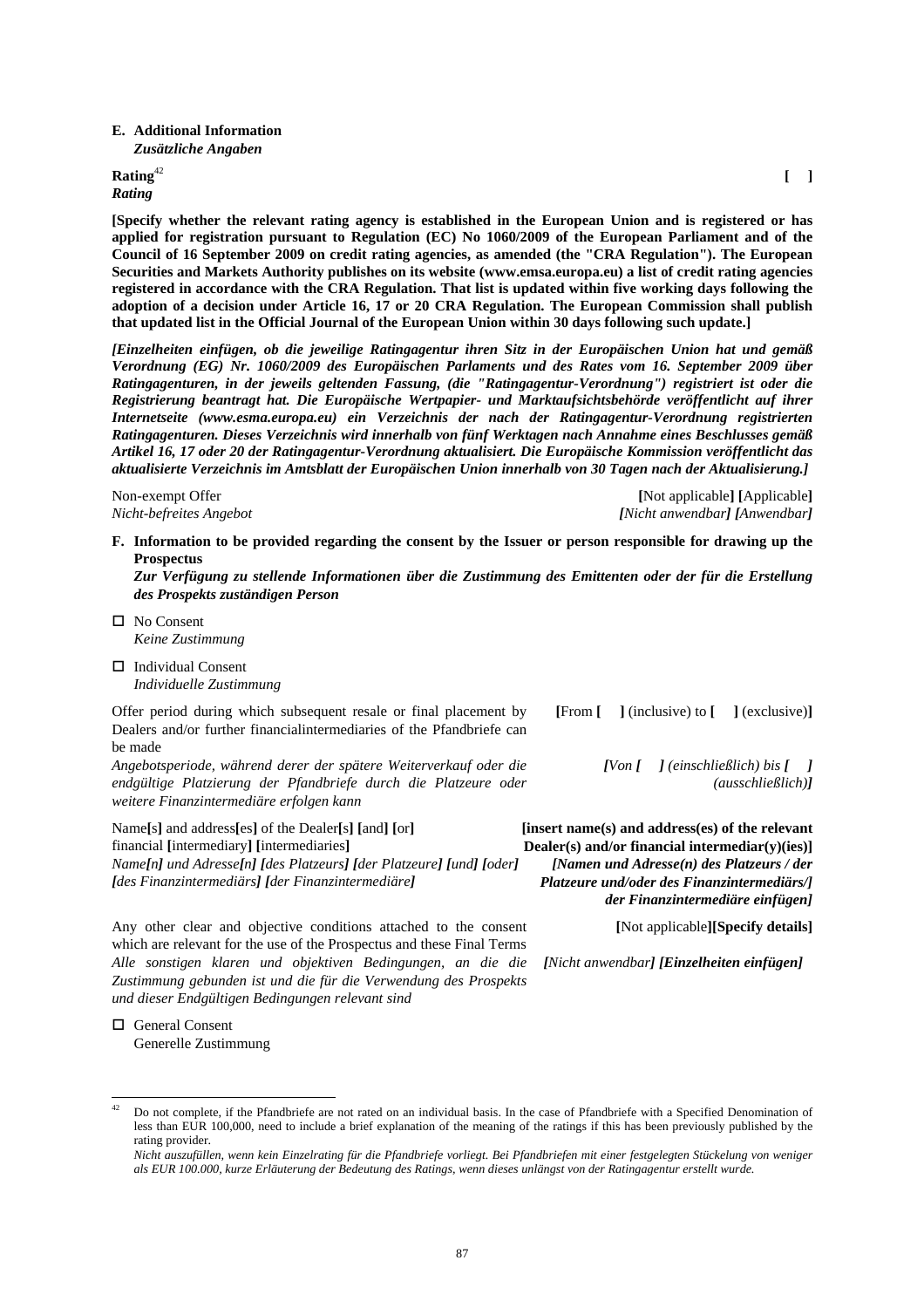**E. Additional Information**
***Zusätzliche Angaben***

| | |
|---|---|
| **Rating**[42] *Rating* | **[ ]** |

**[Specify whether the relevant rating agency is established in the European Union and is registered or has applied for registration pursuant to Regulation (EC) No 1060/2009 of the European Parliament and of the Council of 16 September 2009 on credit rating agencies, as amended (the "CRA Regulation"). The European Securities and Markets Authority publishes on its website (www.emsa.europa.eu) a list of credit rating agencies registered in accordance with the CRA Regulation. That list is updated within five working days following the adoption of a decision under Article 16, 17 or 20 CRA Regulation. The European Commission shall publish that updated list in the Official Journal of the European Union within 30 days following such update.]**

***[Einzelheiten einfügen, ob die jeweilige Ratingagentur ihren Sitz in der Europäischen Union hat und gemäß Verordnung (EG) Nr. 1060/2009 des Europäischen Parlaments und des Rates vom 16. September 2009 über Ratingagenturen, in der jeweils geltenden Fassung, (die "Ratingagentur-Verordnung") registriert ist oder die Registrierung beantragt hat. Die Europäische Wertpapier- und Marktaufsichtsbehörde veröffentlicht auf ihrer Internetseite (www.esma.europa.eu) ein Verzeichnis der nach der Ratingagentur-Verordnung registrierten Ratingagenturen. Dieses Verzeichnis wird innerhalb von fünf Werktagen nach Annahme eines Beschlusses gemäß Artikel 16, 17 oder 20 der Ratingagentur-Verordnung aktualisiert. Die Europäische Kommission veröffentlicht das aktualisierte Verzeichnis im Amtsblatt der Europäischen Union innerhalb von 30 Tagen nach der Aktualisierung.]***

| | |
|---|---|
| Non-exempt Offer *Nicht-befreites Angebot* | **[**Not applicable**] [**Applicable**]** *[Nicht anwendbar] [Anwendbar]* |

**F. Information to be provided regarding the consent by the Issuer or person responsible for drawing up the Prospectus**
***Zur Verfügung zu stellende Informationen über die Zustimmung des Emittenten oder der für die Erstellung des Prospekts zuständigen Person***

☐ No Consent
*Keine Zustimmung*

☐ Individual Consent
*Individuelle Zustimmung*

| | |
|---|---|
| Offer period during which subsequent resale or final placement by Dealers and/or further financialintermediaries of the Pfandbriefe can be made *Angebotsperiode, während derer der spätere Weiterverkauf oder die endgültige Platzierung der Pfandbriefe durch die Platzeure oder weitere Finanzintermediäre erfolgen kann* | **[**From **[ ]** (inclusive) to **[ ]** (exclusive)**]** *[Von [ ] (einschließlich) bis [ ] (ausschließlich)]* |
| Name**[**s**]** and address**[**es**]** of the Dealer**[**s**] [**and**] [**or**]** financial **[**intermediary**] [**intermediaries**]** *Name[n] und Adresse[n] [des Platzeurs] [der Platzeure] [und] [oder] [des Finanzintermediärs] [der Finanzintermediäre]* | **[insert name(s) and address(es) of the relevant Dealer(s) and/or financial intermediar(y)(ies)]** ***[Namen und Adresse(n) des Platzeurs / der Platzeure und/oder des Finanzintermediärs/] der Finanzintermediäre einfügen]*** |
| Any other clear and objective conditions attached to the consent which are relevant for the use of the Prospectus and these Final Terms *Alle sonstigen klaren und objektiven Bedingungen, an die die Zustimmung gebunden ist und die für die Verwendung des Prospekts und dieser Endgültigen Bedingungen relevant sind* | **[**Not applicable**][Specify details]** *[Nicht anwendbar] **[Einzelheiten einfügen]*** |

☐ General Consent
Generelle Zustimmung

---

[42] Do not complete, if the Pfandbriefe are not rated on an individual basis. In the case of Pfandbriefe with a Specified Denomination of less than EUR 100,000, need to include a brief explanation of the meaning of the ratings if this has been previously published by the rating provider.
*Nicht auszufüllen, wenn kein Einzelrating für die Pfandbriefe vorliegt. Bei Pfandbriefen mit einer festgelegten Stückelung von weniger als EUR 100.000, kurze Erläuterung der Bedeutung des Ratings, wenn dieses unlängst von der Ratingagentur erstellt wurde.*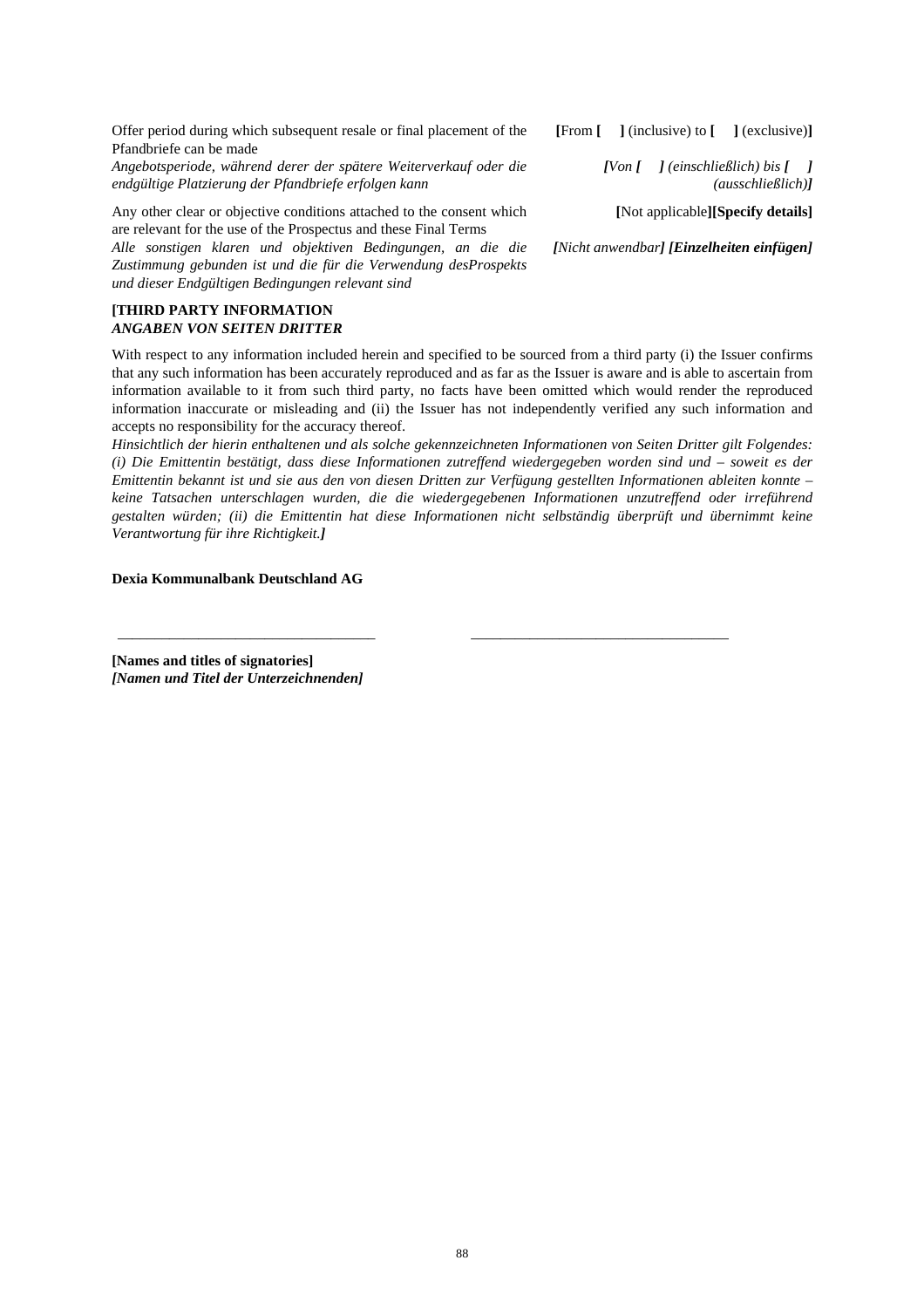| | |
|---|---|
| Offer period during which subsequent resale or final placement of the Pfandbriefe can be made<br>*Angebotsperiode, während derer der spätere Weiterverkauf oder die endgültige Platzierung der Pfandbriefe erfolgen kann* | **[**From **[ ]** (inclusive) to **[ ]** (exclusive)**]**<br>***[****Von* ***[ ]*** *(einschließlich) bis* ***[ ]*** *(ausschließlich)****]*** |
| Any other clear or objective conditions attached to the consent which are relevant for the use of the Prospectus and these Final Terms<br>*Alle sonstigen klaren und objektiven Bedingungen, an die die Zustimmung gebunden ist und die für die Verwendung desProspekts und dieser Endgültigen Bedingungen relevant sind* | **[**Not applicable**][Specify details]**<br>***[****Nicht anwendbar****] [Einzelheiten einfügen]*** |

**[THIRD PARTY INFORMATION**
***ANGABEN VON SEITEN DRITTER***

With respect to any information included herein and specified to be sourced from a third party (i) the Issuer confirms that any such information has been accurately reproduced and as far as the Issuer is aware and is able to ascertain from information available to it from such third party, no facts have been omitted which would render the reproduced information inaccurate or misleading and (ii) the Issuer has not independently verified any such information and accepts no responsibility for the accuracy thereof.
*Hinsichtlich der hierin enthaltenen und als solche gekennzeichneten Informationen von Seiten Dritter gilt Folgendes: (i) Die Emittentin bestätigt, dass diese Informationen zutreffend wiedergegeben worden sind und – soweit es der Emittentin bekannt ist und sie aus den von diesen Dritten zur Verfügung gestellten Informationen ableiten konnte – keine Tatsachen unterschlagen wurden, die die wiedergegebenen Informationen unzutreffend oder irreführend gestalten würden; (ii) die Emittentin hat diese Informationen nicht selbständig überprüft und übernimmt keine Verantwortung für ihre Richtigkeit.****]***

**Dexia Kommunalbank Deutschland AG**

\_\_\_\_\_\_\_\_\_\_\_\_\_\_\_\_\_\_\_\_\_\_\_\_\_\_\_\_\_\_\_\_\_\_ \_\_\_\_\_\_\_\_\_\_\_\_\_\_\_\_\_\_\_\_\_\_\_\_\_\_\_\_\_\_\_\_\_\_

**[Names and titles of signatories]**
***[Namen und Titel der Unterzeichnenden]***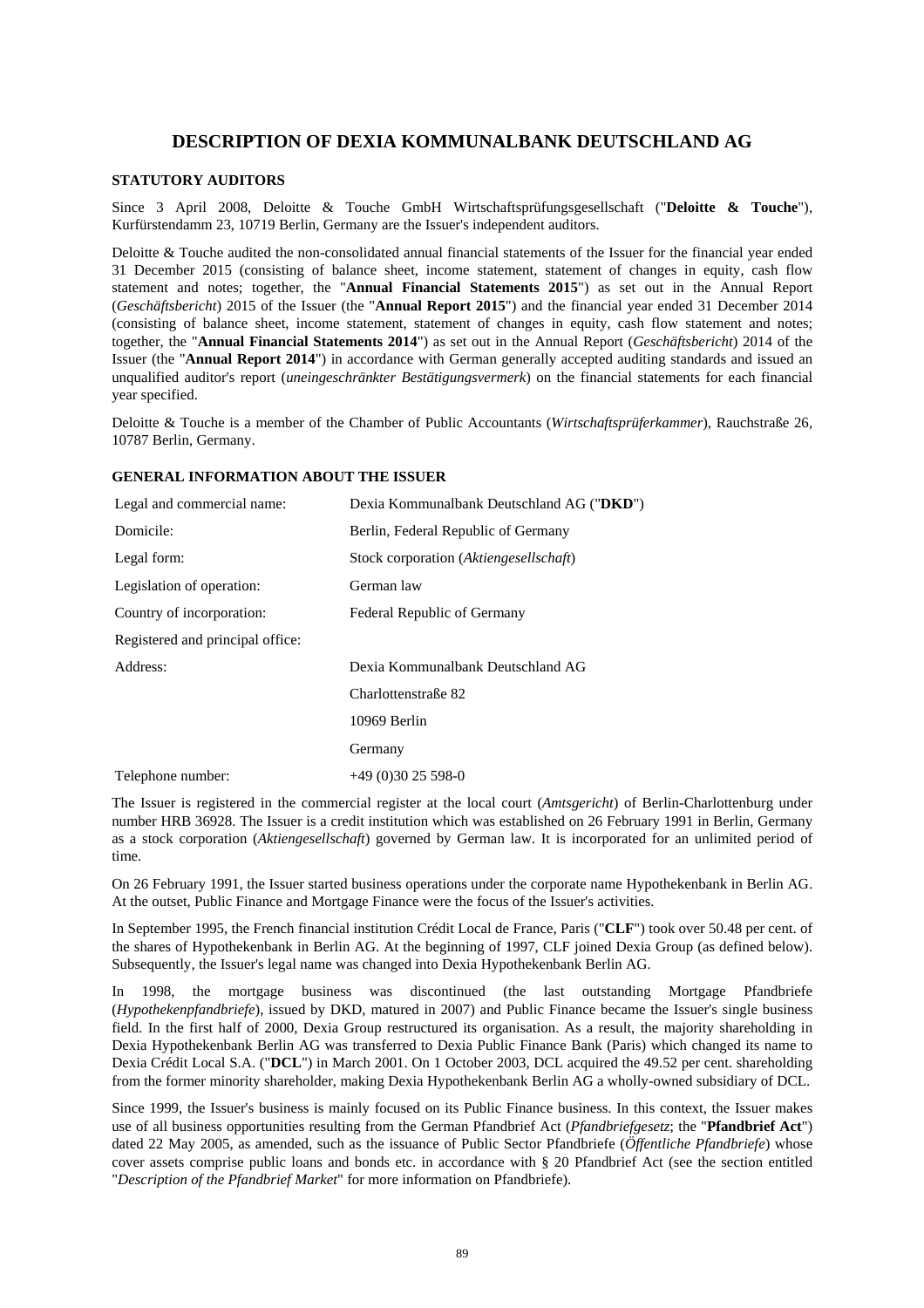# DESCRIPTION OF DEXIA KOMMUNALBANK DEUTSCHLAND AG

## STATUTORY AUDITORS

Since 3 April 2008, Deloitte & Touche GmbH Wirtschaftsprüfungsgesellschaft ("**Deloitte & Touche**"), Kurfürstendamm 23, 10719 Berlin, Germany are the Issuer's independent auditors.

Deloitte & Touche audited the non-consolidated annual financial statements of the Issuer for the financial year ended 31 December 2015 (consisting of balance sheet, income statement, statement of changes in equity, cash flow statement and notes; together, the "**Annual Financial Statements 2015**") as set out in the Annual Report (*Geschäftsbericht*) 2015 of the Issuer (the "**Annual Report 2015**") and the financial year ended 31 December 2014 (consisting of balance sheet, income statement, statement of changes in equity, cash flow statement and notes; together, the "**Annual Financial Statements 2014**") as set out in the Annual Report (*Geschäftsbericht*) 2014 of the Issuer (the "**Annual Report 2014**") in accordance with German generally accepted auditing standards and issued an unqualified auditor's report (*uneingeschränkter Bestätigungsvermerk*) on the financial statements for each financial year specified.

Deloitte & Touche is a member of the Chamber of Public Accountants (*Wirtschaftsprüferkammer*), Rauchstraße 26, 10787 Berlin, Germany.

## GENERAL INFORMATION ABOUT THE ISSUER

| | |
|---|---|
| Legal and commercial name: | Dexia Kommunalbank Deutschland AG ("**DKD**") |
| Domicile: | Berlin, Federal Republic of Germany |
| Legal form: | Stock corporation (*Aktiengesellschaft*) |
| Legislation of operation: | German law |
| Country of incorporation: | Federal Republic of Germany |
| Registered and principal office: | |
| Address: | Dexia Kommunalbank Deutschland AG |
| | Charlottenstraße 82 |
| | 10969 Berlin |
| | Germany |
| Telephone number: | +49 (0)30 25 598-0 |

The Issuer is registered in the commercial register at the local court (*Amtsgericht*) of Berlin-Charlottenburg under number HRB 36928. The Issuer is a credit institution which was established on 26 February 1991 in Berlin, Germany as a stock corporation (*Aktiengesellschaft*) governed by German law. It is incorporated for an unlimited period of time.

On 26 February 1991, the Issuer started business operations under the corporate name Hypothekenbank in Berlin AG. At the outset, Public Finance and Mortgage Finance were the focus of the Issuer's activities.

In September 1995, the French financial institution Crédit Local de France, Paris ("**CLF**") took over 50.48 per cent. of the shares of Hypothekenbank in Berlin AG. At the beginning of 1997, CLF joined Dexia Group (as defined below). Subsequently, the Issuer's legal name was changed into Dexia Hypothekenbank Berlin AG.

In 1998, the mortgage business was discontinued (the last outstanding Mortgage Pfandbriefe (*Hypothekenpfandbriefe*), issued by DKD, matured in 2007) and Public Finance became the Issuer's single business field. In the first half of 2000, Dexia Group restructured its organisation. As a result, the majority shareholding in Dexia Hypothekenbank Berlin AG was transferred to Dexia Public Finance Bank (Paris) which changed its name to Dexia Crédit Local S.A. ("**DCL**") in March 2001. On 1 October 2003, DCL acquired the 49.52 per cent. shareholding from the former minority shareholder, making Dexia Hypothekenbank Berlin AG a wholly-owned subsidiary of DCL.

Since 1999, the Issuer's business is mainly focused on its Public Finance business. In this context, the Issuer makes use of all business opportunities resulting from the German Pfandbrief Act (*Pfandbriefgesetz*; the "**Pfandbrief Act**") dated 22 May 2005, as amended, such as the issuance of Public Sector Pfandbriefe (*Öffentliche Pfandbriefe*) whose cover assets comprise public loans and bonds etc. in accordance with § 20 Pfandbrief Act (see the section entitled "*Description of the Pfandbrief Market*" for more information on Pfandbriefe).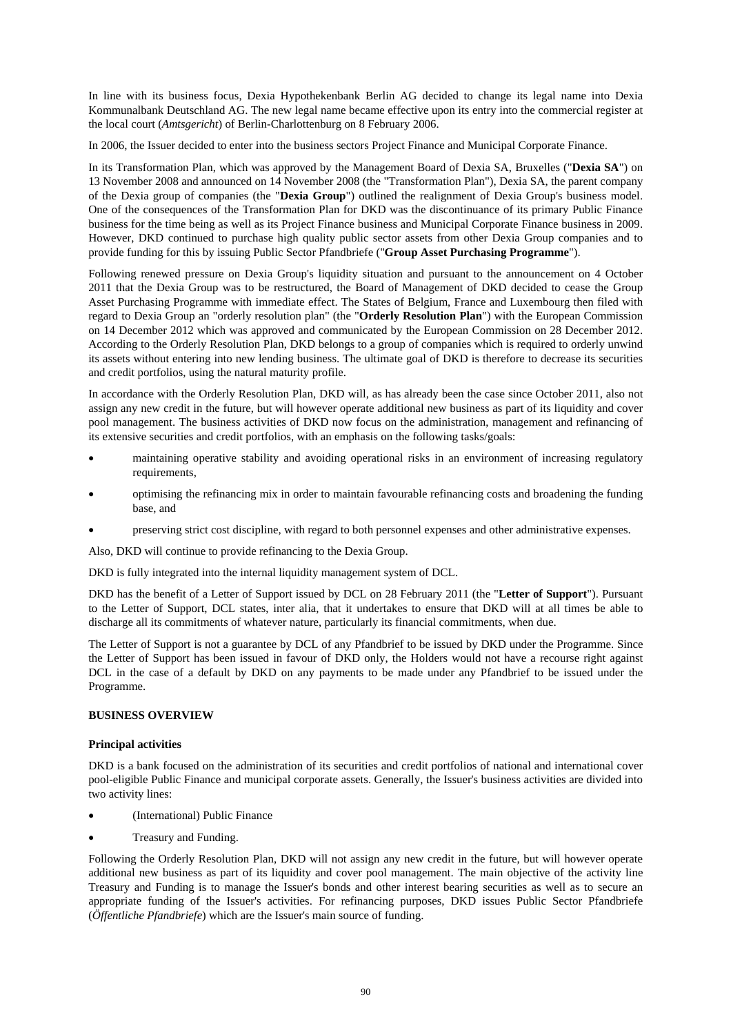In line with its business focus, Dexia Hypothekenbank Berlin AG decided to change its legal name into Dexia Kommunalbank Deutschland AG. The new legal name became effective upon its entry into the commercial register at the local court (*Amtsgericht*) of Berlin-Charlottenburg on 8 February 2006.

In 2006, the Issuer decided to enter into the business sectors Project Finance and Municipal Corporate Finance.

In its Transformation Plan, which was approved by the Management Board of Dexia SA, Bruxelles ("**Dexia SA**") on 13 November 2008 and announced on 14 November 2008 (the "Transformation Plan"), Dexia SA, the parent company of the Dexia group of companies (the "**Dexia Group**") outlined the realignment of Dexia Group's business model. One of the consequences of the Transformation Plan for DKD was the discontinuance of its primary Public Finance business for the time being as well as its Project Finance business and Municipal Corporate Finance business in 2009. However, DKD continued to purchase high quality public sector assets from other Dexia Group companies and to provide funding for this by issuing Public Sector Pfandbriefe ("**Group Asset Purchasing Programme**").

Following renewed pressure on Dexia Group's liquidity situation and pursuant to the announcement on 4 October 2011 that the Dexia Group was to be restructured, the Board of Management of DKD decided to cease the Group Asset Purchasing Programme with immediate effect. The States of Belgium, France and Luxembourg then filed with regard to Dexia Group an "orderly resolution plan" (the "**Orderly Resolution Plan**") with the European Commission on 14 December 2012 which was approved and communicated by the European Commission on 28 December 2012. According to the Orderly Resolution Plan, DKD belongs to a group of companies which is required to orderly unwind its assets without entering into new lending business. The ultimate goal of DKD is therefore to decrease its securities and credit portfolios, using the natural maturity profile.

In accordance with the Orderly Resolution Plan, DKD will, as has already been the case since October 2011, also not assign any new credit in the future, but will however operate additional new business as part of its liquidity and cover pool management. The business activities of DKD now focus on the administration, management and refinancing of its extensive securities and credit portfolios, with an emphasis on the following tasks/goals:

- maintaining operative stability and avoiding operational risks in an environment of increasing regulatory requirements,
- optimising the refinancing mix in order to maintain favourable refinancing costs and broadening the funding base, and
- preserving strict cost discipline, with regard to both personnel expenses and other administrative expenses.

Also, DKD will continue to provide refinancing to the Dexia Group.

DKD is fully integrated into the internal liquidity management system of DCL.

DKD has the benefit of a Letter of Support issued by DCL on 28 February 2011 (the "**Letter of Support**"). Pursuant to the Letter of Support, DCL states, inter alia, that it undertakes to ensure that DKD will at all times be able to discharge all its commitments of whatever nature, particularly its financial commitments, when due.

The Letter of Support is not a guarantee by DCL of any Pfandbrief to be issued by DKD under the Programme. Since the Letter of Support has been issued in favour of DKD only, the Holders would not have a recourse right against DCL in the case of a default by DKD on any payments to be made under any Pfandbrief to be issued under the Programme.

## BUSINESS OVERVIEW

### Principal activities

DKD is a bank focused on the administration of its securities and credit portfolios of national and international cover pool-eligible Public Finance and municipal corporate assets. Generally, the Issuer's business activities are divided into two activity lines:

- (International) Public Finance
- Treasury and Funding.

Following the Orderly Resolution Plan, DKD will not assign any new credit in the future, but will however operate additional new business as part of its liquidity and cover pool management. The main objective of the activity line Treasury and Funding is to manage the Issuer's bonds and other interest bearing securities as well as to secure an appropriate funding of the Issuer's activities. For refinancing purposes, DKD issues Public Sector Pfandbriefe (*Öffentliche Pfandbriefe*) which are the Issuer's main source of funding.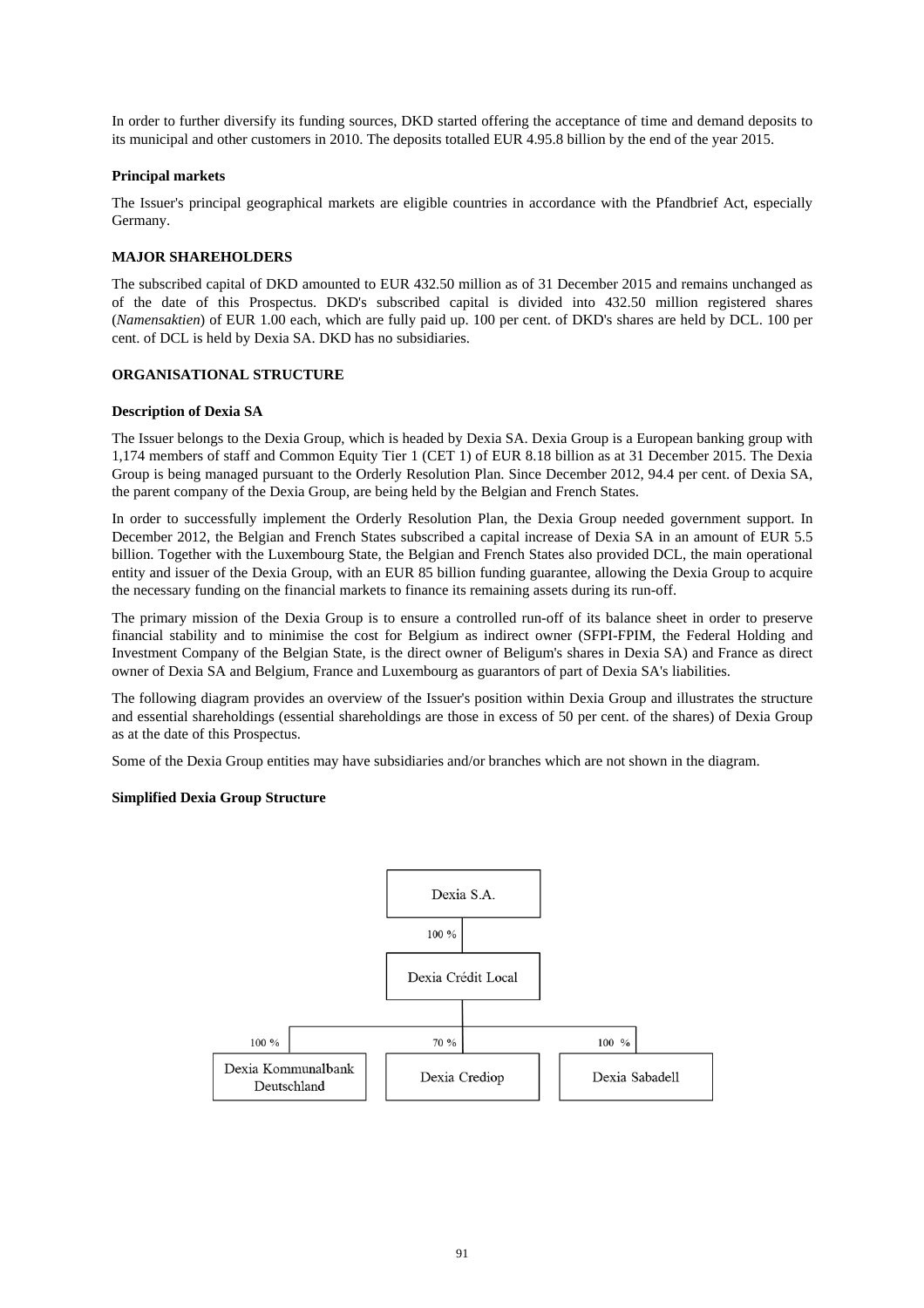In order to further diversify its funding sources, DKD started offering the acceptance of time and demand deposits to its municipal and other customers in 2010. The deposits totalled EUR 4.95.8 billion by the end of the year 2015.

**Principal markets**

The Issuer's principal geographical markets are eligible countries in accordance with the Pfandbrief Act, especially Germany.

**MAJOR SHAREHOLDERS**

The subscribed capital of DKD amounted to EUR 432.50 million as of 31 December 2015 and remains unchanged as of the date of this Prospectus. DKD's subscribed capital is divided into 432.50 million registered shares (*Namensaktien*) of EUR 1.00 each, which are fully paid up. 100 per cent. of DKD's shares are held by DCL. 100 per cent. of DCL is held by Dexia SA. DKD has no subsidiaries.

**ORGANISATIONAL STRUCTURE**

**Description of Dexia SA**

The Issuer belongs to the Dexia Group, which is headed by Dexia SA. Dexia Group is a European banking group with 1,174 members of staff and Common Equity Tier 1 (CET 1) of EUR 8.18 billion as at 31 December 2015. The Dexia Group is being managed pursuant to the Orderly Resolution Plan. Since December 2012, 94.4 per cent. of Dexia SA, the parent company of the Dexia Group, are being held by the Belgian and French States.

In order to successfully implement the Orderly Resolution Plan, the Dexia Group needed government support. In December 2012, the Belgian and French States subscribed a capital increase of Dexia SA in an amount of EUR 5.5 billion. Together with the Luxembourg State, the Belgian and French States also provided DCL, the main operational entity and issuer of the Dexia Group, with an EUR 85 billion funding guarantee, allowing the Dexia Group to acquire the necessary funding on the financial markets to finance its remaining assets during its run-off.

The primary mission of the Dexia Group is to ensure a controlled run-off of its balance sheet in order to preserve financial stability and to minimise the cost for Belgium as indirect owner (SFPI-FPIM, the Federal Holding and Investment Company of the Belgian State, is the direct owner of Beligum's shares in Dexia SA) and France as direct owner of Dexia SA and Belgium, France and Luxembourg as guarantors of part of Dexia SA's liabilities.

The following diagram provides an overview of the Issuer's position within Dexia Group and illustrates the structure and essential shareholdings (essential shareholdings are those in excess of 50 per cent. of the shares) of Dexia Group as at the date of this Prospectus.

Some of the Dexia Group entities may have subsidiaries and/or branches which are not shown in the diagram.

**Simplified Dexia Group Structure**

Dexia S.A.

100 %

Dexia Crédit Local

100 % — Dexia Kommunalbank Deutschland

70 % — Dexia Crediop

100 % — Dexia Sabadell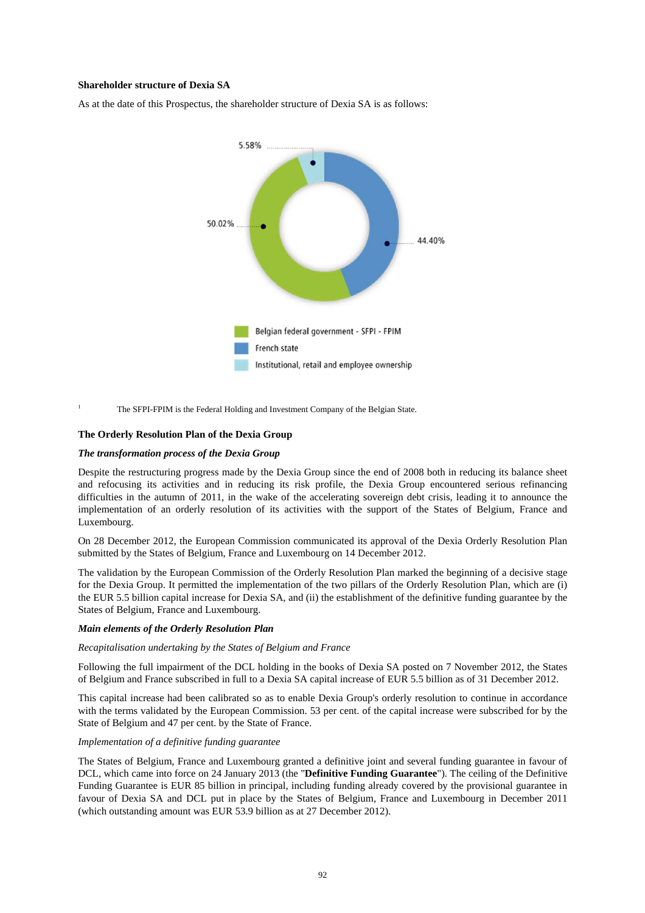**Shareholder structure of Dexia SA**

As at the date of this Prospectus, the shareholder structure of Dexia SA is as follows:

5.58%

50.02%

44.40%

Belgian federal government - SFPI - FPIM

French state

Institutional, retail and employee ownership

[1] The SFPI-FPIM is the Federal Holding and Investment Company of the Belgian State.

**The Orderly Resolution Plan of the Dexia Group**

***The transformation process of the Dexia Group***

Despite the restructuring progress made by the Dexia Group since the end of 2008 both in reducing its balance sheet and refocusing its activities and in reducing its risk profile, the Dexia Group encountered serious refinancing difficulties in the autumn of 2011, in the wake of the accelerating sovereign debt crisis, leading it to announce the implementation of an orderly resolution of its activities with the support of the States of Belgium, France and Luxembourg.

On 28 December 2012, the European Commission communicated its approval of the Dexia Orderly Resolution Plan submitted by the States of Belgium, France and Luxembourg on 14 December 2012.

The validation by the European Commission of the Orderly Resolution Plan marked the beginning of a decisive stage for the Dexia Group. It permitted the implementation of the two pillars of the Orderly Resolution Plan, which are (i) the EUR 5.5 billion capital increase for Dexia SA, and (ii) the establishment of the definitive funding guarantee by the States of Belgium, France and Luxembourg.

***Main elements of the Orderly Resolution Plan***

*Recapitalisation undertaking by the States of Belgium and France*

Following the full impairment of the DCL holding in the books of Dexia SA posted on 7 November 2012, the States of Belgium and France subscribed in full to a Dexia SA capital increase of EUR 5.5 billion as of 31 December 2012.

This capital increase had been calibrated so as to enable Dexia Group's orderly resolution to continue in accordance with the terms validated by the European Commission. 53 per cent. of the capital increase were subscribed for by the State of Belgium and 47 per cent. by the State of France.

*Implementation of a definitive funding guarantee*

The States of Belgium, France and Luxembourg granted a definitive joint and several funding guarantee in favour of DCL, which came into force on 24 January 2013 (the "**Definitive Funding Guarantee**"). The ceiling of the Definitive Funding Guarantee is EUR 85 billion in principal, including funding already covered by the provisional guarantee in favour of Dexia SA and DCL put in place by the States of Belgium, France and Luxembourg in December 2011 (which outstanding amount was EUR 53.9 billion as at 27 December 2012).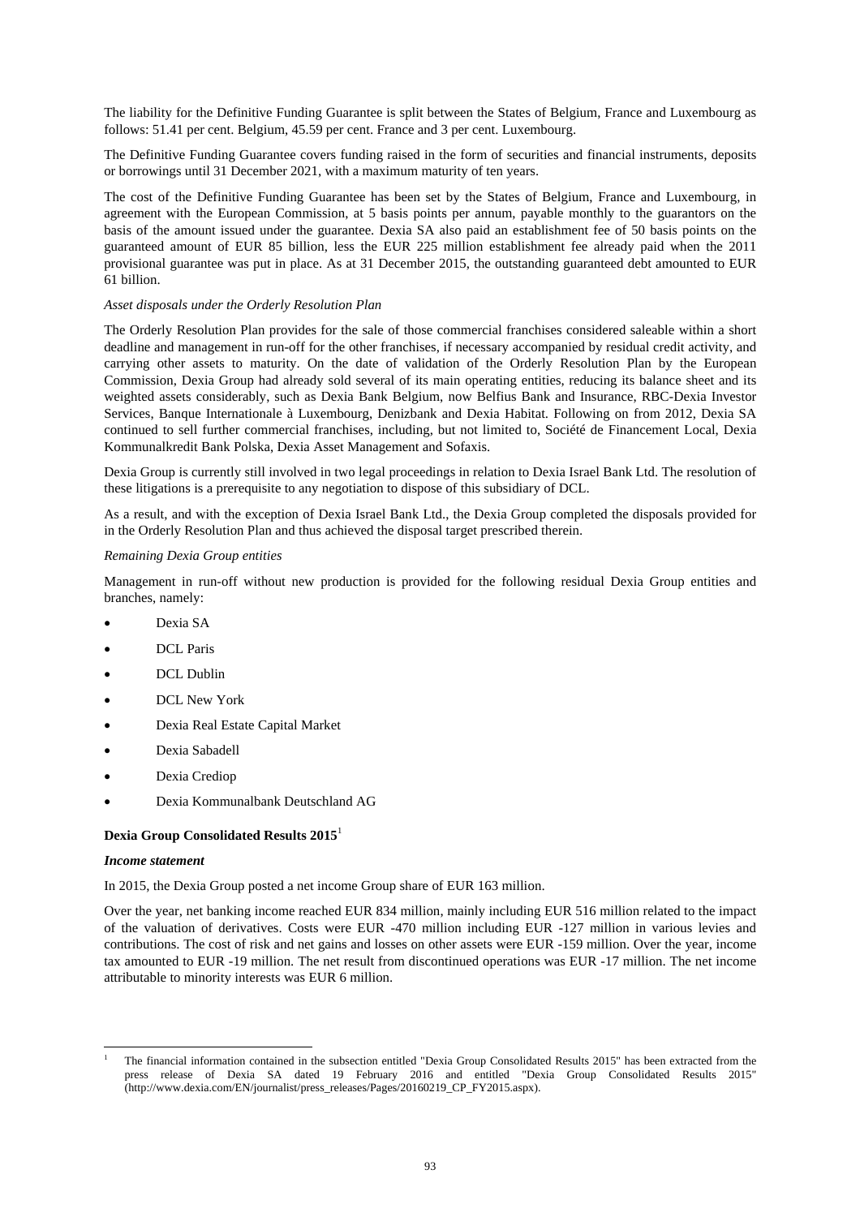The liability for the Definitive Funding Guarantee is split between the States of Belgium, France and Luxembourg as follows: 51.41 per cent. Belgium, 45.59 per cent. France and 3 per cent. Luxembourg.

The Definitive Funding Guarantee covers funding raised in the form of securities and financial instruments, deposits or borrowings until 31 December 2021, with a maximum maturity of ten years.

The cost of the Definitive Funding Guarantee has been set by the States of Belgium, France and Luxembourg, in agreement with the European Commission, at 5 basis points per annum, payable monthly to the guarantors on the basis of the amount issued under the guarantee. Dexia SA also paid an establishment fee of 50 basis points on the guaranteed amount of EUR 85 billion, less the EUR 225 million establishment fee already paid when the 2011 provisional guarantee was put in place. As at 31 December 2015, the outstanding guaranteed debt amounted to EUR 61 billion.

*Asset disposals under the Orderly Resolution Plan*

The Orderly Resolution Plan provides for the sale of those commercial franchises considered saleable within a short deadline and management in run-off for the other franchises, if necessary accompanied by residual credit activity, and carrying other assets to maturity. On the date of validation of the Orderly Resolution Plan by the European Commission, Dexia Group had already sold several of its main operating entities, reducing its balance sheet and its weighted assets considerably, such as Dexia Bank Belgium, now Belfius Bank and Insurance, RBC-Dexia Investor Services, Banque Internationale à Luxembourg, Denizbank and Dexia Habitat. Following on from 2012, Dexia SA continued to sell further commercial franchises, including, but not limited to, Société de Financement Local, Dexia Kommunalkredit Bank Polska, Dexia Asset Management and Sofaxis.

Dexia Group is currently still involved in two legal proceedings in relation to Dexia Israel Bank Ltd. The resolution of these litigations is a prerequisite to any negotiation to dispose of this subsidiary of DCL.

As a result, and with the exception of Dexia Israel Bank Ltd., the Dexia Group completed the disposals provided for in the Orderly Resolution Plan and thus achieved the disposal target prescribed therein.

*Remaining Dexia Group entities*

Management in run-off without new production is provided for the following residual Dexia Group entities and branches, namely:

- Dexia SA
- DCL Paris
- DCL Dublin
- DCL New York
- Dexia Real Estate Capital Market
- Dexia Sabadell
- Dexia Crediop
- Dexia Kommunalbank Deutschland AG

**Dexia Group Consolidated Results 2015**[1]

***Income statement***

In 2015, the Dexia Group posted a net income Group share of EUR 163 million.

Over the year, net banking income reached EUR 834 million, mainly including EUR 516 million related to the impact of the valuation of derivatives. Costs were EUR -470 million including EUR -127 million in various levies and contributions. The cost of risk and net gains and losses on other assets were EUR -159 million. Over the year, income tax amounted to EUR -19 million. The net result from discontinued operations was EUR -17 million. The net income attributable to minority interests was EUR 6 million.

[1] The financial information contained in the subsection entitled "Dexia Group Consolidated Results 2015" has been extracted from the press release of Dexia SA dated 19 February 2016 and entitled "Dexia Group Consolidated Results 2015" (http://www.dexia.com/EN/journalist/press_releases/Pages/20160219_CP_FY2015.aspx).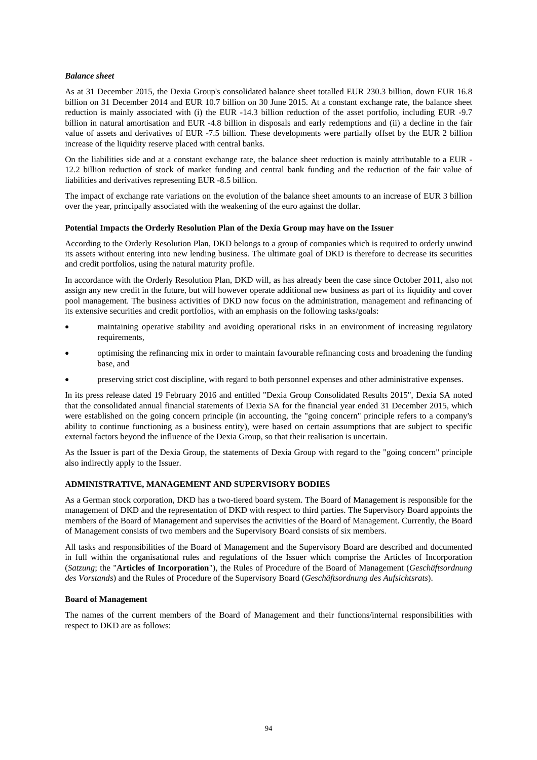***Balance sheet***

As at 31 December 2015, the Dexia Group's consolidated balance sheet totalled EUR 230.3 billion, down EUR 16.8 billion on 31 December 2014 and EUR 10.7 billion on 30 June 2015. At a constant exchange rate, the balance sheet reduction is mainly associated with (i) the EUR -14.3 billion reduction of the asset portfolio, including EUR -9.7 billion in natural amortisation and EUR -4.8 billion in disposals and early redemptions and (ii) a decline in the fair value of assets and derivatives of EUR -7.5 billion. These developments were partially offset by the EUR 2 billion increase of the liquidity reserve placed with central banks.

On the liabilities side and at a constant exchange rate, the balance sheet reduction is mainly attributable to a EUR -12.2 billion reduction of stock of market funding and central bank funding and the reduction of the fair value of liabilities and derivatives representing EUR -8.5 billion.

The impact of exchange rate variations on the evolution of the balance sheet amounts to an increase of EUR 3 billion over the year, principally associated with the weakening of the euro against the dollar.

**Potential Impacts the Orderly Resolution Plan of the Dexia Group may have on the Issuer**

According to the Orderly Resolution Plan, DKD belongs to a group of companies which is required to orderly unwind its assets without entering into new lending business. The ultimate goal of DKD is therefore to decrease its securities and credit portfolios, using the natural maturity profile.

In accordance with the Orderly Resolution Plan, DKD will, as has already been the case since October 2011, also not assign any new credit in the future, but will however operate additional new business as part of its liquidity and cover pool management. The business activities of DKD now focus on the administration, management and refinancing of its extensive securities and credit portfolios, with an emphasis on the following tasks/goals:

- maintaining operative stability and avoiding operational risks in an environment of increasing regulatory requirements,
- optimising the refinancing mix in order to maintain favourable refinancing costs and broadening the funding base, and
- preserving strict cost discipline, with regard to both personnel expenses and other administrative expenses.

In its press release dated 19 February 2016 and entitled "Dexia Group Consolidated Results 2015", Dexia SA noted that the consolidated annual financial statements of Dexia SA for the financial year ended 31 December 2015, which were established on the going concern principle (in accounting, the "going concern" principle refers to a company's ability to continue functioning as a business entity), were based on certain assumptions that are subject to specific external factors beyond the influence of the Dexia Group, so that their realisation is uncertain.

As the Issuer is part of the Dexia Group, the statements of Dexia Group with regard to the "going concern" principle also indirectly apply to the Issuer.

**ADMINISTRATIVE, MANAGEMENT AND SUPERVISORY BODIES**

As a German stock corporation, DKD has a two-tiered board system. The Board of Management is responsible for the management of DKD and the representation of DKD with respect to third parties. The Supervisory Board appoints the members of the Board of Management and supervises the activities of the Board of Management. Currently, the Board of Management consists of two members and the Supervisory Board consists of six members.

All tasks and responsibilities of the Board of Management and the Supervisory Board are described and documented in full within the organisational rules and regulations of the Issuer which comprise the Articles of Incorporation (*Satzung*; the "**Articles of Incorporation**"), the Rules of Procedure of the Board of Management (*Geschäftsordnung des Vorstands*) and the Rules of Procedure of the Supervisory Board (*Geschäftsordnung des Aufsichtsrats*).

**Board of Management**

The names of the current members of the Board of Management and their functions/internal responsibilities with respect to DKD are as follows: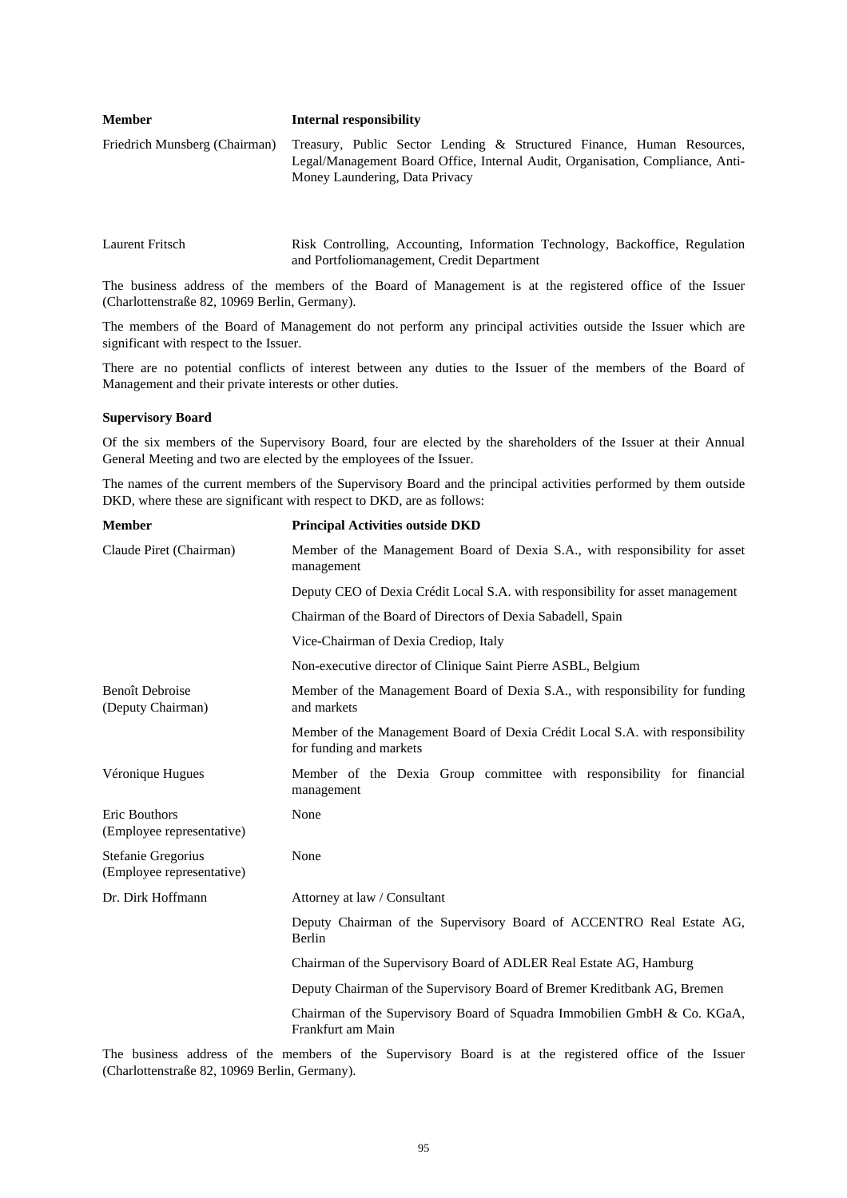| Member | Internal responsibility |
|---|---|
| Friedrich Munsberg (Chairman) | Treasury, Public Sector Lending & Structured Finance, Human Resources, Legal/Management Board Office, Internal Audit, Organisation, Compliance, Anti-Money Laundering, Data Privacy |
| Laurent Fritsch | Risk Controlling, Accounting, Information Technology, Backoffice, Regulation and Portfoliomanagement, Credit Department |

The business address of the members of the Board of Management is at the registered office of the Issuer (Charlottenstraße 82, 10969 Berlin, Germany).

The members of the Board of Management do not perform any principal activities outside the Issuer which are significant with respect to the Issuer.

There are no potential conflicts of interest between any duties to the Issuer of the members of the Board of Management and their private interests or other duties.

**Supervisory Board**

Of the six members of the Supervisory Board, four are elected by the shareholders of the Issuer at their Annual General Meeting and two are elected by the employees of the Issuer.

The names of the current members of the Supervisory Board and the principal activities performed by them outside DKD, where these are significant with respect to DKD, are as follows:

| Member | Principal Activities outside DKD |
|---|---|
| Claude Piret (Chairman) | Member of the Management Board of Dexia S.A., with responsibility for asset management |
| | Deputy CEO of Dexia Crédit Local S.A. with responsibility for asset management |
| | Chairman of the Board of Directors of Dexia Sabadell, Spain |
| | Vice-Chairman of Dexia Crediop, Italy |
| | Non-executive director of Clinique Saint Pierre ASBL, Belgium |
| Benoît Debroise (Deputy Chairman) | Member of the Management Board of Dexia S.A., with responsibility for funding and markets |
| | Member of the Management Board of Dexia Crédit Local S.A. with responsibility for funding and markets |
| Véronique Hugues | Member of the Dexia Group committee with responsibility for financial management |
| Eric Bouthors (Employee representative) | None |
| Stefanie Gregorius (Employee representative) | None |
| Dr. Dirk Hoffmann | Attorney at law / Consultant |
| | Deputy Chairman of the Supervisory Board of ACCENTRO Real Estate AG, Berlin |
| | Chairman of the Supervisory Board of ADLER Real Estate AG, Hamburg |
| | Deputy Chairman of the Supervisory Board of Bremer Kreditbank AG, Bremen |
| | Chairman of the Supervisory Board of Squadra Immobilien GmbH & Co. KGaA, Frankfurt am Main |

The business address of the members of the Supervisory Board is at the registered office of the Issuer (Charlottenstraße 82, 10969 Berlin, Germany).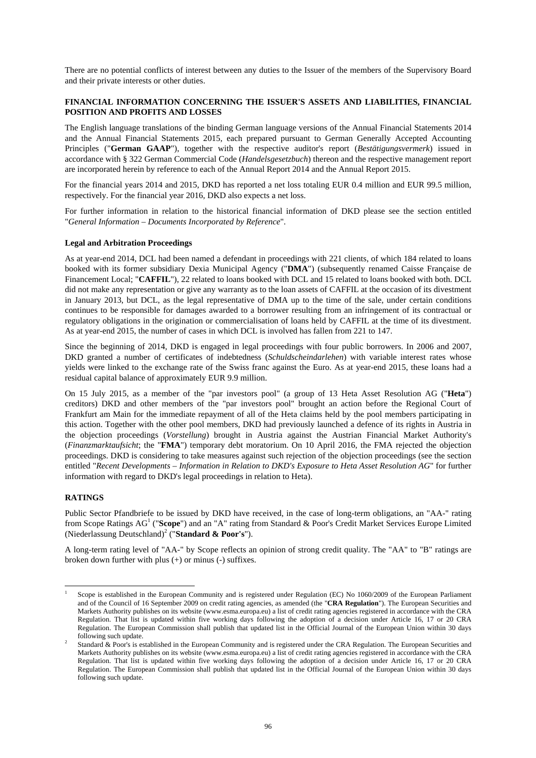There are no potential conflicts of interest between any duties to the Issuer of the members of the Supervisory Board and their private interests or other duties.

## FINANCIAL INFORMATION CONCERNING THE ISSUER'S ASSETS AND LIABILITIES, FINANCIAL POSITION AND PROFITS AND LOSSES

The English language translations of the binding German language versions of the Annual Financial Statements 2014 and the Annual Financial Statements 2015, each prepared pursuant to German Generally Accepted Accounting Principles ("**German GAAP**"), together with the respective auditor's report (*Bestätigungsvermerk*) issued in accordance with § 322 German Commercial Code (*Handelsgesetzbuch*) thereon and the respective management report are incorporated herein by reference to each of the Annual Report 2014 and the Annual Report 2015.

For the financial years 2014 and 2015, DKD has reported a net loss totaling EUR 0.4 million and EUR 99.5 million, respectively. For the financial year 2016, DKD also expects a net loss.

For further information in relation to the historical financial information of DKD please see the section entitled "*General Information – Documents Incorporated by Reference*".

### Legal and Arbitration Proceedings

As at year-end 2014, DCL had been named a defendant in proceedings with 221 clients, of which 184 related to loans booked with its former subsidiary Dexia Municipal Agency ("**DMA**") (subsequently renamed Caisse Française de Financement Local; "**CAFFIL**"), 22 related to loans booked with DCL and 15 related to loans booked with both. DCL did not make any representation or give any warranty as to the loan assets of CAFFIL at the occasion of its divestment in January 2013, but DCL, as the legal representative of DMA up to the time of the sale, under certain conditions continues to be responsible for damages awarded to a borrower resulting from an infringement of its contractual or regulatory obligations in the origination or commercialisation of loans held by CAFFIL at the time of its divestment. As at year-end 2015, the number of cases in which DCL is involved has fallen from 221 to 147.

Since the beginning of 2014, DKD is engaged in legal proceedings with four public borrowers. In 2006 and 2007, DKD granted a number of certificates of indebtedness (*Schuldscheindarlehen*) with variable interest rates whose yields were linked to the exchange rate of the Swiss franc against the Euro. As at year-end 2015, these loans had a residual capital balance of approximately EUR 9.9 million.

On 15 July 2015, as a member of the "par investors pool" (a group of 13 Heta Asset Resolution AG ("**Heta**") creditors) DKD and other members of the "par investors pool" brought an action before the Regional Court of Frankfurt am Main for the immediate repayment of all of the Heta claims held by the pool members participating in this action. Together with the other pool members, DKD had previously launched a defence of its rights in Austria in the objection proceedings (*Vorstellung*) brought in Austria against the Austrian Financial Market Authority's (*Finanzmarktaufsicht*; the "**FMA**") temporary debt moratorium. On 10 April 2016, the FMA rejected the objection proceedings. DKD is considering to take measures against such rejection of the objection proceedings (see the section entitled "*Recent Developments – Information in Relation to DKD's Exposure to Heta Asset Resolution AG*" for further information with regard to DKD's legal proceedings in relation to Heta).

## RATINGS

Public Sector Pfandbriefe to be issued by DKD have received, in the case of long-term obligations, an "AA-" rating from Scope Ratings AG[1] ("**Scope**") and an "A" rating from Standard & Poor's Credit Market Services Europe Limited (Niederlassung Deutschland)[2] ("**Standard & Poor's**").

A long-term rating level of "AA-" by Scope reflects an opinion of strong credit quality. The "AA" to "B" ratings are broken down further with plus (+) or minus (-) suffixes.

---

[1] Scope is established in the European Community and is registered under Regulation (EC) No 1060/2009 of the European Parliament and of the Council of 16 September 2009 on credit rating agencies, as amended (the "**CRA Regulation**"). The European Securities and Markets Authority publishes on its website (www.esma.europa.eu) a list of credit rating agencies registered in accordance with the CRA Regulation. That list is updated within five working days following the adoption of a decision under Article 16, 17 or 20 CRA Regulation. The European Commission shall publish that updated list in the Official Journal of the European Union within 30 days following such update.

[2] Standard & Poor's is established in the European Community and is registered under the CRA Regulation. The European Securities and Markets Authority publishes on its website (www.esma.europa.eu) a list of credit rating agencies registered in accordance with the CRA Regulation. That list is updated within five working days following the adoption of a decision under Article 16, 17 or 20 CRA Regulation. The European Commission shall publish that updated list in the Official Journal of the European Union within 30 days following such update.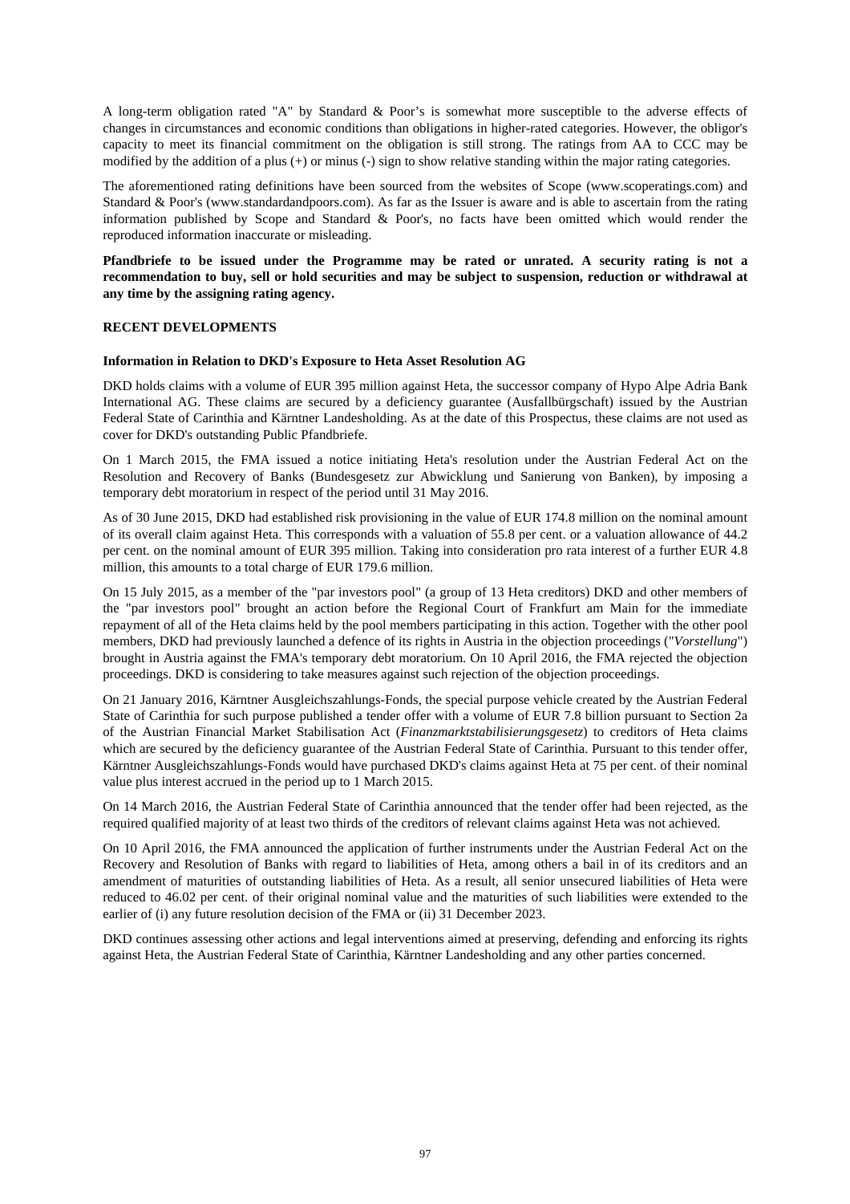A long-term obligation rated "A" by Standard & Poor's is somewhat more susceptible to the adverse effects of changes in circumstances and economic conditions than obligations in higher-rated categories. However, the obligor's capacity to meet its financial commitment on the obligation is still strong. The ratings from AA to CCC may be modified by the addition of a plus (+) or minus (-) sign to show relative standing within the major rating categories.

The aforementioned rating definitions have been sourced from the websites of Scope (www.scoperatings.com) and Standard & Poor's (www.standardandpoors.com). As far as the Issuer is aware and is able to ascertain from the rating information published by Scope and Standard & Poor's, no facts have been omitted which would render the reproduced information inaccurate or misleading.

**Pfandbriefe to be issued under the Programme may be rated or unrated. A security rating is not a recommendation to buy, sell or hold securities and may be subject to suspension, reduction or withdrawal at any time by the assigning rating agency.**

## RECENT DEVELOPMENTS

### Information in Relation to DKD's Exposure to Heta Asset Resolution AG

DKD holds claims with a volume of EUR 395 million against Heta, the successor company of Hypo Alpe Adria Bank International AG. These claims are secured by a deficiency guarantee (Ausfallbürgschaft) issued by the Austrian Federal State of Carinthia and Kärntner Landesholding. As at the date of this Prospectus, these claims are not used as cover for DKD's outstanding Public Pfandbriefe.

On 1 March 2015, the FMA issued a notice initiating Heta's resolution under the Austrian Federal Act on the Resolution and Recovery of Banks (Bundesgesetz zur Abwicklung und Sanierung von Banken), by imposing a temporary debt moratorium in respect of the period until 31 May 2016.

As of 30 June 2015, DKD had established risk provisioning in the value of EUR 174.8 million on the nominal amount of its overall claim against Heta. This corresponds with a valuation of 55.8 per cent. or a valuation allowance of 44.2 per cent. on the nominal amount of EUR 395 million. Taking into consideration pro rata interest of a further EUR 4.8 million, this amounts to a total charge of EUR 179.6 million.

On 15 July 2015, as a member of the "par investors pool" (a group of 13 Heta creditors) DKD and other members of the "par investors pool" brought an action before the Regional Court of Frankfurt am Main for the immediate repayment of all of the Heta claims held by the pool members participating in this action. Together with the other pool members, DKD had previously launched a defence of its rights in Austria in the objection proceedings ("*Vorstellung*") brought in Austria against the FMA's temporary debt moratorium. On 10 April 2016, the FMA rejected the objection proceedings. DKD is considering to take measures against such rejection of the objection proceedings.

On 21 January 2016, Kärntner Ausgleichszahlungs-Fonds, the special purpose vehicle created by the Austrian Federal State of Carinthia for such purpose published a tender offer with a volume of EUR 7.8 billion pursuant to Section 2a of the Austrian Financial Market Stabilisation Act (*Finanzmarktstabilisierungsgesetz*) to creditors of Heta claims which are secured by the deficiency guarantee of the Austrian Federal State of Carinthia. Pursuant to this tender offer, Kärntner Ausgleichszahlungs-Fonds would have purchased DKD's claims against Heta at 75 per cent. of their nominal value plus interest accrued in the period up to 1 March 2015.

On 14 March 2016, the Austrian Federal State of Carinthia announced that the tender offer had been rejected, as the required qualified majority of at least two thirds of the creditors of relevant claims against Heta was not achieved.

On 10 April 2016, the FMA announced the application of further instruments under the Austrian Federal Act on the Recovery and Resolution of Banks with regard to liabilities of Heta, among others a bail in of its creditors and an amendment of maturities of outstanding liabilities of Heta. As a result, all senior unsecured liabilities of Heta were reduced to 46.02 per cent. of their original nominal value and the maturities of such liabilities were extended to the earlier of (i) any future resolution decision of the FMA or (ii) 31 December 2023.

DKD continues assessing other actions and legal interventions aimed at preserving, defending and enforcing its rights against Heta, the Austrian Federal State of Carinthia, Kärntner Landesholding and any other parties concerned.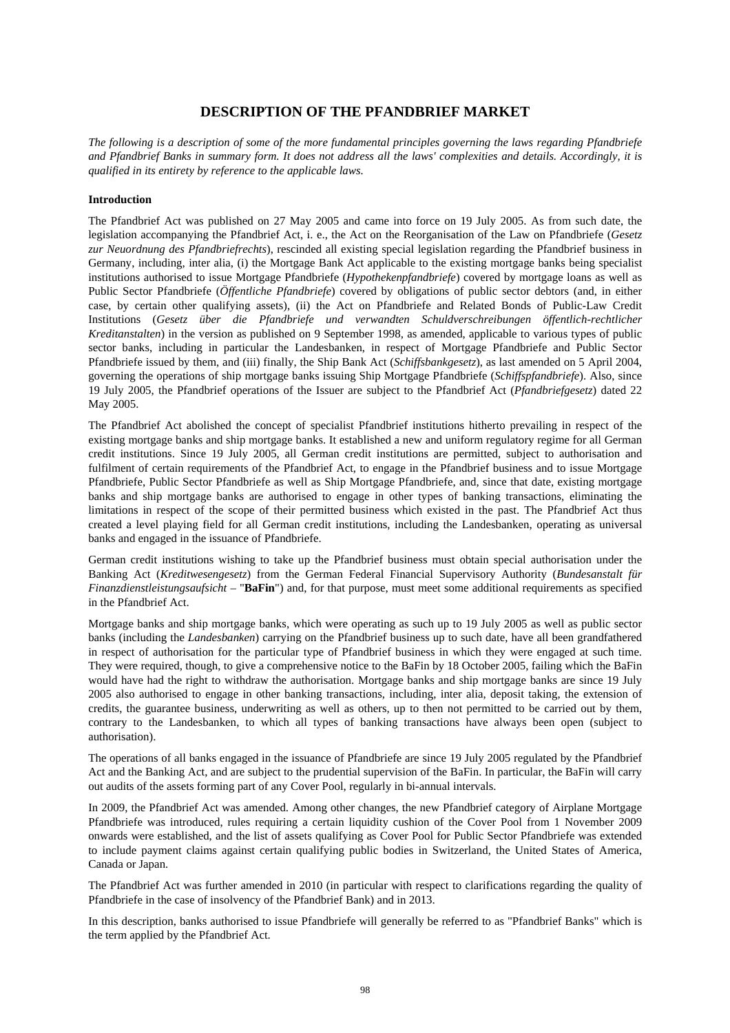# DESCRIPTION OF THE PFANDBRIEF MARKET

*The following is a description of some of the more fundamental principles governing the laws regarding Pfandbriefe and Pfandbrief Banks in summary form. It does not address all the laws' complexities and details. Accordingly, it is qualified in its entirety by reference to the applicable laws.*

**Introduction**

The Pfandbrief Act was published on 27 May 2005 and came into force on 19 July 2005. As from such date, the legislation accompanying the Pfandbrief Act, i. e., the Act on the Reorganisation of the Law on Pfandbriefe (*Gesetz zur Neuordnung des Pfandbriefrechts*), rescinded all existing special legislation regarding the Pfandbrief business in Germany, including, inter alia, (i) the Mortgage Bank Act applicable to the existing mortgage banks being specialist institutions authorised to issue Mortgage Pfandbriefe (*Hypothekenpfandbriefe*) covered by mortgage loans as well as Public Sector Pfandbriefe (*Öffentliche Pfandbriefe*) covered by obligations of public sector debtors (and, in either case, by certain other qualifying assets), (ii) the Act on Pfandbriefe and Related Bonds of Public-Law Credit Institutions (*Gesetz über die Pfandbriefe und verwandten Schuldverschreibungen öffentlich-rechtlicher Kreditanstalten*) in the version as published on 9 September 1998, as amended, applicable to various types of public sector banks, including in particular the Landesbanken, in respect of Mortgage Pfandbriefe and Public Sector Pfandbriefe issued by them, and (iii) finally, the Ship Bank Act (*Schiffsbankgesetz*), as last amended on 5 April 2004, governing the operations of ship mortgage banks issuing Ship Mortgage Pfandbriefe (*Schiffspfandbriefe*). Also, since 19 July 2005, the Pfandbrief operations of the Issuer are subject to the Pfandbrief Act (*Pfandbriefgesetz*) dated 22 May 2005.

The Pfandbrief Act abolished the concept of specialist Pfandbrief institutions hitherto prevailing in respect of the existing mortgage banks and ship mortgage banks. It established a new and uniform regulatory regime for all German credit institutions. Since 19 July 2005, all German credit institutions are permitted, subject to authorisation and fulfilment of certain requirements of the Pfandbrief Act, to engage in the Pfandbrief business and to issue Mortgage Pfandbriefe, Public Sector Pfandbriefe as well as Ship Mortgage Pfandbriefe, and, since that date, existing mortgage banks and ship mortgage banks are authorised to engage in other types of banking transactions, eliminating the limitations in respect of the scope of their permitted business which existed in the past. The Pfandbrief Act thus created a level playing field for all German credit institutions, including the Landesbanken, operating as universal banks and engaged in the issuance of Pfandbriefe.

German credit institutions wishing to take up the Pfandbrief business must obtain special authorisation under the Banking Act (*Kreditwesengesetz*) from the German Federal Financial Supervisory Authority (*Bundesanstalt für Finanzdienstleistungsaufsicht* – "**BaFin**") and, for that purpose, must meet some additional requirements as specified in the Pfandbrief Act.

Mortgage banks and ship mortgage banks, which were operating as such up to 19 July 2005 as well as public sector banks (including the *Landesbanken*) carrying on the Pfandbrief business up to such date, have all been grandfathered in respect of authorisation for the particular type of Pfandbrief business in which they were engaged at such time. They were required, though, to give a comprehensive notice to the BaFin by 18 October 2005, failing which the BaFin would have had the right to withdraw the authorisation. Mortgage banks and ship mortgage banks are since 19 July 2005 also authorised to engage in other banking transactions, including, inter alia, deposit taking, the extension of credits, the guarantee business, underwriting as well as others, up to then not permitted to be carried out by them, contrary to the Landesbanken, to which all types of banking transactions have always been open (subject to authorisation).

The operations of all banks engaged in the issuance of Pfandbriefe are since 19 July 2005 regulated by the Pfandbrief Act and the Banking Act, and are subject to the prudential supervision of the BaFin. In particular, the BaFin will carry out audits of the assets forming part of any Cover Pool, regularly in bi-annual intervals.

In 2009, the Pfandbrief Act was amended. Among other changes, the new Pfandbrief category of Airplane Mortgage Pfandbriefe was introduced, rules requiring a certain liquidity cushion of the Cover Pool from 1 November 2009 onwards were established, and the list of assets qualifying as Cover Pool for Public Sector Pfandbriefe was extended to include payment claims against certain qualifying public bodies in Switzerland, the United States of America, Canada or Japan.

The Pfandbrief Act was further amended in 2010 (in particular with respect to clarifications regarding the quality of Pfandbriefe in the case of insolvency of the Pfandbrief Bank) and in 2013.

In this description, banks authorised to issue Pfandbriefe will generally be referred to as "Pfandbrief Banks" which is the term applied by the Pfandbrief Act.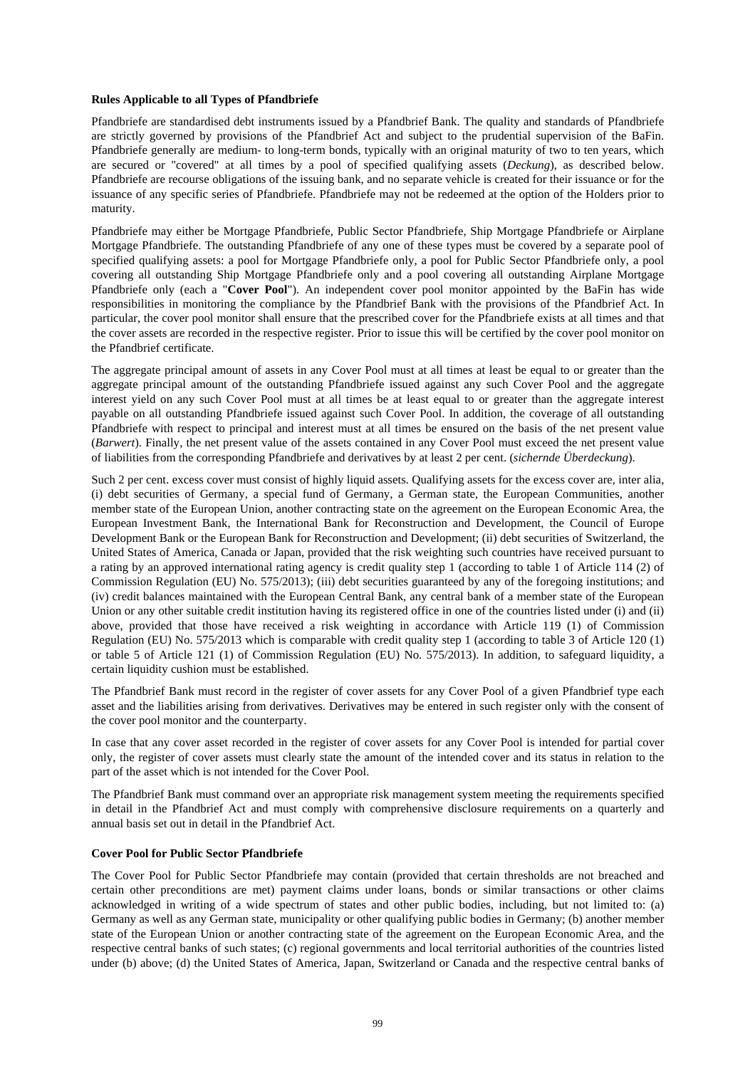**Rules Applicable to all Types of Pfandbriefe**

Pfandbriefe are standardised debt instruments issued by a Pfandbrief Bank. The quality and standards of Pfandbriefe are strictly governed by provisions of the Pfandbrief Act and subject to the prudential supervision of the BaFin. Pfandbriefe generally are medium- to long-term bonds, typically with an original maturity of two to ten years, which are secured or "covered" at all times by a pool of specified qualifying assets (*Deckung*), as described below. Pfandbriefe are recourse obligations of the issuing bank, and no separate vehicle is created for their issuance or for the issuance of any specific series of Pfandbriefe. Pfandbriefe may not be redeemed at the option of the Holders prior to maturity.

Pfandbriefe may either be Mortgage Pfandbriefe, Public Sector Pfandbriefe, Ship Mortgage Pfandbriefe or Airplane Mortgage Pfandbriefe. The outstanding Pfandbriefe of any one of these types must be covered by a separate pool of specified qualifying assets: a pool for Mortgage Pfandbriefe only, a pool for Public Sector Pfandbriefe only, a pool covering all outstanding Ship Mortgage Pfandbriefe only and a pool covering all outstanding Airplane Mortgage Pfandbriefe only (each a "**Cover Pool**"). An independent cover pool monitor appointed by the BaFin has wide responsibilities in monitoring the compliance by the Pfandbrief Bank with the provisions of the Pfandbrief Act. In particular, the cover pool monitor shall ensure that the prescribed cover for the Pfandbriefe exists at all times and that the cover assets are recorded in the respective register. Prior to issue this will be certified by the cover pool monitor on the Pfandbrief certificate.

The aggregate principal amount of assets in any Cover Pool must at all times at least be equal to or greater than the aggregate principal amount of the outstanding Pfandbriefe issued against any such Cover Pool and the aggregate interest yield on any such Cover Pool must at all times be at least equal to or greater than the aggregate interest payable on all outstanding Pfandbriefe issued against such Cover Pool. In addition, the coverage of all outstanding Pfandbriefe with respect to principal and interest must at all times be ensured on the basis of the net present value (*Barwert*). Finally, the net present value of the assets contained in any Cover Pool must exceed the net present value of liabilities from the corresponding Pfandbriefe and derivatives by at least 2 per cent. (*sichernde Überdeckung*).

Such 2 per cent. excess cover must consist of highly liquid assets. Qualifying assets for the excess cover are, inter alia, (i) debt securities of Germany, a special fund of Germany, a German state, the European Communities, another member state of the European Union, another contracting state on the agreement on the European Economic Area, the European Investment Bank, the International Bank for Reconstruction and Development, the Council of Europe Development Bank or the European Bank for Reconstruction and Development; (ii) debt securities of Switzerland, the United States of America, Canada or Japan, provided that the risk weighting such countries have received pursuant to a rating by an approved international rating agency is credit quality step 1 (according to table 1 of Article 114 (2) of Commission Regulation (EU) No. 575/2013); (iii) debt securities guaranteed by any of the foregoing institutions; and (iv) credit balances maintained with the European Central Bank, any central bank of a member state of the European Union or any other suitable credit institution having its registered office in one of the countries listed under (i) and (ii) above, provided that those have received a risk weighting in accordance with Article 119 (1) of Commission Regulation (EU) No. 575/2013 which is comparable with credit quality step 1 (according to table 3 of Article 120 (1) or table 5 of Article 121 (1) of Commission Regulation (EU) No. 575/2013). In addition, to safeguard liquidity, a certain liquidity cushion must be established.

The Pfandbrief Bank must record in the register of cover assets for any Cover Pool of a given Pfandbrief type each asset and the liabilities arising from derivatives. Derivatives may be entered in such register only with the consent of the cover pool monitor and the counterparty.

In case that any cover asset recorded in the register of cover assets for any Cover Pool is intended for partial cover only, the register of cover assets must clearly state the amount of the intended cover and its status in relation to the part of the asset which is not intended for the Cover Pool.

The Pfandbrief Bank must command over an appropriate risk management system meeting the requirements specified in detail in the Pfandbrief Act and must comply with comprehensive disclosure requirements on a quarterly and annual basis set out in detail in the Pfandbrief Act.

**Cover Pool for Public Sector Pfandbriefe**

The Cover Pool for Public Sector Pfandbriefe may contain (provided that certain thresholds are not breached and certain other preconditions are met) payment claims under loans, bonds or similar transactions or other claims acknowledged in writing of a wide spectrum of states and other public bodies, including, but not limited to: (a) Germany as well as any German state, municipality or other qualifying public bodies in Germany; (b) another member state of the European Union or another contracting state of the agreement on the European Economic Area, and the respective central banks of such states; (c) regional governments and local territorial authorities of the countries listed under (b) above; (d) the United States of America, Japan, Switzerland or Canada and the respective central banks of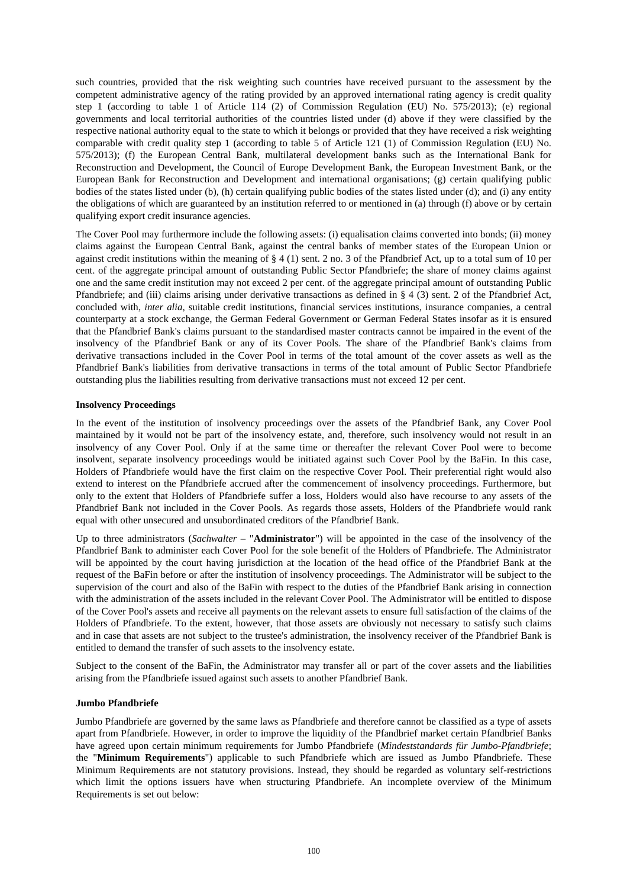such countries, provided that the risk weighting such countries have received pursuant to the assessment by the competent administrative agency of the rating provided by an approved international rating agency is credit quality step 1 (according to table 1 of Article 114 (2) of Commission Regulation (EU) No. 575/2013); (e) regional governments and local territorial authorities of the countries listed under (d) above if they were classified by the respective national authority equal to the state to which it belongs or provided that they have received a risk weighting comparable with credit quality step 1 (according to table 5 of Article 121 (1) of Commission Regulation (EU) No. 575/2013); (f) the European Central Bank, multilateral development banks such as the International Bank for Reconstruction and Development, the Council of Europe Development Bank, the European Investment Bank, or the European Bank for Reconstruction and Development and international organisations; (g) certain qualifying public bodies of the states listed under (b), (h) certain qualifying public bodies of the states listed under (d); and (i) any entity the obligations of which are guaranteed by an institution referred to or mentioned in (a) through (f) above or by certain qualifying export credit insurance agencies.

The Cover Pool may furthermore include the following assets: (i) equalisation claims converted into bonds; (ii) money claims against the European Central Bank, against the central banks of member states of the European Union or against credit institutions within the meaning of § 4 (1) sent. 2 no. 3 of the Pfandbrief Act, up to a total sum of 10 per cent. of the aggregate principal amount of outstanding Public Sector Pfandbriefe; the share of money claims against one and the same credit institution may not exceed 2 per cent. of the aggregate principal amount of outstanding Public Pfandbriefe; and (iii) claims arising under derivative transactions as defined in § 4 (3) sent. 2 of the Pfandbrief Act, concluded with, *inter alia*, suitable credit institutions, financial services institutions, insurance companies, a central counterparty at a stock exchange, the German Federal Government or German Federal States insofar as it is ensured that the Pfandbrief Bank's claims pursuant to the standardised master contracts cannot be impaired in the event of the insolvency of the Pfandbrief Bank or any of its Cover Pools. The share of the Pfandbrief Bank's claims from derivative transactions included in the Cover Pool in terms of the total amount of the cover assets as well as the Pfandbrief Bank's liabilities from derivative transactions in terms of the total amount of Public Sector Pfandbriefe outstanding plus the liabilities resulting from derivative transactions must not exceed 12 per cent.

**Insolvency Proceedings**

In the event of the institution of insolvency proceedings over the assets of the Pfandbrief Bank, any Cover Pool maintained by it would not be part of the insolvency estate, and, therefore, such insolvency would not result in an insolvency of any Cover Pool. Only if at the same time or thereafter the relevant Cover Pool were to become insolvent, separate insolvency proceedings would be initiated against such Cover Pool by the BaFin. In this case, Holders of Pfandbriefe would have the first claim on the respective Cover Pool. Their preferential right would also extend to interest on the Pfandbriefe accrued after the commencement of insolvency proceedings. Furthermore, but only to the extent that Holders of Pfandbriefe suffer a loss, Holders would also have recourse to any assets of the Pfandbrief Bank not included in the Cover Pools. As regards those assets, Holders of the Pfandbriefe would rank equal with other unsecured and unsubordinated creditors of the Pfandbrief Bank.

Up to three administrators (*Sachwalter* – "**Administrator**") will be appointed in the case of the insolvency of the Pfandbrief Bank to administer each Cover Pool for the sole benefit of the Holders of Pfandbriefe. The Administrator will be appointed by the court having jurisdiction at the location of the head office of the Pfandbrief Bank at the request of the BaFin before or after the institution of insolvency proceedings. The Administrator will be subject to the supervision of the court and also of the BaFin with respect to the duties of the Pfandbrief Bank arising in connection with the administration of the assets included in the relevant Cover Pool. The Administrator will be entitled to dispose of the Cover Pool's assets and receive all payments on the relevant assets to ensure full satisfaction of the claims of the Holders of Pfandbriefe. To the extent, however, that those assets are obviously not necessary to satisfy such claims and in case that assets are not subject to the trustee's administration, the insolvency receiver of the Pfandbrief Bank is entitled to demand the transfer of such assets to the insolvency estate.

Subject to the consent of the BaFin, the Administrator may transfer all or part of the cover assets and the liabilities arising from the Pfandbriefe issued against such assets to another Pfandbrief Bank.

**Jumbo Pfandbriefe**

Jumbo Pfandbriefe are governed by the same laws as Pfandbriefe and therefore cannot be classified as a type of assets apart from Pfandbriefe. However, in order to improve the liquidity of the Pfandbrief market certain Pfandbrief Banks have agreed upon certain minimum requirements for Jumbo Pfandbriefe (*Mindeststandards für Jumbo-Pfandbriefe*; the "**Minimum Requirements**") applicable to such Pfandbriefe which are issued as Jumbo Pfandbriefe. These Minimum Requirements are not statutory provisions. Instead, they should be regarded as voluntary self-restrictions which limit the options issuers have when structuring Pfandbriefe. An incomplete overview of the Minimum Requirements is set out below: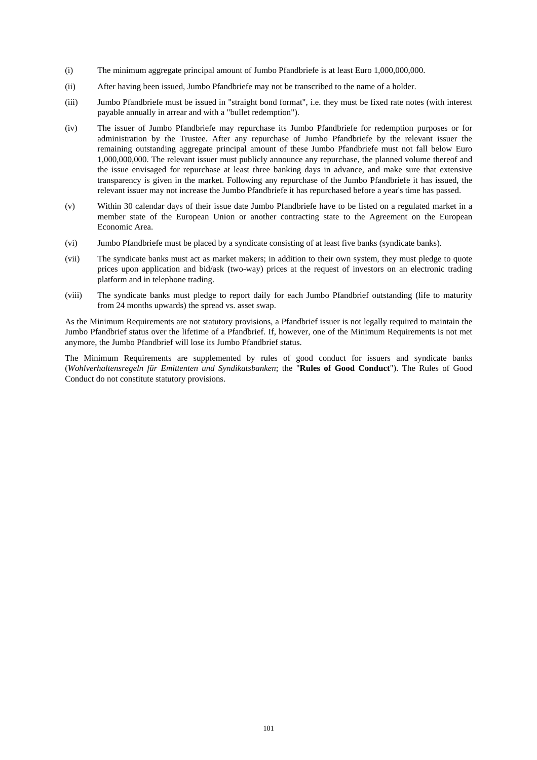(i) The minimum aggregate principal amount of Jumbo Pfandbriefe is at least Euro 1,000,000,000.

(ii) After having been issued, Jumbo Pfandbriefe may not be transcribed to the name of a holder.

(iii) Jumbo Pfandbriefe must be issued in "straight bond format", i.e. they must be fixed rate notes (with interest payable annually in arrear and with a "bullet redemption").

(iv) The issuer of Jumbo Pfandbriefe may repurchase its Jumbo Pfandbriefe for redemption purposes or for administration by the Trustee. After any repurchase of Jumbo Pfandbriefe by the relevant issuer the remaining outstanding aggregate principal amount of these Jumbo Pfandbriefe must not fall below Euro 1,000,000,000. The relevant issuer must publicly announce any repurchase, the planned volume thereof and the issue envisaged for repurchase at least three banking days in advance, and make sure that extensive transparency is given in the market. Following any repurchase of the Jumbo Pfandbriefe it has issued, the relevant issuer may not increase the Jumbo Pfandbriefe it has repurchased before a year's time has passed.

(v) Within 30 calendar days of their issue date Jumbo Pfandbriefe have to be listed on a regulated market in a member state of the European Union or another contracting state to the Agreement on the European Economic Area.

(vi) Jumbo Pfandbriefe must be placed by a syndicate consisting of at least five banks (syndicate banks).

(vii) The syndicate banks must act as market makers; in addition to their own system, they must pledge to quote prices upon application and bid/ask (two-way) prices at the request of investors on an electronic trading platform and in telephone trading.

(viii) The syndicate banks must pledge to report daily for each Jumbo Pfandbrief outstanding (life to maturity from 24 months upwards) the spread vs. asset swap.

As the Minimum Requirements are not statutory provisions, a Pfandbrief issuer is not legally required to maintain the Jumbo Pfandbrief status over the lifetime of a Pfandbrief. If, however, one of the Minimum Requirements is not met anymore, the Jumbo Pfandbrief will lose its Jumbo Pfandbrief status.

The Minimum Requirements are supplemented by rules of good conduct for issuers and syndicate banks (*Wohlverhaltensregeln für Emittenten und Syndikatsbanken*; the "**Rules of Good Conduct**"). The Rules of Good Conduct do not constitute statutory provisions.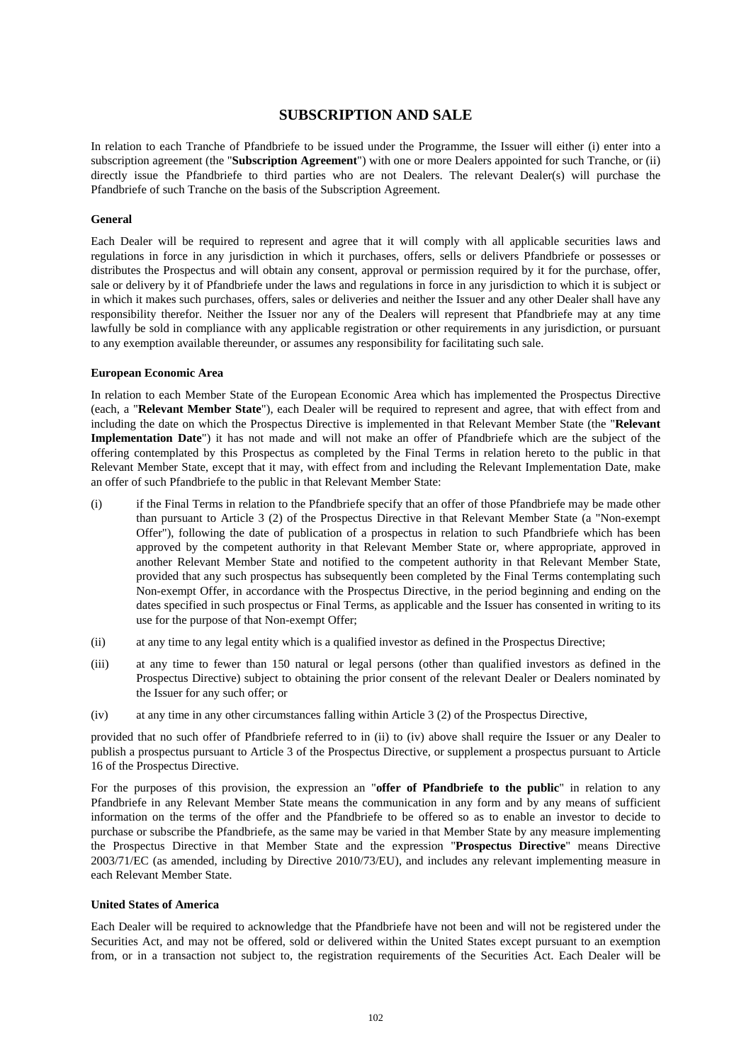## SUBSCRIPTION AND SALE

In relation to each Tranche of Pfandbriefe to be issued under the Programme, the Issuer will either (i) enter into a subscription agreement (the "**Subscription Agreement**") with one or more Dealers appointed for such Tranche, or (ii) directly issue the Pfandbriefe to third parties who are not Dealers. The relevant Dealer(s) will purchase the Pfandbriefe of such Tranche on the basis of the Subscription Agreement.

**General**

Each Dealer will be required to represent and agree that it will comply with all applicable securities laws and regulations in force in any jurisdiction in which it purchases, offers, sells or delivers Pfandbriefe or possesses or distributes the Prospectus and will obtain any consent, approval or permission required by it for the purchase, offer, sale or delivery by it of Pfandbriefe under the laws and regulations in force in any jurisdiction to which it is subject or in which it makes such purchases, offers, sales or deliveries and neither the Issuer and any other Dealer shall have any responsibility therefor. Neither the Issuer nor any of the Dealers will represent that Pfandbriefe may at any time lawfully be sold in compliance with any applicable registration or other requirements in any jurisdiction, or pursuant to any exemption available thereunder, or assumes any responsibility for facilitating such sale.

**European Economic Area**

In relation to each Member State of the European Economic Area which has implemented the Prospectus Directive (each, a "**Relevant Member State**"), each Dealer will be required to represent and agree, that with effect from and including the date on which the Prospectus Directive is implemented in that Relevant Member State (the "**Relevant Implementation Date**") it has not made and will not make an offer of Pfandbriefe which are the subject of the offering contemplated by this Prospectus as completed by the Final Terms in relation hereto to the public in that Relevant Member State, except that it may, with effect from and including the Relevant Implementation Date, make an offer of such Pfandbriefe to the public in that Relevant Member State:

(i) if the Final Terms in relation to the Pfandbriefe specify that an offer of those Pfandbriefe may be made other than pursuant to Article 3 (2) of the Prospectus Directive in that Relevant Member State (a "Non-exempt Offer"), following the date of publication of a prospectus in relation to such Pfandbriefe which has been approved by the competent authority in that Relevant Member State or, where appropriate, approved in another Relevant Member State and notified to the competent authority in that Relevant Member State, provided that any such prospectus has subsequently been completed by the Final Terms contemplating such Non-exempt Offer, in accordance with the Prospectus Directive, in the period beginning and ending on the dates specified in such prospectus or Final Terms, as applicable and the Issuer has consented in writing to its use for the purpose of that Non-exempt Offer;

(ii) at any time to any legal entity which is a qualified investor as defined in the Prospectus Directive;

(iii) at any time to fewer than 150 natural or legal persons (other than qualified investors as defined in the Prospectus Directive) subject to obtaining the prior consent of the relevant Dealer or Dealers nominated by the Issuer for any such offer; or

(iv) at any time in any other circumstances falling within Article 3 (2) of the Prospectus Directive,

provided that no such offer of Pfandbriefe referred to in (ii) to (iv) above shall require the Issuer or any Dealer to publish a prospectus pursuant to Article 3 of the Prospectus Directive, or supplement a prospectus pursuant to Article 16 of the Prospectus Directive.

For the purposes of this provision, the expression an "**offer of Pfandbriefe to the public**" in relation to any Pfandbriefe in any Relevant Member State means the communication in any form and by any means of sufficient information on the terms of the offer and the Pfandbriefe to be offered so as to enable an investor to decide to purchase or subscribe the Pfandbriefe, as the same may be varied in that Member State by any measure implementing the Prospectus Directive in that Member State and the expression "**Prospectus Directive**" means Directive 2003/71/EC (as amended, including by Directive 2010/73/EU), and includes any relevant implementing measure in each Relevant Member State.

**United States of America**

Each Dealer will be required to acknowledge that the Pfandbriefe have not been and will not be registered under the Securities Act, and may not be offered, sold or delivered within the United States except pursuant to an exemption from, or in a transaction not subject to, the registration requirements of the Securities Act. Each Dealer will be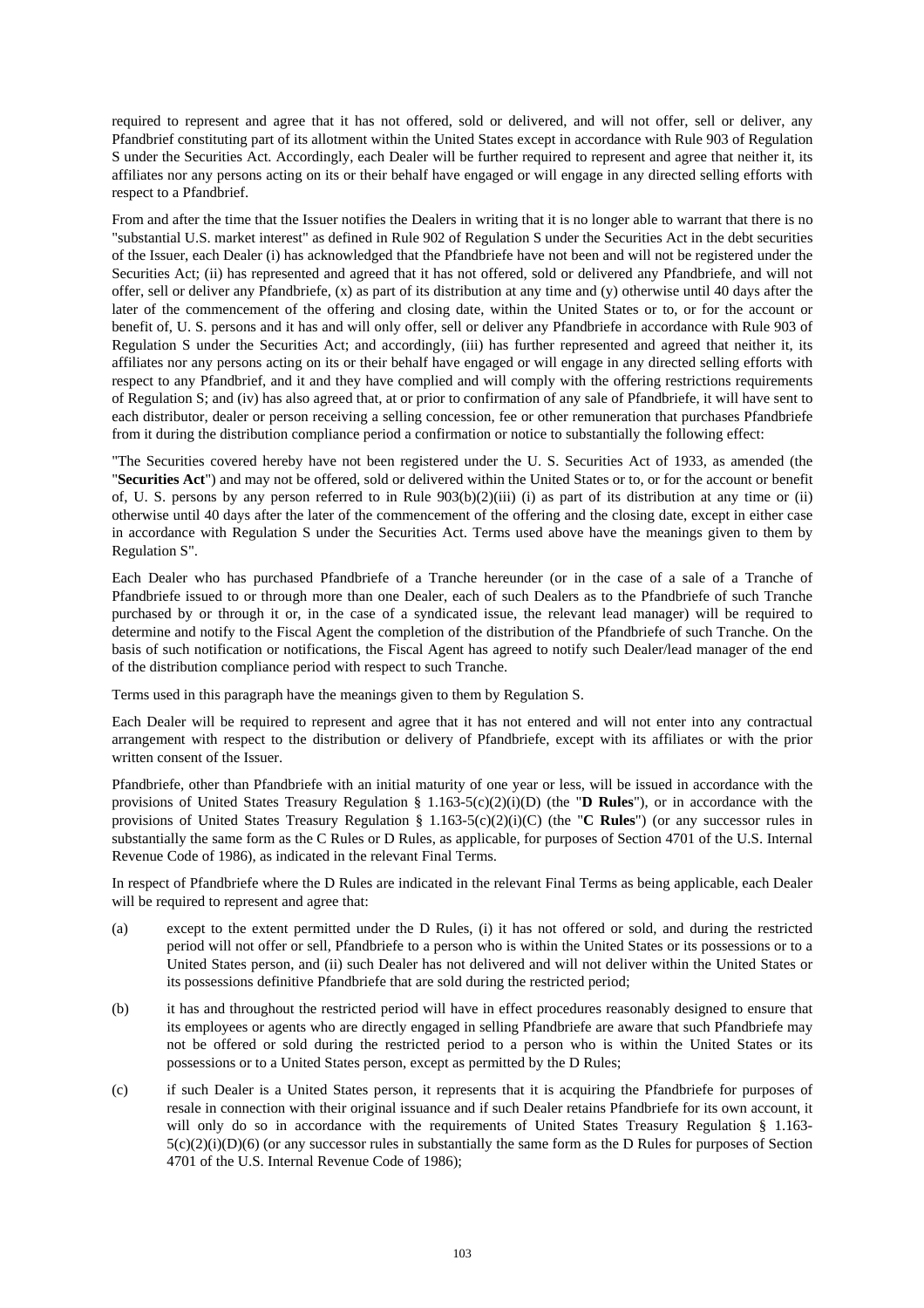required to represent and agree that it has not offered, sold or delivered, and will not offer, sell or deliver, any Pfandbrief constituting part of its allotment within the United States except in accordance with Rule 903 of Regulation S under the Securities Act. Accordingly, each Dealer will be further required to represent and agree that neither it, its affiliates nor any persons acting on its or their behalf have engaged or will engage in any directed selling efforts with respect to a Pfandbrief.

From and after the time that the Issuer notifies the Dealers in writing that it is no longer able to warrant that there is no "substantial U.S. market interest" as defined in Rule 902 of Regulation S under the Securities Act in the debt securities of the Issuer, each Dealer (i) has acknowledged that the Pfandbriefe have not been and will not be registered under the Securities Act; (ii) has represented and agreed that it has not offered, sold or delivered any Pfandbriefe, and will not offer, sell or deliver any Pfandbriefe, (x) as part of its distribution at any time and (y) otherwise until 40 days after the later of the commencement of the offering and closing date, within the United States or to, or for the account or benefit of, U. S. persons and it has and will only offer, sell or deliver any Pfandbriefe in accordance with Rule 903 of Regulation S under the Securities Act; and accordingly, (iii) has further represented and agreed that neither it, its affiliates nor any persons acting on its or their behalf have engaged or will engage in any directed selling efforts with respect to any Pfandbrief, and it and they have complied and will comply with the offering restrictions requirements of Regulation S; and (iv) has also agreed that, at or prior to confirmation of any sale of Pfandbriefe, it will have sent to each distributor, dealer or person receiving a selling concession, fee or other remuneration that purchases Pfandbriefe from it during the distribution compliance period a confirmation or notice to substantially the following effect:

"The Securities covered hereby have not been registered under the U. S. Securities Act of 1933, as amended (the "**Securities Act**") and may not be offered, sold or delivered within the United States or to, or for the account or benefit of, U. S. persons by any person referred to in Rule 903(b)(2)(iii) (i) as part of its distribution at any time or (ii) otherwise until 40 days after the later of the commencement of the offering and the closing date, except in either case in accordance with Regulation S under the Securities Act. Terms used above have the meanings given to them by Regulation S".

Each Dealer who has purchased Pfandbriefe of a Tranche hereunder (or in the case of a sale of a Tranche of Pfandbriefe issued to or through more than one Dealer, each of such Dealers as to the Pfandbriefe of such Tranche purchased by or through it or, in the case of a syndicated issue, the relevant lead manager) will be required to determine and notify to the Fiscal Agent the completion of the distribution of the Pfandbriefe of such Tranche. On the basis of such notification or notifications, the Fiscal Agent has agreed to notify such Dealer/lead manager of the end of the distribution compliance period with respect to such Tranche.

Terms used in this paragraph have the meanings given to them by Regulation S.

Each Dealer will be required to represent and agree that it has not entered and will not enter into any contractual arrangement with respect to the distribution or delivery of Pfandbriefe, except with its affiliates or with the prior written consent of the Issuer.

Pfandbriefe, other than Pfandbriefe with an initial maturity of one year or less, will be issued in accordance with the provisions of United States Treasury Regulation § 1.163-5(c)(2)(i)(D) (the "**D Rules**"), or in accordance with the provisions of United States Treasury Regulation § 1.163-5(c)(2)(i)(C) (the "**C Rules**") (or any successor rules in substantially the same form as the C Rules or D Rules, as applicable, for purposes of Section 4701 of the U.S. Internal Revenue Code of 1986), as indicated in the relevant Final Terms.

In respect of Pfandbriefe where the D Rules are indicated in the relevant Final Terms as being applicable, each Dealer will be required to represent and agree that:

(a) except to the extent permitted under the D Rules, (i) it has not offered or sold, and during the restricted period will not offer or sell, Pfandbriefe to a person who is within the United States or its possessions or to a United States person, and (ii) such Dealer has not delivered and will not deliver within the United States or its possessions definitive Pfandbriefe that are sold during the restricted period;

(b) it has and throughout the restricted period will have in effect procedures reasonably designed to ensure that its employees or agents who are directly engaged in selling Pfandbriefe are aware that such Pfandbriefe may not be offered or sold during the restricted period to a person who is within the United States or its possessions or to a United States person, except as permitted by the D Rules;

(c) if such Dealer is a United States person, it represents that it is acquiring the Pfandbriefe for purposes of resale in connection with their original issuance and if such Dealer retains Pfandbriefe for its own account, it will only do so in accordance with the requirements of United States Treasury Regulation § 1.163-5(c)(2)(i)(D)(6) (or any successor rules in substantially the same form as the D Rules for purposes of Section 4701 of the U.S. Internal Revenue Code of 1986);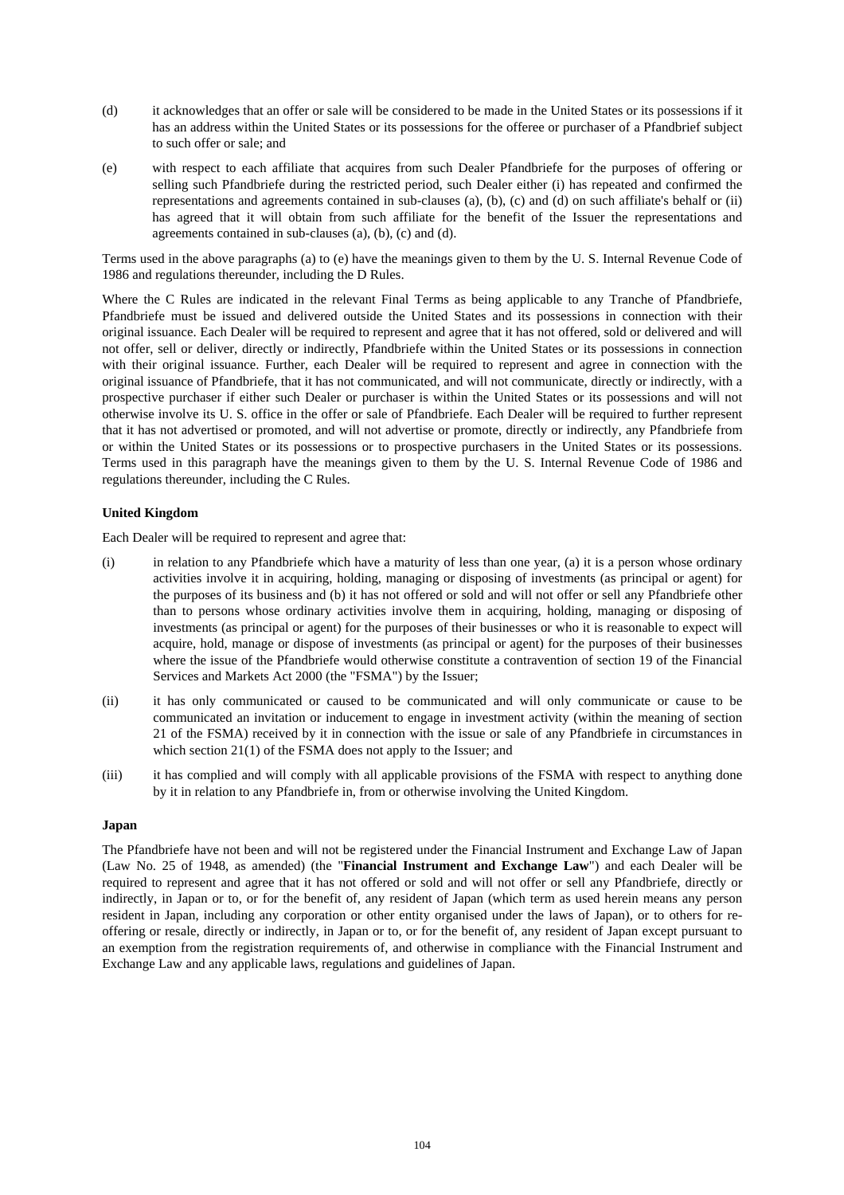(d) it acknowledges that an offer or sale will be considered to be made in the United States or its possessions if it has an address within the United States or its possessions for the offeree or purchaser of a Pfandbrief subject to such offer or sale; and

(e) with respect to each affiliate that acquires from such Dealer Pfandbriefe for the purposes of offering or selling such Pfandbriefe during the restricted period, such Dealer either (i) has repeated and confirmed the representations and agreements contained in sub-clauses (a), (b), (c) and (d) on such affiliate's behalf or (ii) has agreed that it will obtain from such affiliate for the benefit of the Issuer the representations and agreements contained in sub-clauses (a), (b), (c) and (d).

Terms used in the above paragraphs (a) to (e) have the meanings given to them by the U. S. Internal Revenue Code of 1986 and regulations thereunder, including the D Rules.

Where the C Rules are indicated in the relevant Final Terms as being applicable to any Tranche of Pfandbriefe, Pfandbriefe must be issued and delivered outside the United States and its possessions in connection with their original issuance. Each Dealer will be required to represent and agree that it has not offered, sold or delivered and will not offer, sell or deliver, directly or indirectly, Pfandbriefe within the United States or its possessions in connection with their original issuance. Further, each Dealer will be required to represent and agree in connection with the original issuance of Pfandbriefe, that it has not communicated, and will not communicate, directly or indirectly, with a prospective purchaser if either such Dealer or purchaser is within the United States or its possessions and will not otherwise involve its U. S. office in the offer or sale of Pfandbriefe. Each Dealer will be required to further represent that it has not advertised or promoted, and will not advertise or promote, directly or indirectly, any Pfandbriefe from or within the United States or its possessions or to prospective purchasers in the United States or its possessions. Terms used in this paragraph have the meanings given to them by the U. S. Internal Revenue Code of 1986 and regulations thereunder, including the C Rules.

**United Kingdom**

Each Dealer will be required to represent and agree that:

(i) in relation to any Pfandbriefe which have a maturity of less than one year, (a) it is a person whose ordinary activities involve it in acquiring, holding, managing or disposing of investments (as principal or agent) for the purposes of its business and (b) it has not offered or sold and will not offer or sell any Pfandbriefe other than to persons whose ordinary activities involve them in acquiring, holding, managing or disposing of investments (as principal or agent) for the purposes of their businesses or who it is reasonable to expect will acquire, hold, manage or dispose of investments (as principal or agent) for the purposes of their businesses where the issue of the Pfandbriefe would otherwise constitute a contravention of section 19 of the Financial Services and Markets Act 2000 (the "FSMA") by the Issuer;

(ii) it has only communicated or caused to be communicated and will only communicate or cause to be communicated an invitation or inducement to engage in investment activity (within the meaning of section 21 of the FSMA) received by it in connection with the issue or sale of any Pfandbriefe in circumstances in which section 21(1) of the FSMA does not apply to the Issuer; and

(iii) it has complied and will comply with all applicable provisions of the FSMA with respect to anything done by it in relation to any Pfandbriefe in, from or otherwise involving the United Kingdom.

**Japan**

The Pfandbriefe have not been and will not be registered under the Financial Instrument and Exchange Law of Japan (Law No. 25 of 1948, as amended) (the "**Financial Instrument and Exchange Law**") and each Dealer will be required to represent and agree that it has not offered or sold and will not offer or sell any Pfandbriefe, directly or indirectly, in Japan or to, or for the benefit of, any resident of Japan (which term as used herein means any person resident in Japan, including any corporation or other entity organised under the laws of Japan), or to others for re-offering or resale, directly or indirectly, in Japan or to, or for the benefit of, any resident of Japan except pursuant to an exemption from the registration requirements of, and otherwise in compliance with the Financial Instrument and Exchange Law and any applicable laws, regulations and guidelines of Japan.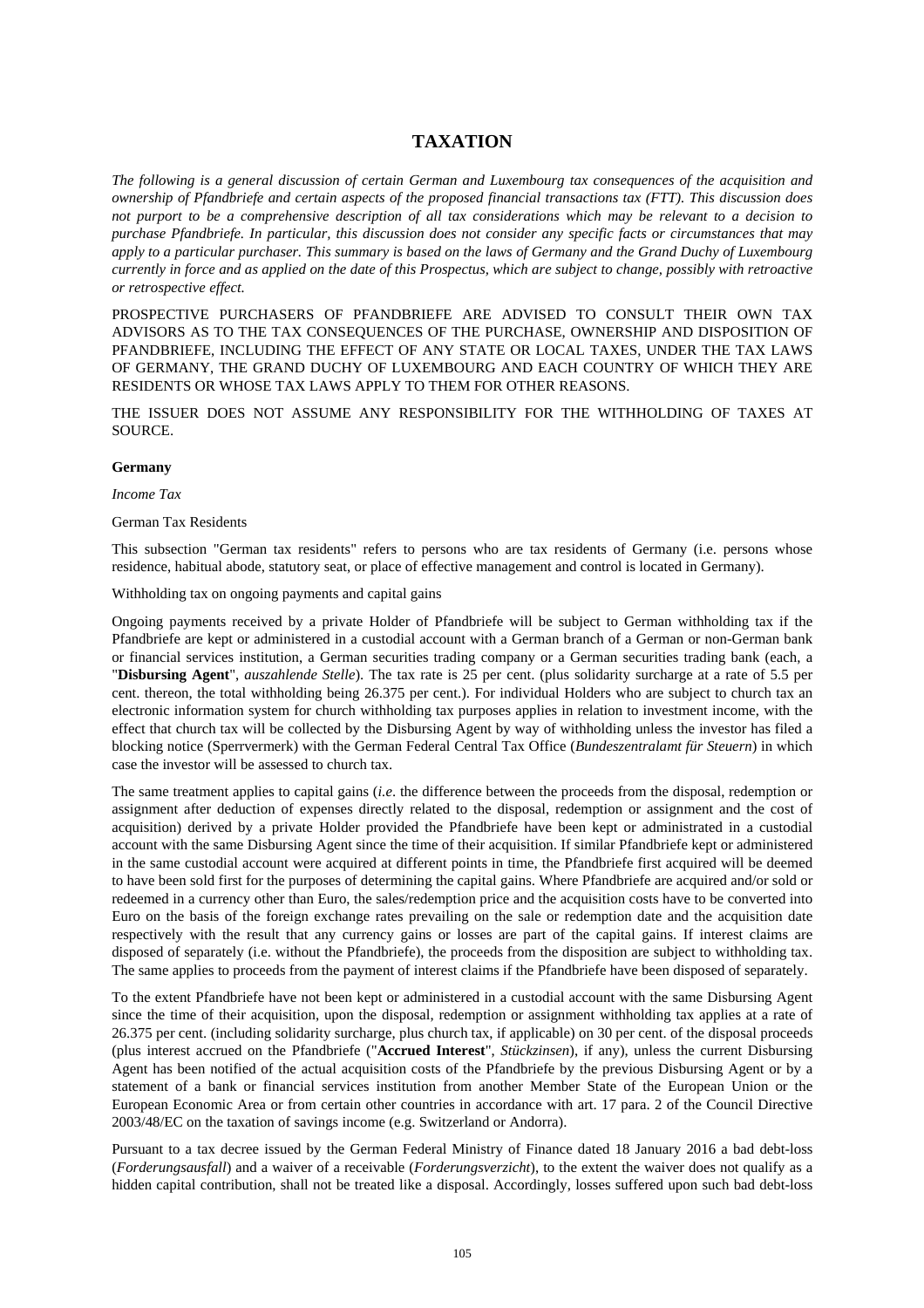# TAXATION

*The following is a general discussion of certain German and Luxembourg tax consequences of the acquisition and ownership of Pfandbriefe and certain aspects of the proposed financial transactions tax (FTT). This discussion does not purport to be a comprehensive description of all tax considerations which may be relevant to a decision to purchase Pfandbriefe. In particular, this discussion does not consider any specific facts or circumstances that may apply to a particular purchaser. This summary is based on the laws of Germany and the Grand Duchy of Luxembourg currently in force and as applied on the date of this Prospectus, which are subject to change, possibly with retroactive or retrospective effect.*

PROSPECTIVE PURCHASERS OF PFANDBRIEFE ARE ADVISED TO CONSULT THEIR OWN TAX ADVISORS AS TO THE TAX CONSEQUENCES OF THE PURCHASE, OWNERSHIP AND DISPOSITION OF PFANDBRIEFE, INCLUDING THE EFFECT OF ANY STATE OR LOCAL TAXES, UNDER THE TAX LAWS OF GERMANY, THE GRAND DUCHY OF LUXEMBOURG AND EACH COUNTRY OF WHICH THEY ARE RESIDENTS OR WHOSE TAX LAWS APPLY TO THEM FOR OTHER REASONS.

THE ISSUER DOES NOT ASSUME ANY RESPONSIBILITY FOR THE WITHHOLDING OF TAXES AT SOURCE.

**Germany**

*Income Tax*

German Tax Residents

This subsection "German tax residents" refers to persons who are tax residents of Germany (i.e. persons whose residence, habitual abode, statutory seat, or place of effective management and control is located in Germany).

Withholding tax on ongoing payments and capital gains

Ongoing payments received by a private Holder of Pfandbriefe will be subject to German withholding tax if the Pfandbriefe are kept or administered in a custodial account with a German branch of a German or non-German bank or financial services institution, a German securities trading company or a German securities trading bank (each, a "**Disbursing Agent**", *auszahlende Stelle*). The tax rate is 25 per cent. (plus solidarity surcharge at a rate of 5.5 per cent. thereon, the total withholding being 26.375 per cent.). For individual Holders who are subject to church tax an electronic information system for church withholding tax purposes applies in relation to investment income, with the effect that church tax will be collected by the Disbursing Agent by way of withholding unless the investor has filed a blocking notice (Sperrvermerk) with the German Federal Central Tax Office (*Bundeszentralamt für Steuern*) in which case the investor will be assessed to church tax.

The same treatment applies to capital gains (*i.e.* the difference between the proceeds from the disposal, redemption or assignment after deduction of expenses directly related to the disposal, redemption or assignment and the cost of acquisition) derived by a private Holder provided the Pfandbriefe have been kept or administrated in a custodial account with the same Disbursing Agent since the time of their acquisition. If similar Pfandbriefe kept or administered in the same custodial account were acquired at different points in time, the Pfandbriefe first acquired will be deemed to have been sold first for the purposes of determining the capital gains. Where Pfandbriefe are acquired and/or sold or redeemed in a currency other than Euro, the sales/redemption price and the acquisition costs have to be converted into Euro on the basis of the foreign exchange rates prevailing on the sale or redemption date and the acquisition date respectively with the result that any currency gains or losses are part of the capital gains. If interest claims are disposed of separately (i.e. without the Pfandbriefe), the proceeds from the disposition are subject to withholding tax. The same applies to proceeds from the payment of interest claims if the Pfandbriefe have been disposed of separately.

To the extent Pfandbriefe have not been kept or administered in a custodial account with the same Disbursing Agent since the time of their acquisition, upon the disposal, redemption or assignment withholding tax applies at a rate of 26.375 per cent. (including solidarity surcharge, plus church tax, if applicable) on 30 per cent. of the disposal proceeds (plus interest accrued on the Pfandbriefe ("**Accrued Interest**", *Stückzinsen*), if any), unless the current Disbursing Agent has been notified of the actual acquisition costs of the Pfandbriefe by the previous Disbursing Agent or by a statement of a bank or financial services institution from another Member State of the European Union or the European Economic Area or from certain other countries in accordance with art. 17 para. 2 of the Council Directive 2003/48/EC on the taxation of savings income (e.g. Switzerland or Andorra).

Pursuant to a tax decree issued by the German Federal Ministry of Finance dated 18 January 2016 a bad debt-loss (*Forderungsausfall*) and a waiver of a receivable (*Forderungsverzicht*), to the extent the waiver does not qualify as a hidden capital contribution, shall not be treated like a disposal. Accordingly, losses suffered upon such bad debt-loss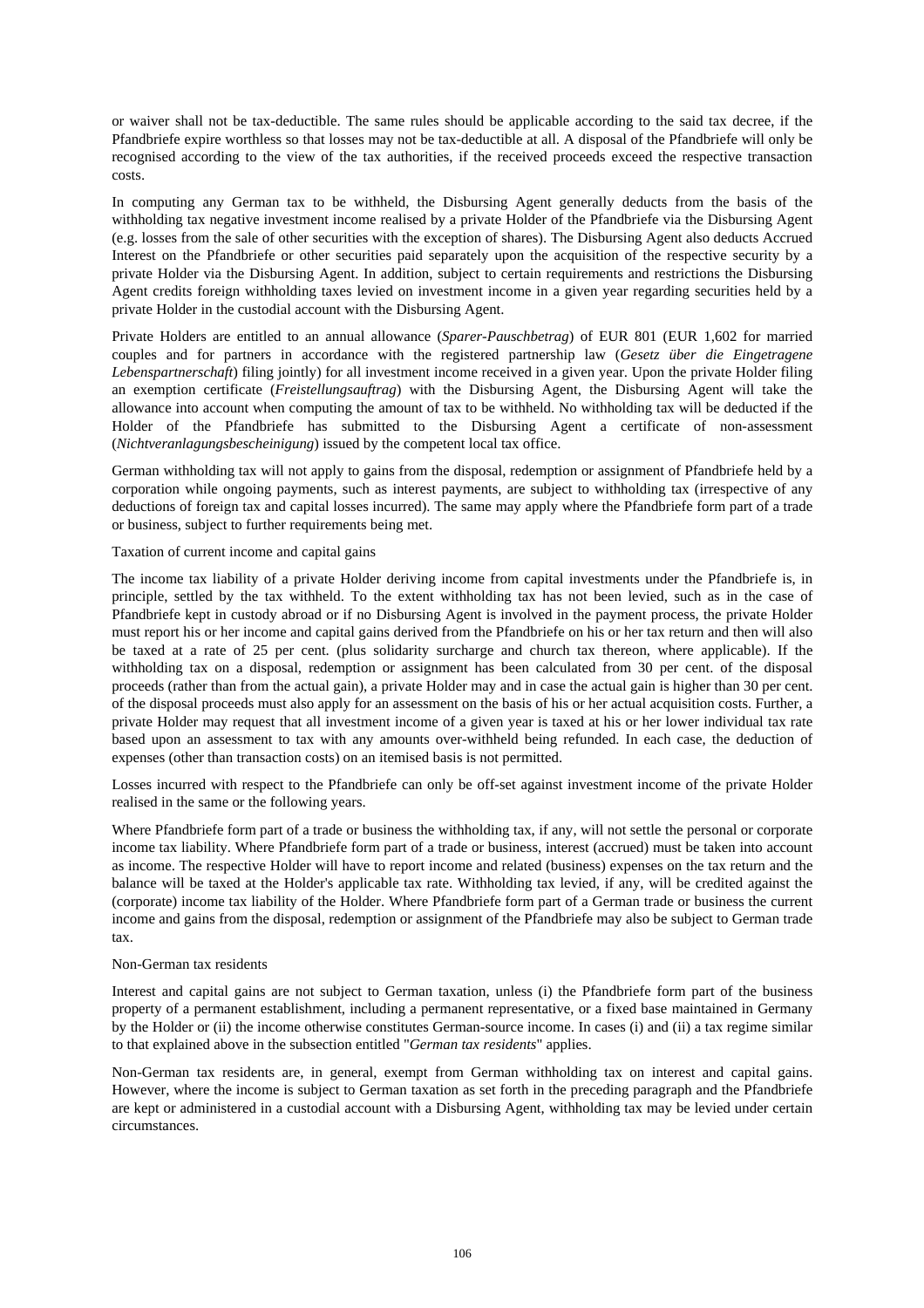or waiver shall not be tax-deductible. The same rules should be applicable according to the said tax decree, if the Pfandbriefe expire worthless so that losses may not be tax-deductible at all. A disposal of the Pfandbriefe will only be recognised according to the view of the tax authorities, if the received proceeds exceed the respective transaction costs.

In computing any German tax to be withheld, the Disbursing Agent generally deducts from the basis of the withholding tax negative investment income realised by a private Holder of the Pfandbriefe via the Disbursing Agent (e.g. losses from the sale of other securities with the exception of shares). The Disbursing Agent also deducts Accrued Interest on the Pfandbriefe or other securities paid separately upon the acquisition of the respective security by a private Holder via the Disbursing Agent. In addition, subject to certain requirements and restrictions the Disbursing Agent credits foreign withholding taxes levied on investment income in a given year regarding securities held by a private Holder in the custodial account with the Disbursing Agent.

Private Holders are entitled to an annual allowance (*Sparer-Pauschbetrag*) of EUR 801 (EUR 1,602 for married couples and for partners in accordance with the registered partnership law (*Gesetz über die Eingetragene Lebenspartnerschaft*) filing jointly) for all investment income received in a given year. Upon the private Holder filing an exemption certificate (*Freistellungsauftrag*) with the Disbursing Agent, the Disbursing Agent will take the allowance into account when computing the amount of tax to be withheld. No withholding tax will be deducted if the Holder of the Pfandbriefe has submitted to the Disbursing Agent a certificate of non-assessment (*Nichtveranlagungsbescheinigung*) issued by the competent local tax office.

German withholding tax will not apply to gains from the disposal, redemption or assignment of Pfandbriefe held by a corporation while ongoing payments, such as interest payments, are subject to withholding tax (irrespective of any deductions of foreign tax and capital losses incurred). The same may apply where the Pfandbriefe form part of a trade or business, subject to further requirements being met.

Taxation of current income and capital gains

The income tax liability of a private Holder deriving income from capital investments under the Pfandbriefe is, in principle, settled by the tax withheld. To the extent withholding tax has not been levied, such as in the case of Pfandbriefe kept in custody abroad or if no Disbursing Agent is involved in the payment process, the private Holder must report his or her income and capital gains derived from the Pfandbriefe on his or her tax return and then will also be taxed at a rate of 25 per cent. (plus solidarity surcharge and church tax thereon, where applicable). If the withholding tax on a disposal, redemption or assignment has been calculated from 30 per cent. of the disposal proceeds (rather than from the actual gain), a private Holder may and in case the actual gain is higher than 30 per cent. of the disposal proceeds must also apply for an assessment on the basis of his or her actual acquisition costs. Further, a private Holder may request that all investment income of a given year is taxed at his or her lower individual tax rate based upon an assessment to tax with any amounts over-withheld being refunded. In each case, the deduction of expenses (other than transaction costs) on an itemised basis is not permitted.

Losses incurred with respect to the Pfandbriefe can only be off-set against investment income of the private Holder realised in the same or the following years.

Where Pfandbriefe form part of a trade or business the withholding tax, if any, will not settle the personal or corporate income tax liability. Where Pfandbriefe form part of a trade or business, interest (accrued) must be taken into account as income. The respective Holder will have to report income and related (business) expenses on the tax return and the balance will be taxed at the Holder's applicable tax rate. Withholding tax levied, if any, will be credited against the (corporate) income tax liability of the Holder. Where Pfandbriefe form part of a German trade or business the current income and gains from the disposal, redemption or assignment of the Pfandbriefe may also be subject to German trade tax.

Non-German tax residents

Interest and capital gains are not subject to German taxation, unless (i) the Pfandbriefe form part of the business property of a permanent establishment, including a permanent representative, or a fixed base maintained in Germany by the Holder or (ii) the income otherwise constitutes German-source income. In cases (i) and (ii) a tax regime similar to that explained above in the subsection entitled "*German tax residents*" applies.

Non-German tax residents are, in general, exempt from German withholding tax on interest and capital gains. However, where the income is subject to German taxation as set forth in the preceding paragraph and the Pfandbriefe are kept or administered in a custodial account with a Disbursing Agent, withholding tax may be levied under certain circumstances.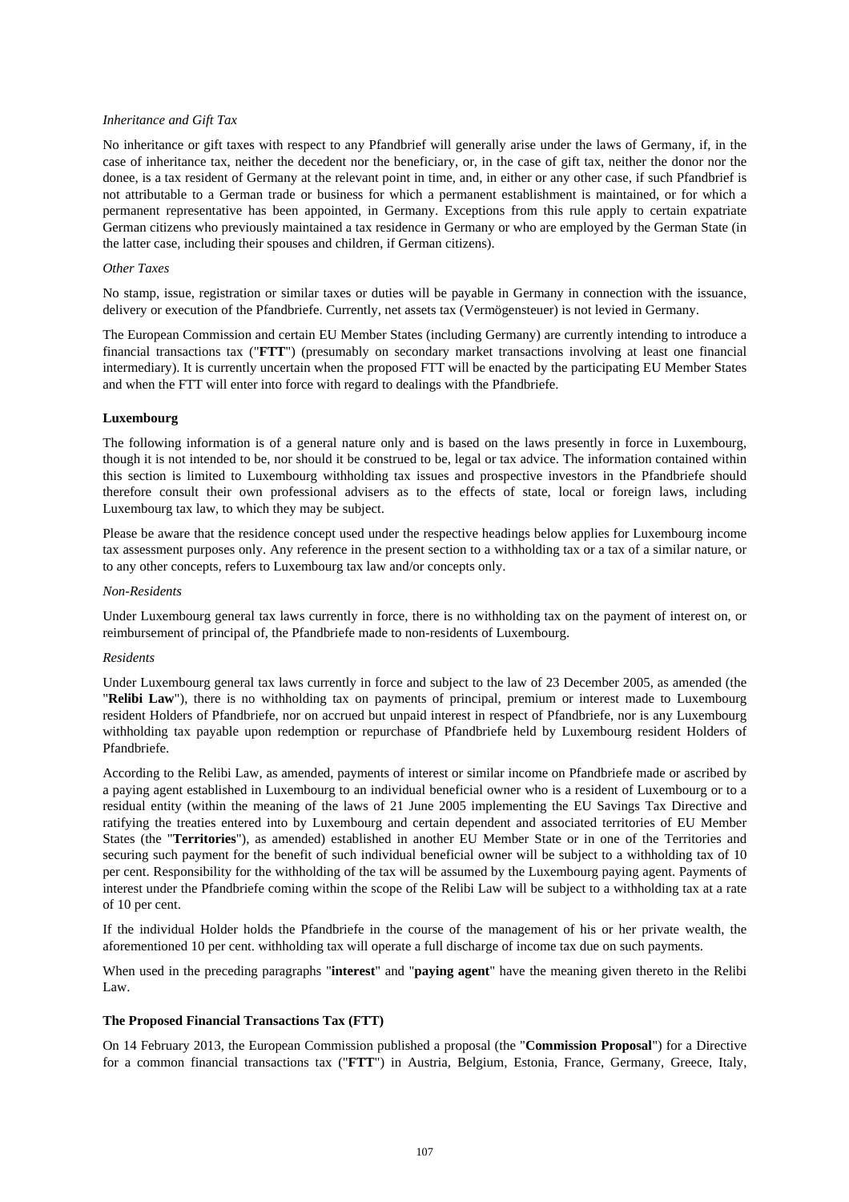*Inheritance and Gift Tax*

No inheritance or gift taxes with respect to any Pfandbrief will generally arise under the laws of Germany, if, in the case of inheritance tax, neither the decedent nor the beneficiary, or, in the case of gift tax, neither the donor nor the donee, is a tax resident of Germany at the relevant point in time, and, in either or any other case, if such Pfandbrief is not attributable to a German trade or business for which a permanent establishment is maintained, or for which a permanent representative has been appointed, in Germany. Exceptions from this rule apply to certain expatriate German citizens who previously maintained a tax residence in Germany or who are employed by the German State (in the latter case, including their spouses and children, if German citizens).

*Other Taxes*

No stamp, issue, registration or similar taxes or duties will be payable in Germany in connection with the issuance, delivery or execution of the Pfandbriefe. Currently, net assets tax (Vermögensteuer) is not levied in Germany.

The European Commission and certain EU Member States (including Germany) are currently intending to introduce a financial transactions tax ("**FTT**") (presumably on secondary market transactions involving at least one financial intermediary). It is currently uncertain when the proposed FTT will be enacted by the participating EU Member States and when the FTT will enter into force with regard to dealings with the Pfandbriefe.

**Luxembourg**

The following information is of a general nature only and is based on the laws presently in force in Luxembourg, though it is not intended to be, nor should it be construed to be, legal or tax advice. The information contained within this section is limited to Luxembourg withholding tax issues and prospective investors in the Pfandbriefe should therefore consult their own professional advisers as to the effects of state, local or foreign laws, including Luxembourg tax law, to which they may be subject.

Please be aware that the residence concept used under the respective headings below applies for Luxembourg income tax assessment purposes only. Any reference in the present section to a withholding tax or a tax of a similar nature, or to any other concepts, refers to Luxembourg tax law and/or concepts only.

*Non-Residents*

Under Luxembourg general tax laws currently in force, there is no withholding tax on the payment of interest on, or reimbursement of principal of, the Pfandbriefe made to non-residents of Luxembourg.

*Residents*

Under Luxembourg general tax laws currently in force and subject to the law of 23 December 2005, as amended (the "**Relibi Law**"), there is no withholding tax on payments of principal, premium or interest made to Luxembourg resident Holders of Pfandbriefe, nor on accrued but unpaid interest in respect of Pfandbriefe, nor is any Luxembourg withholding tax payable upon redemption or repurchase of Pfandbriefe held by Luxembourg resident Holders of Pfandbriefe.

According to the Relibi Law, as amended, payments of interest or similar income on Pfandbriefe made or ascribed by a paying agent established in Luxembourg to an individual beneficial owner who is a resident of Luxembourg or to a residual entity (within the meaning of the laws of 21 June 2005 implementing the EU Savings Tax Directive and ratifying the treaties entered into by Luxembourg and certain dependent and associated territories of EU Member States (the "**Territories**"), as amended) established in another EU Member State or in one of the Territories and securing such payment for the benefit of such individual beneficial owner will be subject to a withholding tax of 10 per cent. Responsibility for the withholding of the tax will be assumed by the Luxembourg paying agent. Payments of interest under the Pfandbriefe coming within the scope of the Relibi Law will be subject to a withholding tax at a rate of 10 per cent.

If the individual Holder holds the Pfandbriefe in the course of the management of his or her private wealth, the aforementioned 10 per cent. withholding tax will operate a full discharge of income tax due on such payments.

When used in the preceding paragraphs "**interest**" and "**paying agent**" have the meaning given thereto in the Relibi Law.

**The Proposed Financial Transactions Tax (FTT)**

On 14 February 2013, the European Commission published a proposal (the "**Commission Proposal**") for a Directive for a common financial transactions tax ("**FTT**") in Austria, Belgium, Estonia, France, Germany, Greece, Italy,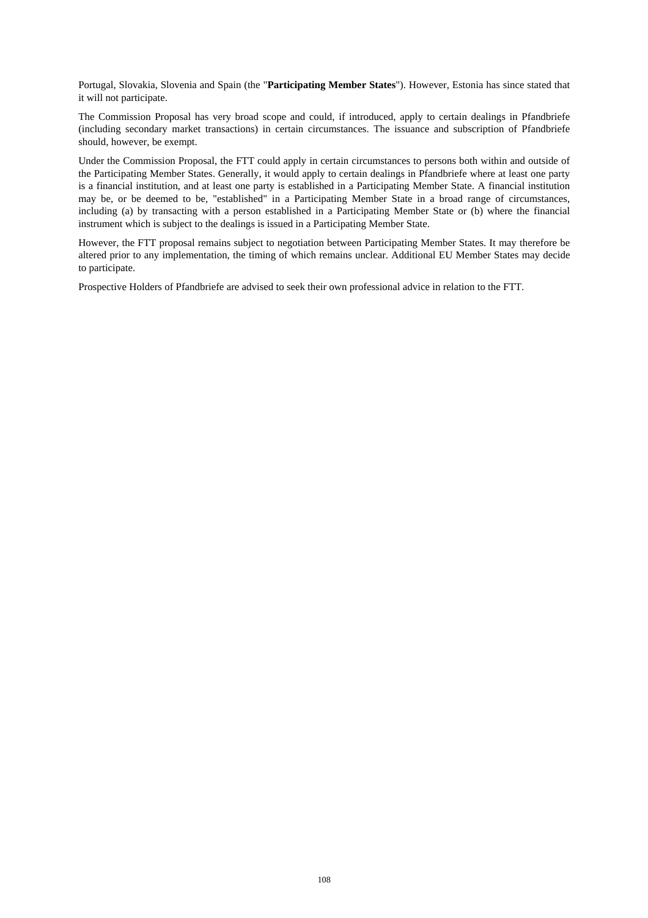Portugal, Slovakia, Slovenia and Spain (the "**Participating Member States**"). However, Estonia has since stated that it will not participate.

The Commission Proposal has very broad scope and could, if introduced, apply to certain dealings in Pfandbriefe (including secondary market transactions) in certain circumstances. The issuance and subscription of Pfandbriefe should, however, be exempt.

Under the Commission Proposal, the FTT could apply in certain circumstances to persons both within and outside of the Participating Member States. Generally, it would apply to certain dealings in Pfandbriefe where at least one party is a financial institution, and at least one party is established in a Participating Member State. A financial institution may be, or be deemed to be, "established" in a Participating Member State in a broad range of circumstances, including (a) by transacting with a person established in a Participating Member State or (b) where the financial instrument which is subject to the dealings is issued in a Participating Member State.

However, the FTT proposal remains subject to negotiation between Participating Member States. It may therefore be altered prior to any implementation, the timing of which remains unclear. Additional EU Member States may decide to participate.

Prospective Holders of Pfandbriefe are advised to seek their own professional advice in relation to the FTT.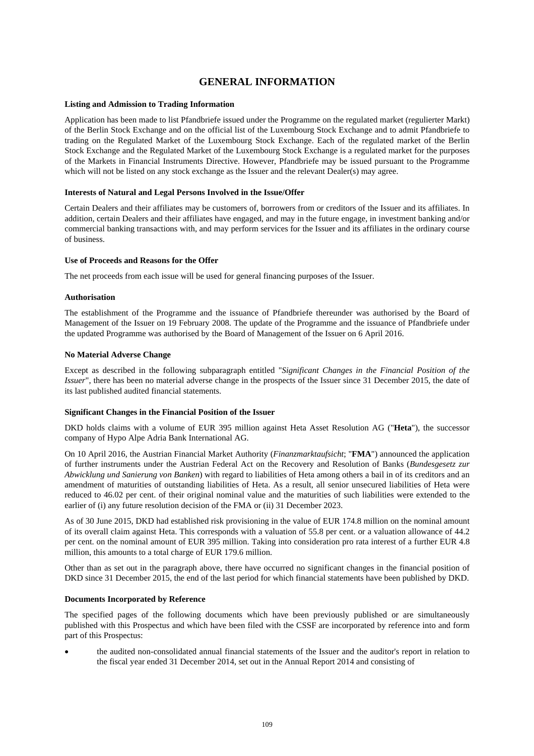# GENERAL INFORMATION

**Listing and Admission to Trading Information**

Application has been made to list Pfandbriefe issued under the Programme on the regulated market (regulierter Markt) of the Berlin Stock Exchange and on the official list of the Luxembourg Stock Exchange and to admit Pfandbriefe to trading on the Regulated Market of the Luxembourg Stock Exchange. Each of the regulated market of the Berlin Stock Exchange and the Regulated Market of the Luxembourg Stock Exchange is a regulated market for the purposes of the Markets in Financial Instruments Directive. However, Pfandbriefe may be issued pursuant to the Programme which will not be listed on any stock exchange as the Issuer and the relevant Dealer(s) may agree.

**Interests of Natural and Legal Persons Involved in the Issue/Offer**

Certain Dealers and their affiliates may be customers of, borrowers from or creditors of the Issuer and its affiliates. In addition, certain Dealers and their affiliates have engaged, and may in the future engage, in investment banking and/or commercial banking transactions with, and may perform services for the Issuer and its affiliates in the ordinary course of business.

**Use of Proceeds and Reasons for the Offer**

The net proceeds from each issue will be used for general financing purposes of the Issuer.

**Authorisation**

The establishment of the Programme and the issuance of Pfandbriefe thereunder was authorised by the Board of Management of the Issuer on 19 February 2008. The update of the Programme and the issuance of Pfandbriefe under the updated Programme was authorised by the Board of Management of the Issuer on 6 April 2016.

**No Material Adverse Change**

Except as described in the following subparagraph entitled "*Significant Changes in the Financial Position of the Issuer*", there has been no material adverse change in the prospects of the Issuer since 31 December 2015, the date of its last published audited financial statements.

**Significant Changes in the Financial Position of the Issuer**

DKD holds claims with a volume of EUR 395 million against Heta Asset Resolution AG ("**Heta**"), the successor company of Hypo Alpe Adria Bank International AG.

On 10 April 2016, the Austrian Financial Market Authority (*Finanzmarktaufsicht*; "**FMA**") announced the application of further instruments under the Austrian Federal Act on the Recovery and Resolution of Banks (*Bundesgesetz zur Abwicklung und Sanierung von Banken*) with regard to liabilities of Heta among others a bail in of its creditors and an amendment of maturities of outstanding liabilities of Heta. As a result, all senior unsecured liabilities of Heta were reduced to 46.02 per cent. of their original nominal value and the maturities of such liabilities were extended to the earlier of (i) any future resolution decision of the FMA or (ii) 31 December 2023.

As of 30 June 2015, DKD had established risk provisioning in the value of EUR 174.8 million on the nominal amount of its overall claim against Heta. This corresponds with a valuation of 55.8 per cent. or a valuation allowance of 44.2 per cent. on the nominal amount of EUR 395 million. Taking into consideration pro rata interest of a further EUR 4.8 million, this amounts to a total charge of EUR 179.6 million.

Other than as set out in the paragraph above, there have occurred no significant changes in the financial position of DKD since 31 December 2015, the end of the last period for which financial statements have been published by DKD.

**Documents Incorporated by Reference**

The specified pages of the following documents which have been previously published or are simultaneously published with this Prospectus and which have been filed with the CSSF are incorporated by reference into and form part of this Prospectus:

- the audited non-consolidated annual financial statements of the Issuer and the auditor's report in relation to the fiscal year ended 31 December 2014, set out in the Annual Report 2014 and consisting of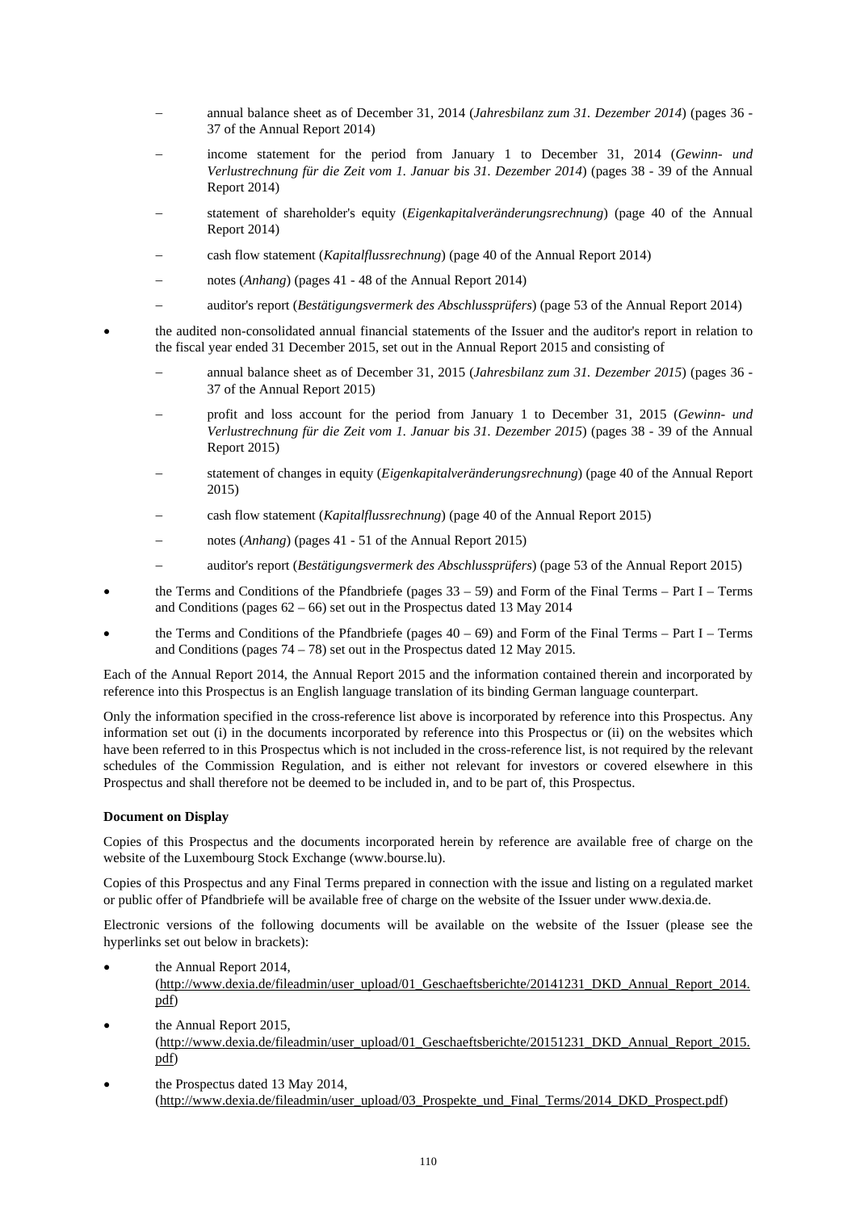- annual balance sheet as of December 31, 2014 (*Jahresbilanz zum 31. Dezember 2014*) (pages 36 - 37 of the Annual Report 2014)
  - income statement for the period from January 1 to December 31, 2014 (*Gewinn- und Verlustrechnung für die Zeit vom 1. Januar bis 31. Dezember 2014*) (pages 38 - 39 of the Annual Report 2014)
  - statement of shareholder's equity (*Eigenkapitalveränderungsrechnung*) (page 40 of the Annual Report 2014)
  - cash flow statement (*Kapitalflussrechnung*) (page 40 of the Annual Report 2014)
  - notes (*Anhang*) (pages 41 - 48 of the Annual Report 2014)
  - auditor's report (*Bestätigungsvermerk des Abschlussprüfers*) (page 53 of the Annual Report 2014)

- the audited non-consolidated annual financial statements of the Issuer and the auditor's report in relation to the fiscal year ended 31 December 2015, set out in the Annual Report 2015 and consisting of
  - annual balance sheet as of December 31, 2015 (*Jahresbilanz zum 31. Dezember 2015*) (pages 36 - 37 of the Annual Report 2015)
  - profit and loss account for the period from January 1 to December 31, 2015 (*Gewinn- und Verlustrechnung für die Zeit vom 1. Januar bis 31. Dezember 2015*) (pages 38 - 39 of the Annual Report 2015)
  - statement of changes in equity (*Eigenkapitalveränderungsrechnung*) (page 40 of the Annual Report 2015)
  - cash flow statement (*Kapitalflussrechnung*) (page 40 of the Annual Report 2015)
  - notes (*Anhang*) (pages 41 - 51 of the Annual Report 2015)
  - auditor's report (*Bestätigungsvermerk des Abschlussprüfers*) (page 53 of the Annual Report 2015)
- the Terms and Conditions of the Pfandbriefe (pages 33 – 59) and Form of the Final Terms – Part I – Terms and Conditions (pages 62 – 66) set out in the Prospectus dated 13 May 2014
- the Terms and Conditions of the Pfandbriefe (pages 40 – 69) and Form of the Final Terms – Part I – Terms and Conditions (pages 74 – 78) set out in the Prospectus dated 12 May 2015.

Each of the Annual Report 2014, the Annual Report 2015 and the information contained therein and incorporated by reference into this Prospectus is an English language translation of its binding German language counterpart.

Only the information specified in the cross-reference list above is incorporated by reference into this Prospectus. Any information set out (i) in the documents incorporated by reference into this Prospectus or (ii) on the websites which have been referred to in this Prospectus which is not included in the cross-reference list, is not required by the relevant schedules of the Commission Regulation, and is either not relevant for investors or covered elsewhere in this Prospectus and shall therefore not be deemed to be included in, and to be part of, this Prospectus.

**Document on Display**

Copies of this Prospectus and the documents incorporated herein by reference are available free of charge on the website of the Luxembourg Stock Exchange (www.bourse.lu).

Copies of this Prospectus and any Final Terms prepared in connection with the issue and listing on a regulated market or public offer of Pfandbriefe will be available free of charge on the website of the Issuer under www.dexia.de.

Electronic versions of the following documents will be available on the website of the Issuer (please see the hyperlinks set out below in brackets):

- the Annual Report 2014, (http://www.dexia.de/fileadmin/user_upload/01_Geschaeftsberichte/20141231_DKD_Annual_Report_2014.pdf)
- the Annual Report 2015, (http://www.dexia.de/fileadmin/user_upload/01_Geschaeftsberichte/20151231_DKD_Annual_Report_2015.pdf)
- the Prospectus dated 13 May 2014, (http://www.dexia.de/fileadmin/user_upload/03_Prospekte_und_Final_Terms/2014_DKD_Prospect.pdf)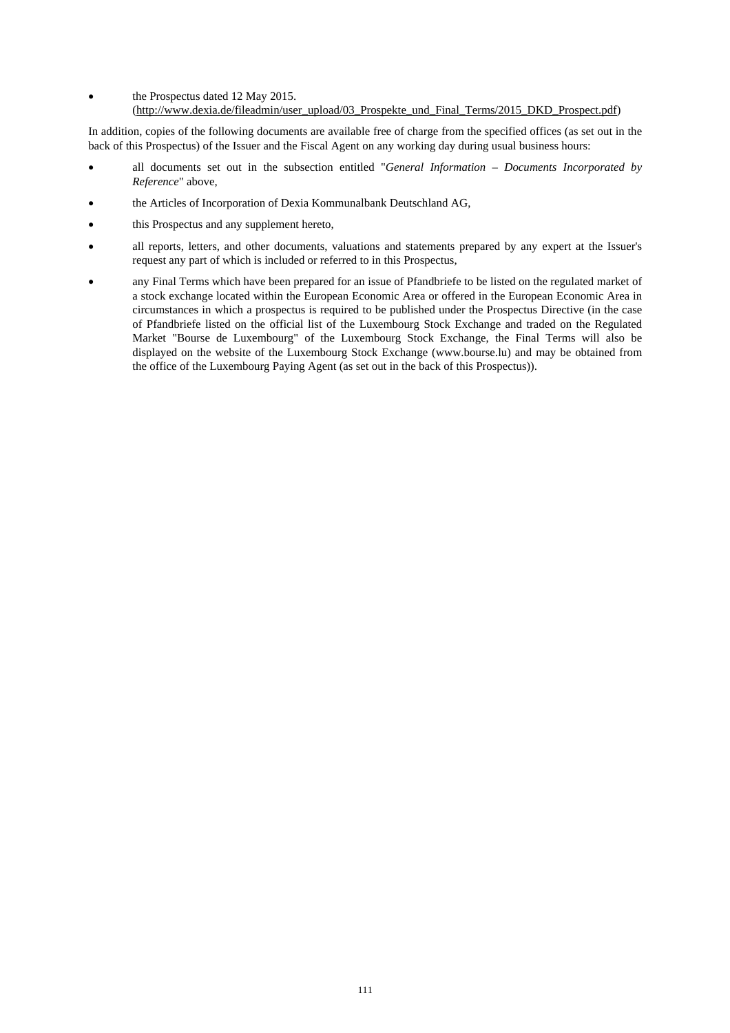- the Prospectus dated 12 May 2015.
  (http://www.dexia.de/fileadmin/user_upload/03_Prospekte_und_Final_Terms/2015_DKD_Prospect.pdf)

In addition, copies of the following documents are available free of charge from the specified offices (as set out in the back of this Prospectus) of the Issuer and the Fiscal Agent on any working day during usual business hours:

- all documents set out in the subsection entitled "*General Information – Documents Incorporated by Reference*" above,
- the Articles of Incorporation of Dexia Kommunalbank Deutschland AG,
- this Prospectus and any supplement hereto,
- all reports, letters, and other documents, valuations and statements prepared by any expert at the Issuer's request any part of which is included or referred to in this Prospectus,
- any Final Terms which have been prepared for an issue of Pfandbriefe to be listed on the regulated market of a stock exchange located within the European Economic Area or offered in the European Economic Area in circumstances in which a prospectus is required to be published under the Prospectus Directive (in the case of Pfandbriefe listed on the official list of the Luxembourg Stock Exchange and traded on the Regulated Market "Bourse de Luxembourg" of the Luxembourg Stock Exchange, the Final Terms will also be displayed on the website of the Luxembourg Stock Exchange (www.bourse.lu) and may be obtained from the office of the Luxembourg Paying Agent (as set out in the back of this Prospectus)).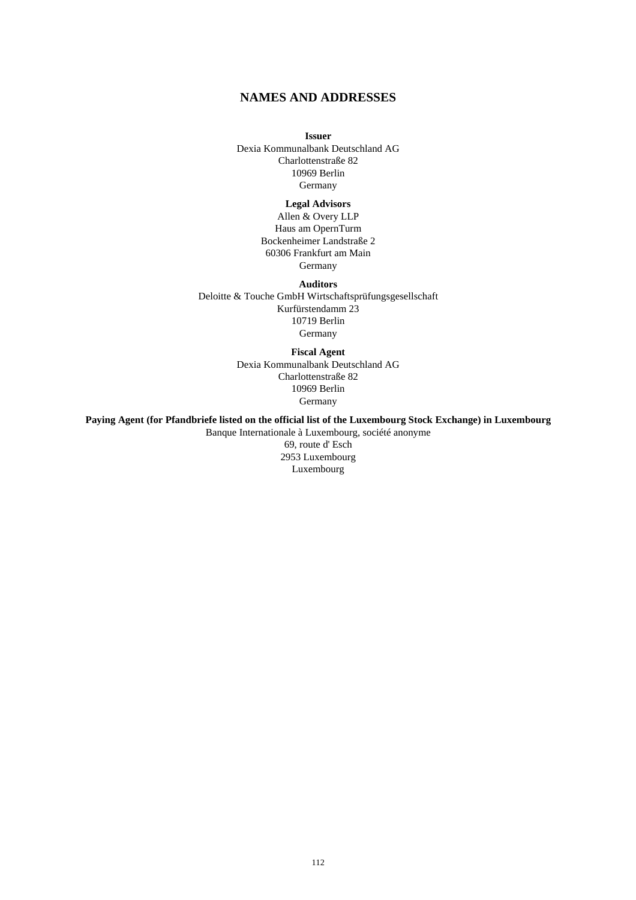# NAMES AND ADDRESSES

**Issuer**

Dexia Kommunalbank Deutschland AG
Charlottenstraße 82
10969 Berlin
Germany

**Legal Advisors**

Allen & Overy LLP
Haus am OpernTurm
Bockenheimer Landstraße 2
60306 Frankfurt am Main
Germany

**Auditors**

Deloitte & Touche GmbH Wirtschaftsprüfungsgesellschaft
Kurfürstendamm 23
10719 Berlin
Germany

**Fiscal Agent**

Dexia Kommunalbank Deutschland AG
Charlottenstraße 82
10969 Berlin
Germany

**Paying Agent (for Pfandbriefe listed on the official list of the Luxembourg Stock Exchange) in Luxembourg**

Banque Internationale à Luxembourg, société anonyme
69, route d' Esch
2953 Luxembourg
Luxembourg